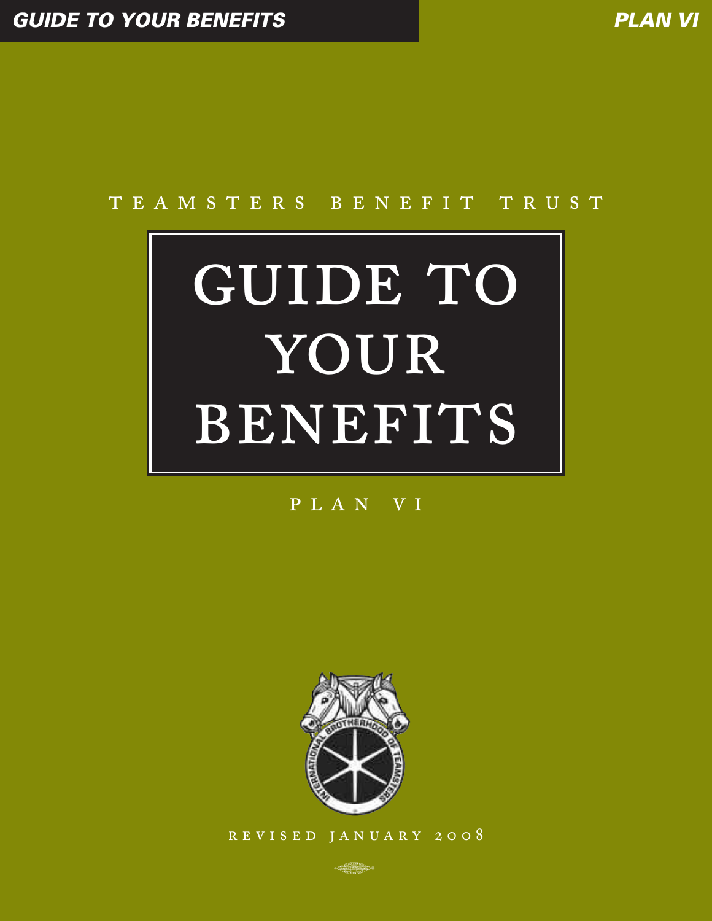TEAMSTERS BENEFIT TRUST

# GUIDE TO YOUR BENEFITS

PLAN VI

REVISED JANUARY 2008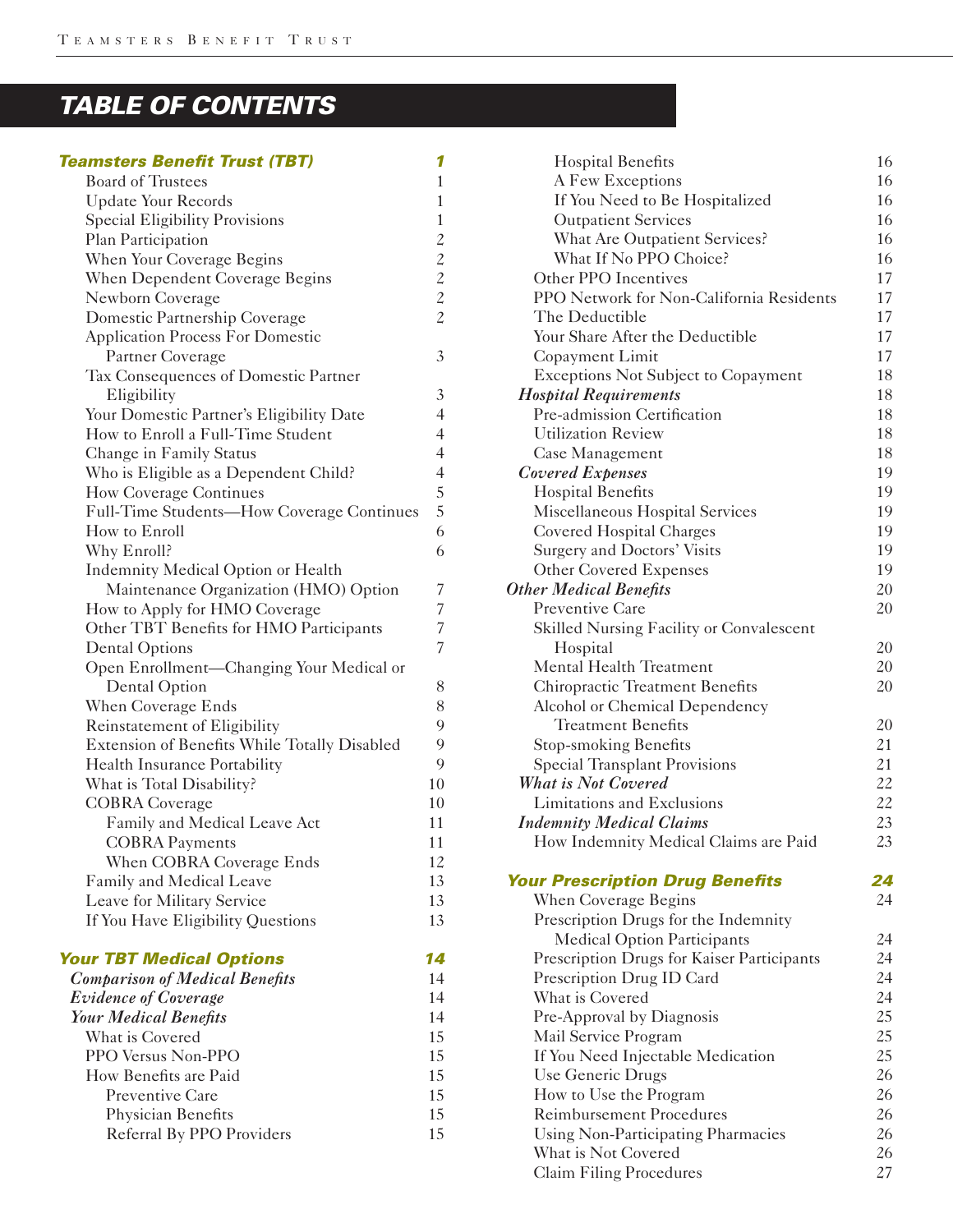# TABLE OF CONTENTS

| | |
|---|---|
| ***Teamsters Benefit Trust (TBT)*** | ***1*** |
| Board of Trustees | 1 |
| Update Your Records | 1 |
| Special Eligibility Provisions | 1 |
| Plan Participation | 2 |
| When Your Coverage Begins | 2 |
| When Dependent Coverage Begins | 2 |
| Newborn Coverage | 2 |
| Domestic Partnership Coverage | 2 |
| Application Process For Domestic Partner Coverage | 3 |
| Tax Consequences of Domestic Partner Eligibility | 3 |
| Your Domestic Partner's Eligibility Date | 4 |
| How to Enroll a Full-Time Student | 4 |
| Change in Family Status | 4 |
| Who is Eligible as a Dependent Child? | 4 |
| How Coverage Continues | 5 |
| Full-Time Students—How Coverage Continues | 5 |
| How to Enroll | 6 |
| Why Enroll? | 6 |
| Indemnity Medical Option or Health Maintenance Organization (HMO) Option | 7 |
| How to Apply for HMO Coverage | 7 |
| Other TBT Benefits for HMO Participants | 7 |
| Dental Options | 7 |
| Open Enrollment—Changing Your Medical or Dental Option | 8 |
| When Coverage Ends | 8 |
| Reinstatement of Eligibility | 9 |
| Extension of Benefits While Totally Disabled | 9 |
| Health Insurance Portability | 9 |
| What is Total Disability? | 10 |
| COBRA Coverage | 10 |
| Family and Medical Leave Act | 11 |
| COBRA Payments | 11 |
| When COBRA Coverage Ends | 12 |
| Family and Medical Leave | 13 |
| Leave for Military Service | 13 |
| If You Have Eligibility Questions | 13 |
| ***Your TBT Medical Options*** | ***14*** |
| *Comparison of Medical Benefits* | 14 |
| *Evidence of Coverage* | 14 |
| *Your Medical Benefits* | 14 |
| What is Covered | 15 |
| PPO Versus Non-PPO | 15 |
| How Benefits are Paid | 15 |
| Preventive Care | 15 |
| Physician Benefits | 15 |
| Referral By PPO Providers | 15 |
| Hospital Benefits | 16 |
| A Few Exceptions | 16 |
| If You Need to Be Hospitalized | 16 |
| Outpatient Services | 16 |
| What Are Outpatient Services? | 16 |
| What If No PPO Choice? | 16 |
| Other PPO Incentives | 17 |
| PPO Network for Non-California Residents | 17 |
| The Deductible | 17 |
| Your Share After the Deductible | 17 |
| Copayment Limit | 17 |
| Exceptions Not Subject to Copayment | 18 |
| *Hospital Requirements* | 18 |
| Pre-admission Certification | 18 |
| Utilization Review | 18 |
| Case Management | 18 |
| *Covered Expenses* | 19 |
| Hospital Benefits | 19 |
| Miscellaneous Hospital Services | 19 |
| Covered Hospital Charges | 19 |
| Surgery and Doctors' Visits | 19 |
| Other Covered Expenses | 19 |
| *Other Medical Benefits* | 20 |
| Preventive Care | 20 |
| Skilled Nursing Facility or Convalescent Hospital | 20 |
| Mental Health Treatment | 20 |
| Chiropractic Treatment Benefits | 20 |
| Alcohol or Chemical Dependency Treatment Benefits | 20 |
| Stop-smoking Benefits | 21 |
| Special Transplant Provisions | 21 |
| *What is Not Covered* | 22 |
| Limitations and Exclusions | 22 |
| *Indemnity Medical Claims* | 23 |
| How Indemnity Medical Claims are Paid | 23 |
| ***Your Prescription Drug Benefits*** | ***24*** |
| When Coverage Begins | 24 |
| Prescription Drugs for the Indemnity Medical Option Participants | 24 |
| Prescription Drugs for Kaiser Participants | 24 |
| Prescription Drug ID Card | 24 |
| What is Covered | 24 |
| Pre-Approval by Diagnosis | 25 |
| Mail Service Program | 25 |
| If You Need Injectable Medication | 25 |
| Use Generic Drugs | 26 |
| How to Use the Program | 26 |
| Reimbursement Procedures | 26 |
| Using Non-Participating Pharmacies | 26 |
| What is Not Covered | 26 |
| Claim Filing Procedures | 27 |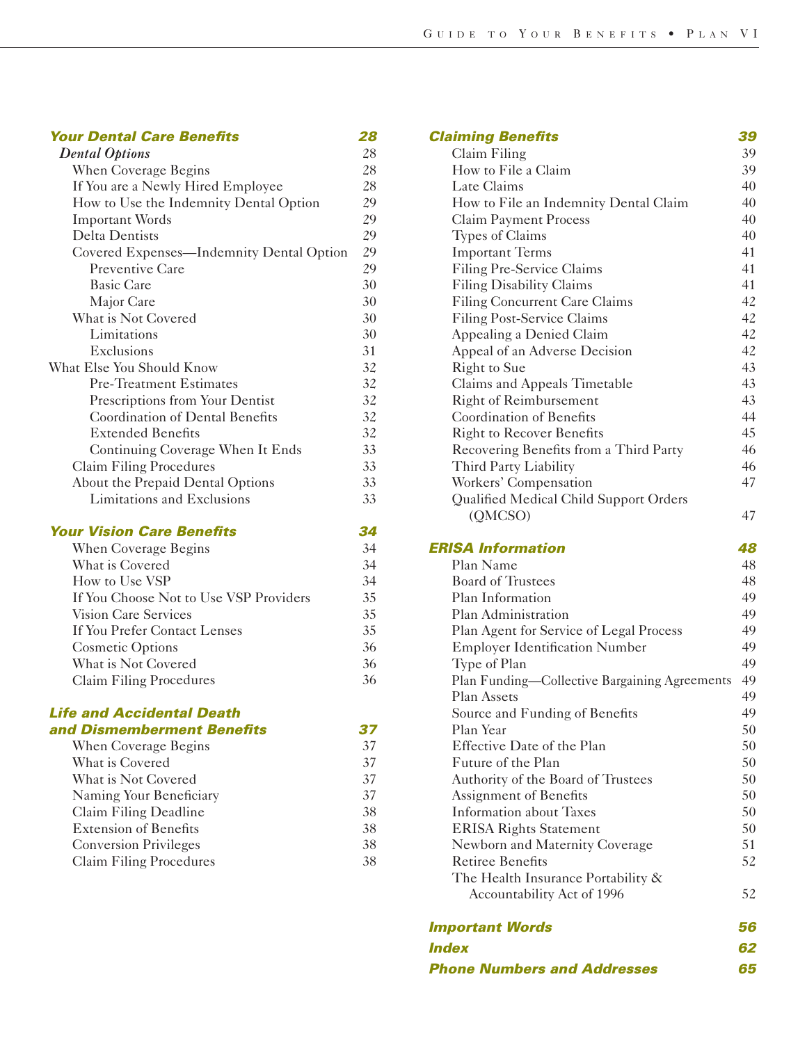| | |
|---|---|
| ***Your Dental Care Benefits*** | ***28*** |
| *Dental Options* | 28 |
| When Coverage Begins | 28 |
| If You are a Newly Hired Employee | 28 |
| How to Use the Indemnity Dental Option | 29 |
| Important Words | 29 |
| Delta Dentists | 29 |
| Covered Expenses—Indemnity Dental Option | 29 |
| Preventive Care | 29 |
| Basic Care | 30 |
| Major Care | 30 |
| What is Not Covered | 30 |
| Limitations | 30 |
| Exclusions | 31 |
| What Else You Should Know | 32 |
| Pre-Treatment Estimates | 32 |
| Prescriptions from Your Dentist | 32 |
| Coordination of Dental Benefits | 32 |
| Extended Benefits | 32 |
| Continuing Coverage When It Ends | 33 |
| Claim Filing Procedures | 33 |
| About the Prepaid Dental Options | 33 |
| Limitations and Exclusions | 33 |
| ***Your Vision Care Benefits*** | ***34*** |
| When Coverage Begins | 34 |
| What is Covered | 34 |
| How to Use VSP | 34 |
| If You Choose Not to Use VSP Providers | 35 |
| Vision Care Services | 35 |
| If You Prefer Contact Lenses | 35 |
| Cosmetic Options | 36 |
| What is Not Covered | 36 |
| Claim Filing Procedures | 36 |
| ***Life and Accidental Death and Dismemberment Benefits*** | ***37*** |
| When Coverage Begins | 37 |
| What is Covered | 37 |
| What is Not Covered | 37 |
| Naming Your Beneficiary | 37 |
| Claim Filing Deadline | 38 |
| Extension of Benefits | 38 |
| Conversion Privileges | 38 |
| Claim Filing Procedures | 38 |
| ***Claiming Benefits*** | ***39*** |
| Claim Filing | 39 |
| How to File a Claim | 39 |
| Late Claims | 40 |
| How to File an Indemnity Dental Claim | 40 |
| Claim Payment Process | 40 |
| Types of Claims | 40 |
| Important Terms | 41 |
| Filing Pre-Service Claims | 41 |
| Filing Disability Claims | 41 |
| Filing Concurrent Care Claims | 42 |
| Filing Post-Service Claims | 42 |
| Appealing a Denied Claim | 42 |
| Appeal of an Adverse Decision | 42 |
| Right to Sue | 43 |
| Claims and Appeals Timetable | 43 |
| Right of Reimbursement | 43 |
| Coordination of Benefits | 44 |
| Right to Recover Benefits | 45 |
| Recovering Benefits from a Third Party | 46 |
| Third Party Liability | 46 |
| Workers' Compensation | 47 |
| Qualified Medical Child Support Orders (QMCSO) | 47 |
| ***ERISA Information*** | ***48*** |
| Plan Name | 48 |
| Board of Trustees | 48 |
| Plan Information | 49 |
| Plan Administration | 49 |
| Plan Agent for Service of Legal Process | 49 |
| Employer Identification Number | 49 |
| Type of Plan | 49 |
| Plan Funding—Collective Bargaining Agreements | 49 |
| Plan Assets | 49 |
| Source and Funding of Benefits | 49 |
| Plan Year | 50 |
| Effective Date of the Plan | 50 |
| Future of the Plan | 50 |
| Authority of the Board of Trustees | 50 |
| Assignment of Benefits | 50 |
| Information about Taxes | 50 |
| ERISA Rights Statement | 50 |
| Newborn and Maternity Coverage | 51 |
| Retiree Benefits | 52 |
| The Health Insurance Portability & Accountability Act of 1996 | 52 |
| ***Important Words*** | ***56*** |
| ***Index*** | ***62*** |
| ***Phone Numbers and Addresses*** | ***65*** |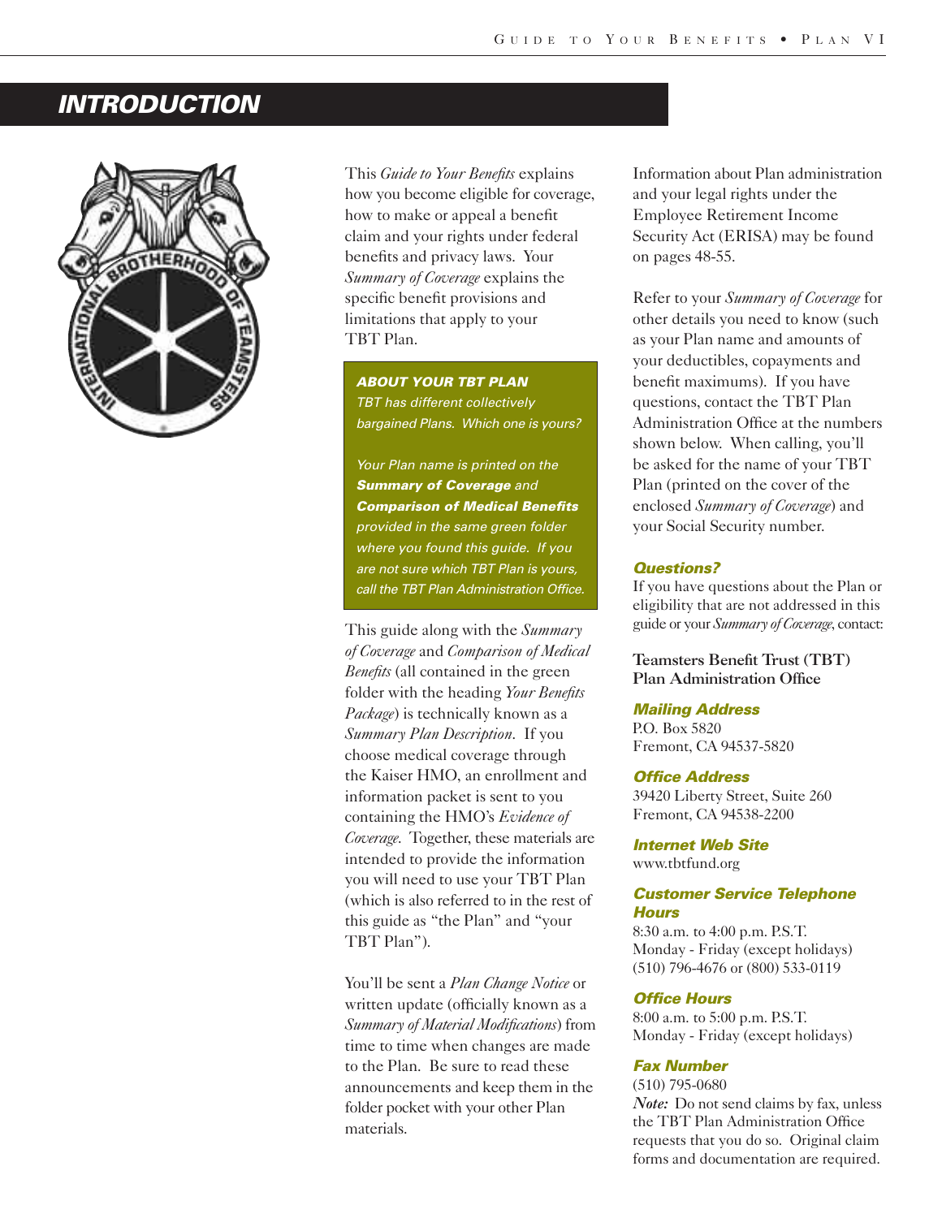# INTRODUCTION

This *Guide to Your Benefits* explains how you become eligible for coverage, how to make or appeal a benefit claim and your rights under federal benefits and privacy laws. Your *Summary of Coverage* explains the specific benefit provisions and limitations that apply to your TBT Plan.

> ***ABOUT YOUR TBT PLAN***
>
> *TBT has different collectively bargained Plans. Which one is yours?*
>
> *Your Plan name is printed on the* ***Summary of Coverage*** *and* ***Comparison of Medical Benefits*** *provided in the same green folder where you found this guide. If you are not sure which TBT Plan is yours, call the TBT Plan Administration Office.*

This guide along with the *Summary of Coverage* and *Comparison of Medical Benefits* (all contained in the green folder with the heading *Your Benefits Package*) is technically known as a *Summary Plan Description*. If you choose medical coverage through the Kaiser HMO, an enrollment and information packet is sent to you containing the HMO's *Evidence of Coverage*. Together, these materials are intended to provide the information you will need to use your TBT Plan (which is also referred to in the rest of this guide as "the Plan" and "your TBT Plan").

You'll be sent a *Plan Change Notice* or written update (officially known as a *Summary of Material Modifications*) from time to time when changes are made to the Plan. Be sure to read these announcements and keep them in the folder pocket with your other Plan materials.

Information about Plan administration and your legal rights under the Employee Retirement Income Security Act (ERISA) may be found on pages 48-55.

Refer to your *Summary of Coverage* for other details you need to know (such as your Plan name and amounts of your deductibles, copayments and benefit maximums). If you have questions, contact the TBT Plan Administration Office at the numbers shown below. When calling, you'll be asked for the name of your TBT Plan (printed on the cover of the enclosed *Summary of Coverage*) and your Social Security number.

### *Questions?*

If you have questions about the Plan or eligibility that are not addressed in this guide or your *Summary of Coverage*, contact:

**Teamsters Benefit Trust (TBT) Plan Administration Office**

***Mailing Address***
P.O. Box 5820
Fremont, CA 94537-5820

***Office Address***
39420 Liberty Street, Suite 260
Fremont, CA 94538-2200

***Internet Web Site***
www.tbtfund.org

***Customer Service Telephone Hours***
8:30 a.m. to 4:00 p.m. P.S.T.
Monday - Friday (except holidays)
(510) 796-4676 or (800) 533-0119

***Office Hours***
8:00 a.m. to 5:00 p.m. P.S.T.
Monday - Friday (except holidays)

***Fax Number***
(510) 795-0680
*Note:* Do not send claims by fax, unless the TBT Plan Administration Office requests that you do so. Original claim forms and documentation are required.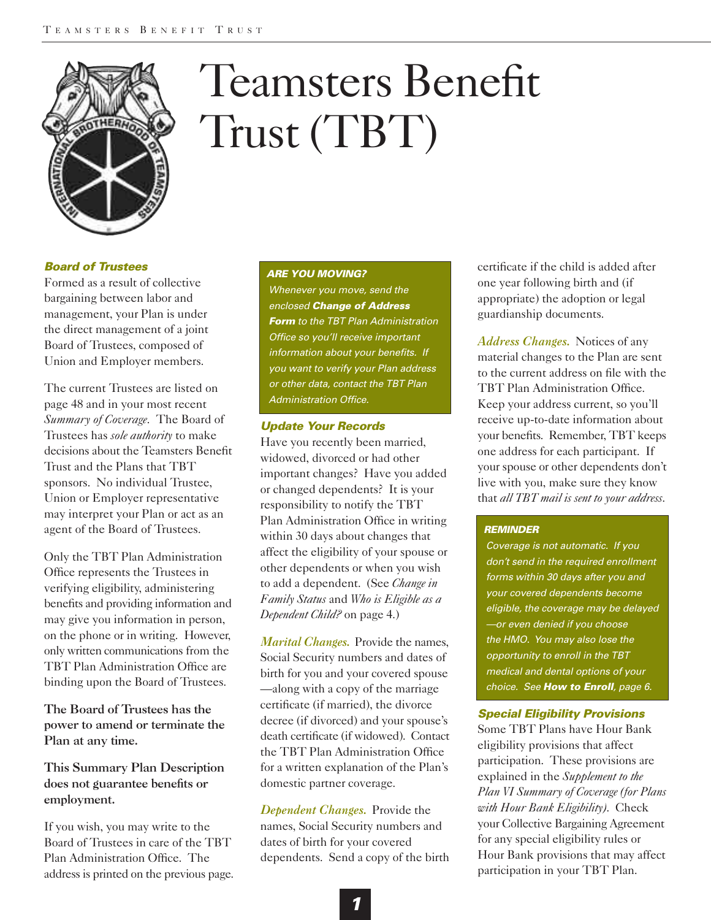// Title
# Teamsters Benefit Trust (TBT)

### *Board of Trustees*

Formed as a result of collective bargaining between labor and management, your Plan is under the direct management of a joint Board of Trustees, composed of Union and Employer members.

The current Trustees are listed on page 48 and in your most recent *Summary of Coverage*. The Board of Trustees has *sole authority* to make decisions about the Teamsters Benefit Trust and the Plans that TBT sponsors. No individual Trustee, Union or Employer representative may interpret your Plan or act as an agent of the Board of Trustees.

Only the TBT Plan Administration Office represents the Trustees in verifying eligibility, administering benefits and providing information and may give you information in person, on the phone or in writing. However, only written communications from the TBT Plan Administration Office are binding upon the Board of Trustees.

**The Board of Trustees has the power to amend or terminate the Plan at any time.**

**This Summary Plan Description does not guarantee benefits or employment.**

If you wish, you may write to the Board of Trustees in care of the TBT Plan Administration Office. The address is printed on the previous page.

> ***ARE YOU MOVING?***
>
> *Whenever you move, send the enclosed **Change of Address Form** to the TBT Plan Administration Office so you'll receive important information about your benefits. If you want to verify your Plan address or other data, contact the TBT Plan Administration Office.*

### *Update Your Records*

Have you recently been married, widowed, divorced or had other important changes? Have you added or changed dependents? It is your responsibility to notify the TBT Plan Administration Office in writing within 30 days about changes that affect the eligibility of your spouse or other dependents or when you wish to add a dependent. (See *Change in Family Status* and *Who is Eligible as a Dependent Child?* on page 4.)

*Marital Changes.* Provide the names, Social Security numbers and dates of birth for you and your covered spouse —along with a copy of the marriage certificate (if married), the divorce decree (if divorced) and your spouse's death certificate (if widowed). Contact the TBT Plan Administration Office for a written explanation of the Plan's domestic partner coverage.

*Dependent Changes.* Provide the names, Social Security numbers and dates of birth for your covered dependents. Send a copy of the birth certificate if the child is added after one year following birth and (if appropriate) the adoption or legal guardianship documents.

*Address Changes.* Notices of any material changes to the Plan are sent to the current address on file with the TBT Plan Administration Office. Keep your address current, so you'll receive up-to-date information about your benefits. Remember, TBT keeps one address for each participant. If your spouse or other dependents don't live with you, make sure they know that *all TBT mail is sent to your address*.

> ***REMINDER***
>
> *Coverage is not automatic. If you don't send in the required enrollment forms within 30 days after you and your covered dependents become eligible, the coverage may be delayed —or even denied if you choose the HMO. You may also lose the opportunity to enroll in the TBT medical and dental options of your choice. See **How to Enroll**, page 6.*

### *Special Eligibility Provisions*

Some TBT Plans have Hour Bank eligibility provisions that affect participation. These provisions are explained in the *Supplement to the Plan VI Summary of Coverage (for Plans with Hour Bank Eligibility)*. Check your Collective Bargaining Agreement for any special eligibility rules or Hour Bank provisions that may affect participation in your TBT Plan.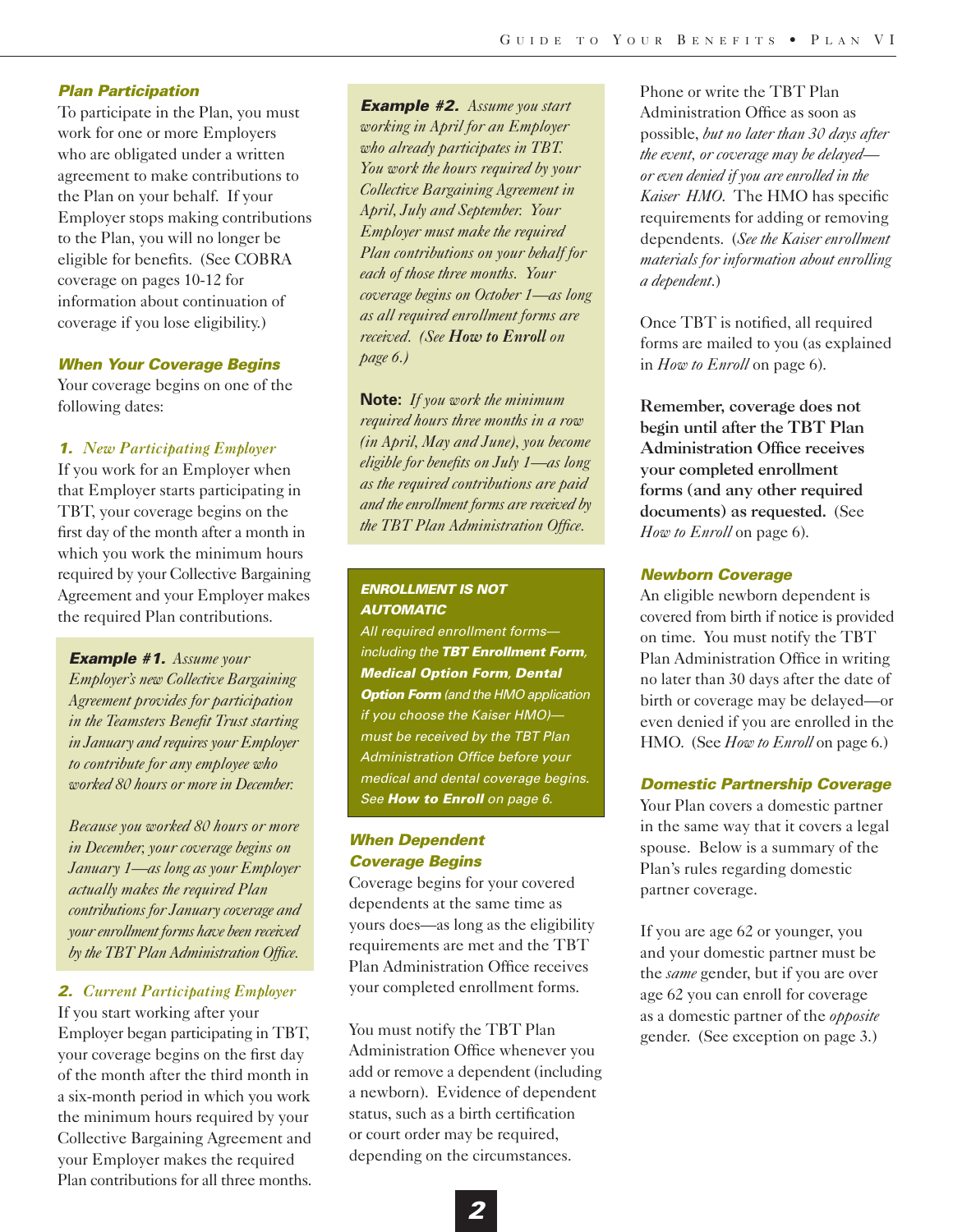### Plan Participation

To participate in the Plan, you must work for one or more Employers who are obligated under a written agreement to make contributions to the Plan on your behalf. If your Employer stops making contributions to the Plan, you will no longer be eligible for benefits. (See COBRA coverage on pages 10-12 for information about continuation of coverage if you lose eligibility.)

### When Your Coverage Begins

Your coverage begins on one of the following dates:

**1.** *New Participating Employer*

If you work for an Employer when that Employer starts participating in TBT, your coverage begins on the first day of the month after a month in which you work the minimum hours required by your Collective Bargaining Agreement and your Employer makes the required Plan contributions.

> **Example #1.** *Assume your Employer's new Collective Bargaining Agreement provides for participation in the Teamsters Benefit Trust starting in January and requires your Employer to contribute for any employee who worked 80 hours or more in December.*
>
> *Because you worked 80 hours or more in December, your coverage begins on January 1—as long as your Employer actually makes the required Plan contributions for January coverage and your enrollment forms have been received by the TBT Plan Administration Office.*

**2.** *Current Participating Employer*

If you start working after your Employer began participating in TBT, your coverage begins on the first day of the month after the third month in a six-month period in which you work the minimum hours required by your Collective Bargaining Agreement and your Employer makes the required Plan contributions for all three months.

> **Example #2.** *Assume you start working in April for an Employer who already participates in TBT. You work the hours required by your Collective Bargaining Agreement in April, July and September. Your Employer must make the required Plan contributions on your behalf for each of those three months. Your coverage begins on October 1—as long as all required enrollment forms are received. (See* **How to Enroll** *on page 6.)*
>
> **Note:** *If you work the minimum required hours three months in a row (in April, May and June), you become eligible for benefits on July 1—as long as the required contributions are paid and the enrollment forms are received by the TBT Plan Administration Office.*

> ***ENROLLMENT IS NOT AUTOMATIC***
>
> *All required enrollment forms—including the* ***TBT Enrollment Form, Medical Option Form, Dental Option Form*** *(and the HMO application if you choose the Kaiser HMO)—must be received by the TBT Plan Administration Office before your medical and dental coverage begins. See* ***How to Enroll*** *on page 6.*

### When Dependent Coverage Begins

Coverage begins for your covered dependents at the same time as yours does—as long as the eligibility requirements are met and the TBT Plan Administration Office receives your completed enrollment forms.

You must notify the TBT Plan Administration Office whenever you add or remove a dependent (including a newborn). Evidence of dependent status, such as a birth certification or court order may be required, depending on the circumstances.

Phone or write the TBT Plan Administration Office as soon as possible, *but no later than 30 days after the event, or coverage may be delayed—or even denied if you are enrolled in the Kaiser HMO.* The HMO has specific requirements for adding or removing dependents. (*See the Kaiser enrollment materials for information about enrolling a dependent.*)

Once TBT is notified, all required forms are mailed to you (as explained in *How to Enroll* on page 6).

**Remember, coverage does not begin until after the TBT Plan Administration Office receives your completed enrollment forms (and any other required documents) as requested.** (See *How to Enroll* on page 6).

### Newborn Coverage

An eligible newborn dependent is covered from birth if notice is provided on time. You must notify the TBT Plan Administration Office in writing no later than 30 days after the date of birth or coverage may be delayed—or even denied if you are enrolled in the HMO. (See *How to Enroll* on page 6.)

### Domestic Partnership Coverage

Your Plan covers a domestic partner in the same way that it covers a legal spouse. Below is a summary of the Plan's rules regarding domestic partner coverage.

If you are age 62 or younger, you and your domestic partner must be the *same* gender, but if you are over age 62 you can enroll for coverage as a domestic partner of the *opposite* gender. (See exception on page 3.)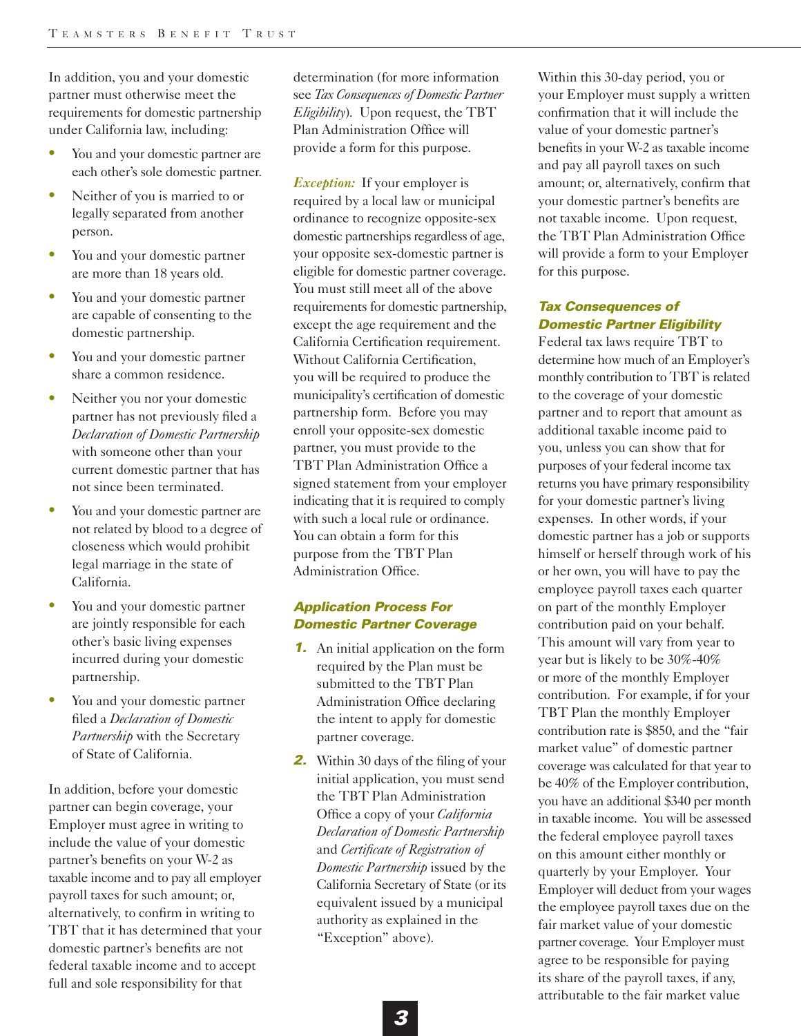In addition, you and your domestic partner must otherwise meet the requirements for domestic partnership under California law, including:

- You and your domestic partner are each other's sole domestic partner.
- Neither of you is married to or legally separated from another person.
- You and your domestic partner are more than 18 years old.
- You and your domestic partner are capable of consenting to the domestic partnership.
- You and your domestic partner share a common residence.
- Neither you nor your domestic partner has not previously filed a *Declaration of Domestic Partnership* with someone other than your current domestic partner that has not since been terminated.
- You and your domestic partner are not related by blood to a degree of closeness which would prohibit legal marriage in the state of California.
- You and your domestic partner are jointly responsible for each other's basic living expenses incurred during your domestic partnership.
- You and your domestic partner filed a *Declaration of Domestic Partnership* with the Secretary of State of California.

In addition, before your domestic partner can begin coverage, your Employer must agree in writing to include the value of your domestic partner's benefits on your W-2 as taxable income and to pay all employer payroll taxes for such amount; or, alternatively, to confirm in writing to TBT that it has determined that your domestic partner's benefits are not federal taxable income and to accept full and sole responsibility for that determination (for more information see *Tax Consequences of Domestic Partner Eligibility*). Upon request, the TBT Plan Administration Office will provide a form for this purpose.

***Exception:*** If your employer is required by a local law or municipal ordinance to recognize opposite-sex domestic partnerships regardless of age, your opposite sex-domestic partner is eligible for domestic partner coverage. You must still meet all of the above requirements for domestic partnership, except the age requirement and the California Certification requirement. Without California Certification, you will be required to produce the municipality's certification of domestic partnership form. Before you may enroll your opposite-sex domestic partner, you must provide to the TBT Plan Administration Office a signed statement from your employer indicating that it is required to comply with such a local rule or ordinance. You can obtain a form for this purpose from the TBT Plan Administration Office.

### Application Process For Domestic Partner Coverage

1. An initial application on the form required by the Plan must be submitted to the TBT Plan Administration Office declaring the intent to apply for domestic partner coverage.
2. Within 30 days of the filing of your initial application, you must send the TBT Plan Administration Office a copy of your *California Declaration of Domestic Partnership* and *Certificate of Registration of Domestic Partnership* issued by the California Secretary of State (or its equivalent issued by a municipal authority as explained in the "Exception" above).

Within this 30-day period, you or your Employer must supply a written confirmation that it will include the value of your domestic partner's benefits in your W-2 as taxable income and pay all payroll taxes on such amount; or, alternatively, confirm that your domestic partner's benefits are not taxable income. Upon request, the TBT Plan Administration Office will provide a form to your Employer for this purpose.

### Tax Consequences of Domestic Partner Eligibility

Federal tax laws require TBT to determine how much of an Employer's monthly contribution to TBT is related to the coverage of your domestic partner and to report that amount as additional taxable income paid to you, unless you can show that for purposes of your federal income tax returns you have primary responsibility for your domestic partner's living expenses. In other words, if your domestic partner has a job or supports himself or herself through work of his or her own, you will have to pay the employee payroll taxes each quarter on part of the monthly Employer contribution paid on your behalf. This amount will vary from year to year but is likely to be 30%-40% or more of the monthly Employer contribution. For example, if for your TBT Plan the monthly Employer contribution rate is $850, and the "fair market value" of domestic partner coverage was calculated for that year to be 40% of the Employer contribution, you have an additional $340 per month in taxable income. You will be assessed the federal employee payroll taxes on this amount either monthly or quarterly by your Employer. Your Employer will deduct from your wages the employee payroll taxes due on the fair market value of your domestic partner coverage. Your Employer must agree to be responsible for paying its share of the payroll taxes, if any, attributable to the fair market value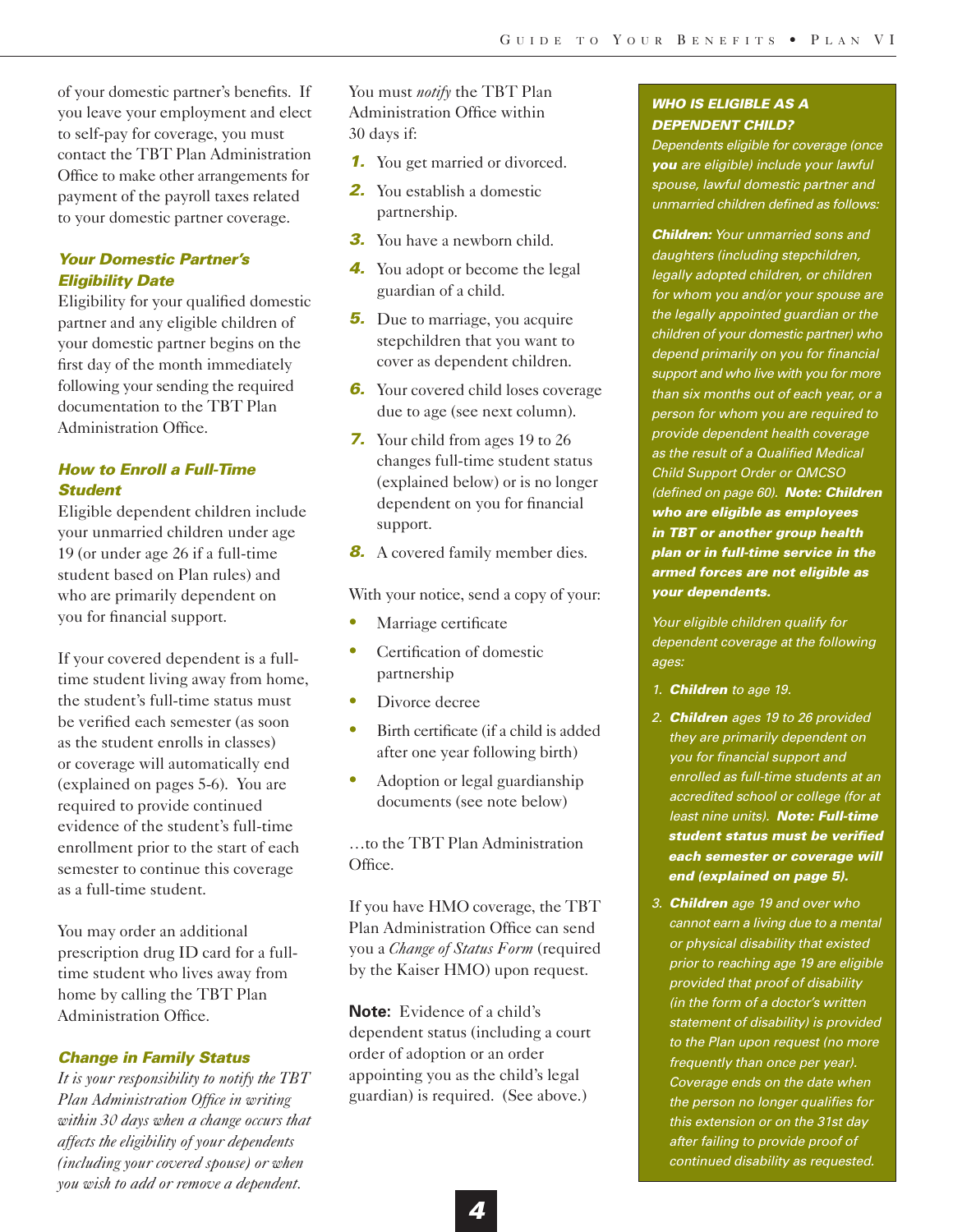of your domestic partner's benefits. If you leave your employment and elect to self-pay for coverage, you must contact the TBT Plan Administration Office to make other arrangements for payment of the payroll taxes related to your domestic partner coverage.

### *Your Domestic Partner's Eligibility Date*

Eligibility for your qualified domestic partner and any eligible children of your domestic partner begins on the first day of the month immediately following your sending the required documentation to the TBT Plan Administration Office.

### *How to Enroll a Full-Time Student*

Eligible dependent children include your unmarried children under age 19 (or under age 26 if a full-time student based on Plan rules) and who are primarily dependent on you for financial support.

If your covered dependent is a full-time student living away from home, the student's full-time status must be verified each semester (as soon as the student enrolls in classes) or coverage will automatically end (explained on pages 5-6). You are required to provide continued evidence of the student's full-time enrollment prior to the start of each semester to continue this coverage as a full-time student.

You may order an additional prescription drug ID card for a full-time student who lives away from home by calling the TBT Plan Administration Office.

### *Change in Family Status*

*It is your responsibility to notify the TBT Plan Administration Office in writing within 30 days when a change occurs that affects the eligibility of your dependents (including your covered spouse) or when you wish to add or remove a dependent.*

You must *notify* the TBT Plan Administration Office within 30 days if:

1. You get married or divorced.
2. You establish a domestic partnership.
3. You have a newborn child.
4. You adopt or become the legal guardian of a child.
5. Due to marriage, you acquire stepchildren that you want to cover as dependent children.
6. Your covered child loses coverage due to age (see next column).
7. Your child from ages 19 to 26 changes full-time student status (explained below) or is no longer dependent on you for financial support.
8. A covered family member dies.

With your notice, send a copy of your:

- Marriage certificate
- Certification of domestic partnership
- Divorce decree
- Birth certificate (if a child is added after one year following birth)
- Adoption or legal guardianship documents (see note below)

…to the TBT Plan Administration Office.

If you have HMO coverage, the TBT Plan Administration Office can send you a *Change of Status Form* (required by the Kaiser HMO) upon request.

**Note:** Evidence of a child's dependent status (including a court order of adoption or an order appointing you as the child's legal guardian) is required. (See above.)

***WHO IS ELIGIBLE AS A DEPENDENT CHILD?***

*Dependents eligible for coverage (once **you** are eligible) include your lawful spouse, lawful domestic partner and unmarried children defined as follows:*

***Children:** Your unmarried sons and daughters (including stepchildren, legally adopted children, or children for whom you and/or your spouse are the legally appointed guardian or the children of your domestic partner) who depend primarily on you for financial support and who live with you for more than six months out of each year, or a person for whom you are required to provide dependent health coverage as the result of a Qualified Medical Child Support Order or QMCSO (defined on page 60). **Note: Children who are eligible as employees in TBT or another group health plan or in full-time service in the armed forces are not eligible as your dependents.***

*Your eligible children qualify for dependent coverage at the following ages:*

1. ***Children** to age 19.*
2. ***Children** ages 19 to 26 provided they are primarily dependent on you for financial support and enrolled as full-time students at an accredited school or college (for at least nine units). **Note: Full-time student status must be verified each semester or coverage will end (explained on page 5).***
3. ***Children** age 19 and over who cannot earn a living due to a mental or physical disability that existed prior to reaching age 19 are eligible provided that proof of disability (in the form of a doctor's written statement of disability) is provided to the Plan upon request (no more frequently than once per year). Coverage ends on the date when the person no longer qualifies for this extension or on the 31st day after failing to provide proof of continued disability as requested.*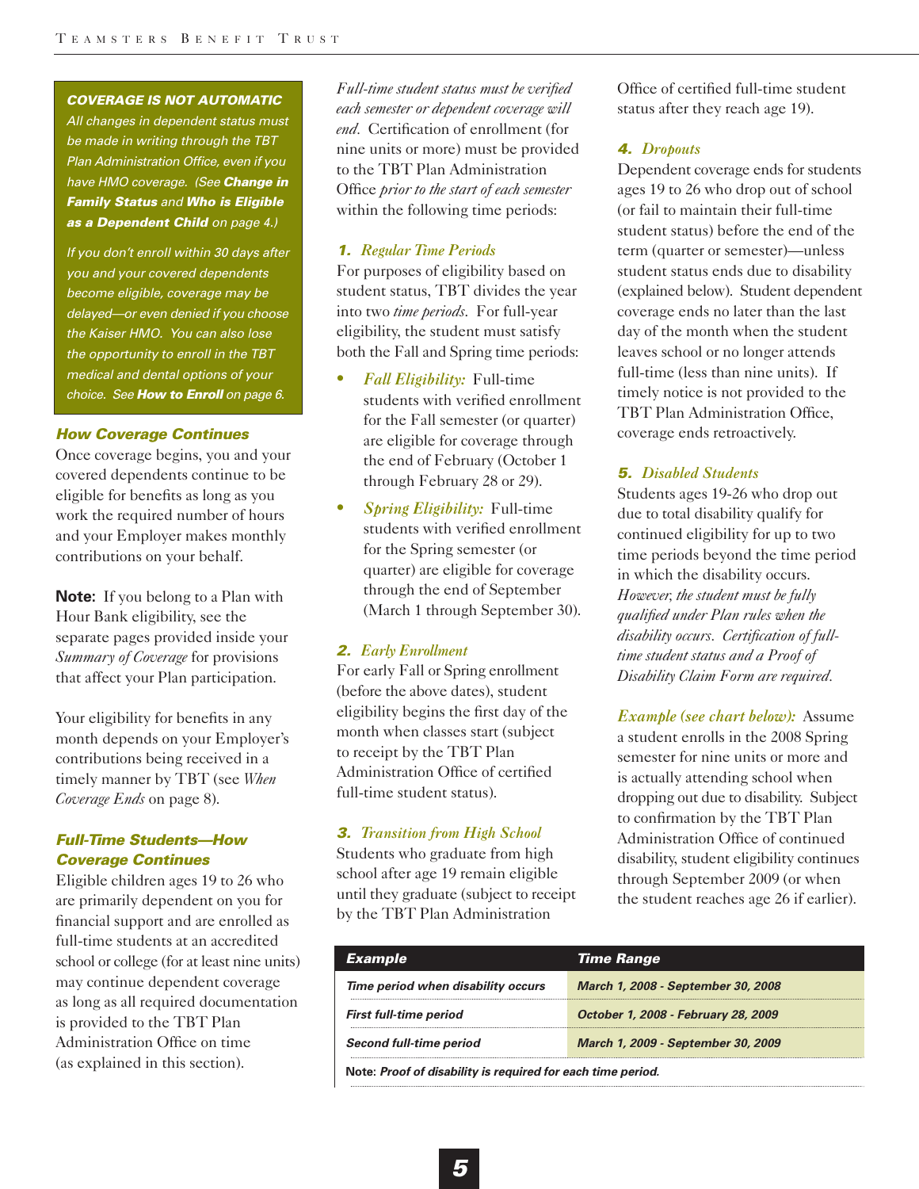**COVERAGE IS NOT AUTOMATIC**

*All changes in dependent status must be made in writing through the TBT Plan Administration Office, even if you have HMO coverage. (See **Change in Family Status** and **Who is Eligible as a Dependent Child** on page 4.)*

*If you don't enroll within 30 days after you and your covered dependents become eligible, coverage may be delayed—or even denied if you choose the Kaiser HMO. You can also lose the opportunity to enroll in the TBT medical and dental options of your choice. See **How to Enroll** on page 6.*

### *How Coverage Continues*

Once coverage begins, you and your covered dependents continue to be eligible for benefits as long as you work the required number of hours and your Employer makes monthly contributions on your behalf.

**Note:** If you belong to a Plan with Hour Bank eligibility, see the separate pages provided inside your *Summary of Coverage* for provisions that affect your Plan participation.

Your eligibility for benefits in any month depends on your Employer's contributions being received in a timely manner by TBT (see *When Coverage Ends* on page 8).

### *Full-Time Students—How Coverage Continues*

Eligible children ages 19 to 26 who are primarily dependent on you for financial support and are enrolled as full-time students at an accredited school or college (for at least nine units) may continue dependent coverage as long as all required documentation is provided to the TBT Plan Administration Office on time (as explained in this section).

*Full-time student status must be verified each semester or dependent coverage will end.* Certification of enrollment (for nine units or more) must be provided to the TBT Plan Administration Office *prior to the start of each semester* within the following time periods:

#### *1. Regular Time Periods*

For purposes of eligibility based on student status, TBT divides the year into two *time periods*. For full-year eligibility, the student must satisfy both the Fall and Spring time periods:

- *Fall Eligibility:* Full-time students with verified enrollment for the Fall semester (or quarter) are eligible for coverage through the end of February (October 1 through February 28 or 29).
- *Spring Eligibility:* Full-time students with verified enrollment for the Spring semester (or quarter) are eligible for coverage through the end of September (March 1 through September 30).

#### *2. Early Enrollment*

For early Fall or Spring enrollment (before the above dates), student eligibility begins the first day of the month when classes start (subject to receipt by the TBT Plan Administration Office of certified full-time student status).

#### *3. Transition from High School*

Students who graduate from high school after age 19 remain eligible until they graduate (subject to receipt by the TBT Plan Administration Office of certified full-time student status after they reach age 19).

#### *4. Dropouts*

Dependent coverage ends for students ages 19 to 26 who drop out of school (or fail to maintain their full-time student status) before the end of the term (quarter or semester)—unless student status ends due to disability (explained below). Student dependent coverage ends no later than the last day of the month when the student leaves school or no longer attends full-time (less than nine units). If timely notice is not provided to the TBT Plan Administration Office, coverage ends retroactively.

#### *5. Disabled Students*

Students ages 19-26 who drop out due to total disability qualify for continued eligibility for up to two time periods beyond the time period in which the disability occurs. *However, the student must be fully qualified under Plan rules when the disability occurs. Certification of full-time student status and a Proof of Disability Claim Form are required.*

*Example (see chart below):* Assume a student enrolls in the 2008 Spring semester for nine units or more and is actually attending school when dropping out due to disability. Subject to confirmation by the TBT Plan Administration Office of continued disability, student eligibility continues through September 2009 (or when the student reaches age 26 if earlier).

| Example | Time Range |
|---|---|
| *Time period when disability occurs* | *March 1, 2008 - September 30, 2008* |
| *First full-time period* | *October 1, 2008 - February 28, 2009* |
| *Second full-time period* | *March 1, 2009 - September 30, 2009* |

**Note:** ***Proof of disability is required for each time period.***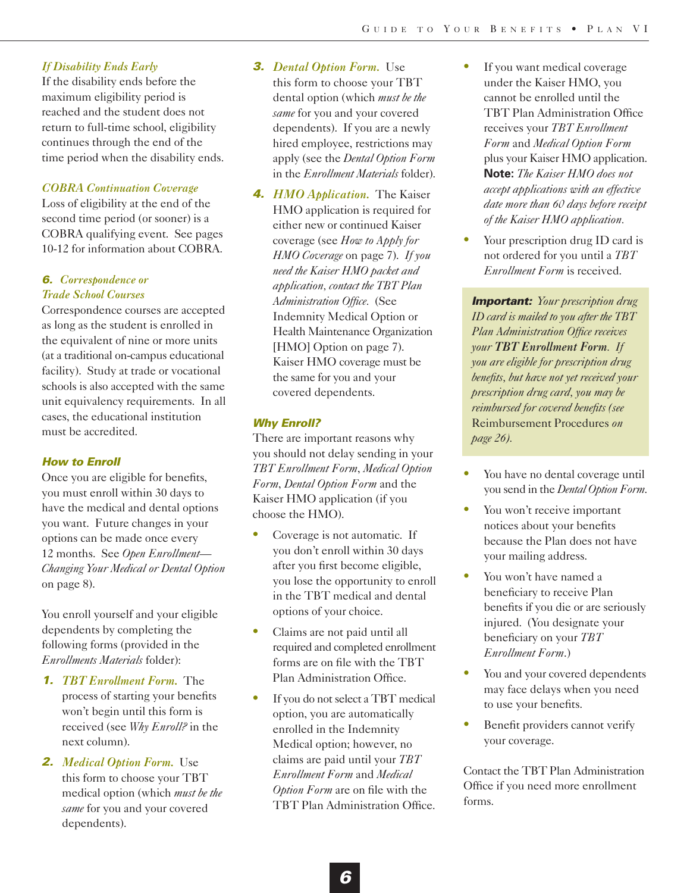### *If Disability Ends Early*

If the disability ends before the maximum eligibility period is reached and the student does not return to full-time school, eligibility continues through the end of the time period when the disability ends.

### *COBRA Continuation Coverage*

Loss of eligibility at the end of the second time period (or sooner) is a COBRA qualifying event. See pages 10-12 for information about COBRA.

### 6. *Correspondence or Trade School Courses*

Correspondence courses are accepted as long as the student is enrolled in the equivalent of nine or more units (at a traditional on-campus educational facility). Study at trade or vocational schools is also accepted with the same unit equivalency requirements. In all cases, the educational institution must be accredited.

## How to Enroll

Once you are eligible for benefits, you must enroll within 30 days to have the medical and dental options you want. Future changes in your options can be made once every 12 months. See *Open Enrollment—Changing Your Medical or Dental Option* on page 8).

You enroll yourself and your eligible dependents by completing the following forms (provided in the *Enrollments Materials* folder):

1. ***TBT Enrollment Form.*** The process of starting your benefits won't begin until this form is received (see *Why Enroll?* in the next column).
2. ***Medical Option Form.*** Use this form to choose your TBT medical option (which *must be the same* for you and your covered dependents).
3. ***Dental Option Form.*** Use this form to choose your TBT dental option (which *must be the same* for you and your covered dependents). If you are a newly hired employee, restrictions may apply (see the *Dental Option Form* in the *Enrollment Materials* folder).
4. ***HMO Application.*** The Kaiser HMO application is required for either new or continued Kaiser coverage (see *How to Apply for HMO Coverage* on page 7). *If you need the Kaiser HMO packet and application, contact the TBT Plan Administration Office.* (See Indemnity Medical Option or Health Maintenance Organization [HMO] Option on page 7). Kaiser HMO coverage must be the same for you and your covered dependents.

## Why Enroll?

There are important reasons why you should not delay sending in your *TBT Enrollment Form*, *Medical Option Form*, *Dental Option Form* and the Kaiser HMO application (if you choose the HMO).

- Coverage is not automatic. If you don't enroll within 30 days after you first become eligible, you lose the opportunity to enroll in the TBT medical and dental options of your choice.
- Claims are not paid until all required and completed enrollment forms are on file with the TBT Plan Administration Office.
- If you do not select a TBT medical option, you are automatically enrolled in the Indemnity Medical option; however, no claims are paid until your *TBT Enrollment Form* and *Medical Option Form* are on file with the TBT Plan Administration Office.
- If you want medical coverage under the Kaiser HMO, you cannot be enrolled until the TBT Plan Administration Office receives your *TBT Enrollment Form* and *Medical Option Form* plus your Kaiser HMO application. **Note:** *The Kaiser HMO does not accept applications with an effective date more than 60 days before receipt of the Kaiser HMO application.*
- Your prescription drug ID card is not ordered for you until a *TBT Enrollment Form* is received.

> ***Important:*** *Your prescription drug ID card is mailed to you after the TBT Plan Administration Office receives your **TBT Enrollment Form**. If you are eligible for prescription drug benefits, but have not yet received your prescription drug card, you may be reimbursed for covered benefits (see* Reimbursement Procedures *on page 26).*

- You have no dental coverage until you send in the *Dental Option Form*.
- You won't receive important notices about your benefits because the Plan does not have your mailing address.
- You won't have named a beneficiary to receive Plan benefits if you die or are seriously injured. (You designate your beneficiary on your *TBT Enrollment Form*.)
- You and your covered dependents may face delays when you need to use your benefits.
- Benefit providers cannot verify your coverage.

Contact the TBT Plan Administration Office if you need more enrollment forms.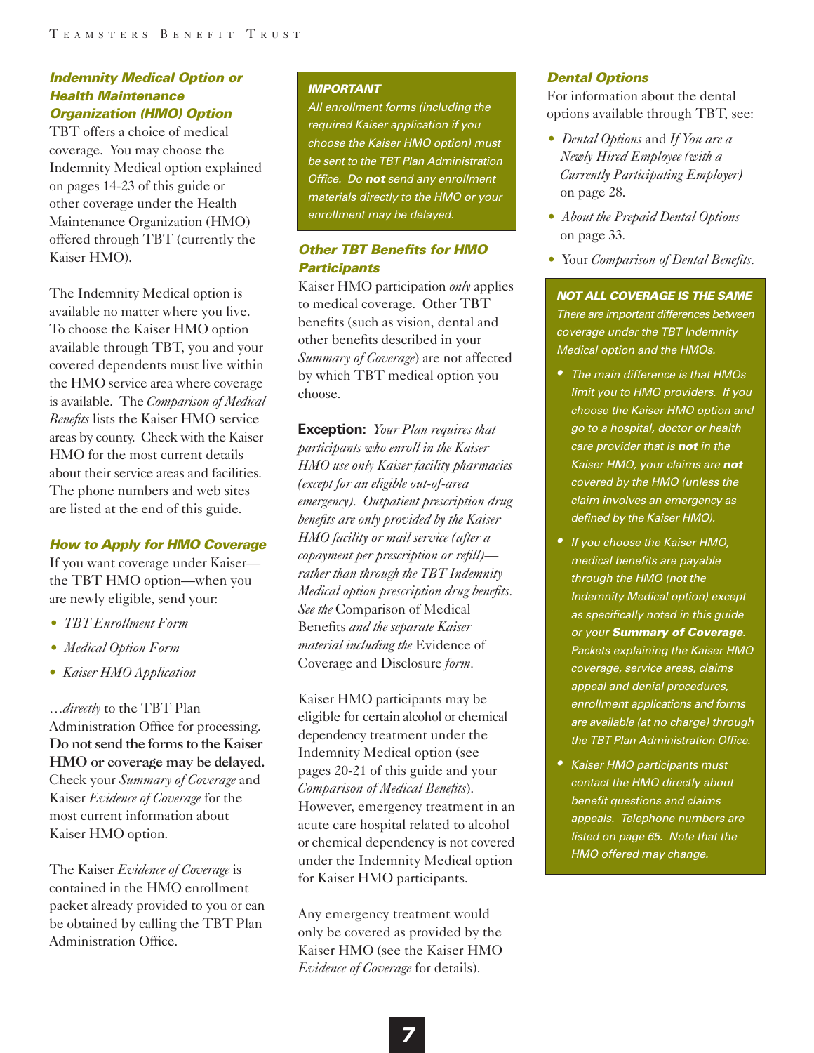### Indemnity Medical Option or Health Maintenance Organization (HMO) Option

TBT offers a choice of medical coverage. You may choose the Indemnity Medical option explained on pages 14-23 of this guide or other coverage under the Health Maintenance Organization (HMO) offered through TBT (currently the Kaiser HMO).

The Indemnity Medical option is available no matter where you live. To choose the Kaiser HMO option available through TBT, you and your covered dependents must live within the HMO service area where coverage is available. The *Comparison of Medical Benefits* lists the Kaiser HMO service areas by county. Check with the Kaiser HMO for the most current details about their service areas and facilities. The phone numbers and web sites are listed at the end of this guide.

### How to Apply for HMO Coverage

If you want coverage under Kaiser—the TBT HMO option—when you are newly eligible, send your:

- *TBT Enrollment Form*
- *Medical Option Form*
- *Kaiser HMO Application*

…*directly* to the TBT Plan Administration Office for processing. **Do not send the forms to the Kaiser HMO or coverage may be delayed.** Check your *Summary of Coverage* and Kaiser *Evidence of Coverage* for the most current information about Kaiser HMO option.

The Kaiser *Evidence of Coverage* is contained in the HMO enrollment packet already provided to you or can be obtained by calling the TBT Plan Administration Office.

> **IMPORTANT**
>
> *All enrollment forms (including the required Kaiser application if you choose the Kaiser HMO option) must be sent to the TBT Plan Administration Office. Do **not** send any enrollment materials directly to the HMO or your enrollment may be delayed.*

### Other TBT Benefits for HMO Participants

Kaiser HMO participation *only* applies to medical coverage. Other TBT benefits (such as vision, dental and other benefits described in your *Summary of Coverage*) are not affected by which TBT medical option you choose.

**Exception:** *Your Plan requires that participants who enroll in the Kaiser HMO use only Kaiser facility pharmacies (except for an eligible out-of-area emergency). Outpatient prescription drug benefits are only provided by the Kaiser HMO facility or mail service (after a copayment per prescription or refill)—rather than through the TBT Indemnity Medical option prescription drug benefits. See the* Comparison of Medical Benefits *and the separate Kaiser material including the* Evidence of Coverage and Disclosure *form.*

Kaiser HMO participants may be eligible for certain alcohol or chemical dependency treatment under the Indemnity Medical option (see pages 20-21 of this guide and your *Comparison of Medical Benefits*). However, emergency treatment in an acute care hospital related to alcohol or chemical dependency is not covered under the Indemnity Medical option for Kaiser HMO participants.

Any emergency treatment would only be covered as provided by the Kaiser HMO (see the Kaiser HMO *Evidence of Coverage* for details).

### Dental Options

For information about the dental options available through TBT, see:

- *Dental Options* and *If You are a Newly Hired Employee (with a Currently Participating Employer)* on page 28.
- *About the Prepaid Dental Options* on page 33.
- Your *Comparison of Dental Benefits.*

> **NOT ALL COVERAGE IS THE SAME**
>
> *There are important differences between coverage under the TBT Indemnity Medical option and the HMOs.*
>
> - *The main difference is that HMOs limit you to HMO providers. If you choose the Kaiser HMO option and go to a hospital, doctor or health care provider that is **not** in the Kaiser HMO, your claims are **not** covered by the HMO (unless the claim involves an emergency as defined by the Kaiser HMO).*
> - *If you choose the Kaiser HMO, medical benefits are payable through the HMO (not the Indemnity Medical option) except as specifically noted in this guide or your **Summary of Coverage**. Packets explaining the Kaiser HMO coverage, service areas, claims appeal and denial procedures, enrollment applications and forms are available (at no charge) through the TBT Plan Administration Office.*
> - *Kaiser HMO participants must contact the HMO directly about benefit questions and claims appeals. Telephone numbers are listed on page 65. Note that the HMO offered may change.*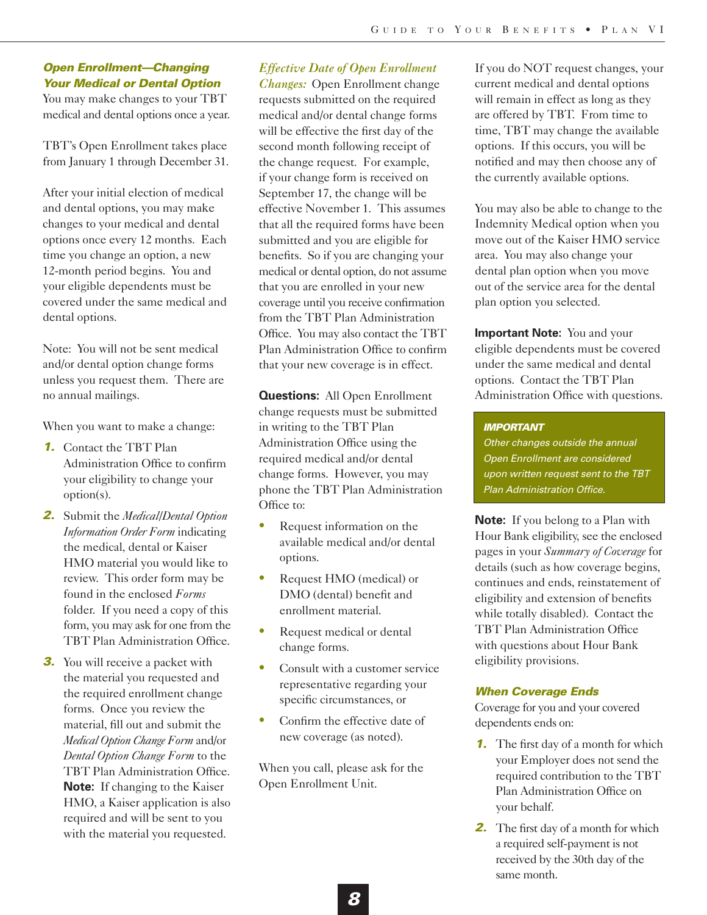## *Open Enrollment—Changing Your Medical or Dental Option*

You may make changes to your TBT medical and dental options once a year.

TBT's Open Enrollment takes place from January 1 through December 31.

After your initial election of medical and dental options, you may make changes to your medical and dental options once every 12 months. Each time you change an option, a new 12-month period begins. You and your eligible dependents must be covered under the same medical and dental options.

Note: You will not be sent medical and/or dental option change forms unless you request them. There are no annual mailings.

When you want to make a change:

1. Contact the TBT Plan Administration Office to confirm your eligibility to change your option(s).
2. Submit the *Medical/Dental Option Information Order Form* indicating the medical, dental or Kaiser HMO material you would like to review. This order form may be found in the enclosed *Forms* folder. If you need a copy of this form, you may ask for one from the TBT Plan Administration Office.
3. You will receive a packet with the material you requested and the required enrollment change forms. Once you review the material, fill out and submit the *Medical Option Change Form* and/or *Dental Option Change Form* to the TBT Plan Administration Office. **Note:** If changing to the Kaiser HMO, a Kaiser application is also required and will be sent to you with the material you requested.

*Effective Date of Open Enrollment Changes:* Open Enrollment change requests submitted on the required medical and/or dental change forms will be effective the first day of the second month following receipt of the change request. For example, if your change form is received on September 17, the change will be effective November 1. This assumes that all the required forms have been submitted and you are eligible for benefits. So if you are changing your medical or dental option, do not assume that you are enrolled in your new coverage until you receive confirmation from the TBT Plan Administration Office. You may also contact the TBT Plan Administration Office to confirm that your new coverage is in effect.

**Questions:** All Open Enrollment change requests must be submitted in writing to the TBT Plan Administration Office using the required medical and/or dental change forms. However, you may phone the TBT Plan Administration Office to:

- Request information on the available medical and/or dental options.
- Request HMO (medical) or DMO (dental) benefit and enrollment material.
- Request medical or dental change forms.
- Consult with a customer service representative regarding your specific circumstances, or
- Confirm the effective date of new coverage (as noted).

When you call, please ask for the Open Enrollment Unit.

If you do NOT request changes, your current medical and dental options will remain in effect as long as they are offered by TBT. From time to time, TBT may change the available options. If this occurs, you will be notified and may then choose any of the currently available options.

You may also be able to change to the Indemnity Medical option when you move out of the Kaiser HMO service area. You may also change your dental plan option when you move out of the service area for the dental plan option you selected.

**Important Note:** You and your eligible dependents must be covered under the same medical and dental options. Contact the TBT Plan Administration Office with questions.

> ***IMPORTANT***
> *Other changes outside the annual Open Enrollment are considered upon written request sent to the TBT Plan Administration Office.*

**Note:** If you belong to a Plan with Hour Bank eligibility, see the enclosed pages in your *Summary of Coverage* for details (such as how coverage begins, continues and ends, reinstatement of eligibility and extension of benefits while totally disabled). Contact the TBT Plan Administration Office with questions about Hour Bank eligibility provisions.

## *When Coverage Ends*

Coverage for you and your covered dependents ends on:

1. The first day of a month for which your Employer does not send the required contribution to the TBT Plan Administration Office on your behalf.
2. The first day of a month for which a required self-payment is not received by the 30th day of the same month.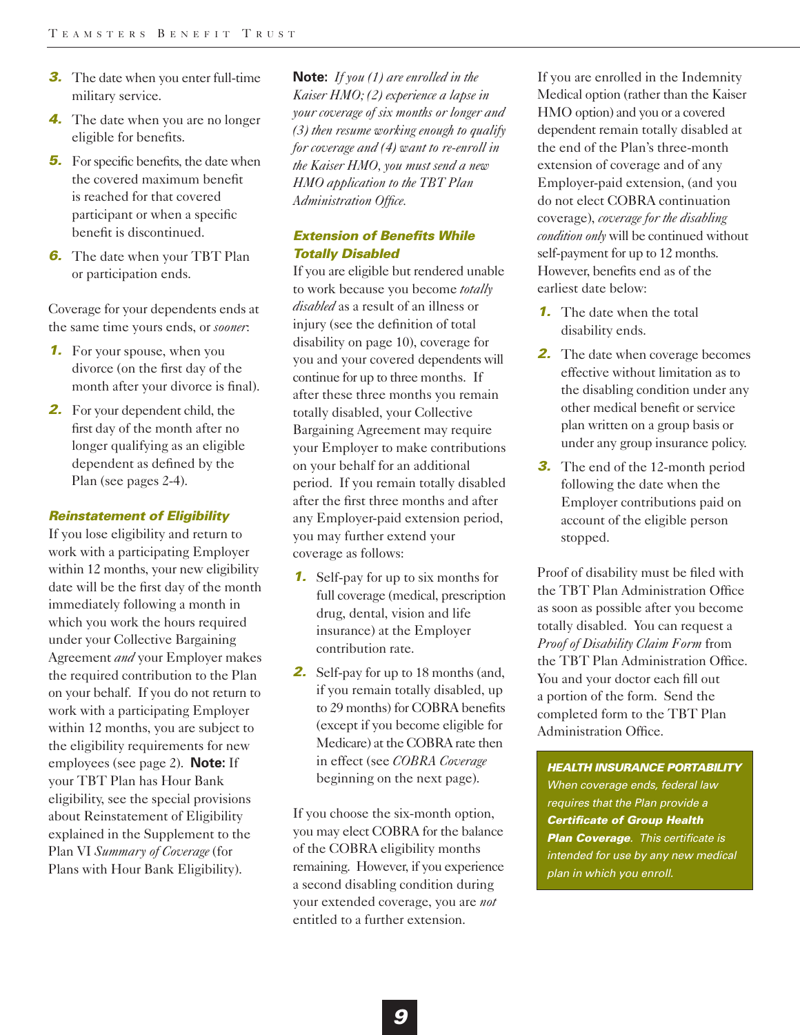3. The date when you enter full-time military service.
4. The date when you are no longer eligible for benefits.
5. For specific benefits, the date when the covered maximum benefit is reached for that covered participant or when a specific benefit is discontinued.
6. The date when your TBT Plan or participation ends.

Coverage for your dependents ends at the same time yours ends, or *sooner*:

1. For your spouse, when you divorce (on the first day of the month after your divorce is final).
2. For your dependent child, the first day of the month after no longer qualifying as an eligible dependent as defined by the Plan (see pages 2-4).

### *Reinstatement of Eligibility*

If you lose eligibility and return to work with a participating Employer within 12 months, your new eligibility date will be the first day of the month immediately following a month in which you work the hours required under your Collective Bargaining Agreement *and* your Employer makes the required contribution to the Plan on your behalf. If you do not return to work with a participating Employer within 12 months, you are subject to the eligibility requirements for new employees (see page 2). **Note:** If your TBT Plan has Hour Bank eligibility, see the special provisions about Reinstatement of Eligibility explained in the Supplement to the Plan VI *Summary of Coverage* (for Plans with Hour Bank Eligibility).

**Note:** *If you (1) are enrolled in the Kaiser HMO; (2) experience a lapse in your coverage of six months or longer and (3) then resume working enough to qualify for coverage and (4) want to re-enroll in the Kaiser HMO, you must send a new HMO application to the TBT Plan Administration Office.*

### *Extension of Benefits While Totally Disabled*

If you are eligible but rendered unable to work because you become *totally disabled* as a result of an illness or injury (see the definition of total disability on page 10), coverage for you and your covered dependents will continue for up to three months. If after these three months you remain totally disabled, your Collective Bargaining Agreement may require your Employer to make contributions on your behalf for an additional period. If you remain totally disabled after the first three months and after any Employer-paid extension period, you may further extend your coverage as follows:

1. Self-pay for up to six months for full coverage (medical, prescription drug, dental, vision and life insurance) at the Employer contribution rate.
2. Self-pay for up to 18 months (and, if you remain totally disabled, up to 29 months) for COBRA benefits (except if you become eligible for Medicare) at the COBRA rate then in effect (see *COBRA Coverage* beginning on the next page).

If you choose the six-month option, you may elect COBRA for the balance of the COBRA eligibility months remaining. However, if you experience a second disabling condition during your extended coverage, you are *not* entitled to a further extension.

If you are enrolled in the Indemnity Medical option (rather than the Kaiser HMO option) and you or a covered dependent remain totally disabled at the end of the Plan's three-month extension of coverage and of any Employer-paid extension, (and you do not elect COBRA continuation coverage), *coverage for the disabling condition only* will be continued without self-payment for up to 12 months. However, benefits end as of the earliest date below:

1. The date when the total disability ends.
2. The date when coverage becomes effective without limitation as to the disabling condition under any other medical benefit or service plan written on a group basis or under any group insurance policy.
3. The end of the 12-month period following the date when the Employer contributions paid on account of the eligible person stopped.

Proof of disability must be filed with the TBT Plan Administration Office as soon as possible after you become totally disabled. You can request a *Proof of Disability Claim Form* from the TBT Plan Administration Office. You and your doctor each fill out a portion of the form. Send the completed form to the TBT Plan Administration Office.

> ***HEALTH INSURANCE PORTABILITY***
> *When coverage ends, federal law requires that the Plan provide a* ***Certificate of Group Health Plan Coverage****. This certificate is intended for use by any new medical plan in which you enroll.*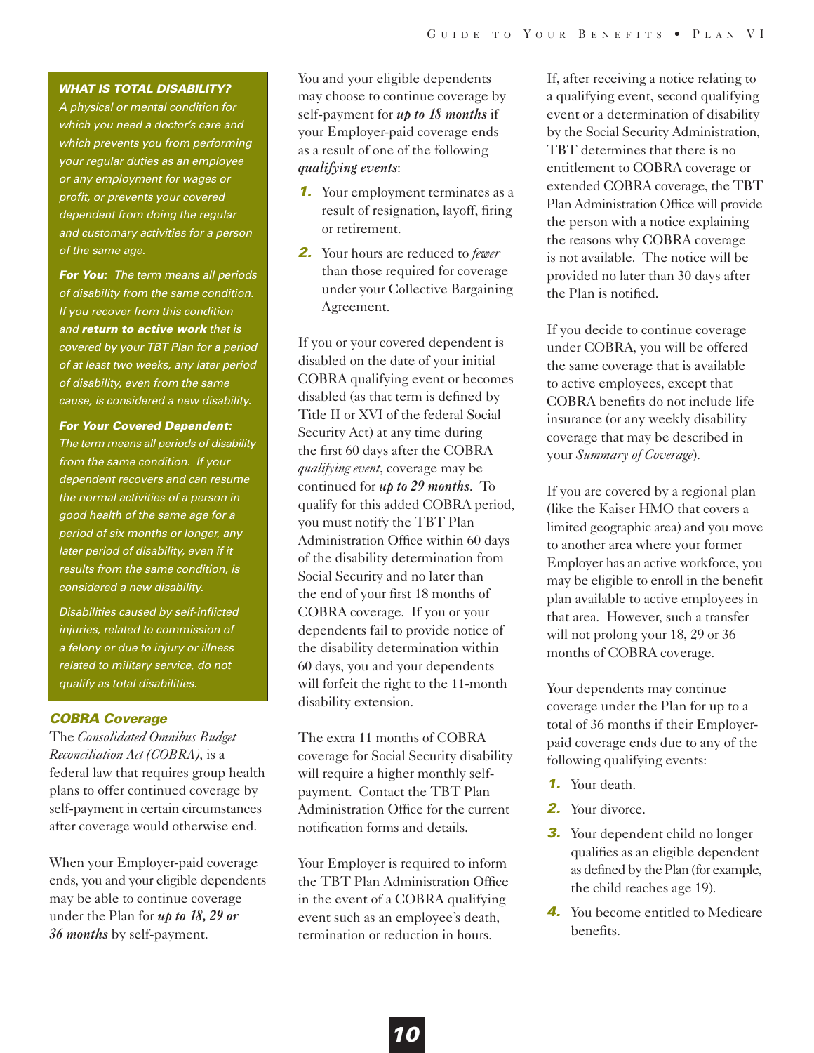### *WHAT IS TOTAL DISABILITY?*

*A physical or mental condition for which you need a doctor's care and which prevents you from performing your regular duties as an employee or any employment for wages or profit, or prevents your covered dependent from doing the regular and customary activities for a person of the same age.*

***For You:*** *The term means all periods of disability from the same condition. If you recover from this condition and* ***return to active work*** *that is covered by your TBT Plan for a period of at least two weeks, any later period of disability, even from the same cause, is considered a new disability.*

***For Your Covered Dependent:*** *The term means all periods of disability from the same condition. If your dependent recovers and can resume the normal activities of a person in good health of the same age for a period of six months or longer, any later period of disability, even if it results from the same condition, is considered a new disability.*

*Disabilities caused by self-inflicted injuries, related to commission of a felony or due to injury or illness related to military service, do not qualify as total disabilities.*

## *COBRA Coverage*

The *Consolidated Omnibus Budget Reconciliation Act (COBRA)*, is a federal law that requires group health plans to offer continued coverage by self-payment in certain circumstances after coverage would otherwise end.

When your Employer-paid coverage ends, you and your eligible dependents may be able to continue coverage under the Plan for ***up to 18, 29 or 36 months*** by self-payment.

You and your eligible dependents may choose to continue coverage by self-payment for ***up to 18 months*** if your Employer-paid coverage ends as a result of one of the following ***qualifying events***:

1. Your employment terminates as a result of resignation, layoff, firing or retirement.
2. Your hours are reduced to *fewer* than those required for coverage under your Collective Bargaining Agreement.

If you or your covered dependent is disabled on the date of your initial COBRA qualifying event or becomes disabled (as that term is defined by Title II or XVI of the federal Social Security Act) at any time during the first 60 days after the COBRA *qualifying event*, coverage may be continued for ***up to 29 months***. To qualify for this added COBRA period, you must notify the TBT Plan Administration Office within 60 days of the disability determination from Social Security and no later than the end of your first 18 months of COBRA coverage. If you or your dependents fail to provide notice of the disability determination within 60 days, you and your dependents will forfeit the right to the 11-month disability extension.

The extra 11 months of COBRA coverage for Social Security disability will require a higher monthly self-payment. Contact the TBT Plan Administration Office for the current notification forms and details.

Your Employer is required to inform the TBT Plan Administration Office in the event of a COBRA qualifying event such as an employee's death, termination or reduction in hours.

If, after receiving a notice relating to a qualifying event, second qualifying event or a determination of disability by the Social Security Administration, TBT determines that there is no entitlement to COBRA coverage or extended COBRA coverage, the TBT Plan Administration Office will provide the person with a notice explaining the reasons why COBRA coverage is not available. The notice will be provided no later than 30 days after the Plan is notified.

If you decide to continue coverage under COBRA, you will be offered the same coverage that is available to active employees, except that COBRA benefits do not include life insurance (or any weekly disability coverage that may be described in your *Summary of Coverage*).

If you are covered by a regional plan (like the Kaiser HMO that covers a limited geographic area) and you move to another area where your former Employer has an active workforce, you may be eligible to enroll in the benefit plan available to active employees in that area. However, such a transfer will not prolong your 18, 29 or 36 months of COBRA coverage.

Your dependents may continue coverage under the Plan for up to a total of 36 months if their Employer-paid coverage ends due to any of the following qualifying events:

1. Your death.
2. Your divorce.
3. Your dependent child no longer qualifies as an eligible dependent as defined by the Plan (for example, the child reaches age 19).
4. You become entitled to Medicare benefits.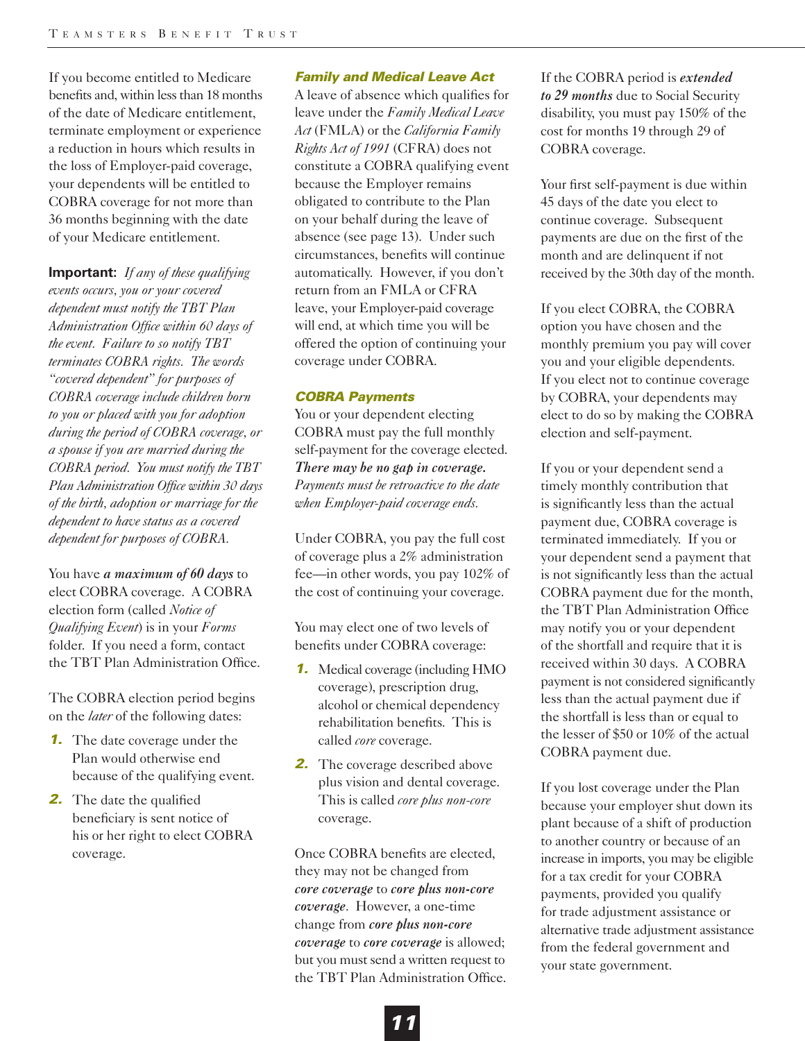If you become entitled to Medicare benefits and, within less than 18 months of the date of Medicare entitlement, terminate employment or experience a reduction in hours which results in the loss of Employer-paid coverage, your dependents will be entitled to COBRA coverage for not more than 36 months beginning with the date of your Medicare entitlement.

**Important:** *If any of these qualifying events occurs, you or your covered dependent must notify the TBT Plan Administration Office within 60 days of the event. Failure to so notify TBT terminates COBRA rights. The words "covered dependent" for purposes of COBRA coverage include children born to you or placed with you for adoption during the period of COBRA coverage, or a spouse if you are married during the COBRA period. You must notify the TBT Plan Administration Office within 30 days of the birth, adoption or marriage for the dependent to have status as a covered dependent for purposes of COBRA.*

You have ***a maximum of 60 days*** to elect COBRA coverage. A COBRA election form (called *Notice of Qualifying Event*) is in your *Forms* folder. If you need a form, contact the TBT Plan Administration Office.

The COBRA election period begins on the *later* of the following dates:

1. The date coverage under the Plan would otherwise end because of the qualifying event.
2. The date the qualified beneficiary is sent notice of his or her right to elect COBRA coverage.

### *Family and Medical Leave Act*

A leave of absence which qualifies for leave under the *Family Medical Leave Act* (FMLA) or the *California Family Rights Act of 1991* (CFRA) does not constitute a COBRA qualifying event because the Employer remains obligated to contribute to the Plan on your behalf during the leave of absence (see page 13). Under such circumstances, benefits will continue automatically. However, if you don't return from an FMLA or CFRA leave, your Employer-paid coverage will end, at which time you will be offered the option of continuing your coverage under COBRA.

### *COBRA Payments*

You or your dependent electing COBRA must pay the full monthly self-payment for the coverage elected. ***There may be no gap in coverage.*** *Payments must be retroactive to the date when Employer-paid coverage ends.*

Under COBRA, you pay the full cost of coverage plus a *2%* administration fee—in other words, you pay 102% of the cost of continuing your coverage.

You may elect one of two levels of benefits under COBRA coverage:

1. Medical coverage (including HMO coverage), prescription drug, alcohol or chemical dependency rehabilitation benefits. This is called *core* coverage.
2. The coverage described above plus vision and dental coverage. This is called *core plus non-core* coverage.

Once COBRA benefits are elected, they may not be changed from ***core coverage*** to ***core plus non-core coverage***. However, a one-time change from ***core plus non-core coverage*** to ***core coverage*** is allowed; but you must send a written request to the TBT Plan Administration Office.

If the COBRA period is ***extended to 29 months*** due to Social Security disability, you must pay 150% of the cost for months 19 through 29 of COBRA coverage.

Your first self-payment is due within 45 days of the date you elect to continue coverage. Subsequent payments are due on the first of the month and are delinquent if not received by the 30th day of the month.

If you elect COBRA, the COBRA option you have chosen and the monthly premium you pay will cover you and your eligible dependents. If you elect not to continue coverage by COBRA, your dependents may elect to do so by making the COBRA election and self-payment.

If you or your dependent send a timely monthly contribution that is significantly less than the actual payment due, COBRA coverage is terminated immediately. If you or your dependent send a payment that is not significantly less than the actual COBRA payment due for the month, the TBT Plan Administration Office may notify you or your dependent of the shortfall and require that it is received within 30 days. A COBRA payment is not considered significantly less than the actual payment due if the shortfall is less than or equal to the lesser of $50 or 10% of the actual COBRA payment due.

If you lost coverage under the Plan because your employer shut down its plant because of a shift of production to another country or because of an increase in imports, you may be eligible for a tax credit for your COBRA payments, provided you qualify for trade adjustment assistance or alternative trade adjustment assistance from the federal government and your state government.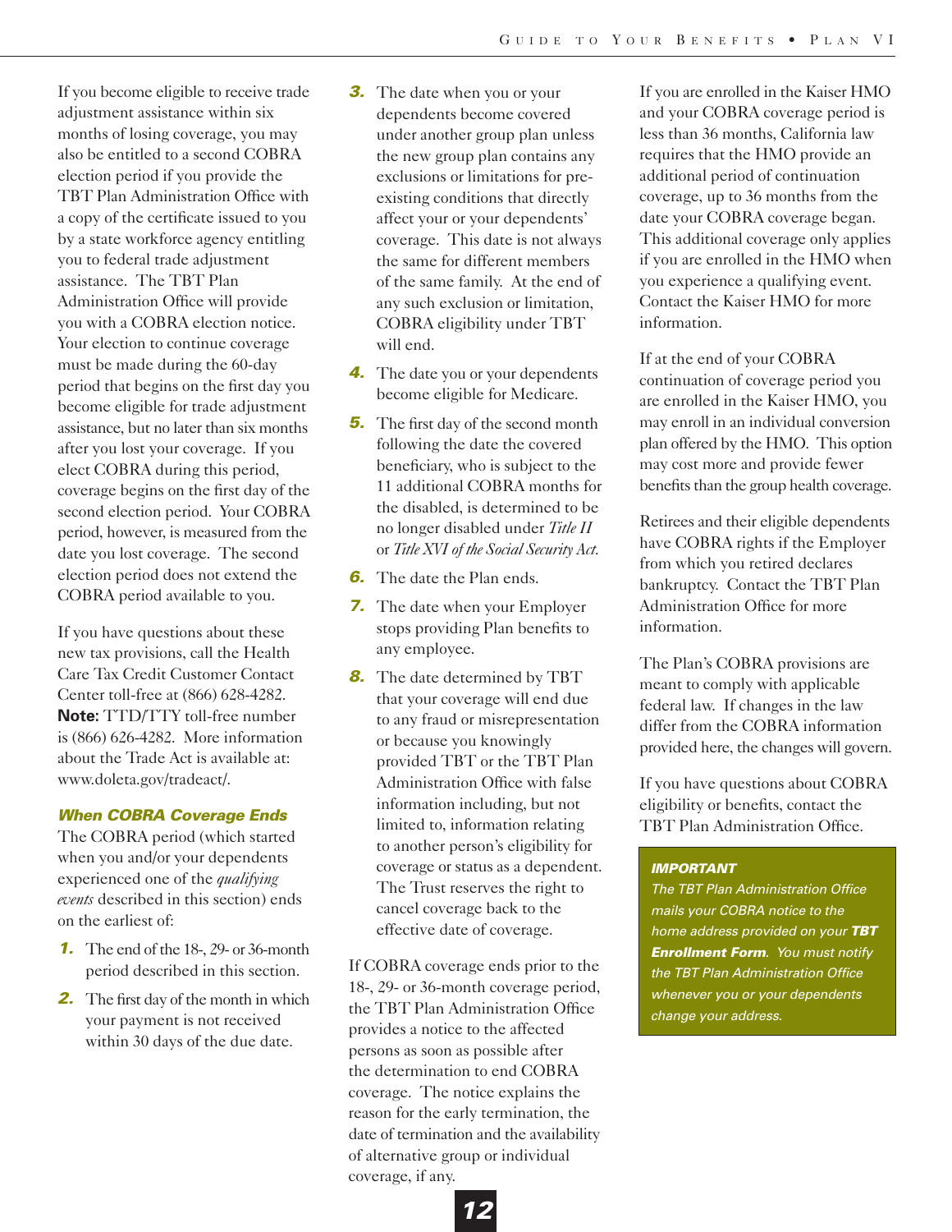If you become eligible to receive trade adjustment assistance within six months of losing coverage, you may also be entitled to a second COBRA election period if you provide the TBT Plan Administration Office with a copy of the certificate issued to you by a state workforce agency entitling you to federal trade adjustment assistance. The TBT Plan Administration Office will provide you with a COBRA election notice. Your election to continue coverage must be made during the 60-day period that begins on the first day you become eligible for trade adjustment assistance, but no later than six months after you lost your coverage. If you elect COBRA during this period, coverage begins on the first day of the second election period. Your COBRA period, however, is measured from the date you lost coverage. The second election period does not extend the COBRA period available to you.

If you have questions about these new tax provisions, call the Health Care Tax Credit Customer Contact Center toll-free at (866) 628-4282. **Note:** TTD/TTY toll-free number is (866) 626-4282. More information about the Trade Act is available at: www.doleta.gov/tradeact/.

### *When COBRA Coverage Ends*

The COBRA period (which started when you and/or your dependents experienced one of the *qualifying events* described in this section) ends on the earliest of:

1. The end of the 18-, 29- or 36-month period described in this section.
2. The first day of the month in which your payment is not received within 30 days of the due date.
3. The date when you or your dependents become covered under another group plan unless the new group plan contains any exclusions or limitations for pre-existing conditions that directly affect your or your dependents' coverage. This date is not always the same for different members of the same family. At the end of any such exclusion or limitation, COBRA eligibility under TBT will end.
4. The date you or your dependents become eligible for Medicare.
5. The first day of the second month following the date the covered beneficiary, who is subject to the 11 additional COBRA months for the disabled, is determined to be no longer disabled under *Title II* or *Title XVI of the Social Security Act*.
6. The date the Plan ends.
7. The date when your Employer stops providing Plan benefits to any employee.
8. The date determined by TBT that your coverage will end due to any fraud or misrepresentation or because you knowingly provided TBT or the TBT Plan Administration Office with false information including, but not limited to, information relating to another person's eligibility for coverage or status as a dependent. The Trust reserves the right to cancel coverage back to the effective date of coverage.

If COBRA coverage ends prior to the 18-, 29- or 36-month coverage period, the TBT Plan Administration Office provides a notice to the affected persons as soon as possible after the determination to end COBRA coverage. The notice explains the reason for the early termination, the date of termination and the availability of alternative group or individual coverage, if any.

If you are enrolled in the Kaiser HMO and your COBRA coverage period is less than 36 months, California law requires that the HMO provide an additional period of continuation coverage, up to 36 months from the date your COBRA coverage began. This additional coverage only applies if you are enrolled in the HMO when you experience a qualifying event. Contact the Kaiser HMO for more information.

If at the end of your COBRA continuation of coverage period you are enrolled in the Kaiser HMO, you may enroll in an individual conversion plan offered by the HMO. This option may cost more and provide fewer benefits than the group health coverage.

Retirees and their eligible dependents have COBRA rights if the Employer from which you retired declares bankruptcy. Contact the TBT Plan Administration Office for more information.

The Plan's COBRA provisions are meant to comply with applicable federal law. If changes in the law differ from the COBRA information provided here, the changes will govern.

If you have questions about COBRA eligibility or benefits, contact the TBT Plan Administration Office.

> ***IMPORTANT***
>
> *The TBT Plan Administration Office mails your COBRA notice to the home address provided on your **TBT Enrollment Form**. You must notify the TBT Plan Administration Office whenever you or your dependents change your address.*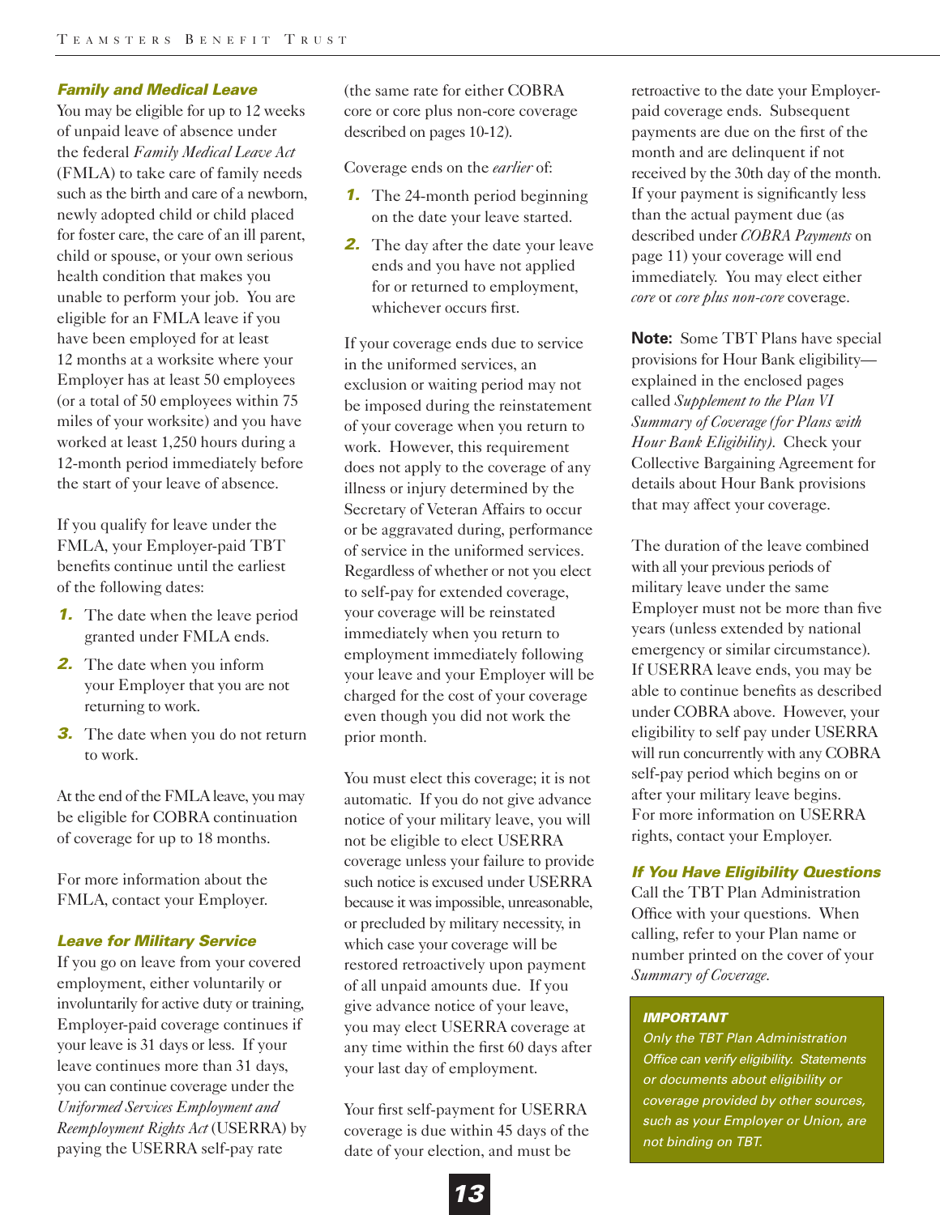### Family and Medical Leave

You may be eligible for up to 12 weeks of unpaid leave of absence under the federal *Family Medical Leave Act* (FMLA) to take care of family needs such as the birth and care of a newborn, newly adopted child or child placed for foster care, the care of an ill parent, child or spouse, or your own serious health condition that makes you unable to perform your job. You are eligible for an FMLA leave if you have been employed for at least 12 months at a worksite where your Employer has at least 50 employees (or a total of 50 employees within 75 miles of your worksite) and you have worked at least 1,250 hours during a 12-month period immediately before the start of your leave of absence.

If you qualify for leave under the FMLA, your Employer-paid TBT benefits continue until the earliest of the following dates:

1. The date when the leave period granted under FMLA ends.
2. The date when you inform your Employer that you are not returning to work.
3. The date when you do not return to work.

At the end of the FMLA leave, you may be eligible for COBRA continuation of coverage for up to 18 months.

For more information about the FMLA, contact your Employer.

### Leave for Military Service

If you go on leave from your covered employment, either voluntarily or involuntarily for active duty or training, Employer-paid coverage continues if your leave is 31 days or less. If your leave continues more than 31 days, you can continue coverage under the *Uniformed Services Employment and Reemployment Rights Act* (USERRA) by paying the USERRA self-pay rate (the same rate for either COBRA core or core plus non-core coverage described on pages 10-12).

Coverage ends on the *earlier* of:

1. The 24-month period beginning on the date your leave started.
2. The day after the date your leave ends and you have not applied for or returned to employment, whichever occurs first.

If your coverage ends due to service in the uniformed services, an exclusion or waiting period may not be imposed during the reinstatement of your coverage when you return to work. However, this requirement does not apply to the coverage of any illness or injury determined by the Secretary of Veteran Affairs to occur or be aggravated during, performance of service in the uniformed services. Regardless of whether or not you elect to self-pay for extended coverage, your coverage will be reinstated immediately when you return to employment immediately following your leave and your Employer will be charged for the cost of your coverage even though you did not work the prior month.

You must elect this coverage; it is not automatic. If you do not give advance notice of your military leave, you will not be eligible to elect USERRA coverage unless your failure to provide such notice is excused under USERRA because it was impossible, unreasonable, or precluded by military necessity, in which case your coverage will be restored retroactively upon payment of all unpaid amounts due. If you give advance notice of your leave, you may elect USERRA coverage at any time within the first 60 days after your last day of employment.

Your first self-payment for USERRA coverage is due within 45 days of the date of your election, and must be retroactive to the date your Employer-paid coverage ends. Subsequent payments are due on the first of the month and are delinquent if not received by the 30th day of the month. If your payment is significantly less than the actual payment due (as described under *COBRA Payments* on page 11) your coverage will end immediately. You may elect either *core* or *core plus non-core* coverage.

**Note:** Some TBT Plans have special provisions for Hour Bank eligibility—explained in the enclosed pages called *Supplement to the Plan VI Summary of Coverage (for Plans with Hour Bank Eligibility)*. Check your Collective Bargaining Agreement for details about Hour Bank provisions that may affect your coverage.

The duration of the leave combined with all your previous periods of military leave under the same Employer must not be more than five years (unless extended by national emergency or similar circumstance). If USERRA leave ends, you may be able to continue benefits as described under COBRA above. However, your eligibility to self pay under USERRA will run concurrently with any COBRA self-pay period which begins on or after your military leave begins. For more information on USERRA rights, contact your Employer.

### If You Have Eligibility Questions

Call the TBT Plan Administration Office with your questions. When calling, refer to your Plan name or number printed on the cover of your *Summary of Coverage*.

> **IMPORTANT**
>
> *Only the TBT Plan Administration Office can verify eligibility. Statements or documents about eligibility or coverage provided by other sources, such as your Employer or Union, are not binding on TBT.*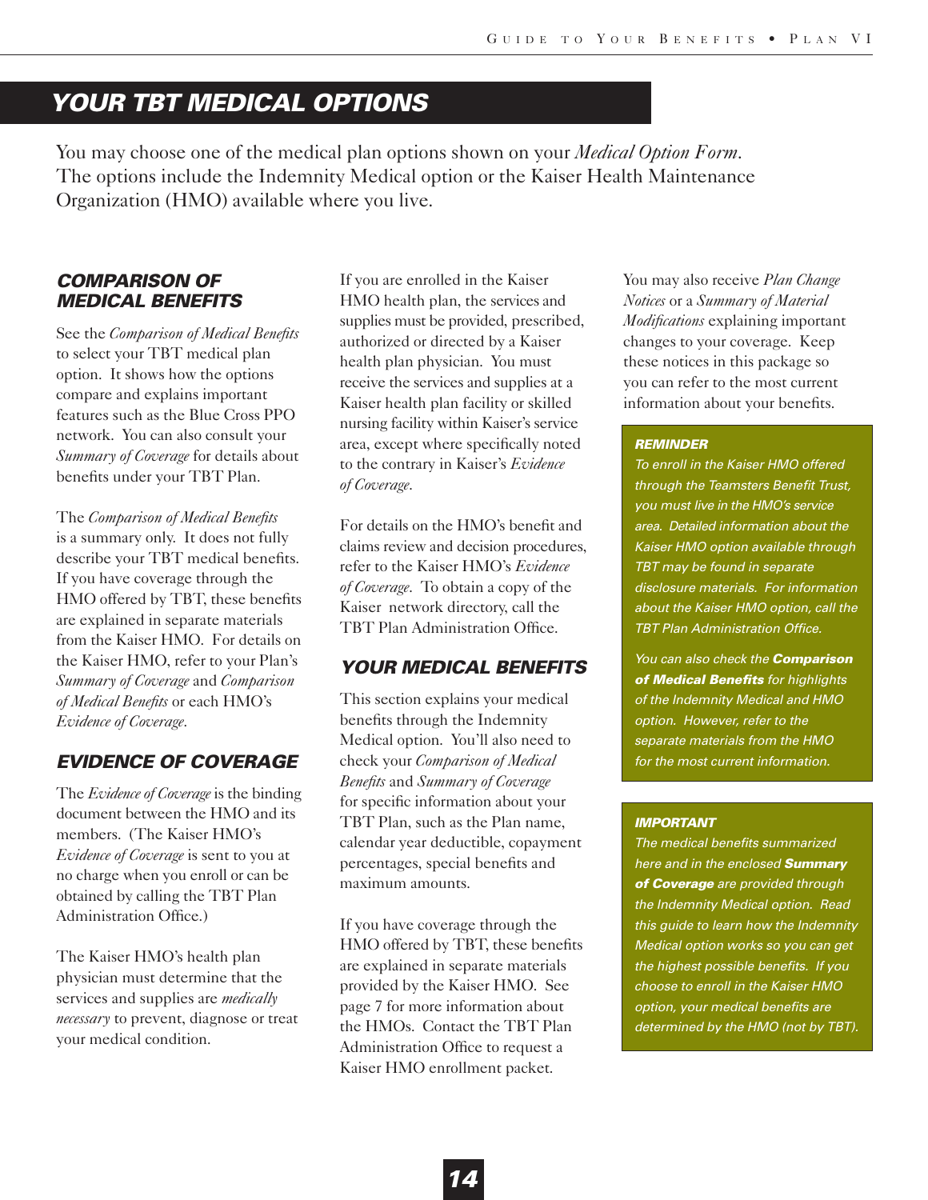# YOUR TBT MEDICAL OPTIONS

You may choose one of the medical plan options shown on your *Medical Option Form*. The options include the Indemnity Medical option or the Kaiser Health Maintenance Organization (HMO) available where you live.

## COMPARISON OF MEDICAL BENEFITS

See the *Comparison of Medical Benefits* to select your TBT medical plan option. It shows how the options compare and explains important features such as the Blue Cross PPO network. You can also consult your *Summary of Coverage* for details about benefits under your TBT Plan.

The *Comparison of Medical Benefits* is a summary only. It does not fully describe your TBT medical benefits. If you have coverage through the HMO offered by TBT, these benefits are explained in separate materials from the Kaiser HMO. For details on the Kaiser HMO, refer to your Plan's *Summary of Coverage* and *Comparison of Medical Benefits* or each HMO's *Evidence of Coverage*.

## EVIDENCE OF COVERAGE

The *Evidence of Coverage* is the binding document between the HMO and its members. (The Kaiser HMO's *Evidence of Coverage* is sent to you at no charge when you enroll or can be obtained by calling the TBT Plan Administration Office.)

The Kaiser HMO's health plan physician must determine that the services and supplies are *medically necessary* to prevent, diagnose or treat your medical condition.

If you are enrolled in the Kaiser HMO health plan, the services and supplies must be provided, prescribed, authorized or directed by a Kaiser health plan physician. You must receive the services and supplies at a Kaiser health plan facility or skilled nursing facility within Kaiser's service area, except where specifically noted to the contrary in Kaiser's *Evidence of Coverage*.

For details on the HMO's benefit and claims review and decision procedures, refer to the Kaiser HMO's *Evidence of Coverage*. To obtain a copy of the Kaiser network directory, call the TBT Plan Administration Office.

## YOUR MEDICAL BENEFITS

This section explains your medical benefits through the Indemnity Medical option. You'll also need to check your *Comparison of Medical Benefits* and *Summary of Coverage* for specific information about your TBT Plan, such as the Plan name, calendar year deductible, copayment percentages, special benefits and maximum amounts.

If you have coverage through the HMO offered by TBT, these benefits are explained in separate materials provided by the Kaiser HMO. See page 7 for more information about the HMOs. Contact the TBT Plan Administration Office to request a Kaiser HMO enrollment packet.

You may also receive *Plan Change Notices* or a *Summary of Material Modifications* explaining important changes to your coverage. Keep these notices in this package so you can refer to the most current information about your benefits.

**REMINDER**

*To enroll in the Kaiser HMO offered through the Teamsters Benefit Trust, you must live in the HMO's service area. Detailed information about the Kaiser HMO option available through TBT may be found in separate disclosure materials. For information about the Kaiser HMO option, call the TBT Plan Administration Office.*

*You can also check the **Comparison of Medical Benefits** for highlights of the Indemnity Medical and HMO option. However, refer to the separate materials from the HMO for the most current information.*

**IMPORTANT**

*The medical benefits summarized here and in the enclosed **Summary of Coverage** are provided through the Indemnity Medical option. Read this guide to learn how the Indemnity Medical option works so you can get the highest possible benefits. If you choose to enroll in the Kaiser HMO option, your medical benefits are determined by the HMO (not by TBT).*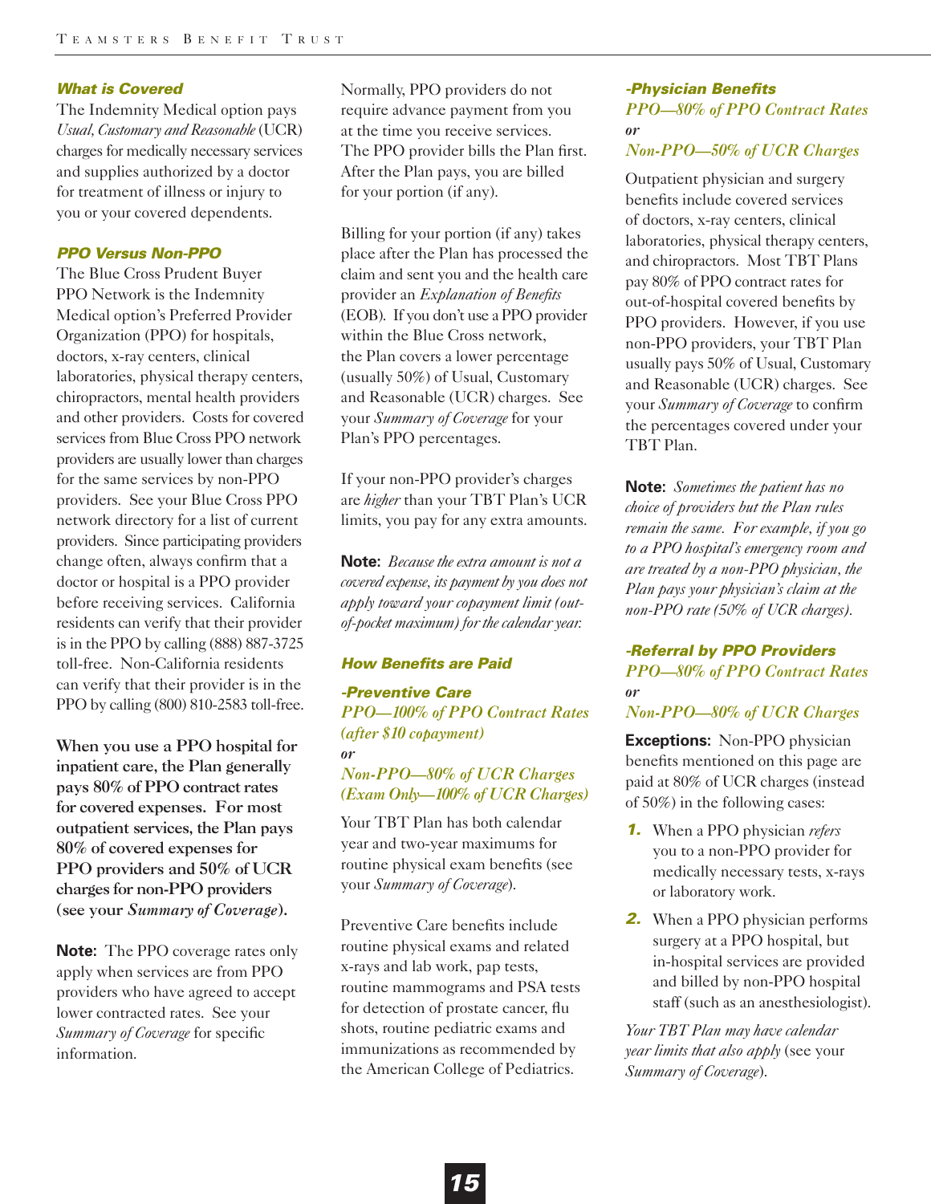### What is Covered

The Indemnity Medical option pays *Usual, Customary and Reasonable* (UCR) charges for medically necessary services and supplies authorized by a doctor for treatment of illness or injury to you or your covered dependents.

### PPO Versus Non-PPO

The Blue Cross Prudent Buyer PPO Network is the Indemnity Medical option's Preferred Provider Organization (PPO) for hospitals, doctors, x-ray centers, clinical laboratories, physical therapy centers, chiropractors, mental health providers and other providers. Costs for covered services from Blue Cross PPO network providers are usually lower than charges for the same services by non-PPO providers. See your Blue Cross PPO network directory for a list of current providers. Since participating providers change often, always confirm that a doctor or hospital is a PPO provider before receiving services. California residents can verify that their provider is in the PPO by calling (888) 887-3725 toll-free. Non-California residents can verify that their provider is in the PPO by calling (800) 810-2583 toll-free.

**When you use a PPO hospital for inpatient care, the Plan generally pays 80% of PPO contract rates for covered expenses. For most outpatient services, the Plan pays 80% of covered expenses for PPO providers and 50% of UCR charges for non-PPO providers (see your *Summary of Coverage*).**

**Note:** The PPO coverage rates only apply when services are from PPO providers who have agreed to accept lower contracted rates. See your *Summary of Coverage* for specific information.

Normally, PPO providers do not require advance payment from you at the time you receive services. The PPO provider bills the Plan first. After the Plan pays, you are billed for your portion (if any).

Billing for your portion (if any) takes place after the Plan has processed the claim and sent you and the health care provider an *Explanation of Benefits* (EOB). If you don't use a PPO provider within the Blue Cross network, the Plan covers a lower percentage (usually 50%) of Usual, Customary and Reasonable (UCR) charges. See your *Summary of Coverage* for your Plan's PPO percentages.

If your non-PPO provider's charges are *higher* than your TBT Plan's UCR limits, you pay for any extra amounts.

**Note:** *Because the extra amount is not a covered expense, its payment by you does not apply toward your copayment limit (out-of-pocket maximum) for the calendar year.*

### How Benefits are Paid

#### -Preventive Care

*PPO—100% of PPO Contract Rates (after $10 copayment)*
*or*
*Non-PPO—80% of UCR Charges (Exam Only—100% of UCR Charges)*

Your TBT Plan has both calendar year and two-year maximums for routine physical exam benefits (see your *Summary of Coverage*).

Preventive Care benefits include routine physical exams and related x-rays and lab work, pap tests, routine mammograms and PSA tests for detection of prostate cancer, flu shots, routine pediatric exams and immunizations as recommended by the American College of Pediatrics.

#### -Physician Benefits

*PPO—80% of PPO Contract Rates*
*or*
*Non-PPO—50% of UCR Charges*

Outpatient physician and surgery benefits include covered services of doctors, x-ray centers, clinical laboratories, physical therapy centers, and chiropractors. Most TBT Plans pay 80% of PPO contract rates for out-of-hospital covered benefits by PPO providers. However, if you use non-PPO providers, your TBT Plan usually pays 50% of Usual, Customary and Reasonable (UCR) charges. See your *Summary of Coverage* to confirm the percentages covered under your TBT Plan.

**Note:** *Sometimes the patient has no choice of providers but the Plan rules remain the same. For example, if you go to a PPO hospital's emergency room and are treated by a non-PPO physician, the Plan pays your physician's claim at the non-PPO rate (50% of UCR charges).*

#### -Referral by PPO Providers

*PPO—80% of PPO Contract Rates*
*or*
*Non-PPO—80% of UCR Charges*

**Exceptions:** Non-PPO physician benefits mentioned on this page are paid at 80% of UCR charges (instead of 50%) in the following cases:

1. When a PPO physician *refers* you to a non-PPO provider for medically necessary tests, x-rays or laboratory work.
2. When a PPO physician performs surgery at a PPO hospital, but in-hospital services are provided and billed by non-PPO hospital staff (such as an anesthesiologist).

*Your TBT Plan may have calendar year limits that also apply* (see your *Summary of Coverage*).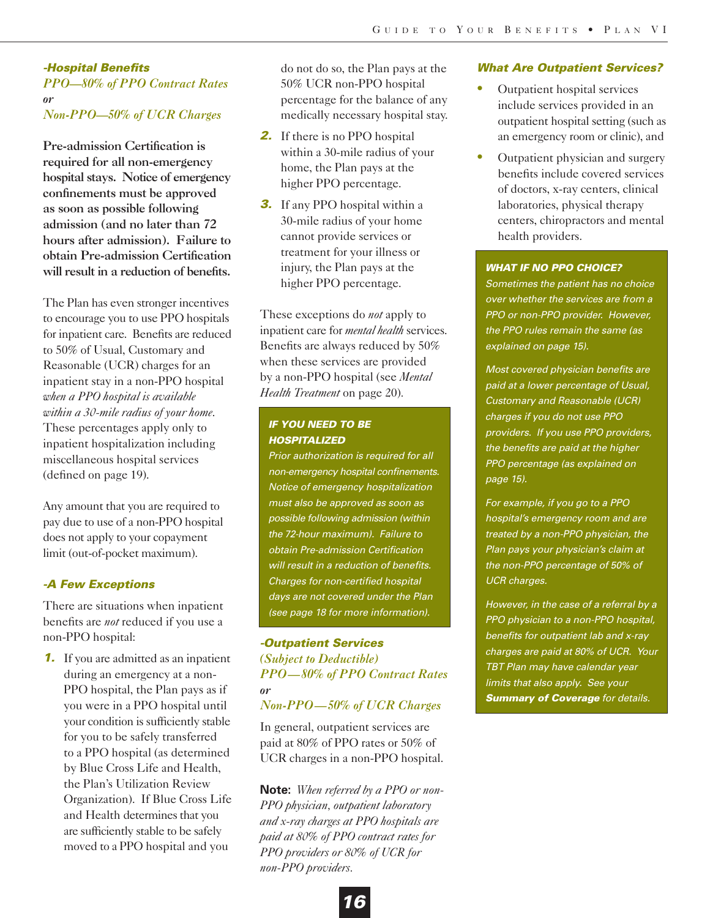### -Hospital Benefits

*PPO—80% of PPO Contract Rates*

*or*

*Non-PPO—50% of UCR Charges*

**Pre-admission Certification is required for all non-emergency hospital stays. Notice of emergency confinements must be approved as soon as possible following admission (and no later than 72 hours after admission). Failure to obtain Pre-admission Certification will result in a reduction of benefits.**

The Plan has even stronger incentives to encourage you to use PPO hospitals for inpatient care. Benefits are reduced to 50% of Usual, Customary and Reasonable (UCR) charges for an inpatient stay in a non-PPO hospital *when a PPO hospital is available within a 30-mile radius of your home*. These percentages apply only to inpatient hospitalization including miscellaneous hospital services (defined on page 19).

Any amount that you are required to pay due to use of a non-PPO hospital does not apply to your copayment limit (out-of-pocket maximum).

### -A Few Exceptions

There are situations when inpatient benefits are *not* reduced if you use a non-PPO hospital:

1. If you are admitted as an inpatient during an emergency at a non-PPO hospital, the Plan pays as if you were in a PPO hospital until your condition is sufficiently stable for you to be safely transferred to a PPO hospital (as determined by Blue Cross Life and Health, the Plan's Utilization Review Organization). If Blue Cross Life and Health determines that you are sufficiently stable to be safely moved to a PPO hospital and you do not do so, the Plan pays at the 50% UCR non-PPO hospital percentage for the balance of any medically necessary hospital stay.
2. If there is no PPO hospital within a 30-mile radius of your home, the Plan pays at the higher PPO percentage.
3. If any PPO hospital within a 30-mile radius of your home cannot provide services or treatment for your illness or injury, the Plan pays at the higher PPO percentage.

These exceptions do *not* apply to inpatient care for *mental health* services. Benefits are always reduced by 50% when these services are provided by a non-PPO hospital (see *Mental Health Treatment* on page 20).

> **IF YOU NEED TO BE HOSPITALIZED**
>
> *Prior authorization is required for all non-emergency hospital confinements. Notice of emergency hospitalization must also be approved as soon as possible following admission (within the 72-hour maximum). Failure to obtain Pre-admission Certification will result in a reduction of benefits. Charges for non-certified hospital days are not covered under the Plan (see page 18 for more information).*

### -Outpatient Services

*(Subject to Deductible)*

*PPO—80% of PPO Contract Rates*

*or*

*Non-PPO—50% of UCR Charges*

In general, outpatient services are paid at 80% of PPO rates or 50% of UCR charges in a non-PPO hospital.

**Note:** *When referred by a PPO or non-PPO physician, outpatient laboratory and x-ray charges at PPO hospitals are paid at 80% of PPO contract rates for PPO providers or 80% of UCR for non-PPO providers.*

### What Are Outpatient Services?

- Outpatient hospital services include services provided in an outpatient hospital setting (such as an emergency room or clinic), and
- Outpatient physician and surgery benefits include covered services of doctors, x-ray centers, clinical laboratories, physical therapy centers, chiropractors and mental health providers.

> **WHAT IF NO PPO CHOICE?**
>
> *Sometimes the patient has no choice over whether the services are from a PPO or non-PPO provider. However, the PPO rules remain the same (as explained on page 15).*
>
> *Most covered physician benefits are paid at a lower percentage of Usual, Customary and Reasonable (UCR) charges if you do not use PPO providers. If you use PPO providers, the benefits are paid at the higher PPO percentage (as explained on page 15).*
>
> *For example, if you go to a PPO hospital's emergency room and are treated by a non-PPO physician, the Plan pays your physician's claim at the non-PPO percentage of 50% of UCR charges.*
>
> *However, in the case of a referral by a PPO physician to a non-PPO hospital, benefits for outpatient lab and x-ray charges are paid at 80% of UCR. Your TBT Plan may have calendar year limits that also apply. See your* ***Summary of Coverage*** *for details.*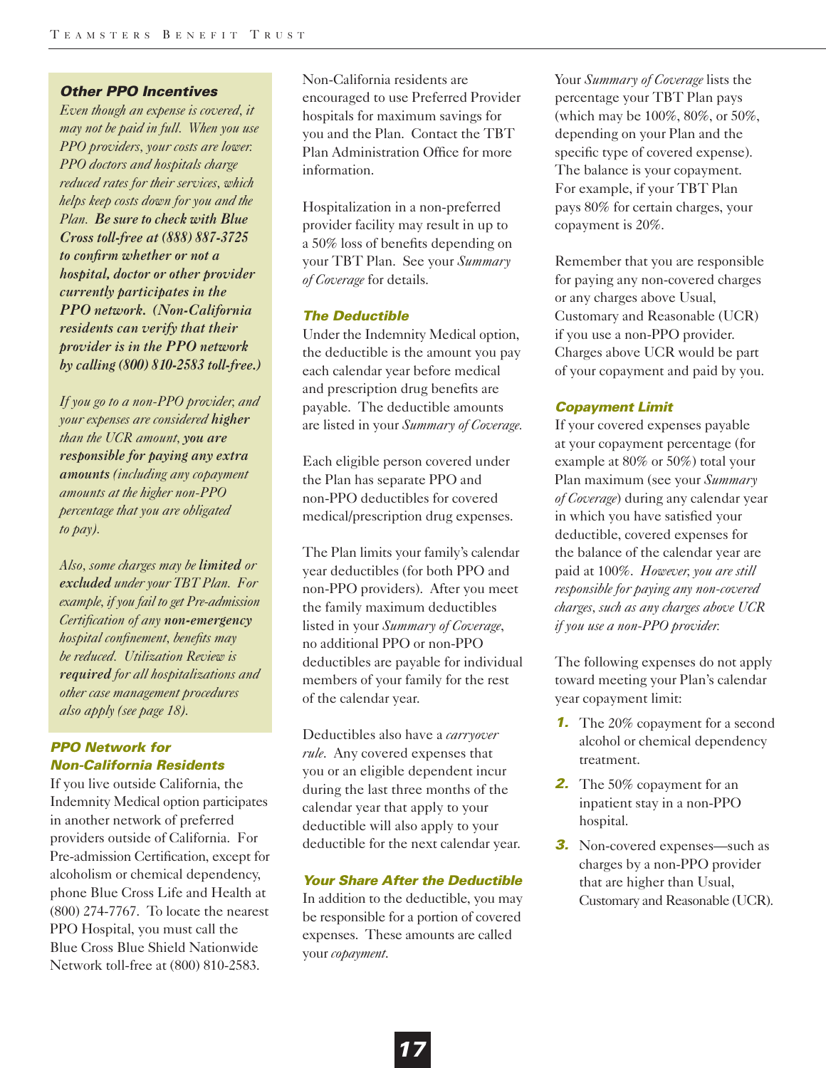### *Other PPO Incentives*

*Even though an expense is covered, it may not be paid in full. When you use PPO providers, your costs are lower. PPO doctors and hospitals charge reduced rates for their services, which helps keep costs down for you and the Plan.* ***Be sure to check with Blue Cross toll-free at (888) 887-3725 to confirm whether or not a hospital, doctor or other provider currently participates in the PPO network. (Non-California residents can verify that their provider is in the PPO network by calling (800) 810-2583 toll-free.)***

*If you go to a non-PPO provider, and your expenses are considered* ***higher*** *than the UCR amount,* ***you are responsible for paying any extra amounts*** *(including any copayment amounts at the higher non-PPO percentage that you are obligated to pay).*

*Also, some charges may be* ***limited*** *or* ***excluded*** *under your TBT Plan. For example, if you fail to get Pre-admission Certification of any* ***non-emergency*** *hospital confinement, benefits may be reduced. Utilization Review is* ***required*** *for all hospitalizations and other case management procedures also apply (see page 18).*

### *PPO Network for Non-California Residents*

If you live outside California, the Indemnity Medical option participates in another network of preferred providers outside of California. For Pre-admission Certification, except for alcoholism or chemical dependency, phone Blue Cross Life and Health at (800) 274-7767. To locate the nearest PPO Hospital, you must call the Blue Cross Blue Shield Nationwide Network toll-free at (800) 810-2583.

Non-California residents are encouraged to use Preferred Provider hospitals for maximum savings for you and the Plan. Contact the TBT Plan Administration Office for more information.

Hospitalization in a non-preferred provider facility may result in up to a 50% loss of benefits depending on your TBT Plan. See your *Summary of Coverage* for details.

### *The Deductible*

Under the Indemnity Medical option, the deductible is the amount you pay each calendar year before medical and prescription drug benefits are payable. The deductible amounts are listed in your *Summary of Coverage.*

Each eligible person covered under the Plan has separate PPO and non-PPO deductibles for covered medical/prescription drug expenses.

The Plan limits your family's calendar year deductibles (for both PPO and non-PPO providers). After you meet the family maximum deductibles listed in your *Summary of Coverage*, no additional PPO or non-PPO deductibles are payable for individual members of your family for the rest of the calendar year.

Deductibles also have a *carryover rule*. Any covered expenses that you or an eligible dependent incur during the last three months of the calendar year that apply to your deductible will also apply to your deductible for the next calendar year.

### *Your Share After the Deductible*

In addition to the deductible, you may be responsible for a portion of covered expenses. These amounts are called your *copayment*.

Your *Summary of Coverage* lists the percentage your TBT Plan pays (which may be 100%, 80%, or 50%, depending on your Plan and the specific type of covered expense). The balance is your copayment. For example, if your TBT Plan pays 80% for certain charges, your copayment is 20%.

Remember that you are responsible for paying any non-covered charges or any charges above Usual, Customary and Reasonable (UCR) if you use a non-PPO provider. Charges above UCR would be part of your copayment and paid by you.

### *Copayment Limit*

If your covered expenses payable at your copayment percentage (for example at 80% or 50%) total your Plan maximum (see your *Summary of Coverage*) during any calendar year in which you have satisfied your deductible, covered expenses for the balance of the calendar year are paid at 100%. *However, you are still responsible for paying any non-covered charges, such as any charges above UCR if you use a non-PPO provider.*

The following expenses do not apply toward meeting your Plan's calendar year copayment limit:

1. The 20% copayment for a second alcohol or chemical dependency treatment.
2. The 50% copayment for an inpatient stay in a non-PPO hospital.
3. Non-covered expenses—such as charges by a non-PPO provider that are higher than Usual, Customary and Reasonable (UCR).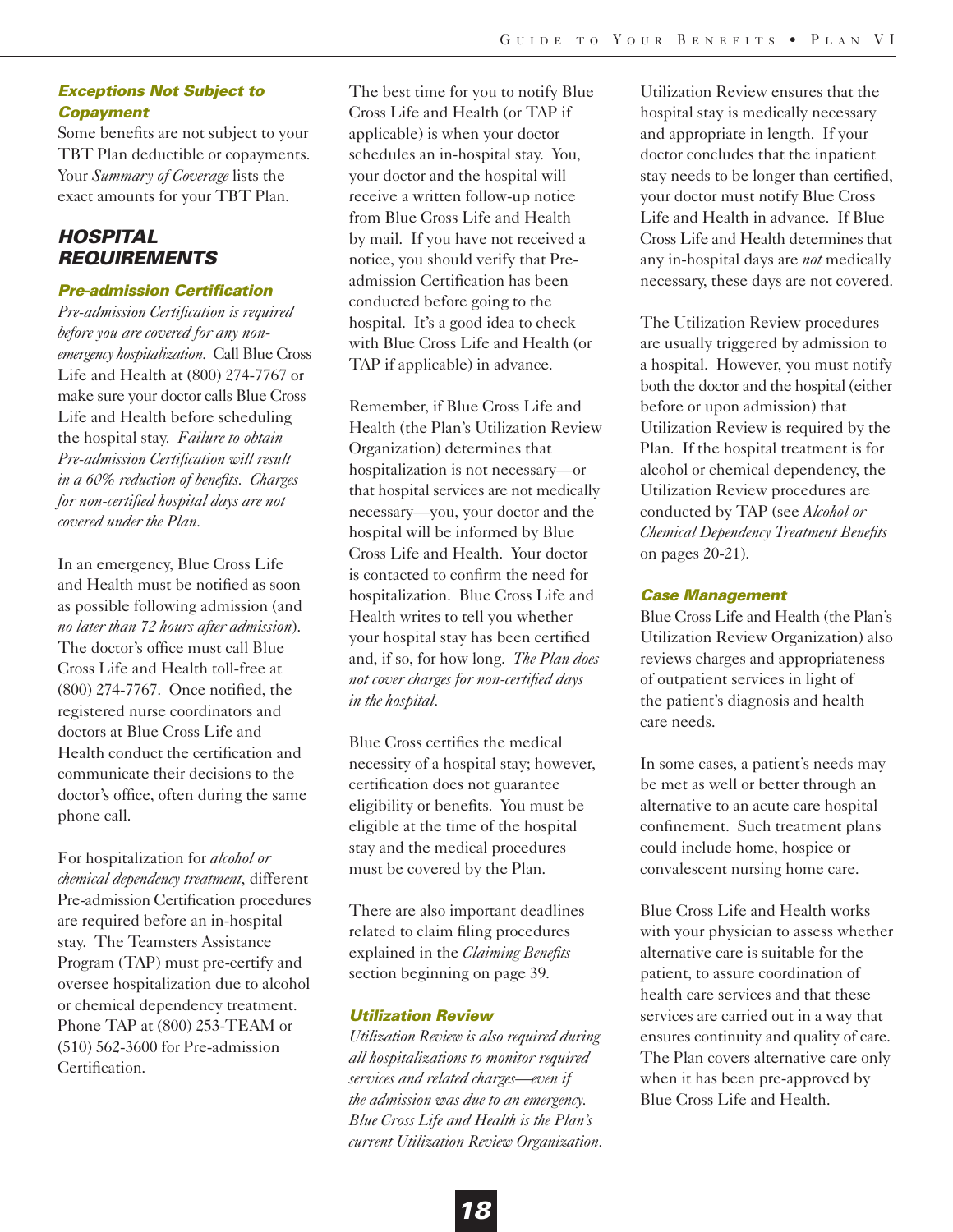### Exceptions Not Subject to Copayment

Some benefits are not subject to your TBT Plan deductible or copayments. Your *Summary of Coverage* lists the exact amounts for your TBT Plan.

## HOSPITAL REQUIREMENTS

### Pre-admission Certification

*Pre-admission Certification is required before you are covered for any non-emergency hospitalization.* Call Blue Cross Life and Health at (800) 274-7767 or make sure your doctor calls Blue Cross Life and Health before scheduling the hospital stay. *Failure to obtain Pre-admission Certification will result in a 60% reduction of benefits. Charges for non-certified hospital days are not covered under the Plan.*

In an emergency, Blue Cross Life and Health must be notified as soon as possible following admission (and *no later than 72 hours after admission*). The doctor's office must call Blue Cross Life and Health toll-free at (800) 274-7767. Once notified, the registered nurse coordinators and doctors at Blue Cross Life and Health conduct the certification and communicate their decisions to the doctor's office, often during the same phone call.

For hospitalization for *alcohol or chemical dependency treatment*, different Pre-admission Certification procedures are required before an in-hospital stay. The Teamsters Assistance Program (TAP) must pre-certify and oversee hospitalization due to alcohol or chemical dependency treatment. Phone TAP at (800) 253-TEAM or (510) 562-3600 for Pre-admission Certification.

The best time for you to notify Blue Cross Life and Health (or TAP if applicable) is when your doctor schedules an in-hospital stay. You, your doctor and the hospital will receive a written follow-up notice from Blue Cross Life and Health by mail. If you have not received a notice, you should verify that Pre-admission Certification has been conducted before going to the hospital. It's a good idea to check with Blue Cross Life and Health (or TAP if applicable) in advance.

Remember, if Blue Cross Life and Health (the Plan's Utilization Review Organization) determines that hospitalization is not necessary—or that hospital services are not medically necessary—you, your doctor and the hospital will be informed by Blue Cross Life and Health. Your doctor is contacted to confirm the need for hospitalization. Blue Cross Life and Health writes to tell you whether your hospital stay has been certified and, if so, for how long. *The Plan does not cover charges for non-certified days in the hospital.*

Blue Cross certifies the medical necessity of a hospital stay; however, certification does not guarantee eligibility or benefits. You must be eligible at the time of the hospital stay and the medical procedures must be covered by the Plan.

There are also important deadlines related to claim filing procedures explained in the *Claiming Benefits* section beginning on page 39.

### Utilization Review

*Utilization Review is also required during all hospitalizations to monitor required services and related charges—even if the admission was due to an emergency. Blue Cross Life and Health is the Plan's current Utilization Review Organization.*

Utilization Review ensures that the hospital stay is medically necessary and appropriate in length. If your doctor concludes that the inpatient stay needs to be longer than certified, your doctor must notify Blue Cross Life and Health in advance. If Blue Cross Life and Health determines that any in-hospital days are *not* medically necessary, these days are not covered.

The Utilization Review procedures are usually triggered by admission to a hospital. However, you must notify both the doctor and the hospital (either before or upon admission) that Utilization Review is required by the Plan. If the hospital treatment is for alcohol or chemical dependency, the Utilization Review procedures are conducted by TAP (see *Alcohol or Chemical Dependency Treatment Benefits* on pages 20-21).

### Case Management

Blue Cross Life and Health (the Plan's Utilization Review Organization) also reviews charges and appropriateness of outpatient services in light of the patient's diagnosis and health care needs.

In some cases, a patient's needs may be met as well or better through an alternative to an acute care hospital confinement. Such treatment plans could include home, hospice or convalescent nursing home care.

Blue Cross Life and Health works with your physician to assess whether alternative care is suitable for the patient, to assure coordination of health care services and that these services are carried out in a way that ensures continuity and quality of care. The Plan covers alternative care only when it has been pre-approved by Blue Cross Life and Health.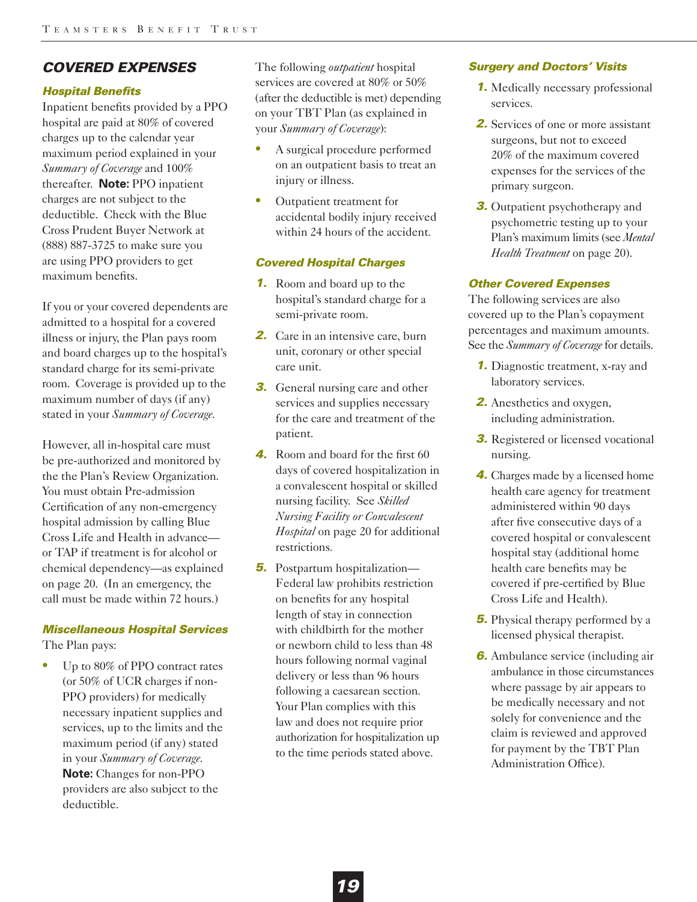## COVERED EXPENSES

### Hospital Benefits

Inpatient benefits provided by a PPO hospital are paid at 80% of covered charges up to the calendar year maximum period explained in your *Summary of Coverage* and 100% thereafter. **Note:** PPO inpatient charges are not subject to the deductible. Check with the Blue Cross Prudent Buyer Network at (888) 887-3725 to make sure you are using PPO providers to get maximum benefits.

If you or your covered dependents are admitted to a hospital for a covered illness or injury, the Plan pays room and board charges up to the hospital's standard charge for its semi-private room. Coverage is provided up to the maximum number of days (if any) stated in your *Summary of Coverage.*

However, all in-hospital care must be pre-authorized and monitored by the the Plan's Review Organization. You must obtain Pre-admission Certification of any non-emergency hospital admission by calling Blue Cross Life and Health in advance—or TAP if treatment is for alcohol or chemical dependency—as explained on page 20. (In an emergency, the call must be made within 72 hours.)

### Miscellaneous Hospital Services

The Plan pays:

- Up to 80% of PPO contract rates (or 50% of UCR charges if non-PPO providers) for medically necessary inpatient supplies and services, up to the limits and the maximum period (if any) stated in your *Summary of Coverage.* **Note:** Changes for non-PPO providers are also subject to the deductible.

The following *outpatient* hospital services are covered at 80% or 50% (after the deductible is met) depending on your TBT Plan (as explained in your *Summary of Coverage*):

- A surgical procedure performed on an outpatient basis to treat an injury or illness.
- Outpatient treatment for accidental bodily injury received within 24 hours of the accident.

### Covered Hospital Charges

1. Room and board up to the hospital's standard charge for a semi-private room.
2. Care in an intensive care, burn unit, coronary or other special care unit.
3. General nursing care and other services and supplies necessary for the care and treatment of the patient.
4. Room and board for the first 60 days of covered hospitalization in a convalescent hospital or skilled nursing facility. See *Skilled Nursing Facility or Convalescent Hospital* on page 20 for additional restrictions.
5. Postpartum hospitalization—Federal law prohibits restriction on benefits for any hospital length of stay in connection with childbirth for the mother or newborn child to less than 48 hours following normal vaginal delivery or less than 96 hours following a caesarean section. Your Plan complies with this law and does not require prior authorization for hospitalization up to the time periods stated above.

### Surgery and Doctors' Visits

1. Medically necessary professional services.
2. Services of one or more assistant surgeons, but not to exceed 20% of the maximum covered expenses for the services of the primary surgeon.
3. Outpatient psychotherapy and psychometric testing up to your Plan's maximum limits (see *Mental Health Treatment* on page 20).

### Other Covered Expenses

The following services are also covered up to the Plan's copayment percentages and maximum amounts. See the *Summary of Coverage* for details.

1. Diagnostic treatment, x-ray and laboratory services.
2. Anesthetics and oxygen, including administration.
3. Registered or licensed vocational nursing.
4. Charges made by a licensed home health care agency for treatment administered within 90 days after five consecutive days of a covered hospital or convalescent hospital stay (additional home health care benefits may be covered if pre-certified by Blue Cross Life and Health).
5. Physical therapy performed by a licensed physical therapist.
6. Ambulance service (including air ambulance in those circumstances where passage by air appears to be medically necessary and not solely for convenience and the claim is reviewed and approved for payment by the TBT Plan Administration Office).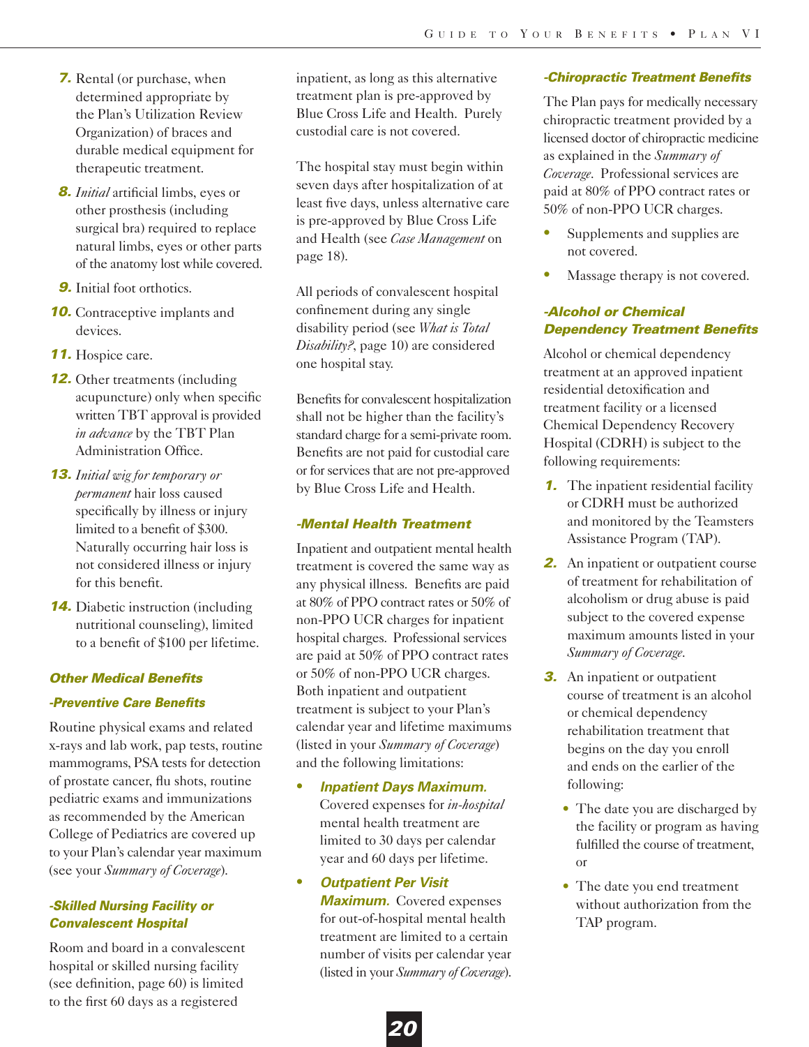7. Rental (or purchase, when determined appropriate by the Plan's Utilization Review Organization) of braces and durable medical equipment for therapeutic treatment.
8. *Initial* artificial limbs, eyes or other prosthesis (including surgical bra) required to replace natural limbs, eyes or other parts of the anatomy lost while covered.
9. Initial foot orthotics.
10. Contraceptive implants and devices.
11. Hospice care.
12. Other treatments (including acupuncture) only when specific written TBT approval is provided *in advance* by the TBT Plan Administration Office.
13. *Initial wig for temporary or permanent* hair loss caused specifically by illness or injury limited to a benefit of $300. Naturally occurring hair loss is not considered illness or injury for this benefit.
14. Diabetic instruction (including nutritional counseling), limited to a benefit of $100 per lifetime.

### Other Medical Benefits

#### -Preventive Care Benefits

Routine physical exams and related x-rays and lab work, pap tests, routine mammograms, PSA tests for detection of prostate cancer, flu shots, routine pediatric exams and immunizations as recommended by the American College of Pediatrics are covered up to your Plan's calendar year maximum (see your *Summary of Coverage*).

#### -Skilled Nursing Facility or Convalescent Hospital

Room and board in a convalescent hospital or skilled nursing facility (see definition, page 60) is limited to the first 60 days as a registered inpatient, as long as this alternative treatment plan is pre-approved by Blue Cross Life and Health. Purely custodial care is not covered.

The hospital stay must begin within seven days after hospitalization of at least five days, unless alternative care is pre-approved by Blue Cross Life and Health (see *Case Management* on page 18).

All periods of convalescent hospital confinement during any single disability period (see *What is Total Disability?*, page 10) are considered one hospital stay.

Benefits for convalescent hospitalization shall not be higher than the facility's standard charge for a semi-private room. Benefits are not paid for custodial care or for services that are not pre-approved by Blue Cross Life and Health.

#### -Mental Health Treatment

Inpatient and outpatient mental health treatment is covered the same way as any physical illness. Benefits are paid at 80% of PPO contract rates or 50% of non-PPO UCR charges for inpatient hospital charges. Professional services are paid at 50% of PPO contract rates or 50% of non-PPO UCR charges. Both inpatient and outpatient treatment is subject to your Plan's calendar year and lifetime maximums (listed in your *Summary of Coverage*) and the following limitations:

- ***Inpatient Days Maximum.*** Covered expenses for *in-hospital* mental health treatment are limited to 30 days per calendar year and 60 days per lifetime.
- ***Outpatient Per Visit Maximum.*** Covered expenses for out-of-hospital mental health treatment are limited to a certain number of visits per calendar year (listed in your *Summary of Coverage*).

#### -Chiropractic Treatment Benefits

The Plan pays for medically necessary chiropractic treatment provided by a licensed doctor of chiropractic medicine as explained in the *Summary of Coverage*. Professional services are paid at 80% of PPO contract rates or 50% of non-PPO UCR charges.

- Supplements and supplies are not covered.
- Massage therapy is not covered.

#### -Alcohol or Chemical Dependency Treatment Benefits

Alcohol or chemical dependency treatment at an approved inpatient residential detoxification and treatment facility or a licensed Chemical Dependency Recovery Hospital (CDRH) is subject to the following requirements:

1. The inpatient residential facility or CDRH must be authorized and monitored by the Teamsters Assistance Program (TAP).
2. An inpatient or outpatient course of treatment for rehabilitation of alcoholism or drug abuse is paid subject to the covered expense maximum amounts listed in your *Summary of Coverage*.
3. An inpatient or outpatient course of treatment is an alcohol or chemical dependency rehabilitation treatment that begins on the day you enroll and ends on the earlier of the following:
   - The date you are discharged by the facility or program as having fulfilled the course of treatment, or
   - The date you end treatment without authorization from the TAP program.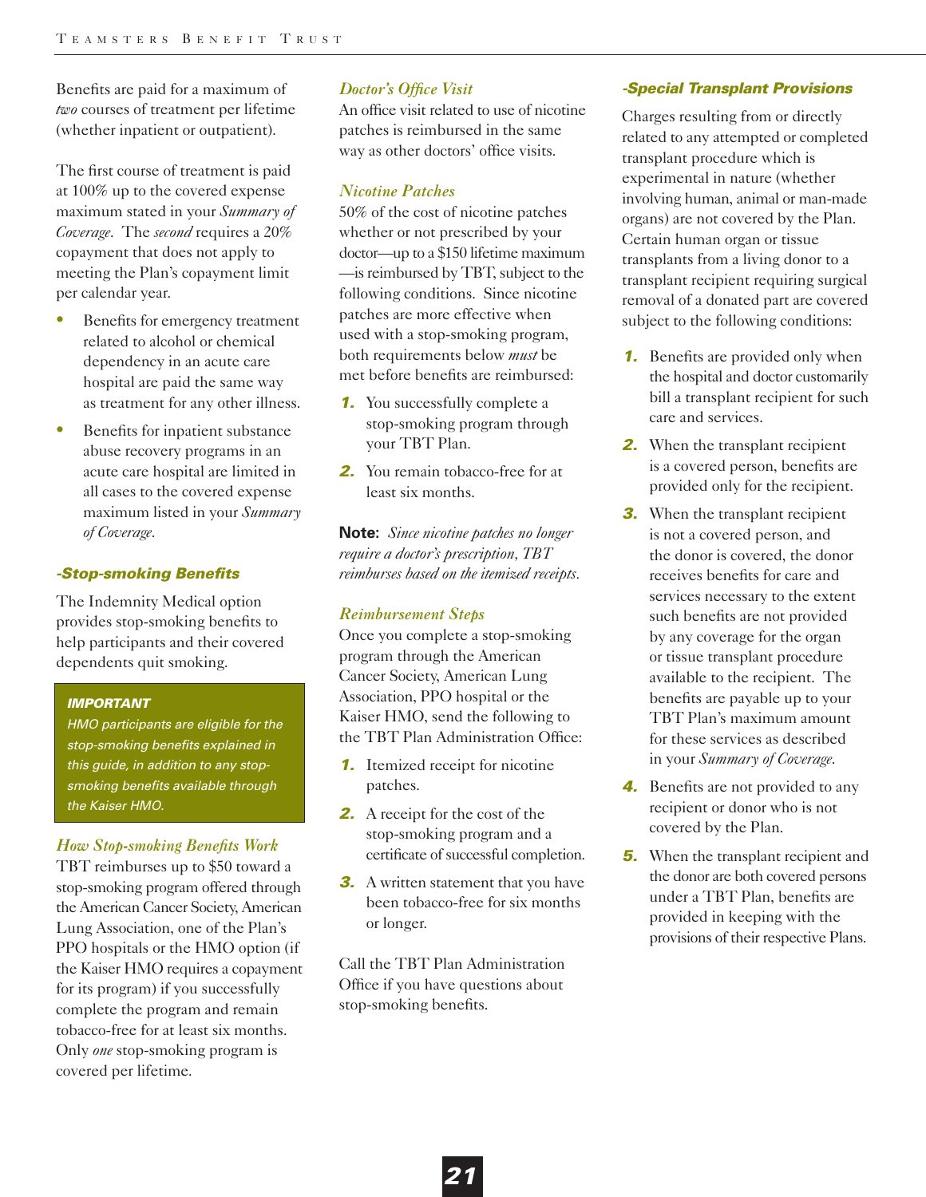Benefits are paid for a maximum of *two* courses of treatment per lifetime (whether inpatient or outpatient).

The first course of treatment is paid at 100% up to the covered expense maximum stated in your *Summary of Coverage*. The *second* requires a 20% copayment that does not apply to meeting the Plan's copayment limit per calendar year.

- Benefits for emergency treatment related to alcohol or chemical dependency in an acute care hospital are paid the same way as treatment for any other illness.
- Benefits for inpatient substance abuse recovery programs in an acute care hospital are limited in all cases to the covered expense maximum listed in your *Summary of Coverage*.

## -Stop-smoking Benefits

The Indemnity Medical option provides stop-smoking benefits to help participants and their covered dependents quit smoking.

> ***IMPORTANT***
> *HMO participants are eligible for the stop-smoking benefits explained in this guide, in addition to any stop-smoking benefits available through the Kaiser HMO.*

### *How Stop-smoking Benefits Work*

TBT reimburses up to $50 toward a stop-smoking program offered through the American Cancer Society, American Lung Association, one of the Plan's PPO hospitals or the HMO option (if the Kaiser HMO requires a copayment for its program) if you successfully complete the program and remain tobacco-free for at least six months. Only *one* stop-smoking program is covered per lifetime.

### *Doctor's Office Visit*

An office visit related to use of nicotine patches is reimbursed in the same way as other doctors' office visits.

### *Nicotine Patches*

50% of the cost of nicotine patches whether or not prescribed by your doctor—up to a $150 lifetime maximum—is reimbursed by TBT, subject to the following conditions. Since nicotine patches are more effective when used with a stop-smoking program, both requirements below *must* be met before benefits are reimbursed:

1. You successfully complete a stop-smoking program through your TBT Plan.
2. You remain tobacco-free for at least six months.

**Note:** *Since nicotine patches no longer require a doctor's prescription, TBT reimburses based on the itemized receipts.*

### *Reimbursement Steps*

Once you complete a stop-smoking program through the American Cancer Society, American Lung Association, PPO hospital or the Kaiser HMO, send the following to the TBT Plan Administration Office:

1. Itemized receipt for nicotine patches.
2. A receipt for the cost of the stop-smoking program and a certificate of successful completion.
3. A written statement that you have been tobacco-free for six months or longer.

Call the TBT Plan Administration Office if you have questions about stop-smoking benefits.

## -Special Transplant Provisions

Charges resulting from or directly related to any attempted or completed transplant procedure which is experimental in nature (whether involving human, animal or man-made organs) are not covered by the Plan. Certain human organ or tissue transplants from a living donor to a transplant recipient requiring surgical removal of a donated part are covered subject to the following conditions:

1. Benefits are provided only when the hospital and doctor customarily bill a transplant recipient for such care and services.
2. When the transplant recipient is a covered person, benefits are provided only for the recipient.
3. When the transplant recipient is not a covered person, and the donor is covered, the donor receives benefits for care and services necessary to the extent such benefits are not provided by any coverage for the organ or tissue transplant procedure available to the recipient. The benefits are payable up to your TBT Plan's maximum amount for these services as described in your *Summary of Coverage*.
4. Benefits are not provided to any recipient or donor who is not covered by the Plan.
5. When the transplant recipient and the donor are both covered persons under a TBT Plan, benefits are provided in keeping with the provisions of their respective Plans.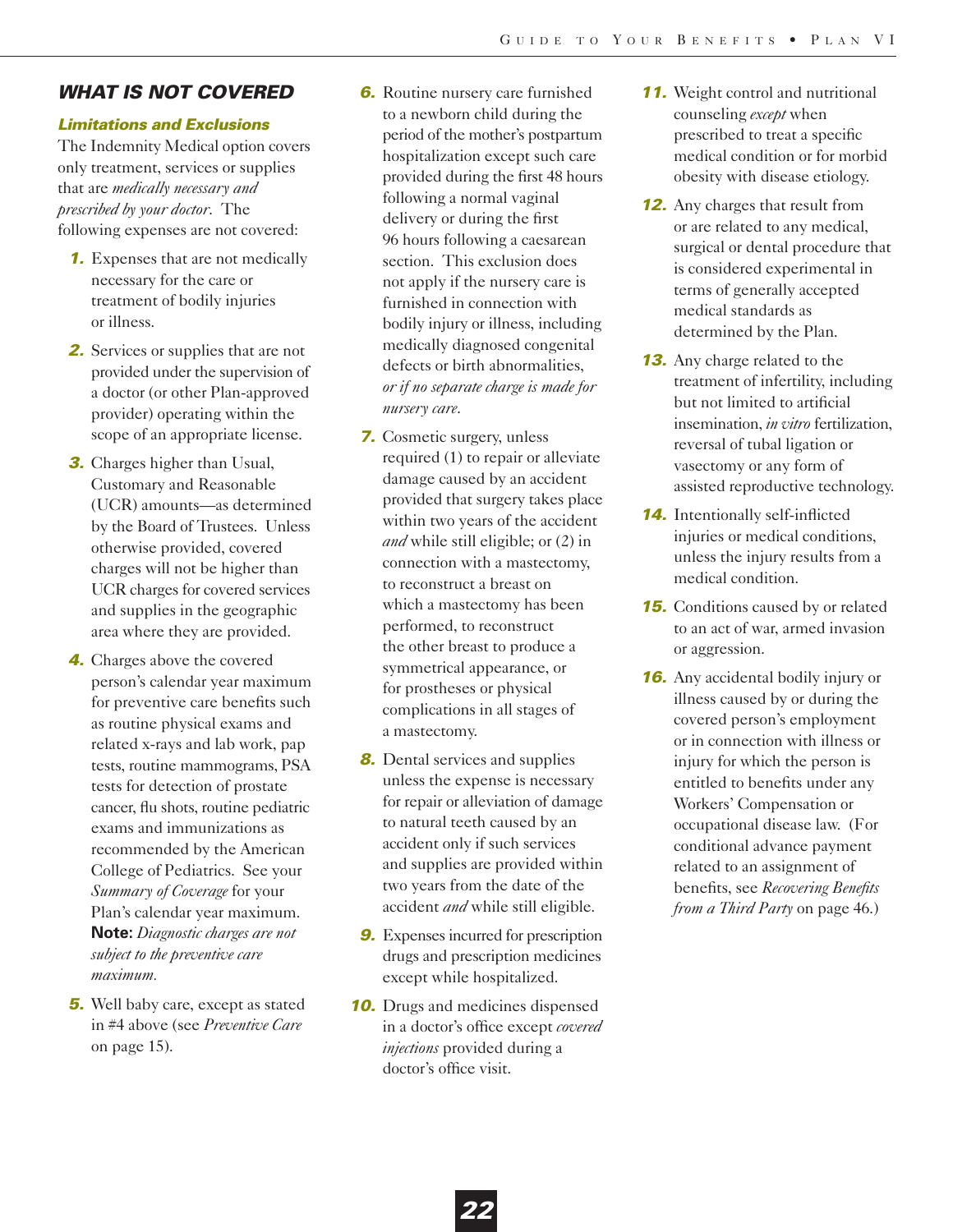## *WHAT IS NOT COVERED*

### *Limitations and Exclusions*

The Indemnity Medical option covers only treatment, services or supplies that are *medically necessary and prescribed by your doctor*. The following expenses are not covered:

1. Expenses that are not medically necessary for the care or treatment of bodily injuries or illness.
2. Services or supplies that are not provided under the supervision of a doctor (or other Plan-approved provider) operating within the scope of an appropriate license.
3. Charges higher than Usual, Customary and Reasonable (UCR) amounts—as determined by the Board of Trustees. Unless otherwise provided, covered charges will not be higher than UCR charges for covered services and supplies in the geographic area where they are provided.
4. Charges above the covered person's calendar year maximum for preventive care benefits such as routine physical exams and related x-rays and lab work, pap tests, routine mammograms, PSA tests for detection of prostate cancer, flu shots, routine pediatric exams and immunizations as recommended by the American College of Pediatrics. See your *Summary of Coverage* for your Plan's calendar year maximum. **Note:** *Diagnostic charges are not subject to the preventive care maximum.*
5. Well baby care, except as stated in #4 above (see *Preventive Care* on page 15).
6. Routine nursery care furnished to a newborn child during the period of the mother's postpartum hospitalization except such care provided during the first 48 hours following a normal vaginal delivery or during the first 96 hours following a caesarean section. This exclusion does not apply if the nursery care is furnished in connection with bodily injury or illness, including medically diagnosed congenital defects or birth abnormalities, *or if no separate charge is made for nursery care*.
7. Cosmetic surgery, unless required (1) to repair or alleviate damage caused by an accident provided that surgery takes place within two years of the accident *and* while still eligible; or (2) in connection with a mastectomy, to reconstruct a breast on which a mastectomy has been performed, to reconstruct the other breast to produce a symmetrical appearance, or for prostheses or physical complications in all stages of a mastectomy.
8. Dental services and supplies unless the expense is necessary for repair or alleviation of damage to natural teeth caused by an accident only if such services and supplies are provided within two years from the date of the accident *and* while still eligible.
9. Expenses incurred for prescription drugs and prescription medicines except while hospitalized.
10. Drugs and medicines dispensed in a doctor's office except *covered injections* provided during a doctor's office visit.
11. Weight control and nutritional counseling *except* when prescribed to treat a specific medical condition or for morbid obesity with disease etiology.
12. Any charges that result from or are related to any medical, surgical or dental procedure that is considered experimental in terms of generally accepted medical standards as determined by the Plan.
13. Any charge related to the treatment of infertility, including but not limited to artificial insemination, *in vitro* fertilization, reversal of tubal ligation or vasectomy or any form of assisted reproductive technology.
14. Intentionally self-inflicted injuries or medical conditions, unless the injury results from a medical condition.
15. Conditions caused by or related to an act of war, armed invasion or aggression.
16. Any accidental bodily injury or illness caused by or during the covered person's employment or in connection with illness or injury for which the person is entitled to benefits under any Workers' Compensation or occupational disease law. (For conditional advance payment related to an assignment of benefits, see *Recovering Benefits from a Third Party* on page 46.)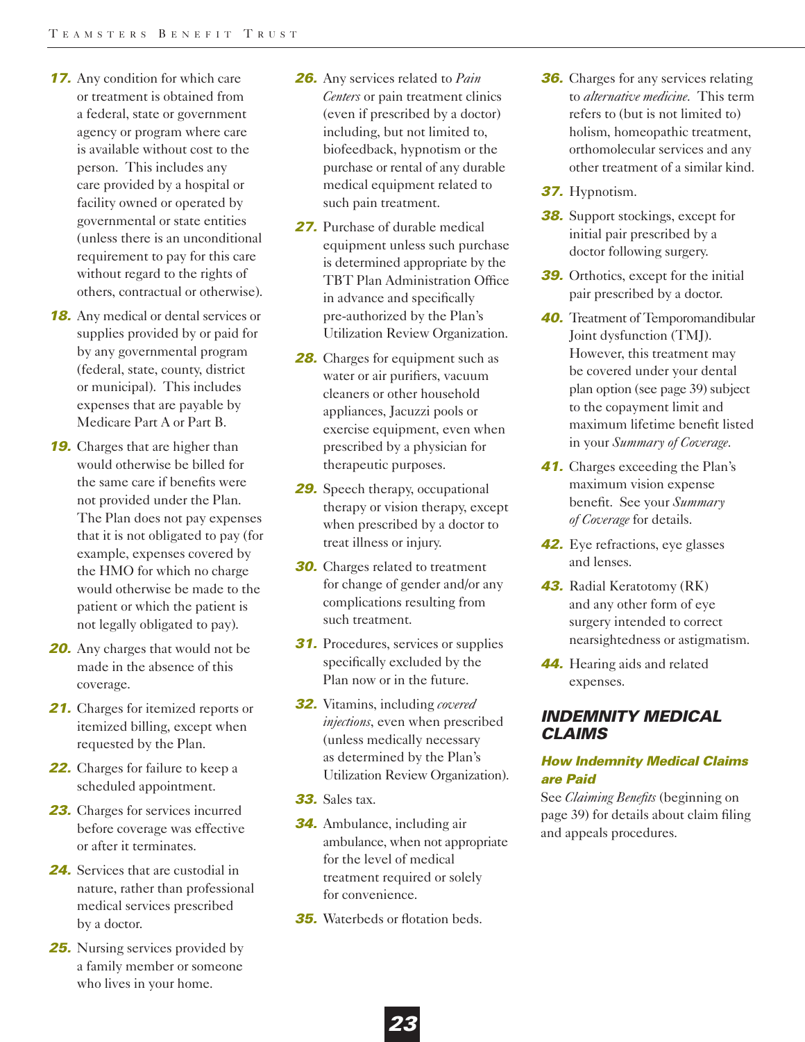17. Any condition for which care or treatment is obtained from a federal, state or government agency or program where care is available without cost to the person. This includes any care provided by a hospital or facility owned or operated by governmental or state entities (unless there is an unconditional requirement to pay for this care without regard to the rights of others, contractual or otherwise).

18. Any medical or dental services or supplies provided by or paid for by any governmental program (federal, state, county, district or municipal). This includes expenses that are payable by Medicare Part A or Part B.

19. Charges that are higher than would otherwise be billed for the same care if benefits were not provided under the Plan. The Plan does not pay expenses that it is not obligated to pay (for example, expenses covered by the HMO for which no charge would otherwise be made to the patient or which the patient is not legally obligated to pay).

20. Any charges that would not be made in the absence of this coverage.

21. Charges for itemized reports or itemized billing, except when requested by the Plan.

22. Charges for failure to keep a scheduled appointment.

23. Charges for services incurred before coverage was effective or after it terminates.

24. Services that are custodial in nature, rather than professional medical services prescribed by a doctor.

25. Nursing services provided by a family member or someone who lives in your home.

26. Any services related to *Pain Centers* or pain treatment clinics (even if prescribed by a doctor) including, but not limited to, biofeedback, hypnotism or the purchase or rental of any durable medical equipment related to such pain treatment.

27. Purchase of durable medical equipment unless such purchase is determined appropriate by the TBT Plan Administration Office in advance and specifically pre-authorized by the Plan's Utilization Review Organization.

28. Charges for equipment such as water or air purifiers, vacuum cleaners or other household appliances, Jacuzzi pools or exercise equipment, even when prescribed by a physician for therapeutic purposes.

29. Speech therapy, occupational therapy or vision therapy, except when prescribed by a doctor to treat illness or injury.

30. Charges related to treatment for change of gender and/or any complications resulting from such treatment.

31. Procedures, services or supplies specifically excluded by the Plan now or in the future.

32. Vitamins, including *covered injections*, even when prescribed (unless medically necessary as determined by the Plan's Utilization Review Organization).

33. Sales tax.

34. Ambulance, including air ambulance, when not appropriate for the level of medical treatment required or solely for convenience.

35. Waterbeds or flotation beds.

36. Charges for any services relating to *alternative medicine*. This term refers to (but is not limited to) holism, homeopathic treatment, orthomolecular services and any other treatment of a similar kind.

37. Hypnotism.

38. Support stockings, except for initial pair prescribed by a doctor following surgery.

39. Orthotics, except for the initial pair prescribed by a doctor.

40. Treatment of Temporomandibular Joint dysfunction (TMJ). However, this treatment may be covered under your dental plan option (see page 39) subject to the copayment limit and maximum lifetime benefit listed in your *Summary of Coverage*.

41. Charges exceeding the Plan's maximum vision expense benefit. See your *Summary of Coverage* for details.

42. Eye refractions, eye glasses and lenses.

43. Radial Keratotomy (RK) and any other form of eye surgery intended to correct nearsightedness or astigmatism.

44. Hearing aids and related expenses.

## INDEMNITY MEDICAL CLAIMS

### How Indemnity Medical Claims are Paid

See *Claiming Benefits* (beginning on page 39) for details about claim filing and appeals procedures.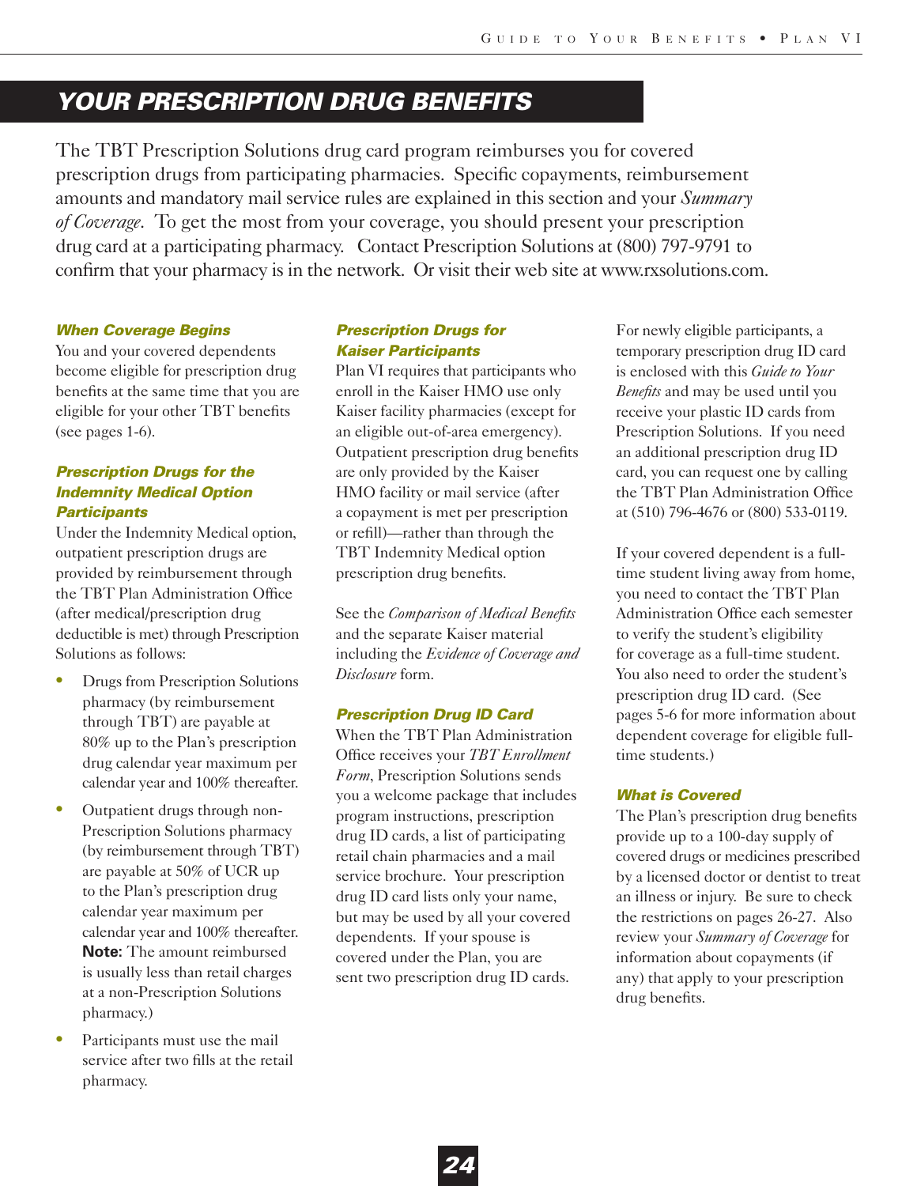# YOUR PRESCRIPTION DRUG BENEFITS

The TBT Prescription Solutions drug card program reimburses you for covered prescription drugs from participating pharmacies. Specific copayments, reimbursement amounts and mandatory mail service rules are explained in this section and your *Summary of Coverage*. To get the most from your coverage, you should present your prescription drug card at a participating pharmacy. Contact Prescription Solutions at (800) 797-9791 to confirm that your pharmacy is in the network. Or visit their web site at www.rxsolutions.com.

### *When Coverage Begins*

You and your covered dependents become eligible for prescription drug benefits at the same time that you are eligible for your other TBT benefits (see pages 1-6).

### *Prescription Drugs for the Indemnity Medical Option Participants*

Under the Indemnity Medical option, outpatient prescription drugs are provided by reimbursement through the TBT Plan Administration Office (after medical/prescription drug deductible is met) through Prescription Solutions as follows:

- Drugs from Prescription Solutions pharmacy (by reimbursement through TBT) are payable at 80% up to the Plan's prescription drug calendar year maximum per calendar year and 100% thereafter.
- Outpatient drugs through non-Prescription Solutions pharmacy (by reimbursement through TBT) are payable at 50% of UCR up to the Plan's prescription drug calendar year maximum per calendar year and 100% thereafter. **Note:** The amount reimbursed is usually less than retail charges at a non-Prescription Solutions pharmacy.)
- Participants must use the mail service after two fills at the retail pharmacy.

### *Prescription Drugs for Kaiser Participants*

Plan VI requires that participants who enroll in the Kaiser HMO use only Kaiser facility pharmacies (except for an eligible out-of-area emergency). Outpatient prescription drug benefits are only provided by the Kaiser HMO facility or mail service (after a copayment is met per prescription or refill)—rather than through the TBT Indemnity Medical option prescription drug benefits.

See the *Comparison of Medical Benefits* and the separate Kaiser material including the *Evidence of Coverage and Disclosure* form.

### *Prescription Drug ID Card*

When the TBT Plan Administration Office receives your *TBT Enrollment Form*, Prescription Solutions sends you a welcome package that includes program instructions, prescription drug ID cards, a list of participating retail chain pharmacies and a mail service brochure. Your prescription drug ID card lists only your name, but may be used by all your covered dependents. If your spouse is covered under the Plan, you are sent two prescription drug ID cards.

For newly eligible participants, a temporary prescription drug ID card is enclosed with this *Guide to Your Benefits* and may be used until you receive your plastic ID cards from Prescription Solutions. If you need an additional prescription drug ID card, you can request one by calling the TBT Plan Administration Office at (510) 796-4676 or (800) 533-0119.

If your covered dependent is a full-time student living away from home, you need to contact the TBT Plan Administration Office each semester to verify the student's eligibility for coverage as a full-time student. You also need to order the student's prescription drug ID card. (See pages 5-6 for more information about dependent coverage for eligible full-time students.)

### *What is Covered*

The Plan's prescription drug benefits provide up to a 100-day supply of covered drugs or medicines prescribed by a licensed doctor or dentist to treat an illness or injury. Be sure to check the restrictions on pages 26-27. Also review your *Summary of Coverage* for information about copayments (if any) that apply to your prescription drug benefits.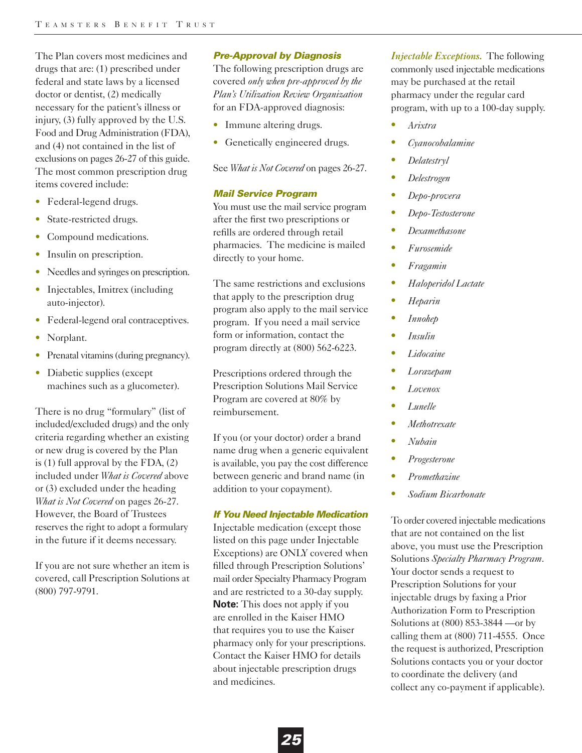The Plan covers most medicines and drugs that are: (1) prescribed under federal and state laws by a licensed doctor or dentist, (2) medically necessary for the patient's illness or injury, (3) fully approved by the U.S. Food and Drug Administration (FDA), and (4) not contained in the list of exclusions on pages 26-27 of this guide. The most common prescription drug items covered include:

- Federal-legend drugs.
- State-restricted drugs.
- Compound medications.
- Insulin on prescription.
- Needles and syringes on prescription.
- Injectables, Imitrex (including auto-injector).
- Federal-legend oral contraceptives.
- Norplant.
- Prenatal vitamins (during pregnancy).
- Diabetic supplies (except machines such as a glucometer).

There is no drug "formulary" (list of included/excluded drugs) and the only criteria regarding whether an existing or new drug is covered by the Plan is (1) full approval by the FDA, (2) included under *What is Covered* above or (3) excluded under the heading *What is Not Covered* on pages 26-27. However, the Board of Trustees reserves the right to adopt a formulary in the future if it deems necessary.

If you are not sure whether an item is covered, call Prescription Solutions at (800) 797-9791.

### Pre-Approval by Diagnosis

The following prescription drugs are covered *only when pre-approved by the Plan's Utilization Review Organization* for an FDA-approved diagnosis:

- Immune altering drugs.
- Genetically engineered drugs.

See *What is Not Covered* on pages 26-27.

### Mail Service Program

You must use the mail service program after the first two prescriptions or refills are ordered through retail pharmacies. The medicine is mailed directly to your home.

The same restrictions and exclusions that apply to the prescription drug program also apply to the mail service program. If you need a mail service form or information, contact the program directly at (800) 562-6223.

Prescriptions ordered through the Prescription Solutions Mail Service Program are covered at 80% by reimbursement.

If you (or your doctor) order a brand name drug when a generic equivalent is available, you pay the cost difference between generic and brand name (in addition to your copayment).

### If You Need Injectable Medication

Injectable medication (except those listed on this page under Injectable Exceptions) are ONLY covered when filled through Prescription Solutions' mail order Specialty Pharmacy Program and are restricted to a 30-day supply. **Note:** This does not apply if you are enrolled in the Kaiser HMO that requires you to use the Kaiser pharmacy only for your prescriptions. Contact the Kaiser HMO for details about injectable prescription drugs and medicines.

***Injectable Exceptions.*** The following commonly used injectable medications may be purchased at the retail pharmacy under the regular card program, with up to a 100-day supply.

- *Arixtra*
- *Cyanocobalamine*
- *Delatestryl*
- *Delestrogen*
- *Depo-provera*
- *Depo-Testosterone*
- *Dexamethasone*
- *Furosemide*
- *Fragamin*
- *Haloperidol Lactate*
- *Heparin*
- *Innohep*
- *Insulin*
- *Lidocaine*
- *Lorazepam*
- *Lovenox*
- *Lunelle*
- *Methotrexate*
- *Nubain*
- *Progesterone*
- *Promethazine*
- *Sodium Bicarbonate*

To order covered injectable medications that are not contained on the list above, you must use the Prescription Solutions *Specialty Pharmacy Program*. Your doctor sends a request to Prescription Solutions for your injectable drugs by faxing a Prior Authorization Form to Prescription Solutions at (800) 853-3844 —or by calling them at (800) 711-4555. Once the request is authorized, Prescription Solutions contacts you or your doctor to coordinate the delivery (and collect any co-payment if applicable).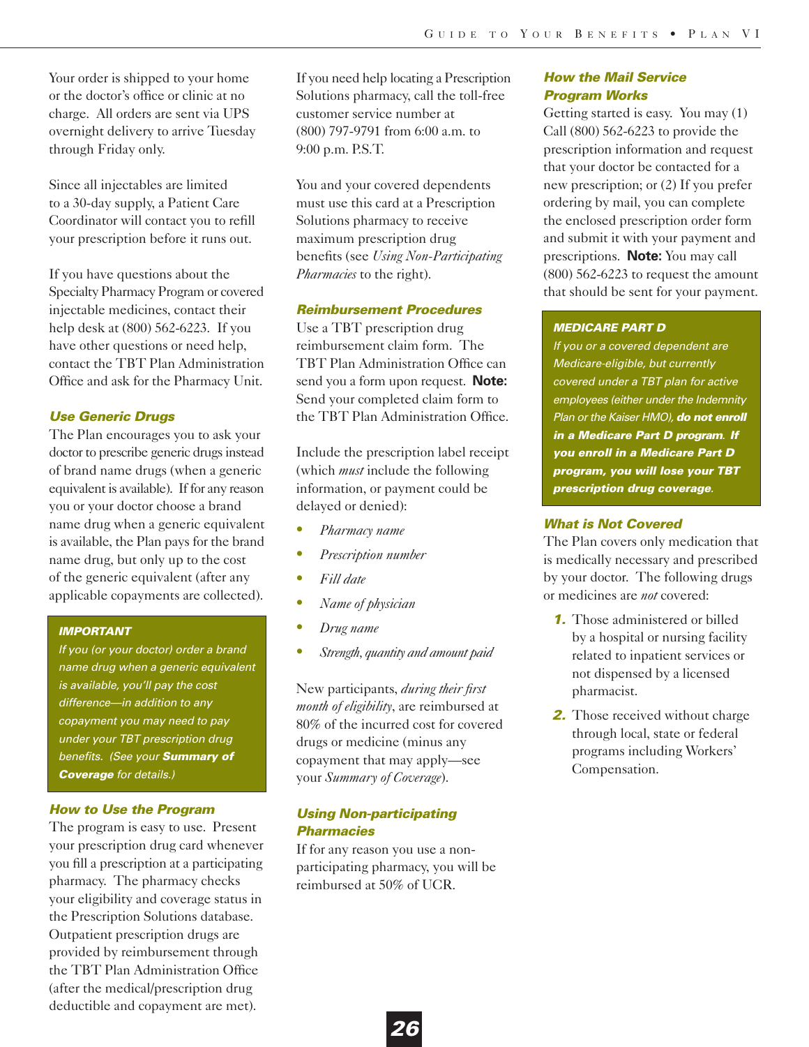Your order is shipped to your home or the doctor's office or clinic at no charge. All orders are sent via UPS overnight delivery to arrive Tuesday through Friday only.

Since all injectables are limited to a 30-day supply, a Patient Care Coordinator will contact you to refill your prescription before it runs out.

If you have questions about the Specialty Pharmacy Program or covered injectable medicines, contact their help desk at (800) 562-6223. If you have other questions or need help, contact the TBT Plan Administration Office and ask for the Pharmacy Unit.

### Use Generic Drugs

The Plan encourages you to ask your doctor to prescribe generic drugs instead of brand name drugs (when a generic equivalent is available). If for any reason you or your doctor choose a brand name drug when a generic equivalent is available, the Plan pays for the brand name drug, but only up to the cost of the generic equivalent (after any applicable copayments are collected).

> ***IMPORTANT***
>
> *If you (or your doctor) order a brand name drug when a generic equivalent is available, you'll pay the cost difference—in addition to any copayment you may need to pay under your TBT prescription drug benefits. (See your **Summary of Coverage** for details.)*

### How to Use the Program

The program is easy to use. Present your prescription drug card whenever you fill a prescription at a participating pharmacy. The pharmacy checks your eligibility and coverage status in the Prescription Solutions database. Outpatient prescription drugs are provided by reimbursement through the TBT Plan Administration Office (after the medical/prescription drug deductible and copayment are met).

If you need help locating a Prescription Solutions pharmacy, call the toll-free customer service number at (800) 797-9791 from 6:00 a.m. to 9:00 p.m. P.S.T.

You and your covered dependents must use this card at a Prescription Solutions pharmacy to receive maximum prescription drug benefits (see *Using Non-Participating Pharmacies* to the right).

### Reimbursement Procedures

Use a TBT prescription drug reimbursement claim form. The TBT Plan Administration Office can send you a form upon request. **Note:** Send your completed claim form to the TBT Plan Administration Office.

Include the prescription label receipt (which *must* include the following information, or payment could be delayed or denied):

- *Pharmacy name*
- *Prescription number*
- *Fill date*
- *Name of physician*
- *Drug name*
- *Strength, quantity and amount paid*

New participants, *during their first month of eligibility*, are reimbursed at 80% of the incurred cost for covered drugs or medicine (minus any copayment that may apply—see your *Summary of Coverage*).

### Using Non-participating Pharmacies

If for any reason you use a non-participating pharmacy, you will be reimbursed at 50% of UCR.

### How the Mail Service Program Works

Getting started is easy. You may (1) Call (800) 562-6223 to provide the prescription information and request that your doctor be contacted for a new prescription; or (2) If you prefer ordering by mail, you can complete the enclosed prescription order form and submit it with your payment and prescriptions. **Note:** You may call (800) 562-6223 to request the amount that should be sent for your payment.

> ***MEDICARE PART D***
>
> *If you or a covered dependent are Medicare-eligible, but currently covered under a TBT plan for active employees (either under the Indemnity Plan or the Kaiser HMO), **do not enroll in a Medicare Part D program. If you enroll in a Medicare Part D program, you will lose your TBT prescription drug coverage**.*

### What is Not Covered

The Plan covers only medication that is medically necessary and prescribed by your doctor. The following drugs or medicines are *not* covered:

1. Those administered or billed by a hospital or nursing facility related to inpatient services or not dispensed by a licensed pharmacist.
2. Those received without charge through local, state or federal programs including Workers' Compensation.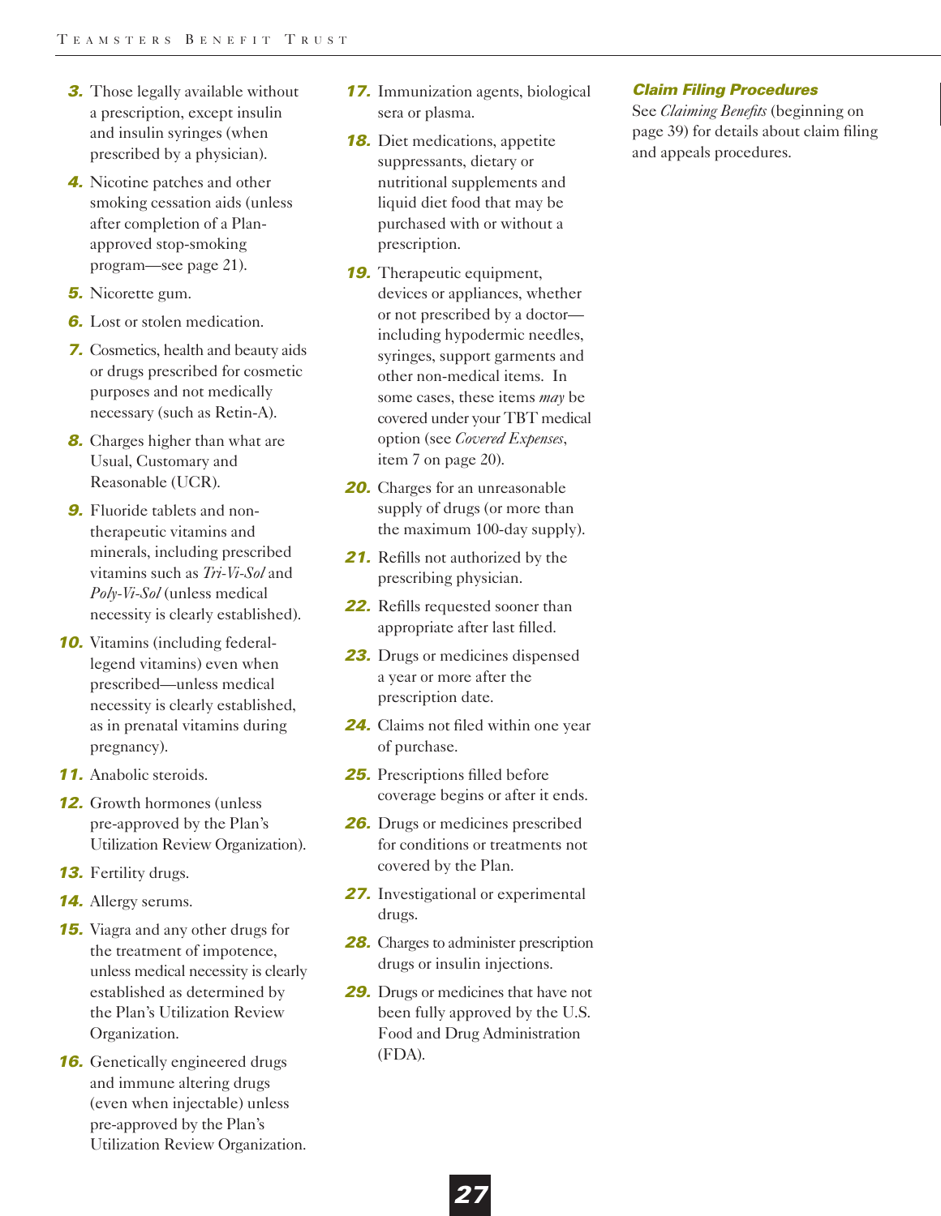3. Those legally available without a prescription, except insulin and insulin syringes (when prescribed by a physician).
4. Nicotine patches and other smoking cessation aids (unless after completion of a Plan-approved stop-smoking program—see page 21).
5. Nicorette gum.
6. Lost or stolen medication.
7. Cosmetics, health and beauty aids or drugs prescribed for cosmetic purposes and not medically necessary (such as Retin-A).
8. Charges higher than what are Usual, Customary and Reasonable (UCR).
9. Fluoride tablets and non-therapeutic vitamins and minerals, including prescribed vitamins such as *Tri-Vi-Sol* and *Poly-Vi-Sol* (unless medical necessity is clearly established).
10. Vitamins (including federal-legend vitamins) even when prescribed—unless medical necessity is clearly established, as in prenatal vitamins during pregnancy).
11. Anabolic steroids.
12. Growth hormones (unless pre-approved by the Plan's Utilization Review Organization).
13. Fertility drugs.
14. Allergy serums.
15. Viagra and any other drugs for the treatment of impotence, unless medical necessity is clearly established as determined by the Plan's Utilization Review Organization.
16. Genetically engineered drugs and immune altering drugs (even when injectable) unless pre-approved by the Plan's Utilization Review Organization.
17. Immunization agents, biological sera or plasma.
18. Diet medications, appetite suppressants, dietary or nutritional supplements and liquid diet food that may be purchased with or without a prescription.
19. Therapeutic equipment, devices or appliances, whether or not prescribed by a doctor—including hypodermic needles, syringes, support garments and other non-medical items. In some cases, these items *may* be covered under your TBT medical option (see *Covered Expenses*, item 7 on page 20).
20. Charges for an unreasonable supply of drugs (or more than the maximum 100-day supply).
21. Refills not authorized by the prescribing physician.
22. Refills requested sooner than appropriate after last filled.
23. Drugs or medicines dispensed a year or more after the prescription date.
24. Claims not filed within one year of purchase.
25. Prescriptions filled before coverage begins or after it ends.
26. Drugs or medicines prescribed for conditions or treatments not covered by the Plan.
27. Investigational or experimental drugs.
28. Charges to administer prescription drugs or insulin injections.
29. Drugs or medicines that have not been fully approved by the U.S. Food and Drug Administration (FDA).

### Claim Filing Procedures

See *Claiming Benefits* (beginning on page 39) for details about claim filing and appeals procedures.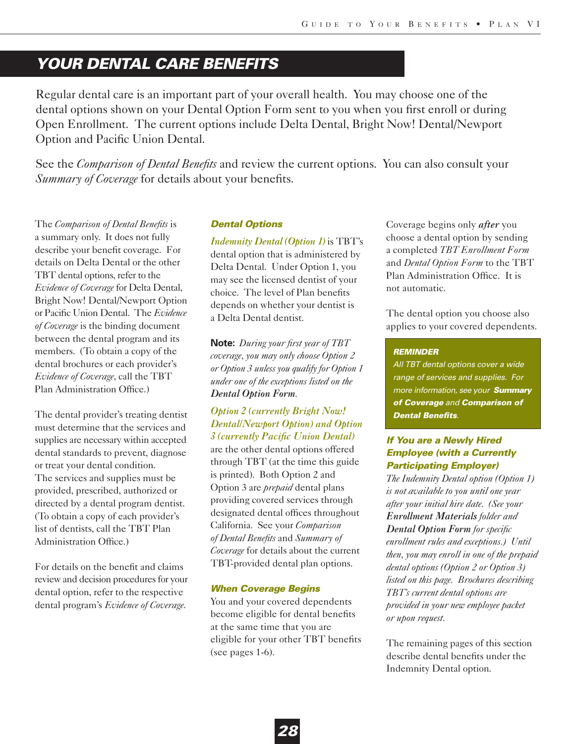# YOUR DENTAL CARE BENEFITS

Regular dental care is an important part of your overall health. You may choose one of the dental options shown on your Dental Option Form sent to you when you first enroll or during Open Enrollment. The current options include Delta Dental, Bright Now! Dental/Newport Option and Pacific Union Dental.

See the *Comparison of Dental Benefits* and review the current options. You can also consult your *Summary of Coverage* for details about your benefits.

The *Comparison of Dental Benefits* is a summary only. It does not fully describe your benefit coverage. For details on Delta Dental or the other TBT dental options, refer to the *Evidence of Coverage* for Delta Dental, Bright Now! Dental/Newport Option or Pacific Union Dental. The *Evidence of Coverage* is the binding document between the dental program and its members. (To obtain a copy of the dental brochures or each provider's *Evidence of Coverage*, call the TBT Plan Administration Office.)

The dental provider's treating dentist must determine that the services and supplies are necessary within accepted dental standards to prevent, diagnose or treat your dental condition. The services and supplies must be provided, prescribed, authorized or directed by a dental program dentist. (To obtain a copy of each provider's list of dentists, call the TBT Plan Administration Office.)

For details on the benefit and claims review and decision procedures for your dental option, refer to the respective dental program's *Evidence of Coverage*.

### Dental Options

*Indemnity Dental (Option 1)* is TBT's dental option that is administered by Delta Dental. Under Option 1, you may see the licensed dentist of your choice. The level of Plan benefits depends on whether your dentist is a Delta Dental dentist.

**Note:** *During your first year of TBT coverage, you may only choose Option 2 or Option 3 unless you qualify for Option 1 under one of the exceptions listed on the* ***Dental Option Form****.*

*Option 2 (currently Bright Now! Dental/Newport Option) and Option 3 (currently Pacific Union Dental)* are the other dental options offered through TBT (at the time this guide is printed). Both Option 2 and Option 3 are *prepaid* dental plans providing covered services through designated dental offices throughout California. See your *Comparison of Dental Benefits* and *Summary of Coverage* for details about the current TBT-provided dental plan options.

### When Coverage Begins

You and your covered dependents become eligible for dental benefits at the same time that you are eligible for your other TBT benefits (see pages 1-6).

Coverage begins only ***after*** you choose a dental option by sending a completed *TBT Enrollment Form* and *Dental Option Form* to the TBT Plan Administration Office. It is not automatic.

The dental option you choose also applies to your covered dependents.

> **REMINDER**
> *All TBT dental options cover a wide range of services and supplies. For more information, see your* ***Summary of Coverage*** *and* ***Comparison of Dental Benefits****.*

### If You are a Newly Hired Employee (with a Currently Participating Employer)

*The Indemnity Dental option (Option 1) is not available to you until one year after your initial hire date. (See your* ***Enrollment Materials*** *folder and* ***Dental Option Form*** *for specific enrollment rules and exceptions.) Until then, you may enroll in one of the prepaid dental options (Option 2 or Option 3) listed on this page. Brochures describing TBT's current dental options are provided in your new employee packet or upon request.*

The remaining pages of this section describe dental benefits under the Indemnity Dental option.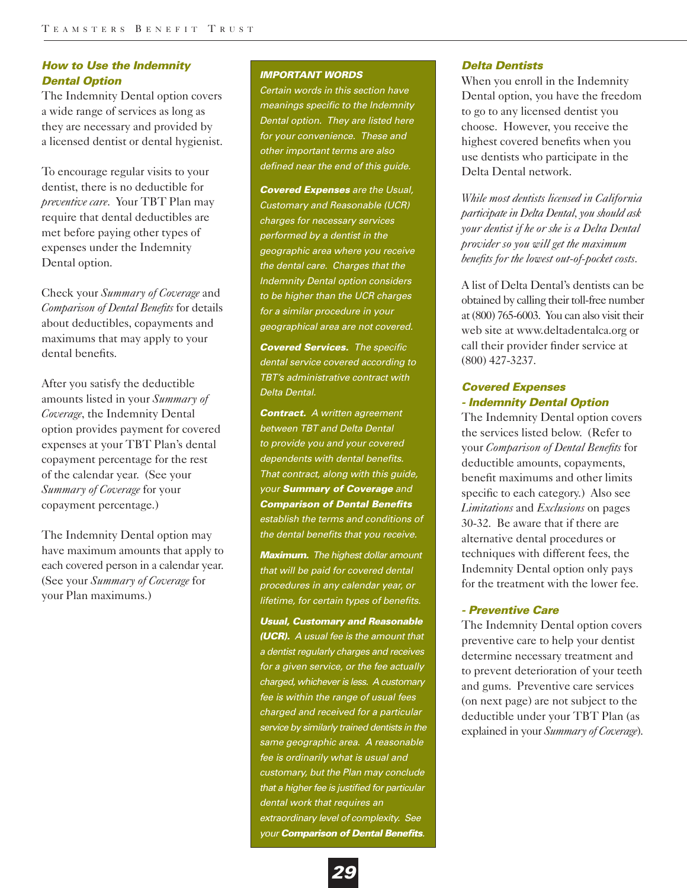### *How to Use the Indemnity Dental Option*

The Indemnity Dental option covers a wide range of services as long as they are necessary and provided by a licensed dentist or dental hygienist.

To encourage regular visits to your dentist, there is no deductible for *preventive care*. Your TBT Plan may require that dental deductibles are met before paying other types of expenses under the Indemnity Dental option.

Check your *Summary of Coverage* and *Comparison of Dental Benefits* for details about deductibles, copayments and maximums that may apply to your dental benefits.

After you satisfy the deductible amounts listed in your *Summary of Coverage*, the Indemnity Dental option provides payment for covered expenses at your TBT Plan's dental copayment percentage for the rest of the calendar year. (See your *Summary of Coverage* for your copayment percentage.)

The Indemnity Dental option may have maximum amounts that apply to each covered person in a calendar year. (See your *Summary of Coverage* for your Plan maximums.)

#### *IMPORTANT WORDS*

*Certain words in this section have meanings specific to the Indemnity Dental option. They are listed here for your convenience. These and other important terms are also defined near the end of this guide.*

***Covered Expenses*** *are the Usual, Customary and Reasonable (UCR) charges for necessary services performed by a dentist in the geographic area where you receive the dental care. Charges that the Indemnity Dental option considers to be higher than the UCR charges for a similar procedure in your geographical area are not covered.*

***Covered Services.*** *The specific dental service covered according to TBT's administrative contract with Delta Dental.*

***Contract.*** *A written agreement between TBT and Delta Dental to provide you and your covered dependents with dental benefits. That contract, along with this guide, your **Summary of Coverage** and **Comparison of Dental Benefits** establish the terms and conditions of the dental benefits that you receive.*

***Maximum.*** *The highest dollar amount that will be paid for covered dental procedures in any calendar year, or lifetime, for certain types of benefits.*

***Usual, Customary and Reasonable (UCR).*** *A usual fee is the amount that a dentist regularly charges and receives for a given service, or the fee actually charged, whichever is less. A customary fee is within the range of usual fees charged and received for a particular service by similarly trained dentists in the same geographic area. A reasonable fee is ordinarily what is usual and customary, but the Plan may conclude that a higher fee is justified for particular dental work that requires an extraordinary level of complexity. See your **Comparison of Dental Benefits**.*

### *Delta Dentists*

When you enroll in the Indemnity Dental option, you have the freedom to go to any licensed dentist you choose. However, you receive the highest covered benefits when you use dentists who participate in the Delta Dental network.

*While most dentists licensed in California participate in Delta Dental, you should ask your dentist if he or she is a Delta Dental provider so you will get the maximum benefits for the lowest out-of-pocket costs.*

A list of Delta Dental's dentists can be obtained by calling their toll-free number at (800) 765-6003. You can also visit their web site at www.deltadentalca.org or call their provider finder service at (800) 427-3237.

### *Covered Expenses - Indemnity Dental Option*

The Indemnity Dental option covers the services listed below. (Refer to your *Comparison of Dental Benefits* for deductible amounts, copayments, benefit maximums and other limits specific to each category.) Also see *Limitations* and *Exclusions* on pages 30-32. Be aware that if there are alternative dental procedures or techniques with different fees, the Indemnity Dental option only pays for the treatment with the lower fee.

#### *- Preventive Care*

The Indemnity Dental option covers preventive care to help your dentist determine necessary treatment and to prevent deterioration of your teeth and gums. Preventive care services (on next page) are not subject to the deductible under your TBT Plan (as explained in your *Summary of Coverage*).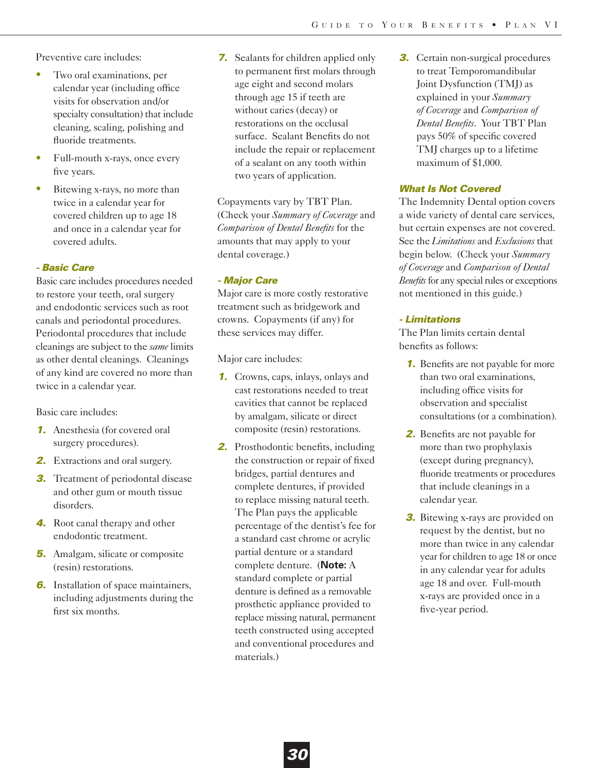Preventive care includes:

- Two oral examinations, per calendar year (including office visits for observation and/or specialty consultation) that include cleaning, scaling, polishing and fluoride treatments.
- Full-mouth x-rays, once every five years.
- Bitewing x-rays, no more than twice in a calendar year for covered children up to age 18 and once in a calendar year for covered adults.

### - Basic Care

Basic care includes procedures needed to restore your teeth, oral surgery and endodontic services such as root canals and periodontal procedures. Periodontal procedures that include cleanings are subject to the *same* limits as other dental cleanings. Cleanings of any kind are covered no more than twice in a calendar year.

Basic care includes:

1. Anesthesia (for covered oral surgery procedures).
2. Extractions and oral surgery.
3. Treatment of periodontal disease and other gum or mouth tissue disorders.
4. Root canal therapy and other endodontic treatment.
5. Amalgam, silicate or composite (resin) restorations.
6. Installation of space maintainers, including adjustments during the first six months.
7. Sealants for children applied only to permanent first molars through age eight and second molars through age 15 if teeth are without caries (decay) or restorations on the occlusal surface. Sealant Benefits do not include the repair or replacement of a sealant on any tooth within two years of application.

Copayments vary by TBT Plan. (Check your *Summary of Coverage* and *Comparison of Dental Benefits* for the amounts that may apply to your dental coverage.)

### - Major Care

Major care is more costly restorative treatment such as bridgework and crowns. Copayments (if any) for these services may differ.

Major care includes:

1. Crowns, caps, inlays, onlays and cast restorations needed to treat cavities that cannot be replaced by amalgam, silicate or direct composite (resin) restorations.
2. Prosthodontic benefits, including the construction or repair of fixed bridges, partial dentures and complete dentures, if provided to replace missing natural teeth. The Plan pays the applicable percentage of the dentist's fee for a standard cast chrome or acrylic partial denture or a standard complete denture. (**Note:** A standard complete or partial denture is defined as a removable prosthetic appliance provided to replace missing natural, permanent teeth constructed using accepted and conventional procedures and materials.)
3. Certain non-surgical procedures to treat Temporomandibular Joint Dysfunction (TMJ) as explained in your *Summary of Coverage* and *Comparison of Dental Benefits*. Your TBT Plan pays 50% of specific covered TMJ charges up to a lifetime maximum of $1,000.

### What Is Not Covered

The Indemnity Dental option covers a wide variety of dental care services, but certain expenses are not covered. See the *Limitations* and *Exclusions* that begin below. (Check your *Summary of Coverage* and *Comparison of Dental Benefits* for any special rules or exceptions not mentioned in this guide.)

### - Limitations

The Plan limits certain dental benefits as follows:

1. Benefits are not payable for more than two oral examinations, including office visits for observation and specialist consultations (or a combination).
2. Benefits are not payable for more than two prophylaxis (except during pregnancy), fluoride treatments or procedures that include cleanings in a calendar year.
3. Bitewing x-rays are provided on request by the dentist, but no more than twice in any calendar year for children to age 18 or once in any calendar year for adults age 18 and over. Full-mouth x-rays are provided once in a five-year period.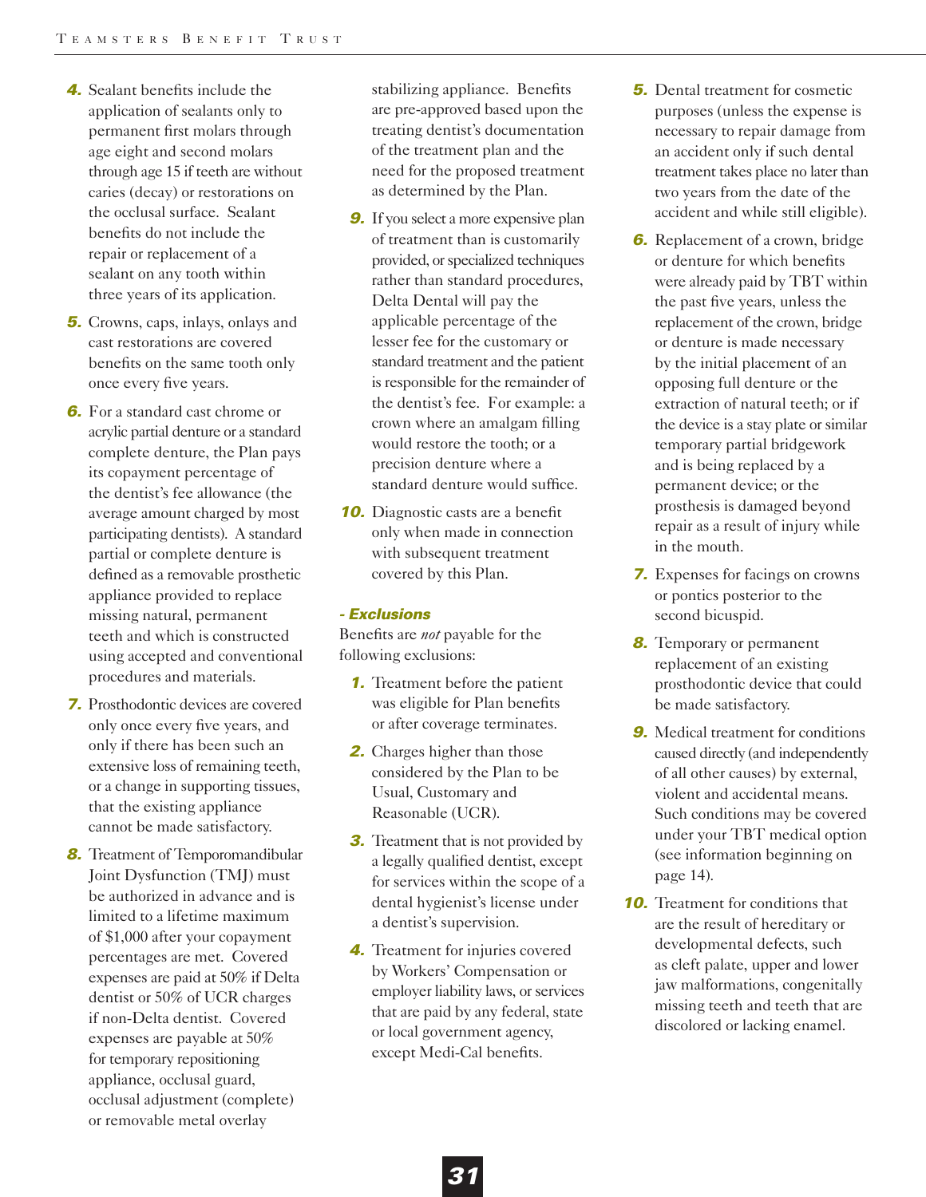4. Sealant benefits include the application of sealants only to permanent first molars through age eight and second molars through age 15 if teeth are without caries (decay) or restorations on the occlusal surface. Sealant benefits do not include the repair or replacement of a sealant on any tooth within three years of its application.

5. Crowns, caps, inlays, onlays and cast restorations are covered benefits on the same tooth only once every five years.

6. For a standard cast chrome or acrylic partial denture or a standard complete denture, the Plan pays its copayment percentage of the dentist's fee allowance (the average amount charged by most participating dentists). A standard partial or complete denture is defined as a removable prosthetic appliance provided to replace missing natural, permanent teeth and which is constructed using accepted and conventional procedures and materials.

7. Prosthodontic devices are covered only once every five years, and only if there has been such an extensive loss of remaining teeth, or a change in supporting tissues, that the existing appliance cannot be made satisfactory.

8. Treatment of Temporomandibular Joint Dysfunction (TMJ) must be authorized in advance and is limited to a lifetime maximum of $1,000 after your copayment percentages are met. Covered expenses are paid at 50% if Delta dentist or 50% of UCR charges if non-Delta dentist. Covered expenses are payable at 50% for temporary repositioning appliance, occlusal guard, occlusal adjustment (complete) or removable metal overlay stabilizing appliance. Benefits are pre-approved based upon the treating dentist's documentation of the treatment plan and the need for the proposed treatment as determined by the Plan.

9. If you select a more expensive plan of treatment than is customarily provided, or specialized techniques rather than standard procedures, Delta Dental will pay the applicable percentage of the lesser fee for the customary or standard treatment and the patient is responsible for the remainder of the dentist's fee. For example: a crown where an amalgam filling would restore the tooth; or a precision denture where a standard denture would suffice.

10. Diagnostic casts are a benefit only when made in connection with subsequent treatment covered by this Plan.

***- Exclusions***

Benefits are *not* payable for the following exclusions:

1. Treatment before the patient was eligible for Plan benefits or after coverage terminates.

2. Charges higher than those considered by the Plan to be Usual, Customary and Reasonable (UCR).

3. Treatment that is not provided by a legally qualified dentist, except for services within the scope of a dental hygienist's license under a dentist's supervision.

4. Treatment for injuries covered by Workers' Compensation or employer liability laws, or services that are paid by any federal, state or local government agency, except Medi-Cal benefits.

5. Dental treatment for cosmetic purposes (unless the expense is necessary to repair damage from an accident only if such dental treatment takes place no later than two years from the date of the accident and while still eligible).

6. Replacement of a crown, bridge or denture for which benefits were already paid by TBT within the past five years, unless the replacement of the crown, bridge or denture is made necessary by the initial placement of an opposing full denture or the extraction of natural teeth; or if the device is a stay plate or similar temporary partial bridgework and is being replaced by a permanent device; or the prosthesis is damaged beyond repair as a result of injury while in the mouth.

7. Expenses for facings on crowns or pontics posterior to the second bicuspid.

8. Temporary or permanent replacement of an existing prosthodontic device that could be made satisfactory.

9. Medical treatment for conditions caused directly (and independently of all other causes) by external, violent and accidental means. Such conditions may be covered under your TBT medical option (see information beginning on page 14).

10. Treatment for conditions that are the result of hereditary or developmental defects, such as cleft palate, upper and lower jaw malformations, congenitally missing teeth and teeth that are discolored or lacking enamel.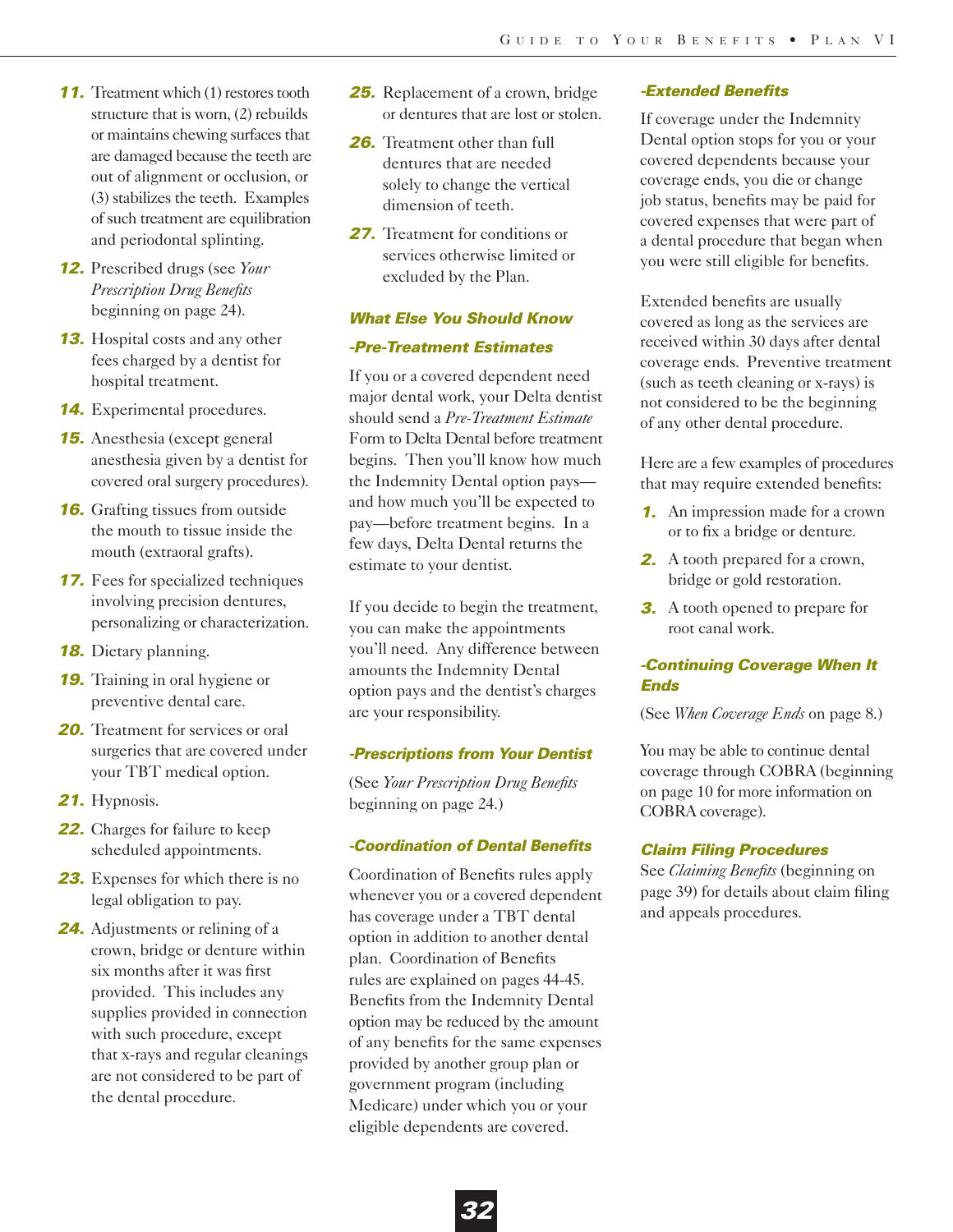11. Treatment which (1) restores tooth structure that is worn, (2) rebuilds or maintains chewing surfaces that are damaged because the teeth are out of alignment or occlusion, or (3) stabilizes the teeth. Examples of such treatment are equilibration and periodontal splinting.
12. Prescribed drugs (see *Your Prescription Drug Benefits* beginning on page 24).
13. Hospital costs and any other fees charged by a dentist for hospital treatment.
14. Experimental procedures.
15. Anesthesia (except general anesthesia given by a dentist for covered oral surgery procedures).
16. Grafting tissues from outside the mouth to tissue inside the mouth (extraoral grafts).
17. Fees for specialized techniques involving precision dentures, personalizing or characterization.
18. Dietary planning.
19. Training in oral hygiene or preventive dental care.
20. Treatment for services or oral surgeries that are covered under your TBT medical option.
21. Hypnosis.
22. Charges for failure to keep scheduled appointments.
23. Expenses for which there is no legal obligation to pay.
24. Adjustments or relining of a crown, bridge or denture within six months after it was first provided. This includes any supplies provided in connection with such procedure, except that x-rays and regular cleanings are not considered to be part of the dental procedure.
25. Replacement of a crown, bridge or dentures that are lost or stolen.
26. Treatment other than full dentures that are needed solely to change the vertical dimension of teeth.
27. Treatment for conditions or services otherwise limited or excluded by the Plan.

### What Else You Should Know

#### -Pre-Treatment Estimates

If you or a covered dependent need major dental work, your Delta dentist should send a *Pre-Treatment Estimate* Form to Delta Dental before treatment begins. Then you'll know how much the Indemnity Dental option pays—and how much you'll be expected to pay—before treatment begins. In a few days, Delta Dental returns the estimate to your dentist.

If you decide to begin the treatment, you can make the appointments you'll need. Any difference between amounts the Indemnity Dental option pays and the dentist's charges are your responsibility.

#### -Prescriptions from Your Dentist

(See *Your Prescription Drug Benefits* beginning on page 24.)

#### -Coordination of Dental Benefits

Coordination of Benefits rules apply whenever you or a covered dependent has coverage under a TBT dental option in addition to another dental plan. Coordination of Benefits rules are explained on pages 44-45. Benefits from the Indemnity Dental option may be reduced by the amount of any benefits for the same expenses provided by another group plan or government program (including Medicare) under which you or your eligible dependents are covered.

#### -Extended Benefits

If coverage under the Indemnity Dental option stops for you or your covered dependents because your coverage ends, you die or change job status, benefits may be paid for covered expenses that were part of a dental procedure that began when you were still eligible for benefits.

Extended benefits are usually covered as long as the services are received within 30 days after dental coverage ends. Preventive treatment (such as teeth cleaning or x-rays) is not considered to be the beginning of any other dental procedure.

Here are a few examples of procedures that may require extended benefits:

1. An impression made for a crown or to fix a bridge or denture.
2. A tooth prepared for a crown, bridge or gold restoration.
3. A tooth opened to prepare for root canal work.

#### -Continuing Coverage When It Ends

(See *When Coverage Ends* on page 8.)

You may be able to continue dental coverage through COBRA (beginning on page 10 for more information on COBRA coverage).

### Claim Filing Procedures

See *Claiming Benefits* (beginning on page 39) for details about claim filing and appeals procedures.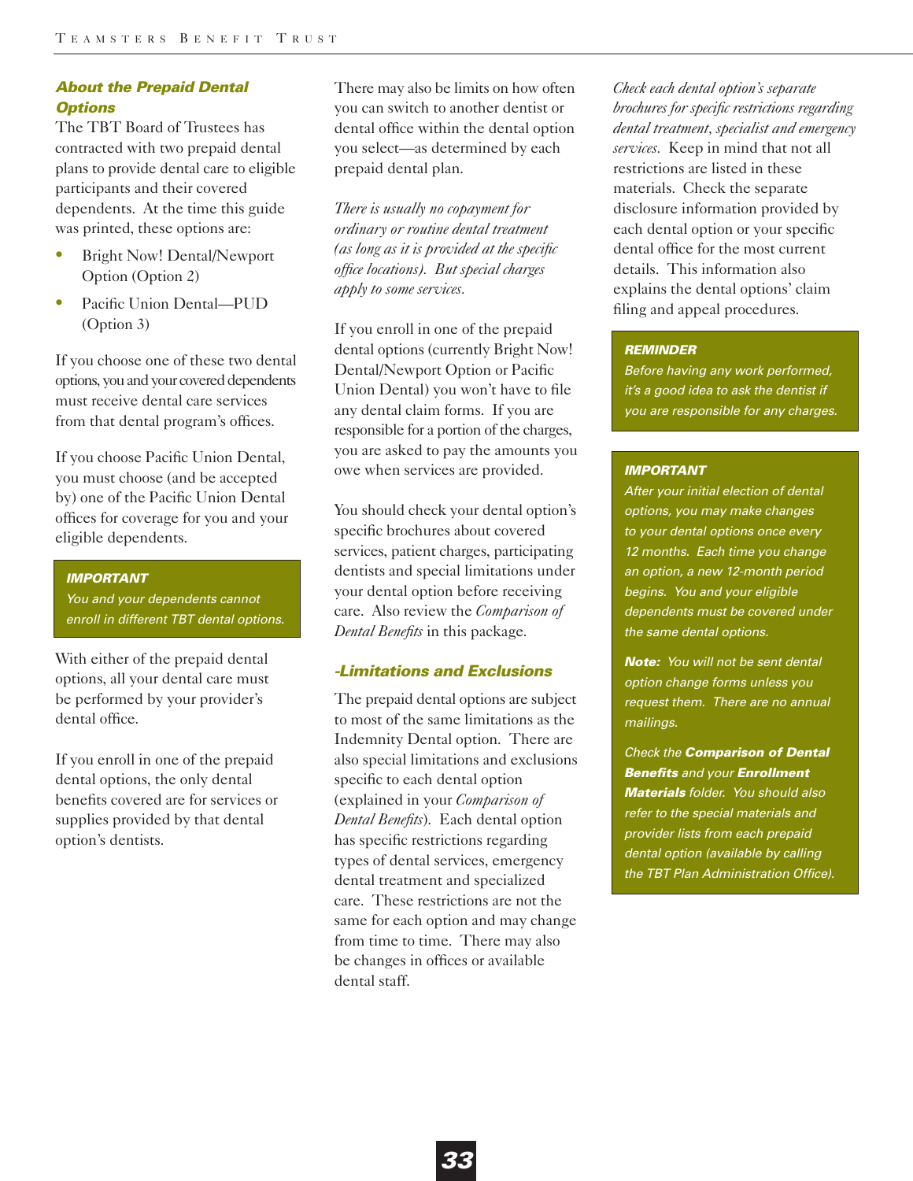## About the Prepaid Dental Options

The TBT Board of Trustees has contracted with two prepaid dental plans to provide dental care to eligible participants and their covered dependents. At the time this guide was printed, these options are:

- Bright Now! Dental/Newport Option (Option 2)
- Pacific Union Dental—PUD (Option 3)

If you choose one of these two dental options, you and your covered dependents must receive dental care services from that dental program's offices.

If you choose Pacific Union Dental, you must choose (and be accepted by) one of the Pacific Union Dental offices for coverage for you and your eligible dependents.

> ***IMPORTANT***
> *You and your dependents cannot enroll in different TBT dental options.*

With either of the prepaid dental options, all your dental care must be performed by your provider's dental office.

If you enroll in one of the prepaid dental options, the only dental benefits covered are for services or supplies provided by that dental option's dentists.

There may also be limits on how often you can switch to another dentist or dental office within the dental option you select—as determined by each prepaid dental plan.

*There is usually no copayment for ordinary or routine dental treatment (as long as it is provided at the specific office locations). But special charges apply to some services.*

If you enroll in one of the prepaid dental options (currently Bright Now! Dental/Newport Option or Pacific Union Dental) you won't have to file any dental claim forms. If you are responsible for a portion of the charges, you are asked to pay the amounts you owe when services are provided.

You should check your dental option's specific brochures about covered services, patient charges, participating dentists and special limitations under your dental option before receiving care. Also review the *Comparison of Dental Benefits* in this package.

### -Limitations and Exclusions

The prepaid dental options are subject to most of the same limitations as the Indemnity Dental option. There are also special limitations and exclusions specific to each dental option (explained in your *Comparison of Dental Benefits*). Each dental option has specific restrictions regarding types of dental services, emergency dental treatment and specialized care. These restrictions are not the same for each option and may change from time to time. There may also be changes in offices or available dental staff.

*Check each dental option's separate brochures for specific restrictions regarding dental treatment, specialist and emergency services.* Keep in mind that not all restrictions are listed in these materials. Check the separate disclosure information provided by each dental option or your specific dental office for the most current details. This information also explains the dental options' claim filing and appeal procedures.

> ***REMINDER***
> *Before having any work performed, it's a good idea to ask the dentist if you are responsible for any charges.*

> ***IMPORTANT***
> *After your initial election of dental options, you may make changes to your dental options once every 12 months. Each time you change an option, a new 12-month period begins. You and your eligible dependents must be covered under the same dental options.*
>
> ***Note:*** *You will not be sent dental option change forms unless you request them. There are no annual mailings.*
>
> *Check the* ***Comparison of Dental Benefits*** *and your* ***Enrollment Materials*** *folder. You should also refer to the special materials and provider lists from each prepaid dental option (available by calling the TBT Plan Administration Office).*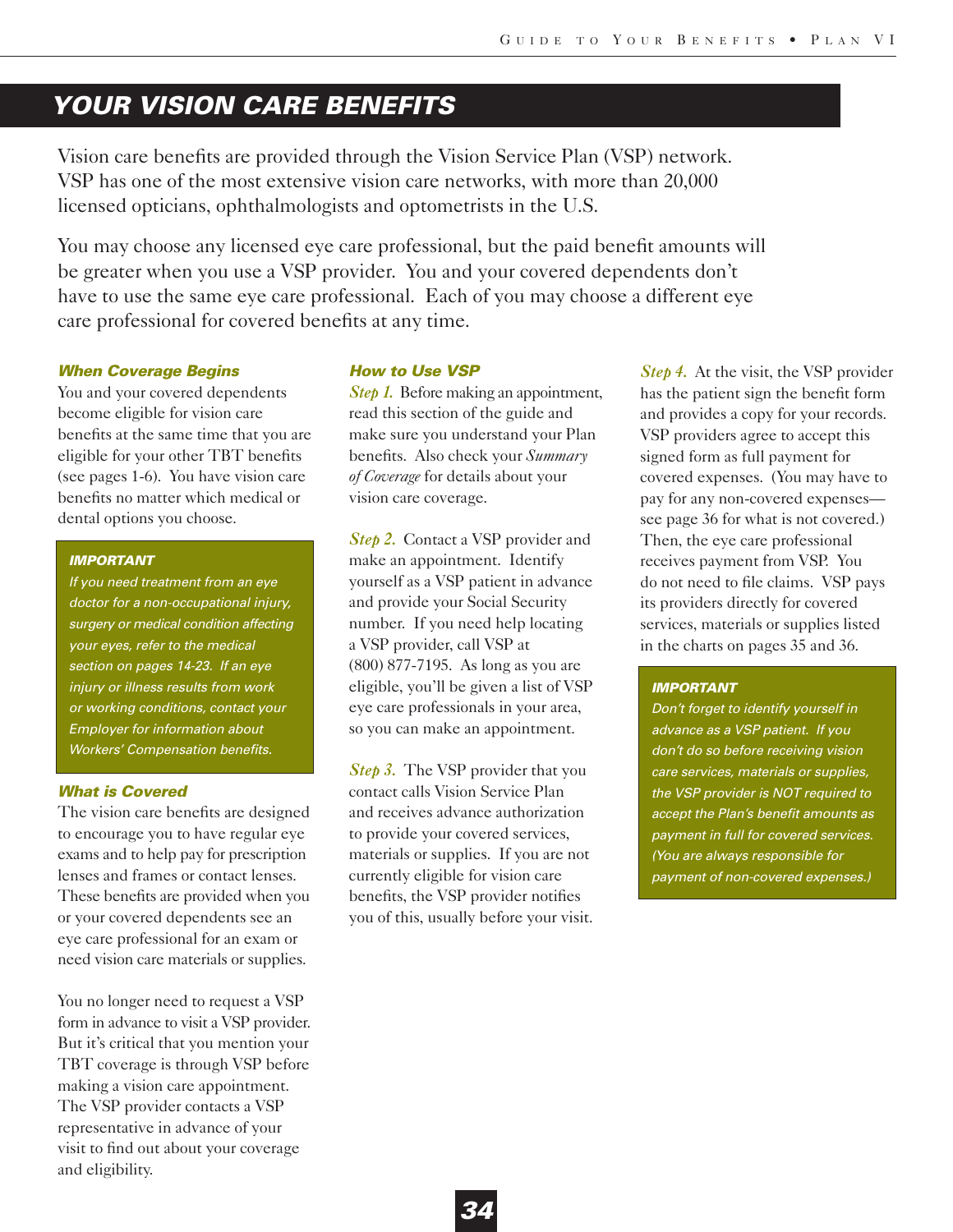# YOUR VISION CARE BENEFITS

Vision care benefits are provided through the Vision Service Plan (VSP) network. VSP has one of the most extensive vision care networks, with more than 20,000 licensed opticians, ophthalmologists and optometrists in the U.S.

You may choose any licensed eye care professional, but the paid benefit amounts will be greater when you use a VSP provider. You and your covered dependents don't have to use the same eye care professional. Each of you may choose a different eye care professional for covered benefits at any time.

### When Coverage Begins

You and your covered dependents become eligible for vision care benefits at the same time that you are eligible for your other TBT benefits (see pages 1-6). You have vision care benefits no matter which medical or dental options you choose.

> **IMPORTANT**
>
> *If you need treatment from an eye doctor for a non-occupational injury, surgery or medical condition affecting your eyes, refer to the medical section on pages 14-23. If an eye injury or illness results from work or working conditions, contact your Employer for information about Workers' Compensation benefits.*

### What is Covered

The vision care benefits are designed to encourage you to have regular eye exams and to help pay for prescription lenses and frames or contact lenses. These benefits are provided when you or your covered dependents see an eye care professional for an exam or need vision care materials or supplies.

You no longer need to request a VSP form in advance to visit a VSP provider. But it's critical that you mention your TBT coverage is through VSP before making a vision care appointment. The VSP provider contacts a VSP representative in advance of your visit to find out about your coverage and eligibility.

### How to Use VSP

*Step 1.* Before making an appointment, read this section of the guide and make sure you understand your Plan benefits. Also check your *Summary of Coverage* for details about your vision care coverage.

*Step 2.* Contact a VSP provider and make an appointment. Identify yourself as a VSP patient in advance and provide your Social Security number. If you need help locating a VSP provider, call VSP at (800) 877-7195. As long as you are eligible, you'll be given a list of VSP eye care professionals in your area, so you can make an appointment.

*Step 3.* The VSP provider that you contact calls Vision Service Plan and receives advance authorization to provide your covered services, materials or supplies. If you are not currently eligible for vision care benefits, the VSP provider notifies you of this, usually before your visit.

*Step 4.* At the visit, the VSP provider has the patient sign the benefit form and provides a copy for your records. VSP providers agree to accept this signed form as full payment for covered expenses. (You may have to pay for any non-covered expenses—see page 36 for what is not covered.) Then, the eye care professional receives payment from VSP. You do not need to file claims. VSP pays its providers directly for covered services, materials or supplies listed in the charts on pages 35 and 36.

> **IMPORTANT**
>
> *Don't forget to identify yourself in advance as a VSP patient. If you don't do so before receiving vision care services, materials or supplies, the VSP provider is NOT required to accept the Plan's benefit amounts as payment in full for covered services. (You are always responsible for payment of non-covered expenses.)*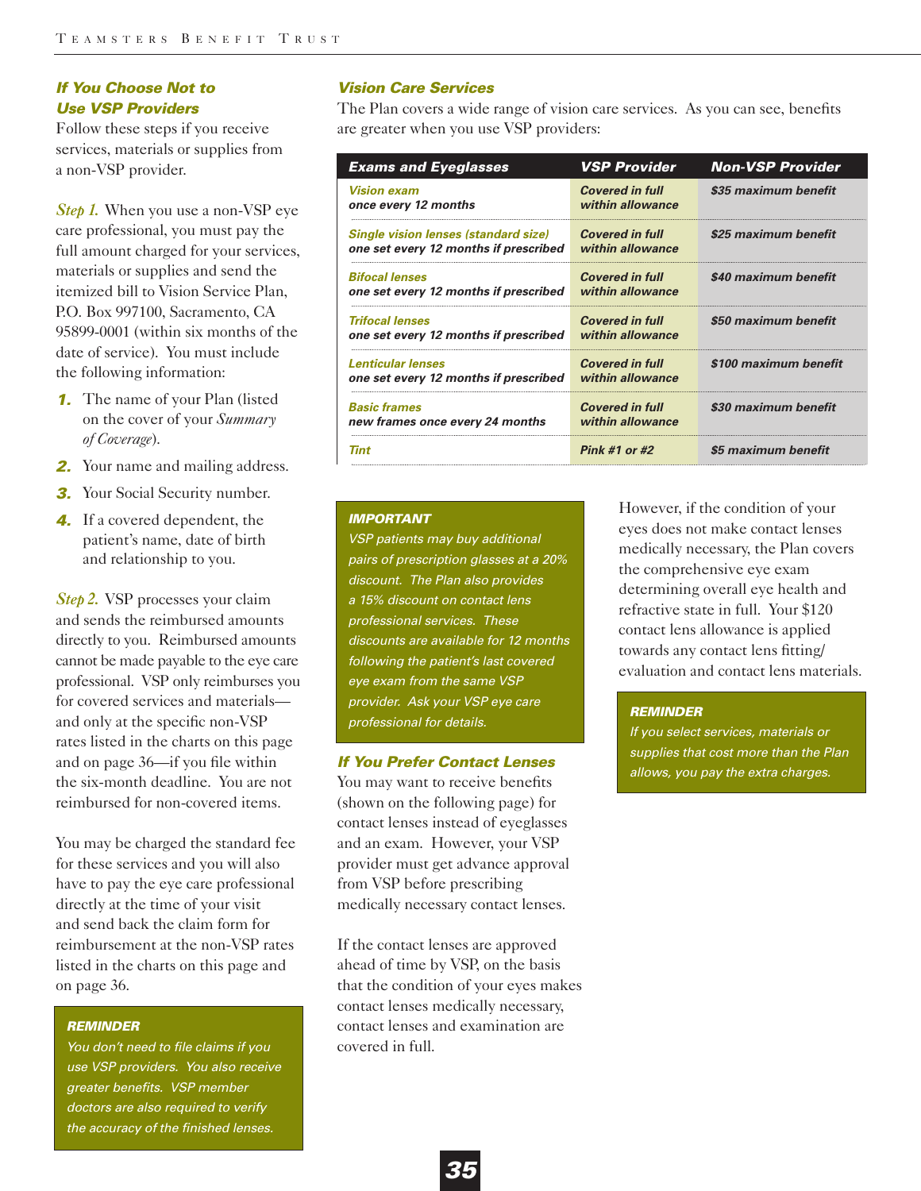### *If You Choose Not to Use VSP Providers*

Follow these steps if you receive services, materials or supplies from a non-VSP provider.

*Step 1.* When you use a non-VSP eye care professional, you must pay the full amount charged for your services, materials or supplies and send the itemized bill to Vision Service Plan, P.O. Box 997100, Sacramento, CA 95899-0001 (within six months of the date of service). You must include the following information:

1. The name of your Plan (listed on the cover of your *Summary of Coverage*).
2. Your name and mailing address.
3. Your Social Security number.
4. If a covered dependent, the patient's name, date of birth and relationship to you.

*Step 2.* VSP processes your claim and sends the reimbursed amounts directly to you. Reimbursed amounts cannot be made payable to the eye care professional. VSP only reimburses you for covered services and materials—and only at the specific non-VSP rates listed in the charts on this page and on page 36—if you file within the six-month deadline. You are not reimbursed for non-covered items.

You may be charged the standard fee for these services and you will also have to pay the eye care professional directly at the time of your visit and send back the claim form for reimbursement at the non-VSP rates listed in the charts on this page and on page 36.

> ***REMINDER***
>
> *You don't need to file claims if you use VSP providers. You also receive greater benefits. VSP member doctors are also required to verify the accuracy of the finished lenses.*

### *Vision Care Services*

The Plan covers a wide range of vision care services. As you can see, benefits are greater when you use VSP providers:

| ***Exams and Eyeglasses*** | ***VSP Provider*** | ***Non-VSP Provider*** |
|---|---|---|
| *Vision exam* **once every 12 months** | ***Covered in full within allowance*** | ***$35 maximum benefit*** |
| *Single vision lenses (standard size)* **one set every 12 months if prescribed** | ***Covered in full within allowance*** | ***$25 maximum benefit*** |
| *Bifocal lenses* **one set every 12 months if prescribed** | ***Covered in full within allowance*** | ***$40 maximum benefit*** |
| *Trifocal lenses* **one set every 12 months if prescribed** | ***Covered in full within allowance*** | ***$50 maximum benefit*** |
| *Lenticular lenses* **one set every 12 months if prescribed** | ***Covered in full within allowance*** | ***$100 maximum benefit*** |
| *Basic frames* **new frames once every 24 months** | ***Covered in full within allowance*** | ***$30 maximum benefit*** |
| *Tint* | ***Pink #1 or #2*** | ***$5 maximum benefit*** |

> ***IMPORTANT***
>
> *VSP patients may buy additional pairs of prescription glasses at a 20% discount. The Plan also provides a 15% discount on contact lens professional services. These discounts are available for 12 months following the patient's last covered eye exam from the same VSP provider. Ask your VSP eye care professional for details.*

### *If You Prefer Contact Lenses*

You may want to receive benefits (shown on the following page) for contact lenses instead of eyeglasses and an exam. However, your VSP provider must get advance approval from VSP before prescribing medically necessary contact lenses.

If the contact lenses are approved ahead of time by VSP, on the basis that the condition of your eyes makes contact lenses medically necessary, contact lenses and examination are covered in full.

However, if the condition of your eyes does not make contact lenses medically necessary, the Plan covers the comprehensive eye exam determining overall eye health and refractive state in full. Your $120 contact lens allowance is applied towards any contact lens fitting/evaluation and contact lens materials.

> ***REMINDER***
>
> *If you select services, materials or supplies that cost more than the Plan allows, you pay the extra charges.*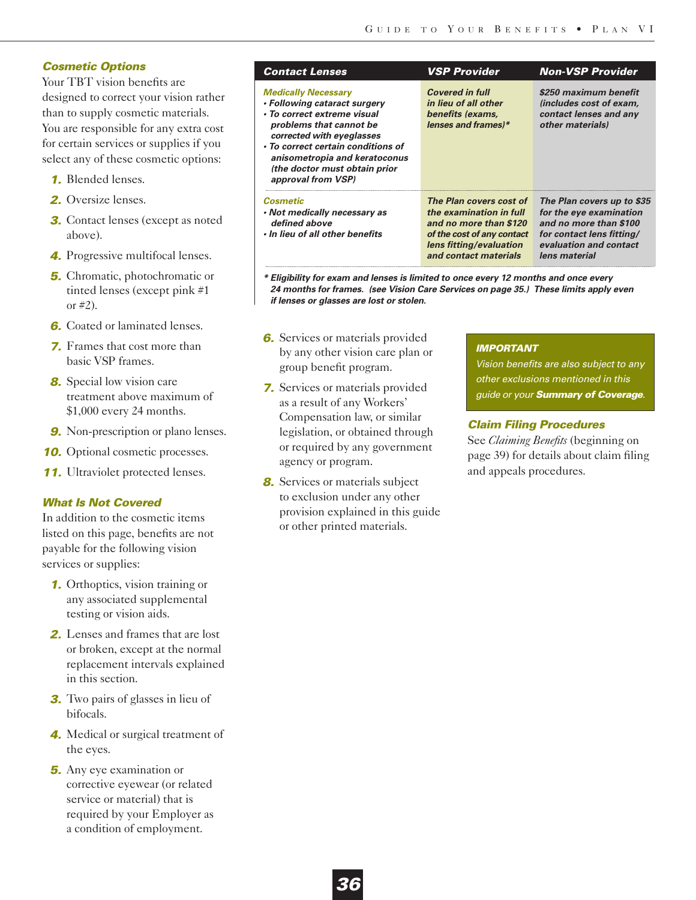### Cosmetic Options

Your TBT vision benefits are designed to correct your vision rather than to supply cosmetic materials. You are responsible for any extra cost for certain services or supplies if you select any of these cosmetic options:

1. Blended lenses.
2. Oversize lenses.
3. Contact lenses (except as noted above).
4. Progressive multifocal lenses.
5. Chromatic, photochromatic or tinted lenses (except pink #1 or #2).
6. Coated or laminated lenses.
7. Frames that cost more than basic VSP frames.
8. Special low vision care treatment above maximum of $1,000 every 24 months.
9. Non-prescription or plano lenses.
10. Optional cosmetic processes.
11. Ultraviolet protected lenses.

### What Is Not Covered

In addition to the cosmetic items listed on this page, benefits are not payable for the following vision services or supplies:

1. Orthoptics, vision training or any associated supplemental testing or vision aids.
2. Lenses and frames that are lost or broken, except at the normal replacement intervals explained in this section.
3. Two pairs of glasses in lieu of bifocals.
4. Medical or surgical treatment of the eyes.
5. Any eye examination or corrective eyewear (or related service or material) that is required by your Employer as a condition of employment.
6. Services or materials provided by any other vision care plan or group benefit program.
7. Services or materials provided as a result of any Workers' Compensation law, or similar legislation, or obtained through or required by any government agency or program.
8. Services or materials subject to exclusion under any other provision explained in this guide or other printed materials.

| Contact Lenses | VSP Provider | Non-VSP Provider |
|---|---|---|
| *Medically Necessary*<br>• Following cataract surgery<br>• To correct extreme visual problems that cannot be corrected with eyeglasses<br>• To correct certain conditions of anisometropia and keratoconus (the doctor must obtain prior approval from VSP) | Covered in full in lieu of all other benefits (exams, lenses and frames)* | $250 maximum benefit (includes cost of exam, contact lenses and any other materials) |
| *Cosmetic*<br>• Not medically necessary as defined above<br>• In lieu of all other benefits | The Plan covers cost of the examination in full and no more than $120 of the cost of any contact lens fitting/evaluation and contact materials | The Plan covers up to $35 for the eye examination and no more than $100 for contact lens fitting/evaluation and contact lens material |

* Eligibility for exam and lenses is limited to once every 12 months and once every 24 months for frames. (see Vision Care Services on page 35.) These limits apply even if lenses or glasses are lost or stolen.

> **IMPORTANT**
> *Vision benefits are also subject to any other exclusions mentioned in this guide or your* ***Summary of Coverage****.*

### Claim Filing Procedures

See *Claiming Benefits* (beginning on page 39) for details about claim filing and appeals procedures.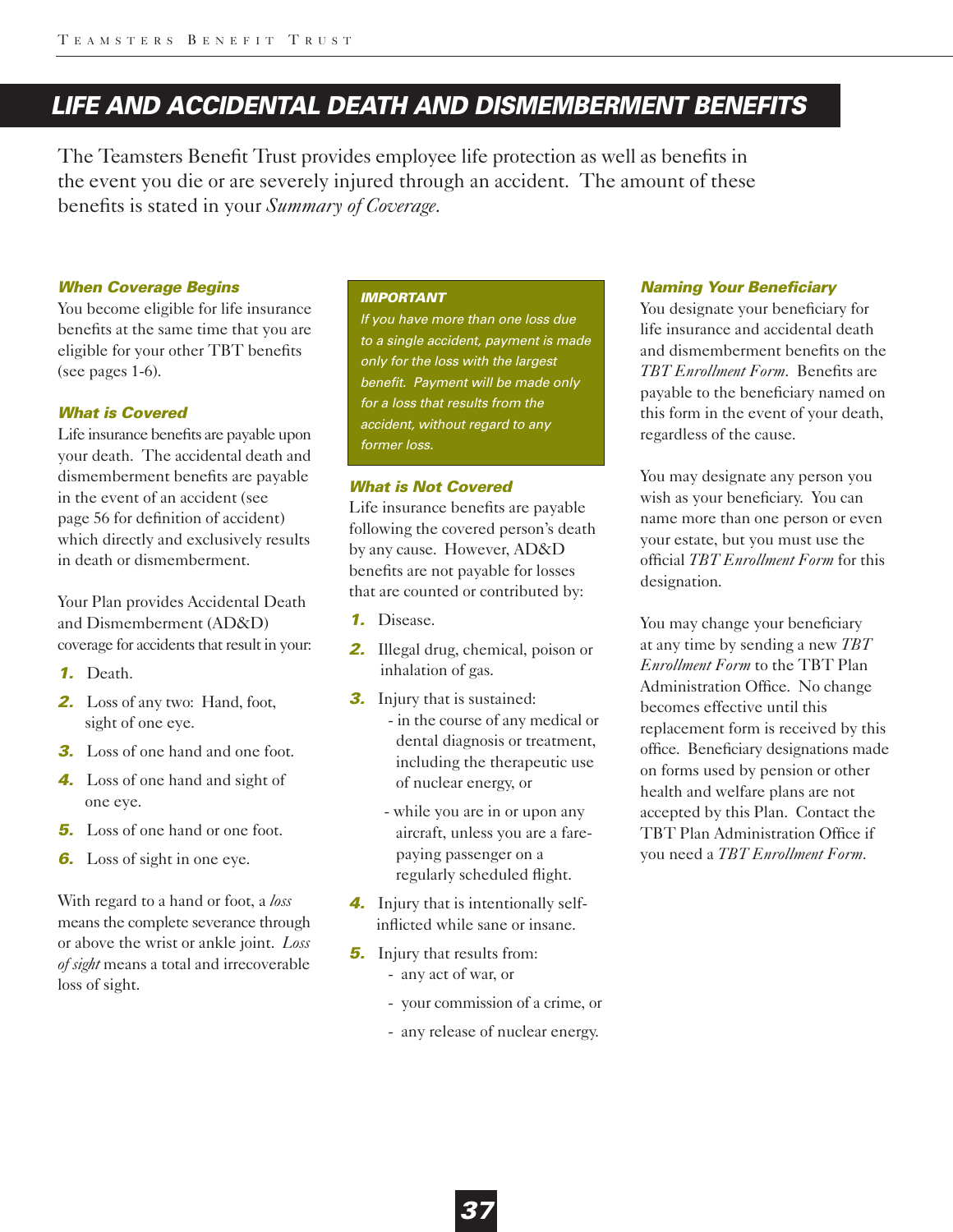# LIFE AND ACCIDENTAL DEATH AND DISMEMBERMENT BENEFITS

The Teamsters Benefit Trust provides employee life protection as well as benefits in the event you die or are severely injured through an accident. The amount of these benefits is stated in your *Summary of Coverage*.

### *When Coverage Begins*

You become eligible for life insurance benefits at the same time that you are eligible for your other TBT benefits (see pages 1-6).

### *What is Covered*

Life insurance benefits are payable upon your death. The accidental death and dismemberment benefits are payable in the event of an accident (see page 56 for definition of accident) which directly and exclusively results in death or dismemberment.

Your Plan provides Accidental Death and Dismemberment (AD&D) coverage for accidents that result in your:

1. Death.
2. Loss of any two: Hand, foot, sight of one eye.
3. Loss of one hand and one foot.
4. Loss of one hand and sight of one eye.
5. Loss of one hand or one foot.
6. Loss of sight in one eye.

With regard to a hand or foot, a *loss* means the complete severance through or above the wrist or ankle joint. *Loss of sight* means a total and irrecoverable loss of sight.

> **IMPORTANT**
>
> *If you have more than one loss due to a single accident, payment is made only for the loss with the largest benefit. Payment will be made only for a loss that results from the accident, without regard to any former loss.*

### *What is Not Covered*

Life insurance benefits are payable following the covered person's death by any cause. However, AD&D benefits are not payable for losses that are counted or contributed by:

1. Disease.
2. Illegal drug, chemical, poison or inhalation of gas.
3. Injury that is sustained:
   - in the course of any medical or dental diagnosis or treatment, including the therapeutic use of nuclear energy, or
   - while you are in or upon any aircraft, unless you are a fare-paying passenger on a regularly scheduled flight.
4. Injury that is intentionally self-inflicted while sane or insane.
5. Injury that results from:
   - any act of war, or
   - your commission of a crime, or
   - any release of nuclear energy.

### *Naming Your Beneficiary*

You designate your beneficiary for life insurance and accidental death and dismemberment benefits on the *TBT Enrollment Form*. Benefits are payable to the beneficiary named on this form in the event of your death, regardless of the cause.

You may designate any person you wish as your beneficiary. You can name more than one person or even your estate, but you must use the official *TBT Enrollment Form* for this designation.

You may change your beneficiary at any time by sending a new *TBT Enrollment Form* to the TBT Plan Administration Office. No change becomes effective until this replacement form is received by this office. Beneficiary designations made on forms used by pension or other health and welfare plans are not accepted by this Plan. Contact the TBT Plan Administration Office if you need a *TBT Enrollment Form*.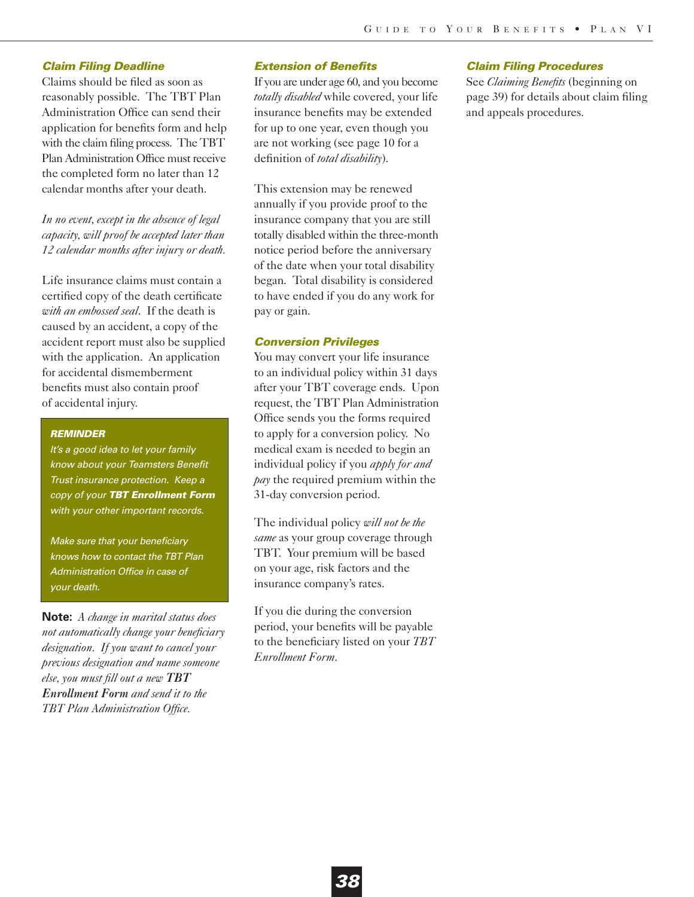### Claim Filing Deadline

Claims should be filed as soon as reasonably possible. The TBT Plan Administration Office can send their application for benefits form and help with the claim filing process. The TBT Plan Administration Office must receive the completed form no later than 12 calendar months after your death.

*In no event, except in the absence of legal capacity, will proof be accepted later than 12 calendar months after injury or death.*

Life insurance claims must contain a certified copy of the death certificate *with an embossed seal*. If the death is caused by an accident, a copy of the accident report must also be supplied with the application. An application for accidental dismemberment benefits must also contain proof of accidental injury.

> ***REMINDER***
>
> *It's a good idea to let your family know about your Teamsters Benefit Trust insurance protection. Keep a copy of your* ***TBT Enrollment Form*** *with your other important records.*
>
> *Make sure that your beneficiary knows how to contact the TBT Plan Administration Office in case of your death.*

**Note:** *A change in marital status does not automatically change your beneficiary designation. If you want to cancel your previous designation and name someone else, you must fill out a new* ***TBT Enrollment Form*** *and send it to the TBT Plan Administration Office.*

### Extension of Benefits

If you are under age 60, and you become *totally disabled* while covered, your life insurance benefits may be extended for up to one year, even though you are not working (see page 10 for a definition of *total disability*).

This extension may be renewed annually if you provide proof to the insurance company that you are still totally disabled within the three-month notice period before the anniversary of the date when your total disability began. Total disability is considered to have ended if you do any work for pay or gain.

### Conversion Privileges

You may convert your life insurance to an individual policy within 31 days after your TBT coverage ends. Upon request, the TBT Plan Administration Office sends you the forms required to apply for a conversion policy. No medical exam is needed to begin an individual policy if you *apply for and pay* the required premium within the 31-day conversion period.

The individual policy *will not be the same* as your group coverage through TBT. Your premium will be based on your age, risk factors and the insurance company's rates.

If you die during the conversion period, your benefits will be payable to the beneficiary listed on your *TBT Enrollment Form*.

### Claim Filing Procedures

See *Claiming Benefits* (beginning on page 39) for details about claim filing and appeals procedures.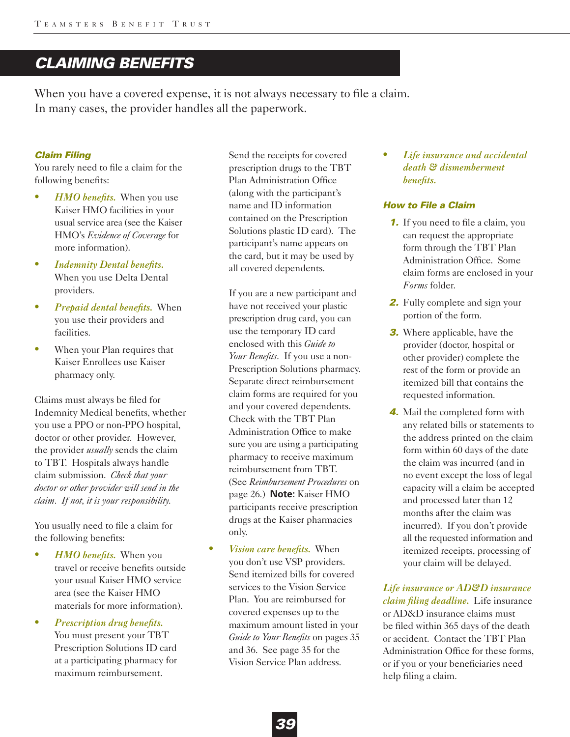## CLAIMING BENEFITS

When you have a covered expense, it is not always necessary to file a claim. In many cases, the provider handles all the paperwork.

### *Claim Filing*

You rarely need to file a claim for the following benefits:

- ***HMO benefits.*** When you use Kaiser HMO facilities in your usual service area (see the Kaiser HMO's *Evidence of Coverage* for more information).
- ***Indemnity Dental benefits.*** When you use Delta Dental providers.
- ***Prepaid dental benefits.*** When you use their providers and facilities.
- When your Plan requires that Kaiser Enrollees use Kaiser pharmacy only.

Claims must always be filed for Indemnity Medical benefits, whether you use a PPO or non-PPO hospital, doctor or other provider. However, the provider *usually* sends the claim to TBT. Hospitals always handle claim submission. *Check that your doctor or other provider will send in the claim. If not, it is your responsibility.*

You usually need to file a claim for the following benefits:

- ***HMO benefits.*** When you travel or receive benefits outside your usual Kaiser HMO service area (see the Kaiser HMO materials for more information).
- ***Prescription drug benefits.*** You must present your TBT Prescription Solutions ID card at a participating pharmacy for maximum reimbursement.

  Send the receipts for covered prescription drugs to the TBT Plan Administration Office (along with the participant's name and ID information contained on the Prescription Solutions plastic ID card). The participant's name appears on the card, but it may be used by all covered dependents.

  If you are a new participant and have not received your plastic prescription drug card, you can use the temporary ID card enclosed with this *Guide to Your Benefits*. If you use a non-Prescription Solutions pharmacy. Separate direct reimbursement claim forms are required for you and your covered dependents. Check with the TBT Plan Administration Office to make sure you are using a participating pharmacy to receive maximum reimbursement from TBT. (See *Reimbursement Procedures* on page 26.) **Note:** Kaiser HMO participants receive prescription drugs at the Kaiser pharmacies only.
- ***Vision care benefits.*** When you don't use VSP providers. Send itemized bills for covered services to the Vision Service Plan. You are reimbursed for covered expenses up to the maximum amount listed in your *Guide to Your Benefits* on pages 35 and 36. See page 35 for the Vision Service Plan address.
- ***Life insurance and accidental death & dismemberment benefits.***

### *How to File a Claim*

1. If you need to file a claim, you can request the appropriate form through the TBT Plan Administration Office. Some claim forms are enclosed in your *Forms* folder.
2. Fully complete and sign your portion of the form.
3. Where applicable, have the provider (doctor, hospital or other provider) complete the rest of the form or provide an itemized bill that contains the requested information.
4. Mail the completed form with any related bills or statements to the address printed on the claim form within 60 days of the date the claim was incurred (and in no event except the loss of legal capacity will a claim be accepted and processed later than 12 months after the claim was incurred). If you don't provide all the requested information and itemized receipts, processing of your claim will be delayed.

***Life insurance or AD&D insurance claim filing deadline.*** Life insurance or AD&D insurance claims must be filed within 365 days of the death or accident. Contact the TBT Plan Administration Office for these forms, or if you or your beneficiaries need help filing a claim.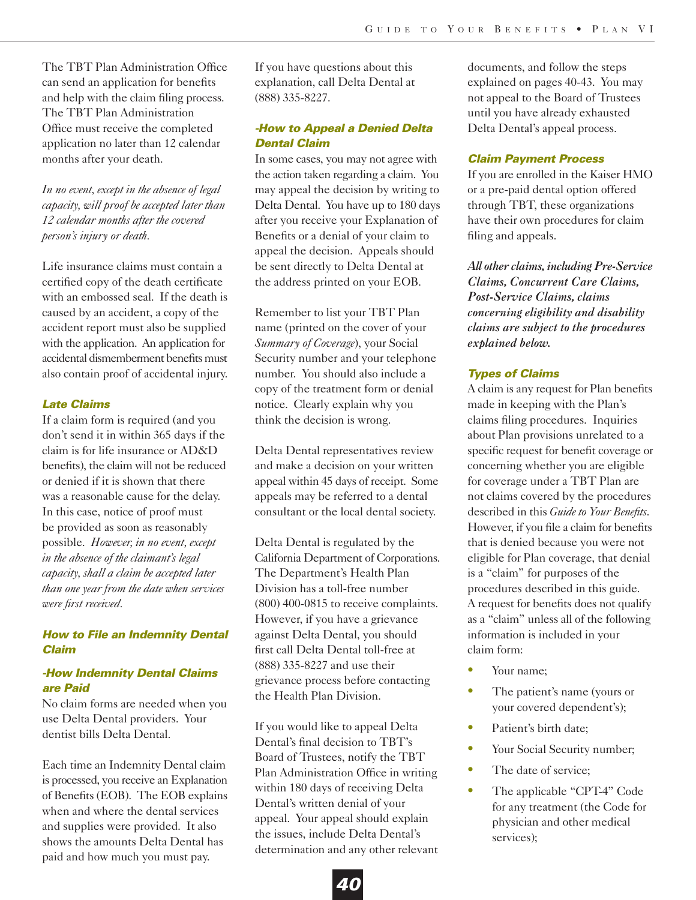The TBT Plan Administration Office can send an application for benefits and help with the claim filing process. The TBT Plan Administration Office must receive the completed application no later than 12 calendar months after your death.

*In no event, except in the absence of legal capacity, will proof be accepted later than 12 calendar months after the covered person's injury or death.*

Life insurance claims must contain a certified copy of the death certificate with an embossed seal. If the death is caused by an accident, a copy of the accident report must also be supplied with the application. An application for accidental dismemberment benefits must also contain proof of accidental injury.

### Late Claims

If a claim form is required (and you don't send it in within 365 days if the claim is for life insurance or AD&D benefits), the claim will not be reduced or denied if it is shown that there was a reasonable cause for the delay. In this case, notice of proof must be provided as soon as reasonably possible. *However, in no event, except in the absence of the claimant's legal capacity, shall a claim be accepted later than one year from the date when services were first received.*

### How to File an Indemnity Dental Claim

#### -How Indemnity Dental Claims are Paid

No claim forms are needed when you use Delta Dental providers. Your dentist bills Delta Dental.

Each time an Indemnity Dental claim is processed, you receive an Explanation of Benefits (EOB). The EOB explains when and where the dental services and supplies were provided. It also shows the amounts Delta Dental has paid and how much you must pay.

If you have questions about this explanation, call Delta Dental at (888) 335-8227.

#### -How to Appeal a Denied Delta Dental Claim

In some cases, you may not agree with the action taken regarding a claim. You may appeal the decision by writing to Delta Dental. You have up to 180 days after you receive your Explanation of Benefits or a denial of your claim to appeal the decision. Appeals should be sent directly to Delta Dental at the address printed on your EOB.

Remember to list your TBT Plan name (printed on the cover of your *Summary of Coverage*), your Social Security number and your telephone number. You should also include a copy of the treatment form or denial notice. Clearly explain why you think the decision is wrong.

Delta Dental representatives review and make a decision on your written appeal within 45 days of receipt. Some appeals may be referred to a dental consultant or the local dental society.

Delta Dental is regulated by the California Department of Corporations. The Department's Health Plan Division has a toll-free number (800) 400-0815 to receive complaints. However, if you have a grievance against Delta Dental, you should first call Delta Dental toll-free at (888) 335-8227 and use their grievance process before contacting the Health Plan Division.

If you would like to appeal Delta Dental's final decision to TBT's Board of Trustees, notify the TBT Plan Administration Office in writing within 180 days of receiving Delta Dental's written denial of your appeal. Your appeal should explain the issues, include Delta Dental's determination and any other relevant documents, and follow the steps explained on pages 40-43. You may not appeal to the Board of Trustees until you have already exhausted Delta Dental's appeal process.

### Claim Payment Process

If you are enrolled in the Kaiser HMO or a pre-paid dental option offered through TBT, these organizations have their own procedures for claim filing and appeals.

***All other claims, including Pre-Service Claims, Concurrent Care Claims, Post-Service Claims, claims concerning eligibility and disability claims are subject to the procedures explained below.***

### Types of Claims

A claim is any request for Plan benefits made in keeping with the Plan's claims filing procedures. Inquiries about Plan provisions unrelated to a specific request for benefit coverage or concerning whether you are eligible for coverage under a TBT Plan are not claims covered by the procedures described in this *Guide to Your Benefits*. However, if you file a claim for benefits that is denied because you were not eligible for Plan coverage, that denial is a "claim" for purposes of the procedures described in this guide. A request for benefits does not qualify as a "claim" unless all of the following information is included in your claim form:

- Your name;
- The patient's name (yours or your covered dependent's);
- Patient's birth date;
- Your Social Security number;
- The date of service;
- The applicable "CPT-4" Code for any treatment (the Code for physician and other medical services);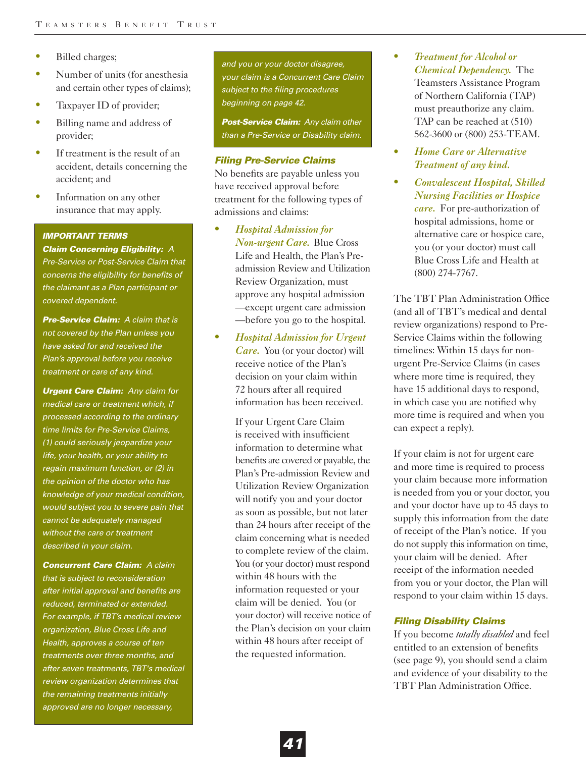- Billed charges;
- Number of units (for anesthesia and certain other types of claims);
- Taxpayer ID of provider;
- Billing name and address of provider;
- If treatment is the result of an accident, details concerning the accident; and
- Information on any other insurance that may apply.

***IMPORTANT TERMS***

***Claim Concerning Eligibility:*** *A Pre-Service or Post-Service Claim that concerns the eligibility for benefits of the claimant as a Plan participant or covered dependent.*

***Pre-Service Claim:*** *A claim that is not covered by the Plan unless you have asked for and received the Plan's approval before you receive treatment or care of any kind.*

***Urgent Care Claim:*** *Any claim for medical care or treatment which, if processed according to the ordinary time limits for Pre-Service Claims, (1) could seriously jeopardize your life, your health, or your ability to regain maximum function, or (2) in the opinion of the doctor who has knowledge of your medical condition, would subject you to severe pain that cannot be adequately managed without the care or treatment described in your claim.*

***Concurrent Care Claim:*** *A claim that is subject to reconsideration after initial approval and benefits are reduced, terminated or extended. For example, if TBT's medical review organization, Blue Cross Life and Health, approves a course of ten treatments over three months, and after seven treatments, TBT's medical review organization determines that the remaining treatments initially approved are no longer necessary, and you or your doctor disagree, your claim is a Concurrent Care Claim subject to the filing procedures beginning on page 42.*

***Post-Service Claim:*** *Any claim other than a Pre-Service or Disability claim.*

### *Filing Pre-Service Claims*

No benefits are payable unless you have received approval before treatment for the following types of admissions and claims:

- *Hospital Admission for Non-urgent Care.* Blue Cross Life and Health, the Plan's Pre-admission Review and Utilization Review Organization, must approve any hospital admission —except urgent care admission —before you go to the hospital.
- *Hospital Admission for Urgent Care.* You (or your doctor) will receive notice of the Plan's decision on your claim within 72 hours after all required information has been received.

  If your Urgent Care Claim is received with insufficient information to determine what benefits are covered or payable, the Plan's Pre-admission Review and Utilization Review Organization will notify you and your doctor as soon as possible, but not later than 24 hours after receipt of the claim concerning what is needed to complete review of the claim. You (or your doctor) must respond within 48 hours with the information requested or your claim will be denied. You (or your doctor) will receive notice of the Plan's decision on your claim within 48 hours after receipt of the requested information.
- *Treatment for Alcohol or Chemical Dependency.* The Teamsters Assistance Program of Northern California (TAP) must preauthorize any claim. TAP can be reached at (510) 562-3600 or (800) 253-TEAM.
- *Home Care or Alternative Treatment of any kind.*
- *Convalescent Hospital, Skilled Nursing Facilities or Hospice care.* For pre-authorization of hospital admissions, home or alternative care or hospice care, you (or your doctor) must call Blue Cross Life and Health at (800) 274-7767.

The TBT Plan Administration Office (and all of TBT's medical and dental review organizations) respond to Pre-Service Claims within the following timelines: Within 15 days for non-urgent Pre-Service Claims (in cases where more time is required, they have 15 additional days to respond, in which case you are notified why more time is required and when you can expect a reply).

If your claim is not for urgent care and more time is required to process your claim because more information is needed from you or your doctor, you and your doctor have up to 45 days to supply this information from the date of receipt of the Plan's notice. If you do not supply this information on time, your claim will be denied. After receipt of the information needed from you or your doctor, the Plan will respond to your claim within 15 days.

### *Filing Disability Claims*

If you become *totally disabled* and feel entitled to an extension of benefits (see page 9), you should send a claim and evidence of your disability to the TBT Plan Administration Office.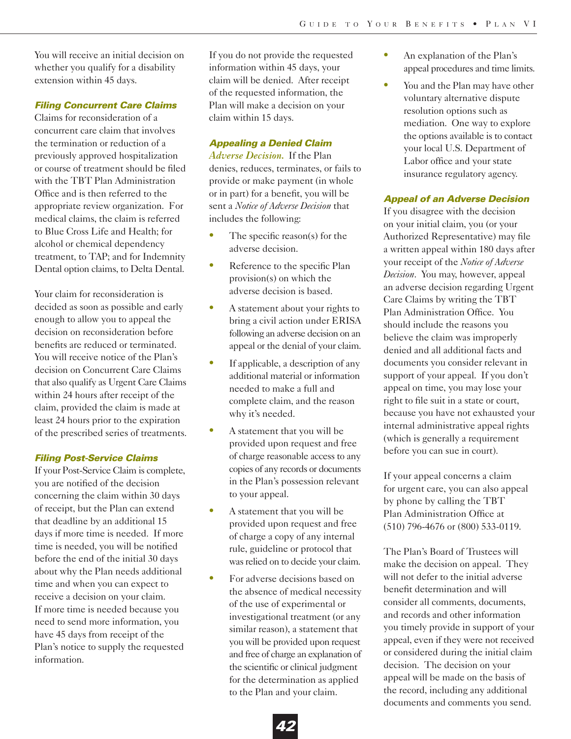You will receive an initial decision on whether you qualify for a disability extension within 45 days.

### Filing Concurrent Care Claims

Claims for reconsideration of a concurrent care claim that involves the termination or reduction of a previously approved hospitalization or course of treatment should be filed with the TBT Plan Administration Office and is then referred to the appropriate review organization. For medical claims, the claim is referred to Blue Cross Life and Health; for alcohol or chemical dependency treatment, to TAP; and for Indemnity Dental option claims, to Delta Dental.

Your claim for reconsideration is decided as soon as possible and early enough to allow you to appeal the decision on reconsideration before benefits are reduced or terminated. You will receive notice of the Plan's decision on Concurrent Care Claims that also qualify as Urgent Care Claims within 24 hours after receipt of the claim, provided the claim is made at least 24 hours prior to the expiration of the prescribed series of treatments.

### Filing Post-Service Claims

If your Post-Service Claim is complete, you are notified of the decision concerning the claim within 30 days of receipt, but the Plan can extend that deadline by an additional 15 days if more time is needed. If more time is needed, you will be notified before the end of the initial 30 days about why the Plan needs additional time and when you can expect to receive a decision on your claim. If more time is needed because you need to send more information, you have 45 days from receipt of the Plan's notice to supply the requested information.

If you do not provide the requested information within 45 days, your claim will be denied. After receipt of the requested information, the Plan will make a decision on your claim within 15 days.

### Appealing a Denied Claim

*Adverse Decision.* If the Plan denies, reduces, terminates, or fails to provide or make payment (in whole or in part) for a benefit, you will be sent a *Notice of Adverse Decision* that includes the following:

- The specific reason(s) for the adverse decision.
- Reference to the specific Plan provision(s) on which the adverse decision is based.
- A statement about your rights to bring a civil action under ERISA following an adverse decision on an appeal or the denial of your claim.
- If applicable, a description of any additional material or information needed to make a full and complete claim, and the reason why it's needed.
- A statement that you will be provided upon request and free of charge reasonable access to any copies of any records or documents in the Plan's possession relevant to your appeal.
- A statement that you will be provided upon request and free of charge a copy of any internal rule, guideline or protocol that was relied on to decide your claim.
- For adverse decisions based on the absence of medical necessity of the use of experimental or investigational treatment (or any similar reason), a statement that you will be provided upon request and free of charge an explanation of the scientific or clinical judgment for the determination as applied to the Plan and your claim.
- An explanation of the Plan's appeal procedures and time limits.
- You and the Plan may have other voluntary alternative dispute resolution options such as mediation. One way to explore the options available is to contact your local U.S. Department of Labor office and your state insurance regulatory agency.

### Appeal of an Adverse Decision

If you disagree with the decision on your initial claim, you (or your Authorized Representative) may file a written appeal within 180 days after your receipt of the *Notice of Adverse Decision*. You may, however, appeal an adverse decision regarding Urgent Care Claims by writing the TBT Plan Administration Office. You should include the reasons you believe the claim was improperly denied and all additional facts and documents you consider relevant in support of your appeal. If you don't appeal on time, you may lose your right to file suit in a state or court, because you have not exhausted your internal administrative appeal rights (which is generally a requirement before you can sue in court).

If your appeal concerns a claim for urgent care, you can also appeal by phone by calling the TBT Plan Administration Office at (510) 796-4676 or (800) 533-0119.

The Plan's Board of Trustees will make the decision on appeal. They will not defer to the initial adverse benefit determination and will consider all comments, documents, and records and other information you timely provide in support of your appeal, even if they were not received or considered during the initial claim decision. The decision on your appeal will be made on the basis of the record, including any additional documents and comments you send.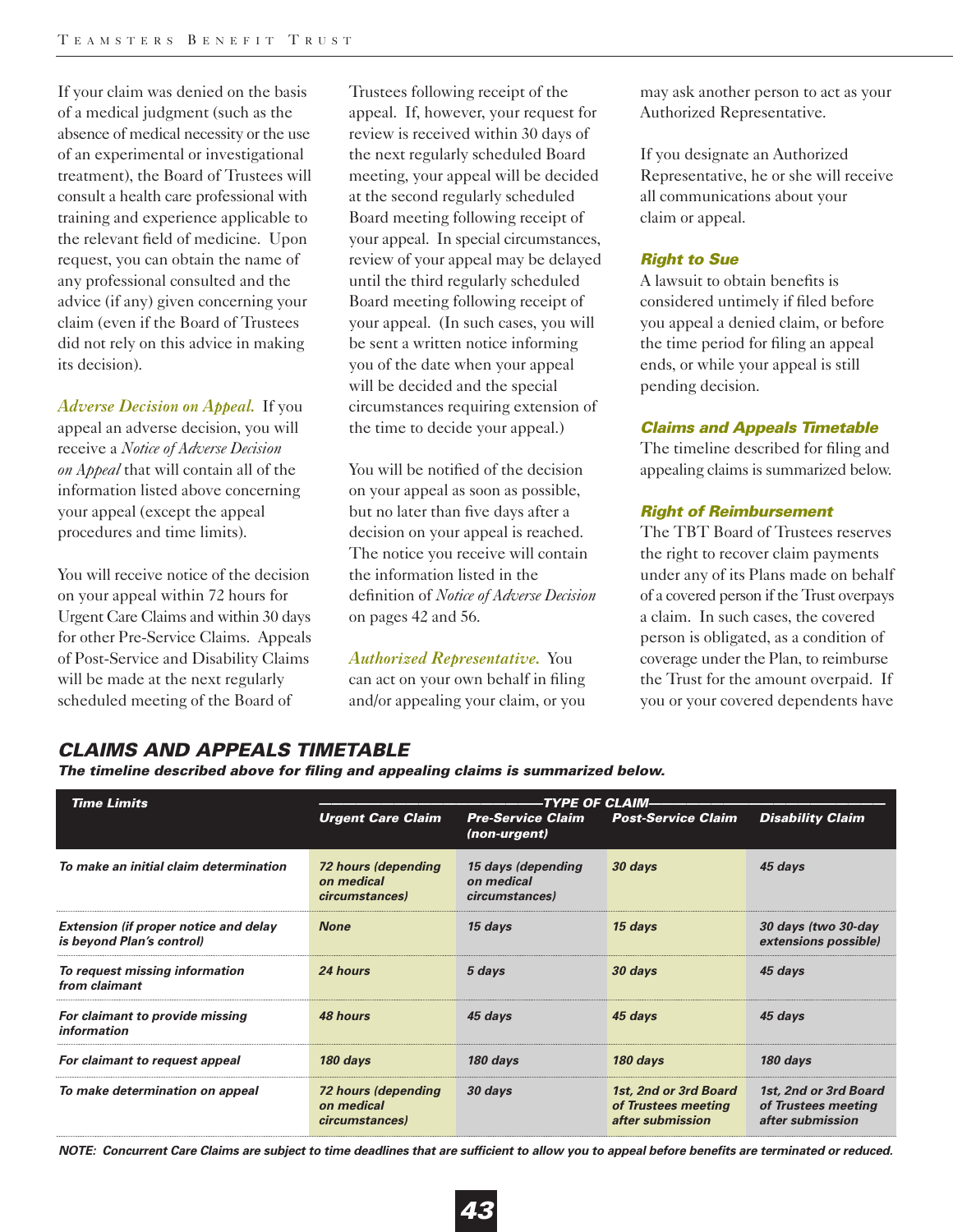If your claim was denied on the basis of a medical judgment (such as the absence of medical necessity or the use of an experimental or investigational treatment), the Board of Trustees will consult a health care professional with training and experience applicable to the relevant field of medicine. Upon request, you can obtain the name of any professional consulted and the advice (if any) given concerning your claim (even if the Board of Trustees did not rely on this advice in making its decision).

*Adverse Decision on Appeal.* If you appeal an adverse decision, you will receive a *Notice of Adverse Decision on Appeal* that will contain all of the information listed above concerning your appeal (except the appeal procedures and time limits).

You will receive notice of the decision on your appeal within 72 hours for Urgent Care Claims and within 30 days for other Pre-Service Claims. Appeals of Post-Service and Disability Claims will be made at the next regularly scheduled meeting of the Board of Trustees following receipt of the appeal. If, however, your request for review is received within 30 days of the next regularly scheduled Board meeting, your appeal will be decided at the second regularly scheduled Board meeting following receipt of your appeal. In special circumstances, review of your appeal may be delayed until the third regularly scheduled Board meeting following receipt of your appeal. (In such cases, you will be sent a written notice informing you of the date when your appeal will be decided and the special circumstances requiring extension of the time to decide your appeal.)

You will be notified of the decision on your appeal as soon as possible, but no later than five days after a decision on your appeal is reached. The notice you receive will contain the information listed in the definition of *Notice of Adverse Decision* on pages 42 and 56.

*Authorized Representative.* You can act on your own behalf in filing and/or appealing your claim, or you may ask another person to act as your Authorized Representative.

If you designate an Authorized Representative, he or she will receive all communications about your claim or appeal.

### *Right to Sue*

A lawsuit to obtain benefits is considered untimely if filed before you appeal a denied claim, or before the time period for filing an appeal ends, or while your appeal is still pending decision.

### *Claims and Appeals Timetable*

The timeline described for filing and appealing claims is summarized below.

### *Right of Reimbursement*

The TBT Board of Trustees reserves the right to recover claim payments under any of its Plans made on behalf of a covered person if the Trust overpays a claim. In such cases, the covered person is obligated, as a condition of coverage under the Plan, to reimburse the Trust for the amount overpaid. If you or your covered dependents have

## *CLAIMS AND APPEALS TIMETABLE*

***The timeline described above for filing and appealing claims is summarized below.***

| Time Limits | TYPE OF CLAIM | | | |
|---|---|---|---|---|
| | Urgent Care Claim | Pre-Service Claim (non-urgent) | Post-Service Claim | Disability Claim |
| To make an initial claim determination | 72 hours (depending on medical circumstances) | 15 days (depending on medical circumstances) | 30 days | 45 days |
| Extension (if proper notice and delay is beyond Plan's control) | None | 15 days | 15 days | 30 days (two 30-day extensions possible) |
| To request missing information from claimant | 24 hours | 5 days | 30 days | 45 days |
| For claimant to provide missing information | 48 hours | 45 days | 45 days | 45 days |
| For claimant to request appeal | 180 days | 180 days | 180 days | 180 days |
| To make determination on appeal | 72 hours (depending on medical circumstances) | 30 days | 1st, 2nd or 3rd Board of Trustees meeting after submission | 1st, 2nd or 3rd Board of Trustees meeting after submission |

***NOTE: Concurrent Care Claims are subject to time deadlines that are sufficient to allow you to appeal before benefits are terminated or reduced.***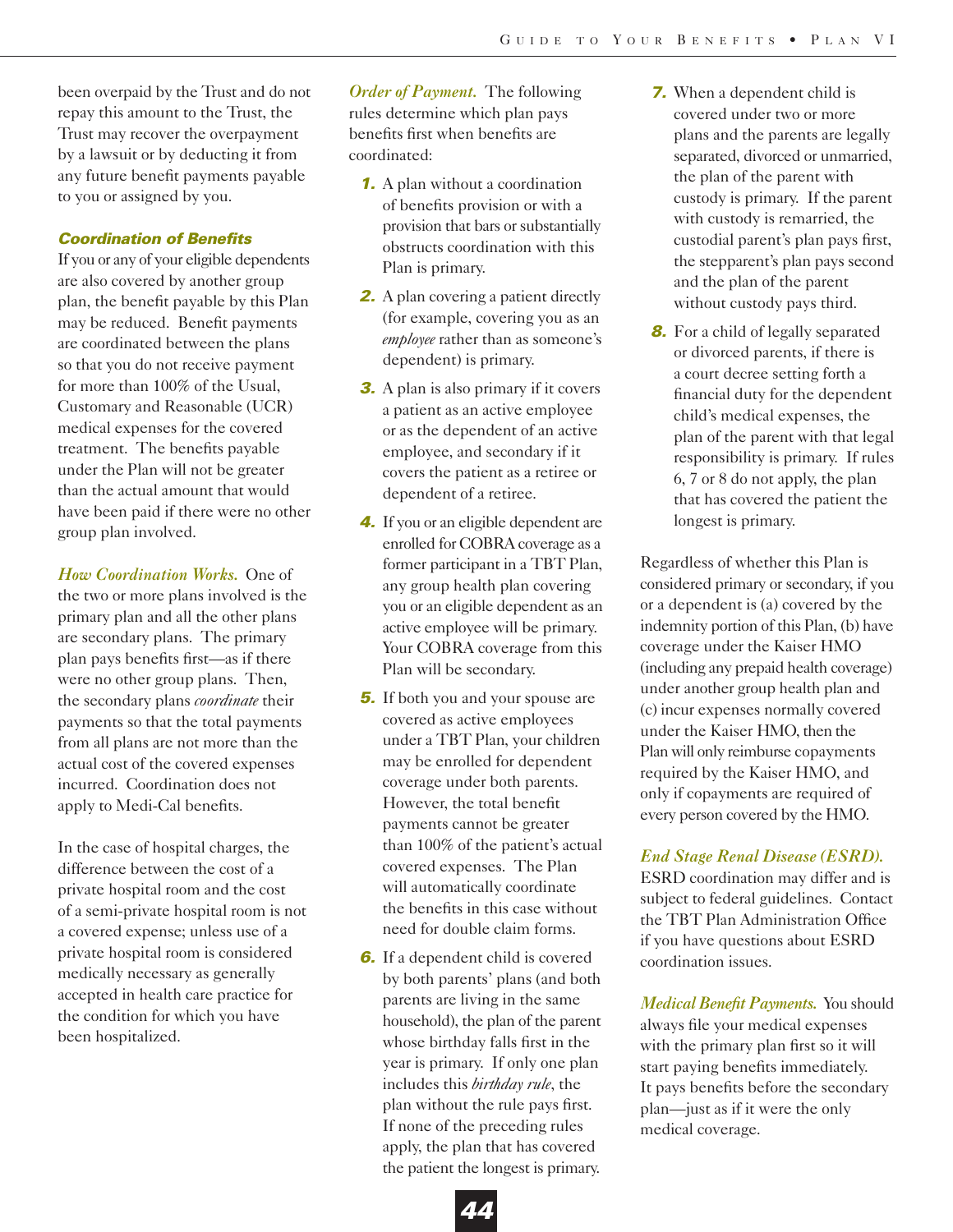been overpaid by the Trust and do not repay this amount to the Trust, the Trust may recover the overpayment by a lawsuit or by deducting it from any future benefit payments payable to you or assigned by you.

### Coordination of Benefits

If you or any of your eligible dependents are also covered by another group plan, the benefit payable by this Plan may be reduced. Benefit payments are coordinated between the plans so that you do not receive payment for more than 100% of the Usual, Customary and Reasonable (UCR) medical expenses for the covered treatment. The benefits payable under the Plan will not be greater than the actual amount that would have been paid if there were no other group plan involved.

*How Coordination Works.* One of the two or more plans involved is the primary plan and all the other plans are secondary plans. The primary plan pays benefits first—as if there were no other group plans. Then, the secondary plans *coordinate* their payments so that the total payments from all plans are not more than the actual cost of the covered expenses incurred. Coordination does not apply to Medi-Cal benefits.

In the case of hospital charges, the difference between the cost of a private hospital room and the cost of a semi-private hospital room is not a covered expense; unless use of a private hospital room is considered medically necessary as generally accepted in health care practice for the condition for which you have been hospitalized.

*Order of Payment.* The following rules determine which plan pays benefits first when benefits are coordinated:

1. A plan without a coordination of benefits provision or with a provision that bars or substantially obstructs coordination with this Plan is primary.
2. A plan covering a patient directly (for example, covering you as an *employee* rather than as someone's dependent) is primary.
3. A plan is also primary if it covers a patient as an active employee or as the dependent of an active employee, and secondary if it covers the patient as a retiree or dependent of a retiree.
4. If you or an eligible dependent are enrolled for COBRA coverage as a former participant in a TBT Plan, any group health plan covering you or an eligible dependent as an active employee will be primary. Your COBRA coverage from this Plan will be secondary.
5. If both you and your spouse are covered as active employees under a TBT Plan, your children may be enrolled for dependent coverage under both parents. However, the total benefit payments cannot be greater than 100% of the patient's actual covered expenses. The Plan will automatically coordinate the benefits in this case without need for double claim forms.
6. If a dependent child is covered by both parents' plans (and both parents are living in the same household), the plan of the parent whose birthday falls first in the year is primary. If only one plan includes this *birthday rule*, the plan without the rule pays first. If none of the preceding rules apply, the plan that has covered the patient the longest is primary.
7. When a dependent child is covered under two or more plans and the parents are legally separated, divorced or unmarried, the plan of the parent with custody is primary. If the parent with custody is remarried, the custodial parent's plan pays first, the stepparent's plan pays second and the plan of the parent without custody pays third.
8. For a child of legally separated or divorced parents, if there is a court decree setting forth a financial duty for the dependent child's medical expenses, the plan of the parent with that legal responsibility is primary. If rules 6, 7 or 8 do not apply, the plan that has covered the patient the longest is primary.

Regardless of whether this Plan is considered primary or secondary, if you or a dependent is (a) covered by the indemnity portion of this Plan, (b) have coverage under the Kaiser HMO (including any prepaid health coverage) under another group health plan and (c) incur expenses normally covered under the Kaiser HMO, then the Plan will only reimburse copayments required by the Kaiser HMO, and only if copayments are required of every person covered by the HMO.

*End Stage Renal Disease (ESRD).* ESRD coordination may differ and is subject to federal guidelines. Contact the TBT Plan Administration Office if you have questions about ESRD coordination issues.

*Medical Benefit Payments.* You should always file your medical expenses with the primary plan first so it will start paying benefits immediately. It pays benefits before the secondary plan—just as if it were the only medical coverage.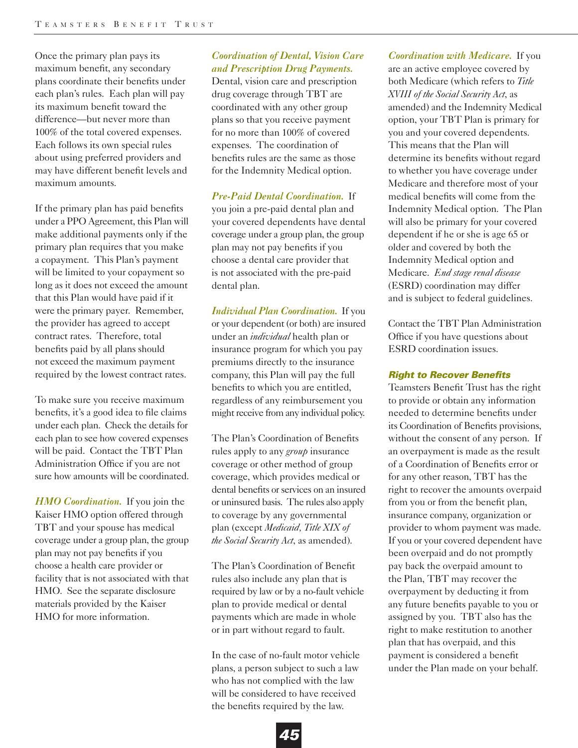Once the primary plan pays its maximum benefit, any secondary plans coordinate their benefits under each plan's rules. Each plan will pay its maximum benefit toward the difference—but never more than 100% of the total covered expenses. Each follows its own special rules about using preferred providers and may have different benefit levels and maximum amounts.

If the primary plan has paid benefits under a PPO Agreement, this Plan will make additional payments only if the primary plan requires that you make a copayment. This Plan's payment will be limited to your copayment so long as it does not exceed the amount that this Plan would have paid if it were the primary payer. Remember, the provider has agreed to accept contract rates. Therefore, total benefits paid by all plans should not exceed the maximum payment required by the lowest contract rates.

To make sure you receive maximum benefits, it's a good idea to file claims under each plan. Check the details for each plan to see how covered expenses will be paid. Contact the TBT Plan Administration Office if you are not sure how amounts will be coordinated.

***HMO Coordination.*** If you join the Kaiser HMO option offered through TBT and your spouse has medical coverage under a group plan, the group plan may not pay benefits if you choose a health care provider or facility that is not associated with that HMO. See the separate disclosure materials provided by the Kaiser HMO for more information.

***Coordination of Dental, Vision Care and Prescription Drug Payments.*** Dental, vision care and prescription drug coverage through TBT are coordinated with any other group plans so that you receive payment for no more than 100% of covered expenses. The coordination of benefits rules are the same as those for the Indemnity Medical option.

***Pre-Paid Dental Coordination.*** If you join a pre-paid dental plan and your covered dependents have dental coverage under a group plan, the group plan may not pay benefits if you choose a dental care provider that is not associated with the pre-paid dental plan.

***Individual Plan Coordination.*** If you or your dependent (or both) are insured under an *individual* health plan or insurance program for which you pay premiums directly to the insurance company, this Plan will pay the full benefits to which you are entitled, regardless of any reimbursement you might receive from any individual policy.

The Plan's Coordination of Benefits rules apply to any *group* insurance coverage or other method of group coverage, which provides medical or dental benefits or services on an insured or uninsured basis. The rules also apply to coverage by any governmental plan (except *Medicaid, Title XIX of the Social Security Act*, as amended).

The Plan's Coordination of Benefit rules also include any plan that is required by law or by a no-fault vehicle plan to provide medical or dental payments which are made in whole or in part without regard to fault.

In the case of no-fault motor vehicle plans, a person subject to such a law who has not complied with the law will be considered to have received the benefits required by the law.

***Coordination with Medicare.*** If you are an active employee covered by both Medicare (which refers to *Title XVIII of the Social Security Act*, as amended) and the Indemnity Medical option, your TBT Plan is primary for you and your covered dependents. This means that the Plan will determine its benefits without regard to whether you have coverage under Medicare and therefore most of your medical benefits will come from the Indemnity Medical option. The Plan will also be primary for your covered dependent if he or she is age 65 or older and covered by both the Indemnity Medical option and Medicare. *End stage renal disease* (ESRD) coordination may differ and is subject to federal guidelines.

Contact the TBT Plan Administration Office if you have questions about ESRD coordination issues.

#### *Right to Recover Benefits*

Teamsters Benefit Trust has the right to provide or obtain any information needed to determine benefits under its Coordination of Benefits provisions, without the consent of any person. If an overpayment is made as the result of a Coordination of Benefits error or for any other reason, TBT has the right to recover the amounts overpaid from you or from the benefit plan, insurance company, organization or provider to whom payment was made. If you or your covered dependent have been overpaid and do not promptly pay back the overpaid amount to the Plan, TBT may recover the overpayment by deducting it from any future benefits payable to you or assigned by you. TBT also has the right to make restitution to another plan that has overpaid, and this payment is considered a benefit under the Plan made on your behalf.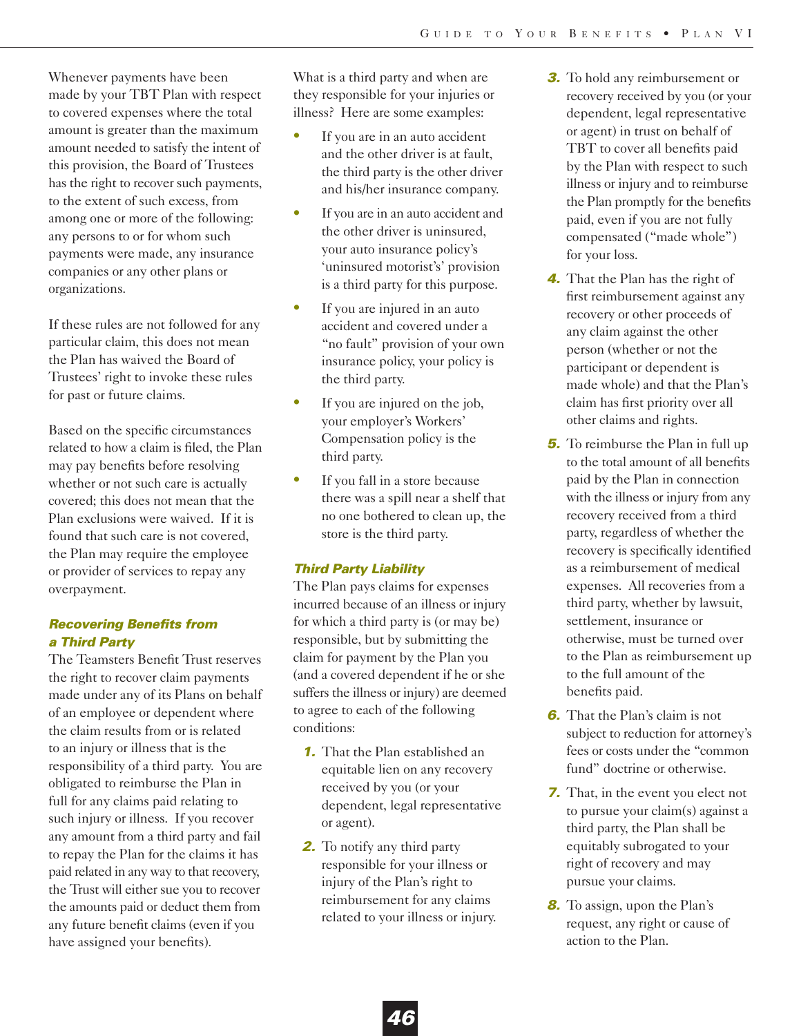Whenever payments have been made by your TBT Plan with respect to covered expenses where the total amount is greater than the maximum amount needed to satisfy the intent of this provision, the Board of Trustees has the right to recover such payments, to the extent of such excess, from among one or more of the following: any persons to or for whom such payments were made, any insurance companies or any other plans or organizations.

If these rules are not followed for any particular claim, this does not mean the Plan has waived the Board of Trustees' right to invoke these rules for past or future claims.

Based on the specific circumstances related to how a claim is filed, the Plan may pay benefits before resolving whether or not such care is actually covered; this does not mean that the Plan exclusions were waived. If it is found that such care is not covered, the Plan may require the employee or provider of services to repay any overpayment.

### Recovering Benefits from a Third Party

The Teamsters Benefit Trust reserves the right to recover claim payments made under any of its Plans on behalf of an employee or dependent where the claim results from or is related to an injury or illness that is the responsibility of a third party. You are obligated to reimburse the Plan in full for any claims paid relating to such injury or illness. If you recover any amount from a third party and fail to repay the Plan for the claims it has paid related in any way to that recovery, the Trust will either sue you to recover the amounts paid or deduct them from any future benefit claims (even if you have assigned your benefits).

What is a third party and when are they responsible for your injuries or illness? Here are some examples:

- If you are in an auto accident and the other driver is at fault, the third party is the other driver and his/her insurance company.
- If you are in an auto accident and the other driver is uninsured, your auto insurance policy's 'uninsured motorist's' provision is a third party for this purpose.
- If you are injured in an auto accident and covered under a "no fault" provision of your own insurance policy, your policy is the third party.
- If you are injured on the job, your employer's Workers' Compensation policy is the third party.
- If you fall in a store because there was a spill near a shelf that no one bothered to clean up, the store is the third party.

### Third Party Liability

The Plan pays claims for expenses incurred because of an illness or injury for which a third party is (or may be) responsible, but by submitting the claim for payment by the Plan you (and a covered dependent if he or she suffers the illness or injury) are deemed to agree to each of the following conditions:

1. That the Plan established an equitable lien on any recovery received by you (or your dependent, legal representative or agent).
2. To notify any third party responsible for your illness or injury of the Plan's right to reimbursement for any claims related to your illness or injury.
3. To hold any reimbursement or recovery received by you (or your dependent, legal representative or agent) in trust on behalf of TBT to cover all benefits paid by the Plan with respect to such illness or injury and to reimburse the Plan promptly for the benefits paid, even if you are not fully compensated ("made whole") for your loss.
4. That the Plan has the right of first reimbursement against any recovery or other proceeds of any claim against the other person (whether or not the participant or dependent is made whole) and that the Plan's claim has first priority over all other claims and rights.
5. To reimburse the Plan in full up to the total amount of all benefits paid by the Plan in connection with the illness or injury from any recovery received from a third party, regardless of whether the recovery is specifically identified as a reimbursement of medical expenses. All recoveries from a third party, whether by lawsuit, settlement, insurance or otherwise, must be turned over to the Plan as reimbursement up to the full amount of the benefits paid.
6. That the Plan's claim is not subject to reduction for attorney's fees or costs under the "common fund" doctrine or otherwise.
7. That, in the event you elect not to pursue your claim(s) against a third party, the Plan shall be equitably subrogated to your right of recovery and may pursue your claims.
8. To assign, upon the Plan's request, any right or cause of action to the Plan.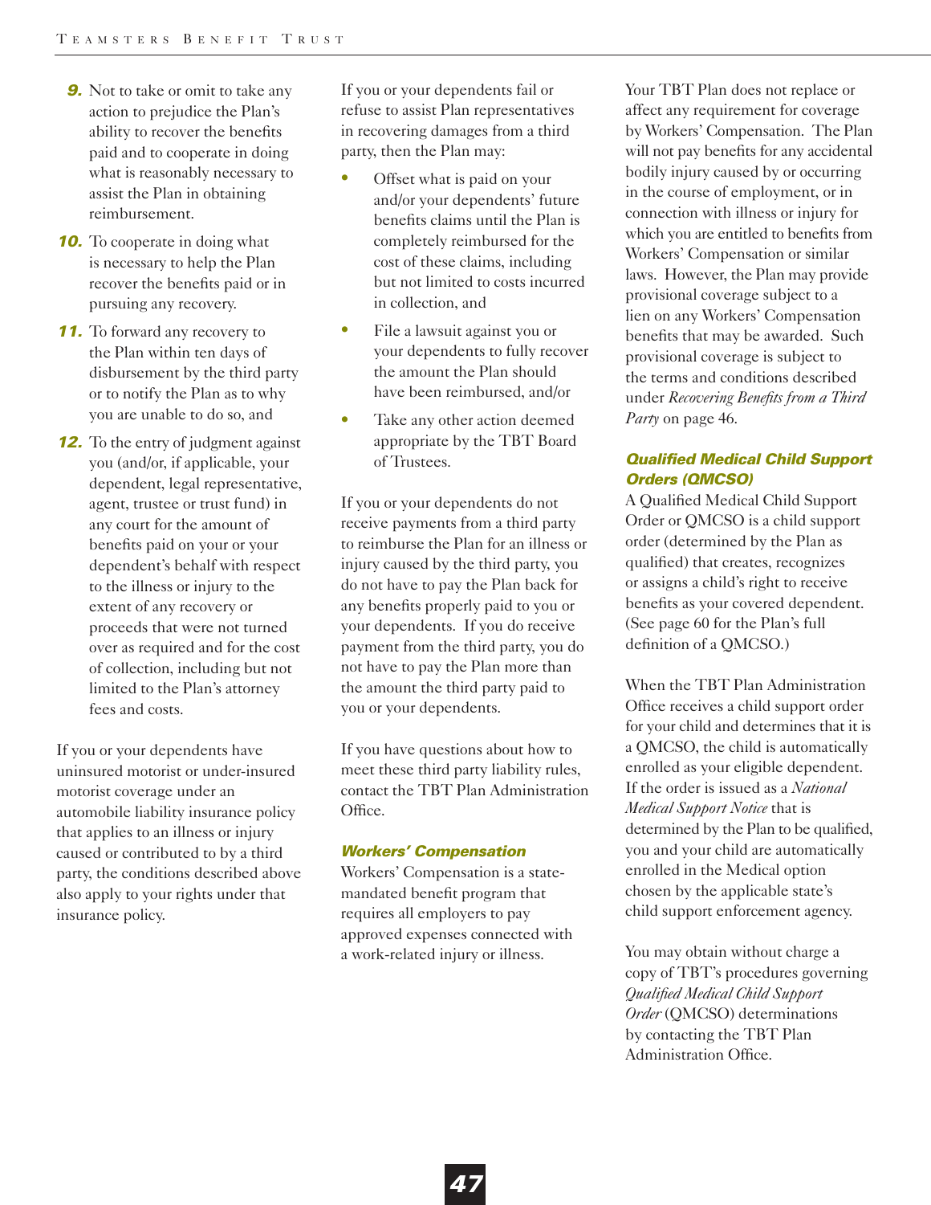9. Not to take or omit to take any action to prejudice the Plan's ability to recover the benefits paid and to cooperate in doing what is reasonably necessary to assist the Plan in obtaining reimbursement.
10. To cooperate in doing what is necessary to help the Plan recover the benefits paid or in pursuing any recovery.
11. To forward any recovery to the Plan within ten days of disbursement by the third party or to notify the Plan as to why you are unable to do so, and
12. To the entry of judgment against you (and/or, if applicable, your dependent, legal representative, agent, trustee or trust fund) in any court for the amount of benefits paid on your or your dependent's behalf with respect to the illness or injury to the extent of any recovery or proceeds that were not turned over as required and for the cost of collection, including but not limited to the Plan's attorney fees and costs.

If you or your dependents have uninsured motorist or under-insured motorist coverage under an automobile liability insurance policy that applies to an illness or injury caused or contributed to by a third party, the conditions described above also apply to your rights under that insurance policy.

If you or your dependents fail or refuse to assist Plan representatives in recovering damages from a third party, then the Plan may:

- Offset what is paid on your and/or your dependents' future benefits claims until the Plan is completely reimbursed for the cost of these claims, including but not limited to costs incurred in collection, and
- File a lawsuit against you or your dependents to fully recover the amount the Plan should have been reimbursed, and/or
- Take any other action deemed appropriate by the TBT Board of Trustees.

If you or your dependents do not receive payments from a third party to reimburse the Plan for an illness or injury caused by the third party, you do not have to pay the Plan back for any benefits properly paid to you or your dependents. If you do receive payment from the third party, you do not have to pay the Plan more than the amount the third party paid to you or your dependents.

If you have questions about how to meet these third party liability rules, contact the TBT Plan Administration Office.

### Workers' Compensation

Workers' Compensation is a state-mandated benefit program that requires all employers to pay approved expenses connected with a work-related injury or illness.

Your TBT Plan does not replace or affect any requirement for coverage by Workers' Compensation. The Plan will not pay benefits for any accidental bodily injury caused by or occurring in the course of employment, or in connection with illness or injury for which you are entitled to benefits from Workers' Compensation or similar laws. However, the Plan may provide provisional coverage subject to a lien on any Workers' Compensation benefits that may be awarded. Such provisional coverage is subject to the terms and conditions described under *Recovering Benefits from a Third Party* on page 46.

### Qualified Medical Child Support Orders (QMCSO)

A Qualified Medical Child Support Order or QMCSO is a child support order (determined by the Plan as qualified) that creates, recognizes or assigns a child's right to receive benefits as your covered dependent. (See page 60 for the Plan's full definition of a QMCSO.)

When the TBT Plan Administration Office receives a child support order for your child and determines that it is a QMCSO, the child is automatically enrolled as your eligible dependent. If the order is issued as a *National Medical Support Notice* that is determined by the Plan to be qualified, you and your child are automatically enrolled in the Medical option chosen by the applicable state's child support enforcement agency.

You may obtain without charge a copy of TBT's procedures governing *Qualified Medical Child Support Order* (QMCSO) determinations by contacting the TBT Plan Administration Office.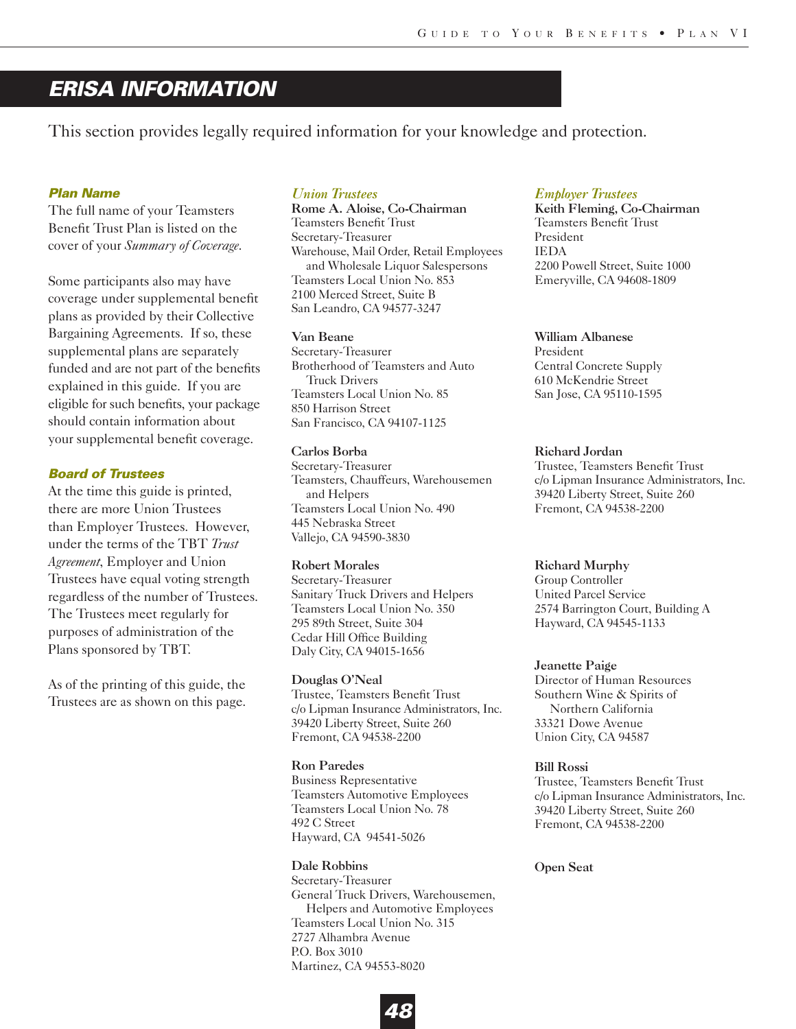## ERISA INFORMATION

This section provides legally required information for your knowledge and protection.

### *Plan Name*

The full name of your Teamsters Benefit Trust Plan is listed on the cover of your *Summary of Coverage*.

Some participants also may have coverage under supplemental benefit plans as provided by their Collective Bargaining Agreements. If so, these supplemental plans are separately funded and are not part of the benefits explained in this guide. If you are eligible for such benefits, your package should contain information about your supplemental benefit coverage.

### *Board of Trustees*

At the time this guide is printed, there are more Union Trustees than Employer Trustees. However, under the terms of the TBT *Trust Agreement*, Employer and Union Trustees have equal voting strength regardless of the number of Trustees. The Trustees meet regularly for purposes of administration of the Plans sponsored by TBT.

As of the printing of this guide, the Trustees are as shown on this page.

#### *Union Trustees*

**Rome A. Aloise, Co-Chairman**
Teamsters Benefit Trust
Secretary-Treasurer
Warehouse, Mail Order, Retail Employees and Wholesale Liquor Salespersons
Teamsters Local Union No. 853
2100 Merced Street, Suite B
San Leandro, CA 94577-3247

**Van Beane**
Secretary-Treasurer
Brotherhood of Teamsters and Auto Truck Drivers
Teamsters Local Union No. 85
850 Harrison Street
San Francisco, CA 94107-1125

**Carlos Borba**
Secretary-Treasurer
Teamsters, Chauffeurs, Warehousemen and Helpers
Teamsters Local Union No. 490
445 Nebraska Street
Vallejo, CA 94590-3830

**Robert Morales**
Secretary-Treasurer
Sanitary Truck Drivers and Helpers
Teamsters Local Union No. 350
295 89th Street, Suite 304
Cedar Hill Office Building
Daly City, CA 94015-1656

**Douglas O'Neal**
Trustee, Teamsters Benefit Trust
c/o Lipman Insurance Administrators, Inc.
39420 Liberty Street, Suite 260
Fremont, CA 94538-2200

**Ron Paredes**
Business Representative
Teamsters Automotive Employees
Teamsters Local Union No. 78
492 C Street
Hayward, CA 94541-5026

**Dale Robbins**
Secretary-Treasurer
General Truck Drivers, Warehousemen, Helpers and Automotive Employees
Teamsters Local Union No. 315
2727 Alhambra Avenue
P.O. Box 3010
Martinez, CA 94553-8020

#### *Employer Trustees*

**Keith Fleming, Co-Chairman**
Teamsters Benefit Trust
President
IEDA
2200 Powell Street, Suite 1000
Emeryville, CA 94608-1809

**William Albanese**
President
Central Concrete Supply
610 McKendrie Street
San Jose, CA 95110-1595

**Richard Jordan**
Trustee, Teamsters Benefit Trust
c/o Lipman Insurance Administrators, Inc.
39420 Liberty Street, Suite 260
Fremont, CA 94538-2200

**Richard Murphy**
Group Controller
United Parcel Service
2574 Barrington Court, Building A
Hayward, CA 94545-1133

**Jeanette Paige**
Director of Human Resources
Southern Wine & Spirits of Northern California
33321 Dowe Avenue
Union City, CA 94587

**Bill Rossi**
Trustee, Teamsters Benefit Trust
c/o Lipman Insurance Administrators, Inc.
39420 Liberty Street, Suite 260
Fremont, CA 94538-2200

**Open Seat**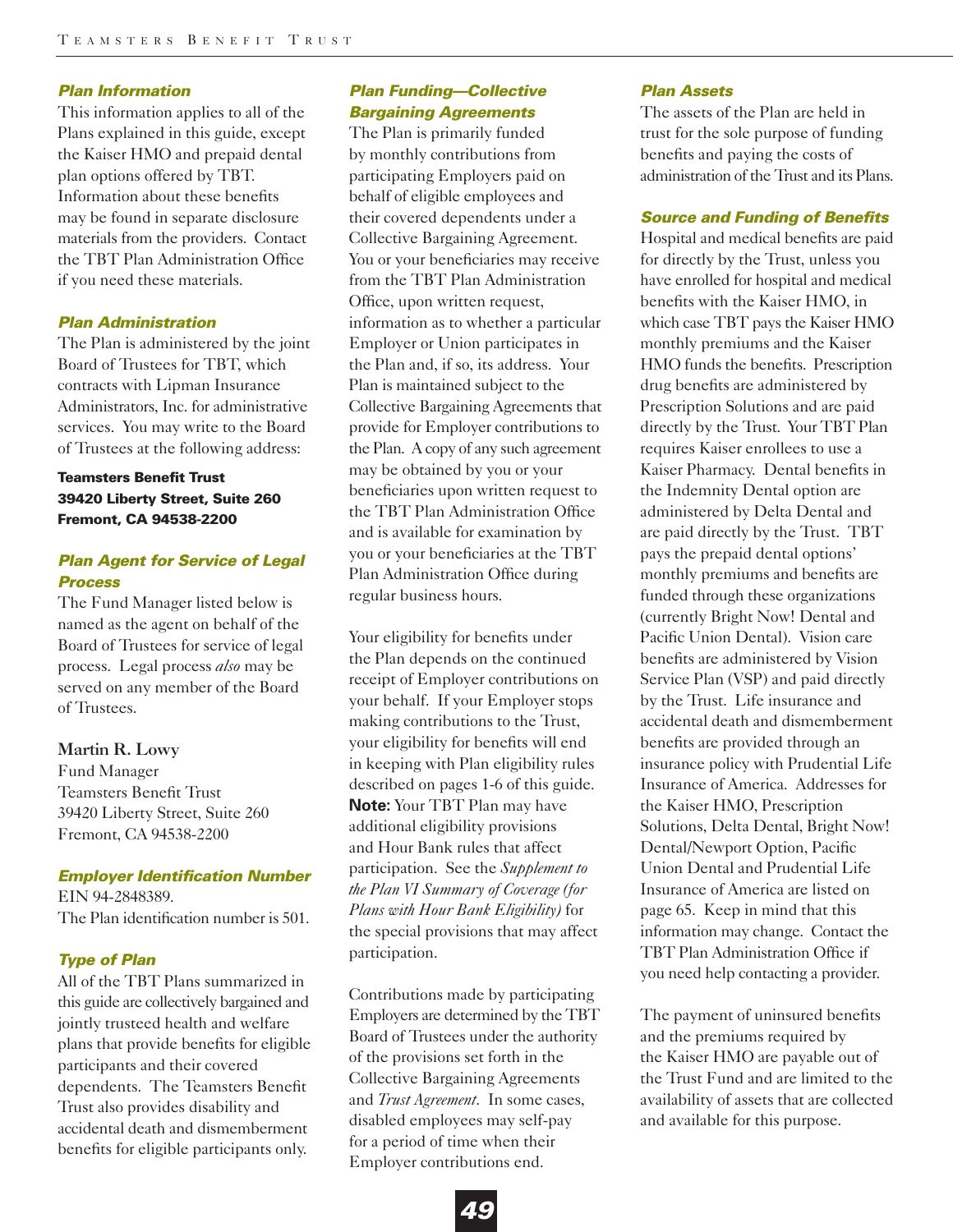### Plan Information

This information applies to all of the Plans explained in this guide, except the Kaiser HMO and prepaid dental plan options offered by TBT. Information about these benefits may be found in separate disclosure materials from the providers. Contact the TBT Plan Administration Office if you need these materials.

### Plan Administration

The Plan is administered by the joint Board of Trustees for TBT, which contracts with Lipman Insurance Administrators, Inc. for administrative services. You may write to the Board of Trustees at the following address:

**Teamsters Benefit Trust**
**39420 Liberty Street, Suite 260**
**Fremont, CA 94538-2200**

### Plan Agent for Service of Legal Process

The Fund Manager listed below is named as the agent on behalf of the Board of Trustees for service of legal process. Legal process *also* may be served on any member of the Board of Trustees.

**Martin R. Lowy**
Fund Manager
Teamsters Benefit Trust
39420 Liberty Street, Suite 260
Fremont, CA 94538-2200

### Employer Identification Number

EIN 94-2848389.
The Plan identification number is 501.

### Type of Plan

All of the TBT Plans summarized in this guide are collectively bargained and jointly trusteed health and welfare plans that provide benefits for eligible participants and their covered dependents. The Teamsters Benefit Trust also provides disability and accidental death and dismemberment benefits for eligible participants only.

### Plan Funding—Collective Bargaining Agreements

The Plan is primarily funded by monthly contributions from participating Employers paid on behalf of eligible employees and their covered dependents under a Collective Bargaining Agreement. You or your beneficiaries may receive from the TBT Plan Administration Office, upon written request, information as to whether a particular Employer or Union participates in the Plan and, if so, its address. Your Plan is maintained subject to the Collective Bargaining Agreements that provide for Employer contributions to the Plan. A copy of any such agreement may be obtained by you or your beneficiaries upon written request to the TBT Plan Administration Office and is available for examination by you or your beneficiaries at the TBT Plan Administration Office during regular business hours.

Your eligibility for benefits under the Plan depends on the continued receipt of Employer contributions on your behalf. If your Employer stops making contributions to the Trust, your eligibility for benefits will end in keeping with Plan eligibility rules described on pages 1-6 of this guide. **Note:** Your TBT Plan may have additional eligibility provisions and Hour Bank rules that affect participation. See the *Supplement to the Plan VI Summary of Coverage (for Plans with Hour Bank Eligibility)* for the special provisions that may affect participation.

Contributions made by participating Employers are determined by the TBT Board of Trustees under the authority of the provisions set forth in the Collective Bargaining Agreements and *Trust Agreement*. In some cases, disabled employees may self-pay for a period of time when their Employer contributions end.

### Plan Assets

The assets of the Plan are held in trust for the sole purpose of funding benefits and paying the costs of administration of the Trust and its Plans.

### Source and Funding of Benefits

Hospital and medical benefits are paid for directly by the Trust, unless you have enrolled for hospital and medical benefits with the Kaiser HMO, in which case TBT pays the Kaiser HMO monthly premiums and the Kaiser HMO funds the benefits. Prescription drug benefits are administered by Prescription Solutions and are paid directly by the Trust. Your TBT Plan requires Kaiser enrollees to use a Kaiser Pharmacy. Dental benefits in the Indemnity Dental option are administered by Delta Dental and are paid directly by the Trust. TBT pays the prepaid dental options' monthly premiums and benefits are funded through these organizations (currently Bright Now! Dental and Pacific Union Dental). Vision care benefits are administered by Vision Service Plan (VSP) and paid directly by the Trust. Life insurance and accidental death and dismemberment benefits are provided through an insurance policy with Prudential Life Insurance of America. Addresses for the Kaiser HMO, Prescription Solutions, Delta Dental, Bright Now! Dental/Newport Option, Pacific Union Dental and Prudential Life Insurance of America are listed on page 65. Keep in mind that this information may change. Contact the TBT Plan Administration Office if you need help contacting a provider.

The payment of uninsured benefits and the premiums required by the Kaiser HMO are payable out of the Trust Fund and are limited to the availability of assets that are collected and available for this purpose.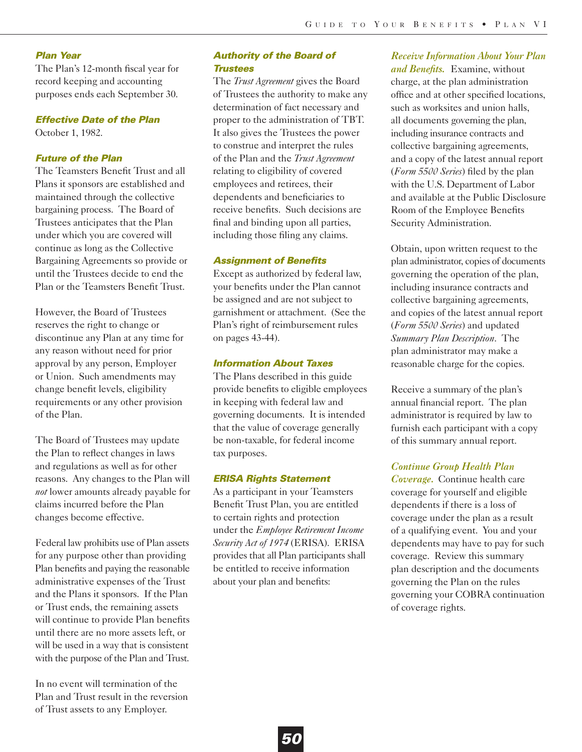### Plan Year

The Plan's 12-month fiscal year for record keeping and accounting purposes ends each September 30.

### Effective Date of the Plan

October 1, 1982.

### Future of the Plan

The Teamsters Benefit Trust and all Plans it sponsors are established and maintained through the collective bargaining process. The Board of Trustees anticipates that the Plan under which you are covered will continue as long as the Collective Bargaining Agreements so provide or until the Trustees decide to end the Plan or the Teamsters Benefit Trust.

However, the Board of Trustees reserves the right to change or discontinue any Plan at any time for any reason without need for prior approval by any person, Employer or Union. Such amendments may change benefit levels, eligibility requirements or any other provision of the Plan.

The Board of Trustees may update the Plan to reflect changes in laws and regulations as well as for other reasons. Any changes to the Plan will *not* lower amounts already payable for claims incurred before the Plan changes become effective.

Federal law prohibits use of Plan assets for any purpose other than providing Plan benefits and paying the reasonable administrative expenses of the Trust and the Plans it sponsors. If the Plan or Trust ends, the remaining assets will continue to provide Plan benefits until there are no more assets left, or will be used in a way that is consistent with the purpose of the Plan and Trust.

In no event will termination of the Plan and Trust result in the reversion of Trust assets to any Employer.

### Authority of the Board of Trustees

The *Trust Agreement* gives the Board of Trustees the authority to make any determination of fact necessary and proper to the administration of TBT. It also gives the Trustees the power to construe and interpret the rules of the Plan and the *Trust Agreement* relating to eligibility of covered employees and retirees, their dependents and beneficiaries to receive benefits. Such decisions are final and binding upon all parties, including those filing any claims.

### Assignment of Benefits

Except as authorized by federal law, your benefits under the Plan cannot be assigned and are not subject to garnishment or attachment. (See the Plan's right of reimbursement rules on pages 43-44).

### Information About Taxes

The Plans described in this guide provide benefits to eligible employees in keeping with federal law and governing documents. It is intended that the value of coverage generally be non-taxable, for federal income tax purposes.

### ERISA Rights Statement

As a participant in your Teamsters Benefit Trust Plan, you are entitled to certain rights and protection under the *Employee Retirement Income Security Act of 1974* (ERISA). ERISA provides that all Plan participants shall be entitled to receive information about your plan and benefits:

***Receive Information About Your Plan and Benefits.*** Examine, without charge, at the plan administration office and at other specified locations, such as worksites and union halls, all documents governing the plan, including insurance contracts and collective bargaining agreements, and a copy of the latest annual report (*Form 5500 Series*) filed by the plan with the U.S. Department of Labor and available at the Public Disclosure Room of the Employee Benefits Security Administration.

Obtain, upon written request to the plan administrator, copies of documents governing the operation of the plan, including insurance contracts and collective bargaining agreements, and copies of the latest annual report (*Form 5500 Series*) and updated *Summary Plan Description*. The plan administrator may make a reasonable charge for the copies.

Receive a summary of the plan's annual financial report. The plan administrator is required by law to furnish each participant with a copy of this summary annual report.

***Continue Group Health Plan Coverage.*** Continue health care coverage for yourself and eligible dependents if there is a loss of coverage under the plan as a result of a qualifying event. You and your dependents may have to pay for such coverage. Review this summary plan description and the documents governing the Plan on the rules governing your COBRA continuation of coverage rights.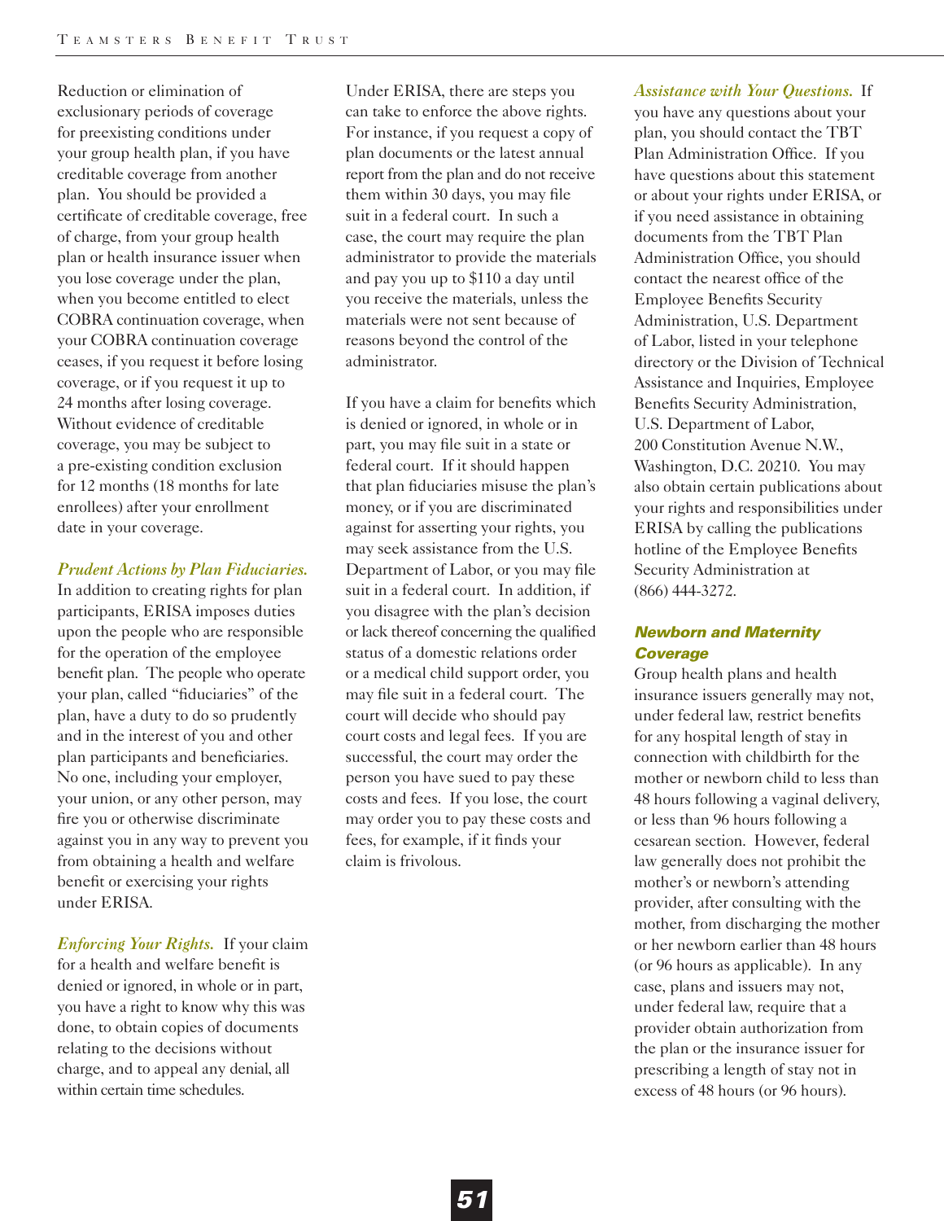Reduction or elimination of exclusionary periods of coverage for preexisting conditions under your group health plan, if you have creditable coverage from another plan. You should be provided a certificate of creditable coverage, free of charge, from your group health plan or health insurance issuer when you lose coverage under the plan, when you become entitled to elect COBRA continuation coverage, when your COBRA continuation coverage ceases, if you request it before losing coverage, or if you request it up to 24 months after losing coverage. Without evidence of creditable coverage, you may be subject to a pre-existing condition exclusion for 12 months (18 months for late enrollees) after your enrollment date in your coverage.

*Prudent Actions by Plan Fiduciaries.* In addition to creating rights for plan participants, ERISA imposes duties upon the people who are responsible for the operation of the employee benefit plan. The people who operate your plan, called "fiduciaries" of the plan, have a duty to do so prudently and in the interest of you and other plan participants and beneficiaries. No one, including your employer, your union, or any other person, may fire you or otherwise discriminate against you in any way to prevent you from obtaining a health and welfare benefit or exercising your rights under ERISA.

*Enforcing Your Rights.* If your claim for a health and welfare benefit is denied or ignored, in whole or in part, you have a right to know why this was done, to obtain copies of documents relating to the decisions without charge, and to appeal any denial, all within certain time schedules.

Under ERISA, there are steps you can take to enforce the above rights. For instance, if you request a copy of plan documents or the latest annual report from the plan and do not receive them within 30 days, you may file suit in a federal court. In such a case, the court may require the plan administrator to provide the materials and pay you up to $110 a day until you receive the materials, unless the materials were not sent because of reasons beyond the control of the administrator.

If you have a claim for benefits which is denied or ignored, in whole or in part, you may file suit in a state or federal court. If it should happen that plan fiduciaries misuse the plan's money, or if you are discriminated against for asserting your rights, you may seek assistance from the U.S. Department of Labor, or you may file suit in a federal court. In addition, if you disagree with the plan's decision or lack thereof concerning the qualified status of a domestic relations order or a medical child support order, you may file suit in a federal court. The court will decide who should pay court costs and legal fees. If you are successful, the court may order the person you have sued to pay these costs and fees. If you lose, the court may order you to pay these costs and fees, for example, if it finds your claim is frivolous.

*Assistance with Your Questions.* If you have any questions about your plan, you should contact the TBT Plan Administration Office. If you have questions about this statement or about your rights under ERISA, or if you need assistance in obtaining documents from the TBT Plan Administration Office, you should contact the nearest office of the Employee Benefits Security Administration, U.S. Department of Labor, listed in your telephone directory or the Division of Technical Assistance and Inquiries, Employee Benefits Security Administration, U.S. Department of Labor, 200 Constitution Avenue N.W., Washington, D.C. 20210. You may also obtain certain publications about your rights and responsibilities under ERISA by calling the publications hotline of the Employee Benefits Security Administration at (866) 444-3272.

### Newborn and Maternity Coverage

Group health plans and health insurance issuers generally may not, under federal law, restrict benefits for any hospital length of stay in connection with childbirth for the mother or newborn child to less than 48 hours following a vaginal delivery, or less than 96 hours following a cesarean section. However, federal law generally does not prohibit the mother's or newborn's attending provider, after consulting with the mother, from discharging the mother or her newborn earlier than 48 hours (or 96 hours as applicable). In any case, plans and issuers may not, under federal law, require that a provider obtain authorization from the plan or the insurance issuer for prescribing a length of stay not in excess of 48 hours (or 96 hours).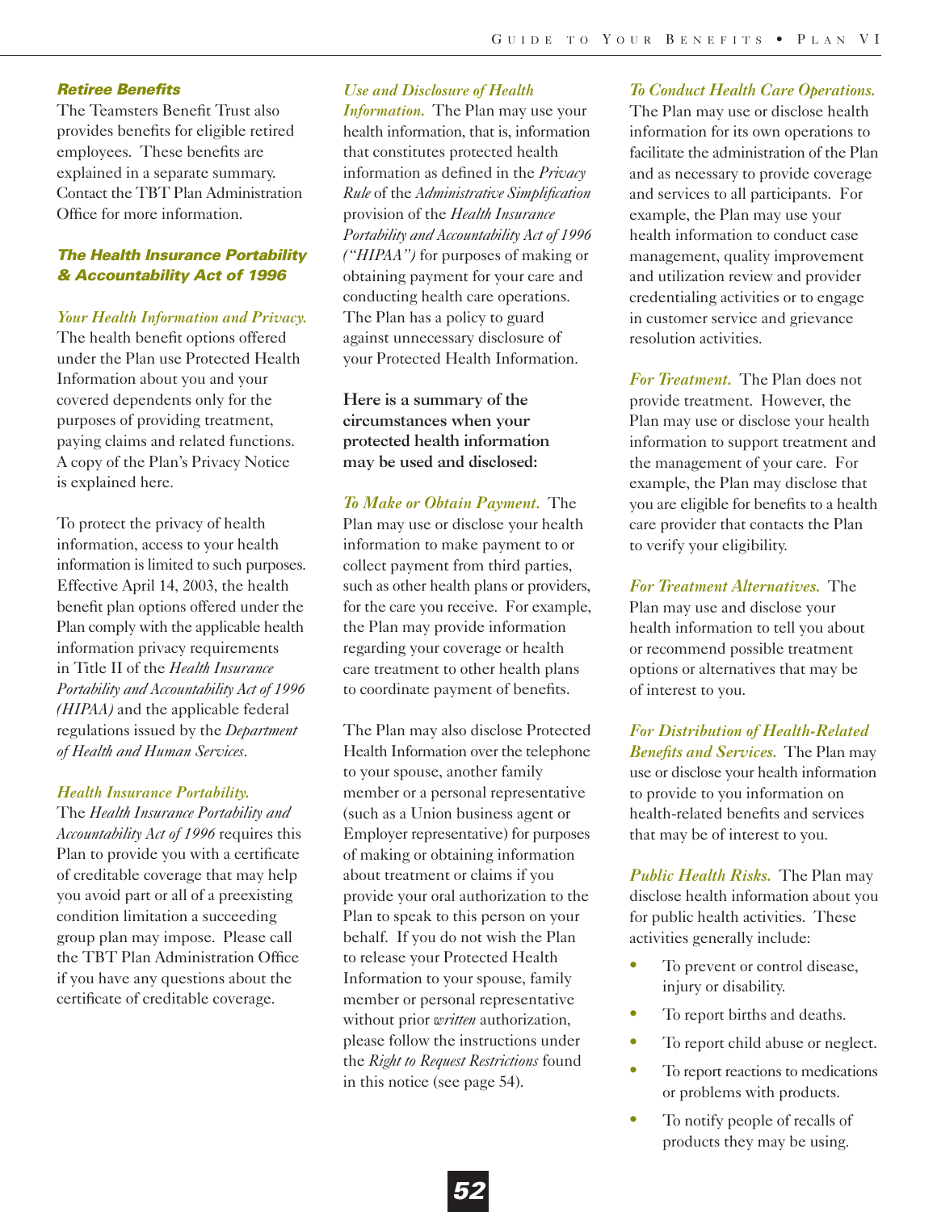### Retiree Benefits

The Teamsters Benefit Trust also provides benefits for eligible retired employees. These benefits are explained in a separate summary. Contact the TBT Plan Administration Office for more information.

### The Health Insurance Portability & Accountability Act of 1996

*Your Health Information and Privacy.* The health benefit options offered under the Plan use Protected Health Information about you and your covered dependents only for the purposes of providing treatment, paying claims and related functions. A copy of the Plan's Privacy Notice is explained here.

To protect the privacy of health information, access to your health information is limited to such purposes. Effective April 14, 2003, the health benefit plan options offered under the Plan comply with the applicable health information privacy requirements in Title II of the *Health Insurance Portability and Accountability Act of 1996 (HIPAA)* and the applicable federal regulations issued by the *Department of Health and Human Services*.

*Health Insurance Portability.* The *Health Insurance Portability and Accountability Act of 1996* requires this Plan to provide you with a certificate of creditable coverage that may help you avoid part or all of a preexisting condition limitation a succeeding group plan may impose. Please call the TBT Plan Administration Office if you have any questions about the certificate of creditable coverage.

*Use and Disclosure of Health Information.* The Plan may use your health information, that is, information that constitutes protected health information as defined in the *Privacy Rule* of the *Administrative Simplification* provision of the *Health Insurance Portability and Accountability Act of 1996 ("HIPAA")* for purposes of making or obtaining payment for your care and conducting health care operations. The Plan has a policy to guard against unnecessary disclosure of your Protected Health Information.

**Here is a summary of the circumstances when your protected health information may be used and disclosed:**

*To Make or Obtain Payment.* The Plan may use or disclose your health information to make payment to or collect payment from third parties, such as other health plans or providers, for the care you receive. For example, the Plan may provide information regarding your coverage or health care treatment to other health plans to coordinate payment of benefits.

The Plan may also disclose Protected Health Information over the telephone to your spouse, another family member or a personal representative (such as a Union business agent or Employer representative) for purposes of making or obtaining information about treatment or claims if you provide your oral authorization to the Plan to speak to this person on your behalf. If you do not wish the Plan to release your Protected Health Information to your spouse, family member or personal representative without prior *written* authorization, please follow the instructions under the *Right to Request Restrictions* found in this notice (see page 54).

*To Conduct Health Care Operations.* The Plan may use or disclose health information for its own operations to facilitate the administration of the Plan and as necessary to provide coverage and services to all participants. For example, the Plan may use your health information to conduct case management, quality improvement and utilization review and provider credentialing activities or to engage in customer service and grievance resolution activities.

*For Treatment.* The Plan does not provide treatment. However, the Plan may use or disclose your health information to support treatment and the management of your care. For example, the Plan may disclose that you are eligible for benefits to a health care provider that contacts the Plan to verify your eligibility.

*For Treatment Alternatives.* The Plan may use and disclose your health information to tell you about or recommend possible treatment options or alternatives that may be of interest to you.

*For Distribution of Health-Related Benefits and Services.* The Plan may use or disclose your health information to provide to you information on health-related benefits and services that may be of interest to you.

*Public Health Risks.* The Plan may disclose health information about you for public health activities. These activities generally include:

- To prevent or control disease, injury or disability.
- To report births and deaths.
- To report child abuse or neglect.
- To report reactions to medications or problems with products.
- To notify people of recalls of products they may be using.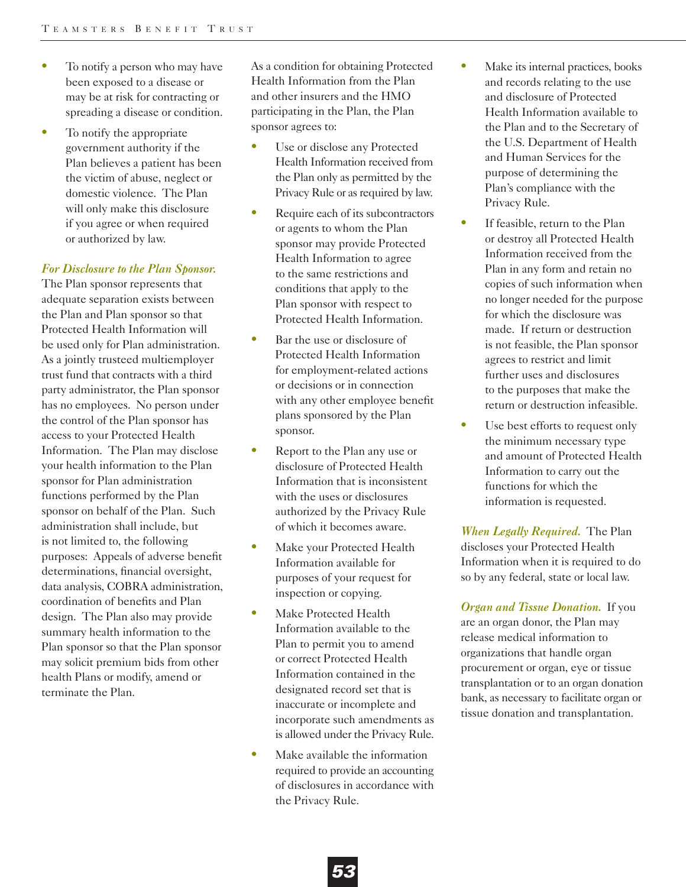- To notify a person who may have been exposed to a disease or may be at risk for contracting or spreading a disease or condition.
- To notify the appropriate government authority if the Plan believes a patient has been the victim of abuse, neglect or domestic violence. The Plan will only make this disclosure if you agree or when required or authorized by law.

***For Disclosure to the Plan Sponsor.*** The Plan sponsor represents that adequate separation exists between the Plan and Plan sponsor so that Protected Health Information will be used only for Plan administration. As a jointly trusteed multiemployer trust fund that contracts with a third party administrator, the Plan sponsor has no employees. No person under the control of the Plan sponsor has access to your Protected Health Information. The Plan may disclose your health information to the Plan sponsor for Plan administration functions performed by the Plan sponsor on behalf of the Plan. Such administration shall include, but is not limited to, the following purposes: Appeals of adverse benefit determinations, financial oversight, data analysis, COBRA administration, coordination of benefits and Plan design. The Plan also may provide summary health information to the Plan sponsor so that the Plan sponsor may solicit premium bids from other health Plans or modify, amend or terminate the Plan.

As a condition for obtaining Protected Health Information from the Plan and other insurers and the HMO participating in the Plan, the Plan sponsor agrees to:

- Use or disclose any Protected Health Information received from the Plan only as permitted by the Privacy Rule or as required by law.
- Require each of its subcontractors or agents to whom the Plan sponsor may provide Protected Health Information to agree to the same restrictions and conditions that apply to the Plan sponsor with respect to Protected Health Information.
- Bar the use or disclosure of Protected Health Information for employment-related actions or decisions or in connection with any other employee benefit plans sponsored by the Plan sponsor.
- Report to the Plan any use or disclosure of Protected Health Information that is inconsistent with the uses or disclosures authorized by the Privacy Rule of which it becomes aware.
- Make your Protected Health Information available for purposes of your request for inspection or copying.
- Make Protected Health Information available to the Plan to permit you to amend or correct Protected Health Information contained in the designated record set that is inaccurate or incomplete and incorporate such amendments as is allowed under the Privacy Rule.
- Make available the information required to provide an accounting of disclosures in accordance with the Privacy Rule.
- Make its internal practices, books and records relating to the use and disclosure of Protected Health Information available to the Plan and to the Secretary of the U.S. Department of Health and Human Services for the purpose of determining the Plan's compliance with the Privacy Rule.
- If feasible, return to the Plan or destroy all Protected Health Information received from the Plan in any form and retain no copies of such information when no longer needed for the purpose for which the disclosure was made. If return or destruction is not feasible, the Plan sponsor agrees to restrict and limit further uses and disclosures to the purposes that make the return or destruction infeasible.
- Use best efforts to request only the minimum necessary type and amount of Protected Health Information to carry out the functions for which the information is requested.

***When Legally Required.*** The Plan discloses your Protected Health Information when it is required to do so by any federal, state or local law.

***Organ and Tissue Donation.*** If you are an organ donor, the Plan may release medical information to organizations that handle organ procurement or organ, eye or tissue transplantation or to an organ donation bank, as necessary to facilitate organ or tissue donation and transplantation.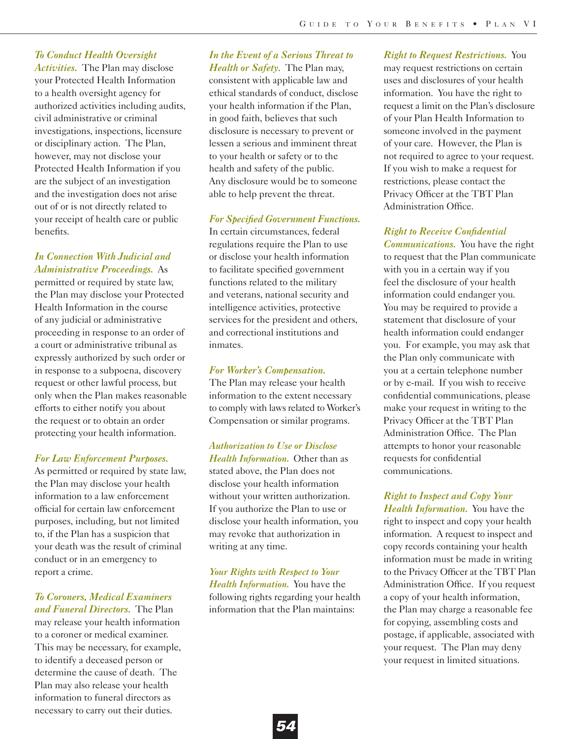***To Conduct Health Oversight Activities.*** The Plan may disclose your Protected Health Information to a health oversight agency for authorized activities including audits, civil administrative or criminal investigations, inspections, licensure or disciplinary action. The Plan, however, may not disclose your Protected Health Information if you are the subject of an investigation and the investigation does not arise out of or is not directly related to your receipt of health care or public benefits.

***In Connection With Judicial and Administrative Proceedings.*** As permitted or required by state law, the Plan may disclose your Protected Health Information in the course of any judicial or administrative proceeding in response to an order of a court or administrative tribunal as expressly authorized by such order or in response to a subpoena, discovery request or other lawful process, but only when the Plan makes reasonable efforts to either notify you about the request or to obtain an order protecting your health information.

***For Law Enforcement Purposes.*** As permitted or required by state law, the Plan may disclose your health information to a law enforcement official for certain law enforcement purposes, including, but not limited to, if the Plan has a suspicion that your death was the result of criminal conduct or in an emergency to report a crime.

***To Coroners, Medical Examiners and Funeral Directors.*** The Plan may release your health information to a coroner or medical examiner. This may be necessary, for example, to identify a deceased person or determine the cause of death. The Plan may also release your health information to funeral directors as necessary to carry out their duties.

***In the Event of a Serious Threat to Health or Safety.*** The Plan may, consistent with applicable law and ethical standards of conduct, disclose your health information if the Plan, in good faith, believes that such disclosure is necessary to prevent or lessen a serious and imminent threat to your health or safety or to the health and safety of the public. Any disclosure would be to someone able to help prevent the threat.

***For Specified Government Functions.*** In certain circumstances, federal regulations require the Plan to use or disclose your health information to facilitate specified government functions related to the military and veterans, national security and intelligence activities, protective services for the president and others, and correctional institutions and inmates.

***For Worker's Compensation.*** The Plan may release your health information to the extent necessary to comply with laws related to Worker's Compensation or similar programs.

***Authorization to Use or Disclose Health Information.*** Other than as stated above, the Plan does not disclose your health information without your written authorization. If you authorize the Plan to use or disclose your health information, you may revoke that authorization in writing at any time.

***Your Rights with Respect to Your Health Information.*** You have the following rights regarding your health information that the Plan maintains:

***Right to Request Restrictions.*** You may request restrictions on certain uses and disclosures of your health information. You have the right to request a limit on the Plan's disclosure of your Plan Health Information to someone involved in the payment of your care. However, the Plan is not required to agree to your request. If you wish to make a request for restrictions, please contact the Privacy Officer at the TBT Plan Administration Office.

***Right to Receive Confidential Communications.*** You have the right to request that the Plan communicate with you in a certain way if you feel the disclosure of your health information could endanger you. You may be required to provide a statement that disclosure of your health information could endanger you. For example, you may ask that the Plan only communicate with you at a certain telephone number or by e-mail. If you wish to receive confidential communications, please make your request in writing to the Privacy Officer at the TBT Plan Administration Office. The Plan attempts to honor your reasonable requests for confidential communications.

***Right to Inspect and Copy Your Health Information.*** You have the right to inspect and copy your health information. A request to inspect and copy records containing your health information must be made in writing to the Privacy Officer at the TBT Plan Administration Office. If you request a copy of your health information, the Plan may charge a reasonable fee for copying, assembling costs and postage, if applicable, associated with your request. The Plan may deny your request in limited situations.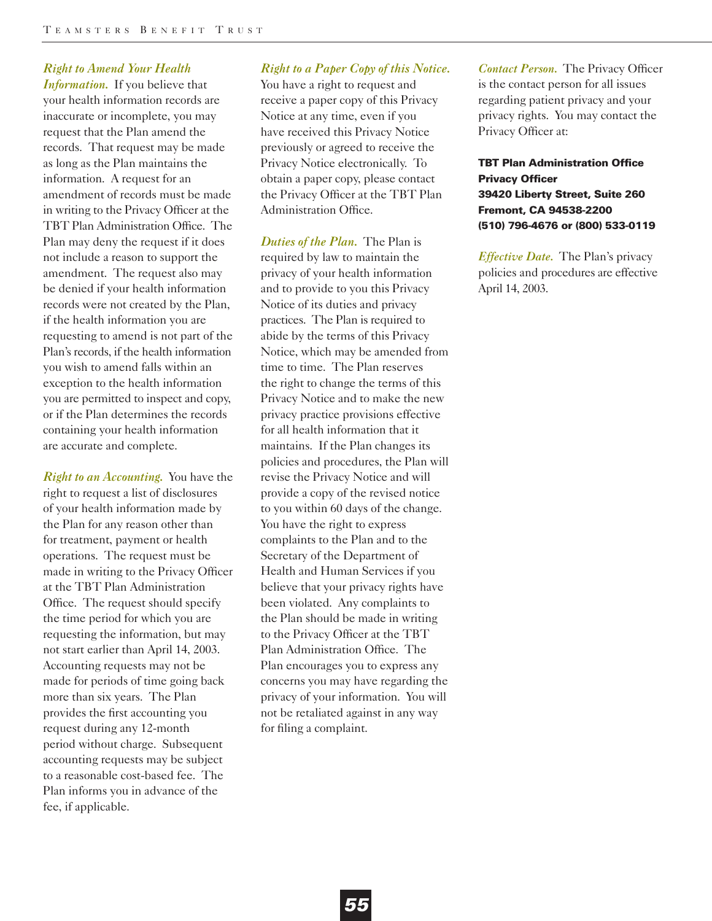*Right to Amend Your Health Information.* If you believe that your health information records are inaccurate or incomplete, you may request that the Plan amend the records. That request may be made as long as the Plan maintains the information. A request for an amendment of records must be made in writing to the Privacy Officer at the TBT Plan Administration Office. The Plan may deny the request if it does not include a reason to support the amendment. The request also may be denied if your health information records were not created by the Plan, if the health information you are requesting to amend is not part of the Plan's records, if the health information you wish to amend falls within an exception to the health information you are permitted to inspect and copy, or if the Plan determines the records containing your health information are accurate and complete.

*Right to an Accounting.* You have the right to request a list of disclosures of your health information made by the Plan for any reason other than for treatment, payment or health operations. The request must be made in writing to the Privacy Officer at the TBT Plan Administration Office. The request should specify the time period for which you are requesting the information, but may not start earlier than April 14, 2003. Accounting requests may not be made for periods of time going back more than six years. The Plan provides the first accounting you request during any 12-month period without charge. Subsequent accounting requests may be subject to a reasonable cost-based fee. The Plan informs you in advance of the fee, if applicable.

*Right to a Paper Copy of this Notice.* You have a right to request and receive a paper copy of this Privacy Notice at any time, even if you have received this Privacy Notice previously or agreed to receive the Privacy Notice electronically. To obtain a paper copy, please contact the Privacy Officer at the TBT Plan Administration Office.

*Duties of the Plan.* The Plan is required by law to maintain the privacy of your health information and to provide to you this Privacy Notice of its duties and privacy practices. The Plan is required to abide by the terms of this Privacy Notice, which may be amended from time to time. The Plan reserves the right to change the terms of this Privacy Notice and to make the new privacy practice provisions effective for all health information that it maintains. If the Plan changes its policies and procedures, the Plan will revise the Privacy Notice and will provide a copy of the revised notice to you within 60 days of the change. You have the right to express complaints to the Plan and to the Secretary of the Department of Health and Human Services if you believe that your privacy rights have been violated. Any complaints to the Plan should be made in writing to the Privacy Officer at the TBT Plan Administration Office. The Plan encourages you to express any concerns you may have regarding the privacy of your information. You will not be retaliated against in any way for filing a complaint.

*Contact Person.* The Privacy Officer is the contact person for all issues regarding patient privacy and your privacy rights. You may contact the Privacy Officer at:

**TBT Plan Administration Office**
**Privacy Officer**
**39420 Liberty Street, Suite 260**
**Fremont, CA 94538-2200**
**(510) 796-4676 or (800) 533-0119**

*Effective Date.* The Plan's privacy policies and procedures are effective April 14, 2003.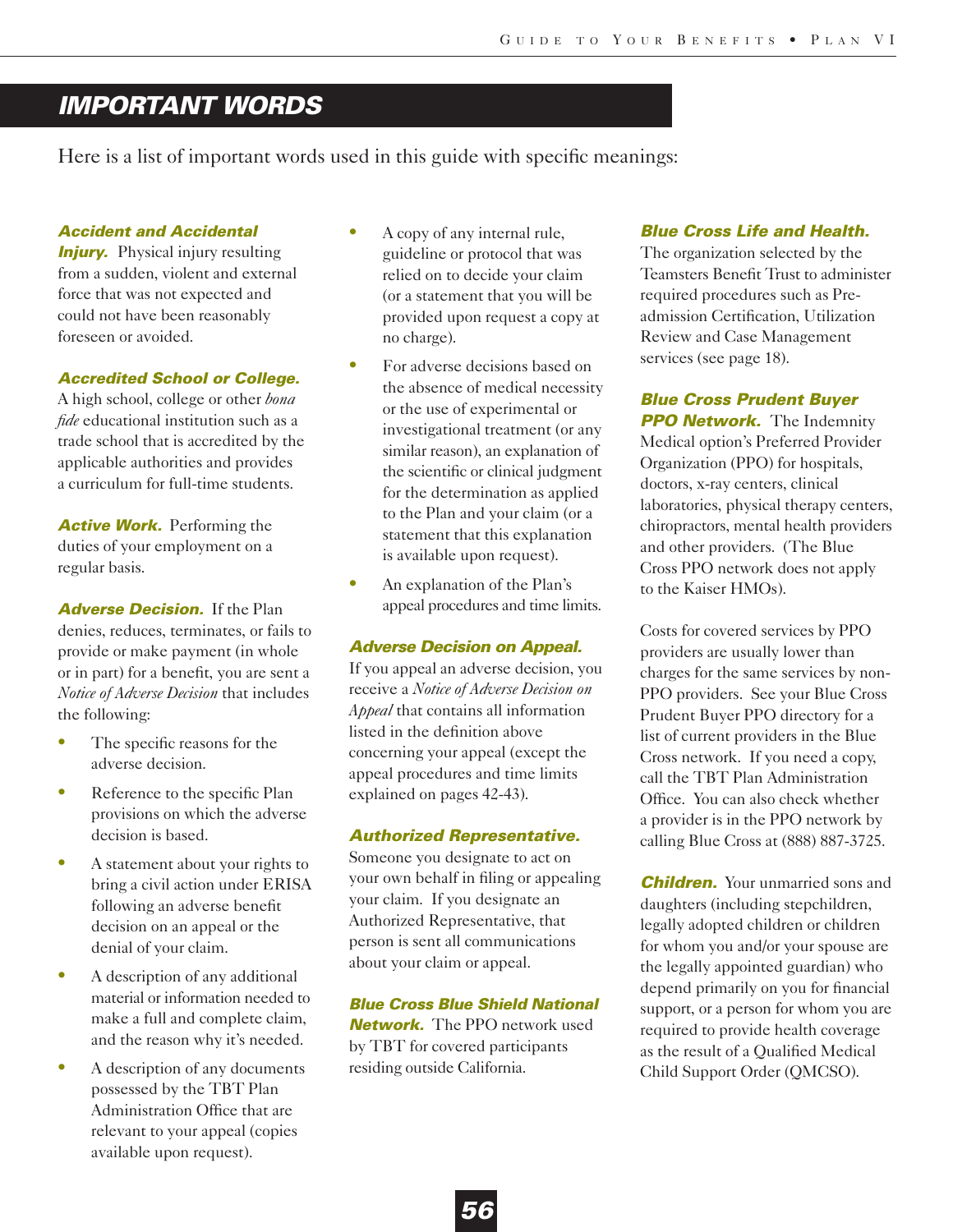## IMPORTANT WORDS

Here is a list of important words used in this guide with specific meanings:

***Accident and Accidental Injury.*** Physical injury resulting from a sudden, violent and external force that was not expected and could not have been reasonably foreseen or avoided.

***Accredited School or College.*** A high school, college or other *bona fide* educational institution such as a trade school that is accredited by the applicable authorities and provides a curriculum for full-time students.

***Active Work.*** Performing the duties of your employment on a regular basis.

***Adverse Decision.*** If the Plan denies, reduces, terminates, or fails to provide or make payment (in whole or in part) for a benefit, you are sent a *Notice of Adverse Decision* that includes the following:

- The specific reasons for the adverse decision.
- Reference to the specific Plan provisions on which the adverse decision is based.
- A statement about your rights to bring a civil action under ERISA following an adverse benefit decision on an appeal or the denial of your claim.
- A description of any additional material or information needed to make a full and complete claim, and the reason why it's needed.
- A description of any documents possessed by the TBT Plan Administration Office that are relevant to your appeal (copies available upon request).
- A copy of any internal rule, guideline or protocol that was relied on to decide your claim (or a statement that you will be provided upon request a copy at no charge).
- For adverse decisions based on the absence of medical necessity or the use of experimental or investigational treatment (or any similar reason), an explanation of the scientific or clinical judgment for the determination as applied to the Plan and your claim (or a statement that this explanation is available upon request).
- An explanation of the Plan's appeal procedures and time limits.

***Adverse Decision on Appeal.*** If you appeal an adverse decision, you receive a *Notice of Adverse Decision on Appeal* that contains all information listed in the definition above concerning your appeal (except the appeal procedures and time limits explained on pages 42-43).

***Authorized Representative.*** Someone you designate to act on your own behalf in filing or appealing your claim. If you designate an Authorized Representative, that person is sent all communications about your claim or appeal.

***Blue Cross Blue Shield National Network.*** The PPO network used by TBT for covered participants residing outside California.

***Blue Cross Life and Health.*** The organization selected by the Teamsters Benefit Trust to administer required procedures such as Pre-admission Certification, Utilization Review and Case Management services (see page 18).

***Blue Cross Prudent Buyer PPO Network.*** The Indemnity Medical option's Preferred Provider Organization (PPO) for hospitals, doctors, x-ray centers, clinical laboratories, physical therapy centers, chiropractors, mental health providers and other providers. (The Blue Cross PPO network does not apply to the Kaiser HMOs).

Costs for covered services by PPO providers are usually lower than charges for the same services by non-PPO providers. See your Blue Cross Prudent Buyer PPO directory for a list of current providers in the Blue Cross network. If you need a copy, call the TBT Plan Administration Office. You can also check whether a provider is in the PPO network by calling Blue Cross at (888) 887-3725.

***Children.*** Your unmarried sons and daughters (including stepchildren, legally adopted children or children for whom you and/or your spouse are the legally appointed guardian) who depend primarily on you for financial support, or a person for whom you are required to provide health coverage as the result of a Qualified Medical Child Support Order (QMCSO).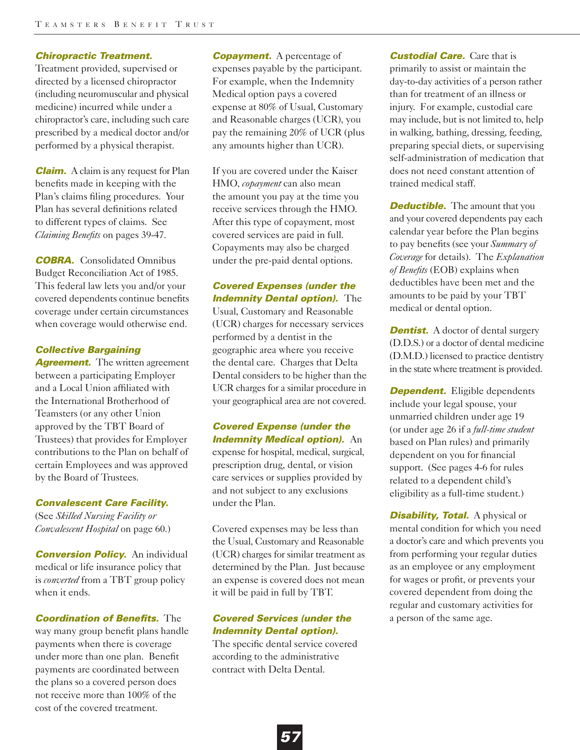***Chiropractic Treatment.*** Treatment provided, supervised or directed by a licensed chiropractor (including neuromuscular and physical medicine) incurred while under a chiropractor's care, including such care prescribed by a medical doctor and/or performed by a physical therapist.

***Claim.*** A claim is any request for Plan benefits made in keeping with the Plan's claims filing procedures. Your Plan has several definitions related to different types of claims. See *Claiming Benefits* on pages 39-47.

***COBRA.*** Consolidated Omnibus Budget Reconciliation Act of 1985. This federal law lets you and/or your covered dependents continue benefits coverage under certain circumstances when coverage would otherwise end.

***Collective Bargaining Agreement.*** The written agreement between a participating Employer and a Local Union affiliated with the International Brotherhood of Teamsters (or any other Union approved by the TBT Board of Trustees) that provides for Employer contributions to the Plan on behalf of certain Employees and was approved by the Board of Trustees.

***Convalescent Care Facility.*** (See *Skilled Nursing Facility or Convalescent Hospital* on page 60.)

***Conversion Policy.*** An individual medical or life insurance policy that is *converted* from a TBT group policy when it ends.

***Coordination of Benefits.*** The way many group benefit plans handle payments when there is coverage under more than one plan. Benefit payments are coordinated between the plans so a covered person does not receive more than 100% of the cost of the covered treatment.

***Copayment.*** A percentage of expenses payable by the participant. For example, when the Indemnity Medical option pays a covered expense at 80% of Usual, Customary and Reasonable charges (UCR), you pay the remaining 20% of UCR (plus any amounts higher than UCR).

If you are covered under the Kaiser HMO, *copayment* can also mean the amount you pay at the time you receive services through the HMO. After this type of copayment, most covered services are paid in full. Copayments may also be charged under the pre-paid dental options.

***Covered Expenses (under the Indemnity Dental option).*** The Usual, Customary and Reasonable (UCR) charges for necessary services performed by a dentist in the geographic area where you receive the dental care. Charges that Delta Dental considers to be higher than the UCR charges for a similar procedure in your geographical area are not covered.

***Covered Expense (under the Indemnity Medical option).*** An expense for hospital, medical, surgical, prescription drug, dental, or vision care services or supplies provided by and not subject to any exclusions under the Plan.

Covered expenses may be less than the Usual, Customary and Reasonable (UCR) charges for similar treatment as determined by the Plan. Just because an expense is covered does not mean it will be paid in full by TBT.

***Covered Services (under the Indemnity Dental option).*** The specific dental service covered according to the administrative contract with Delta Dental.

***Custodial Care.*** Care that is primarily to assist or maintain the day-to-day activities of a person rather than for treatment of an illness or injury. For example, custodial care may include, but is not limited to, help in walking, bathing, dressing, feeding, preparing special diets, or supervising self-administration of medication that does not need constant attention of trained medical staff.

***Deductible.*** The amount that you and your covered dependents pay each calendar year before the Plan begins to pay benefits (see your *Summary of Coverage* for details). The *Explanation of Benefits* (EOB) explains when deductibles have been met and the amounts to be paid by your TBT medical or dental option.

***Dentist.*** A doctor of dental surgery (D.D.S.) or a doctor of dental medicine (D.M.D.) licensed to practice dentistry in the state where treatment is provided.

***Dependent.*** Eligible dependents include your legal spouse, your unmarried children under age 19 (or under age 26 if a *full-time student* based on Plan rules) and primarily dependent on you for financial support. (See pages 4-6 for rules related to a dependent child's eligibility as a full-time student.)

***Disability, Total.*** A physical or mental condition for which you need a doctor's care and which prevents you from performing your regular duties as an employee or any employment for wages or profit, or prevents your covered dependent from doing the regular and customary activities for a person of the same age.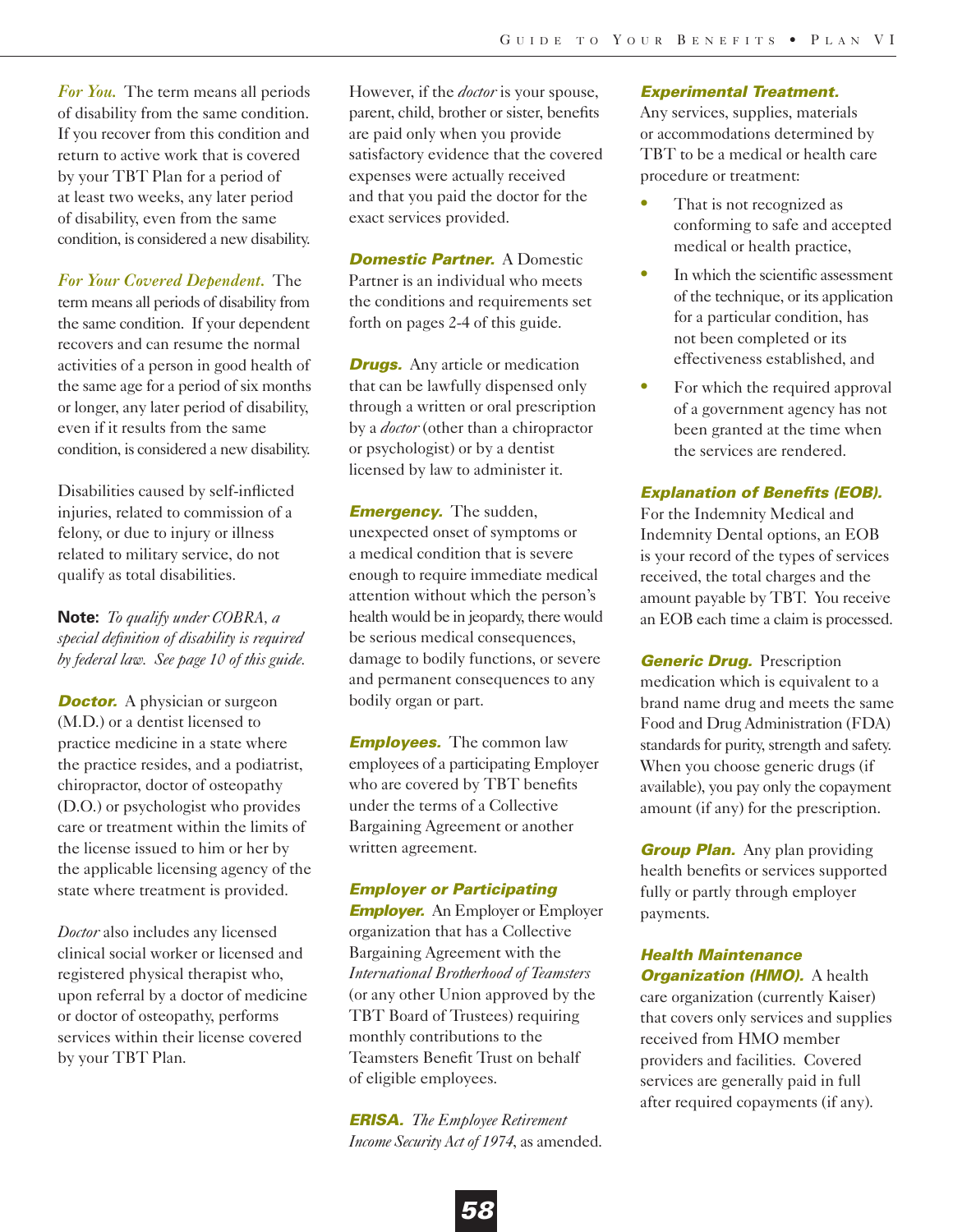***For You.*** The term means all periods of disability from the same condition. If you recover from this condition and return to active work that is covered by your TBT Plan for a period of at least two weeks, any later period of disability, even from the same condition, is considered a new disability.

***For Your Covered Dependent.*** The term means all periods of disability from the same condition. If your dependent recovers and can resume the normal activities of a person in good health of the same age for a period of six months or longer, any later period of disability, even if it results from the same condition, is considered a new disability.

Disabilities caused by self-inflicted injuries, related to commission of a felony, or due to injury or illness related to military service, do not qualify as total disabilities.

**Note:** *To qualify under COBRA, a special definition of disability is required by federal law. See page 10 of this guide.*

***Doctor.*** A physician or surgeon (M.D.) or a dentist licensed to practice medicine in a state where the practice resides, and a podiatrist, chiropractor, doctor of osteopathy (D.O.) or psychologist who provides care or treatment within the limits of the license issued to him or her by the applicable licensing agency of the state where treatment is provided.

*Doctor* also includes any licensed clinical social worker or licensed and registered physical therapist who, upon referral by a doctor of medicine or doctor of osteopathy, performs services within their license covered by your TBT Plan.

However, if the *doctor* is your spouse, parent, child, brother or sister, benefits are paid only when you provide satisfactory evidence that the covered expenses were actually received and that you paid the doctor for the exact services provided.

***Domestic Partner.*** A Domestic Partner is an individual who meets the conditions and requirements set forth on pages 2-4 of this guide.

***Drugs.*** Any article or medication that can be lawfully dispensed only through a written or oral prescription by a *doctor* (other than a chiropractor or psychologist) or by a dentist licensed by law to administer it.

***Emergency.*** The sudden, unexpected onset of symptoms or a medical condition that is severe enough to require immediate medical attention without which the person's health would be in jeopardy, there would be serious medical consequences, damage to bodily functions, or severe and permanent consequences to any bodily organ or part.

***Employees.*** The common law employees of a participating Employer who are covered by TBT benefits under the terms of a Collective Bargaining Agreement or another written agreement.

***Employer or Participating Employer.*** An Employer or Employer organization that has a Collective Bargaining Agreement with the *International Brotherhood of Teamsters* (or any other Union approved by the TBT Board of Trustees) requiring monthly contributions to the Teamsters Benefit Trust on behalf of eligible employees.

***ERISA.*** *The Employee Retirement Income Security Act of 1974*, as amended.

***Experimental Treatment.***
Any services, supplies, materials or accommodations determined by TBT to be a medical or health care procedure or treatment:

- That is not recognized as conforming to safe and accepted medical or health practice,
- In which the scientific assessment of the technique, or its application for a particular condition, has not been completed or its effectiveness established, and
- For which the required approval of a government agency has not been granted at the time when the services are rendered.

***Explanation of Benefits (EOB).***
For the Indemnity Medical and Indemnity Dental options, an EOB is your record of the types of services received, the total charges and the amount payable by TBT. You receive an EOB each time a claim is processed.

***Generic Drug.*** Prescription medication which is equivalent to a brand name drug and meets the same Food and Drug Administration (FDA) standards for purity, strength and safety. When you choose generic drugs (if available), you pay only the copayment amount (if any) for the prescription.

***Group Plan.*** Any plan providing health benefits or services supported fully or partly through employer payments.

***Health Maintenance Organization (HMO).*** A health care organization (currently Kaiser) that covers only services and supplies received from HMO member providers and facilities. Covered services are generally paid in full after required copayments (if any).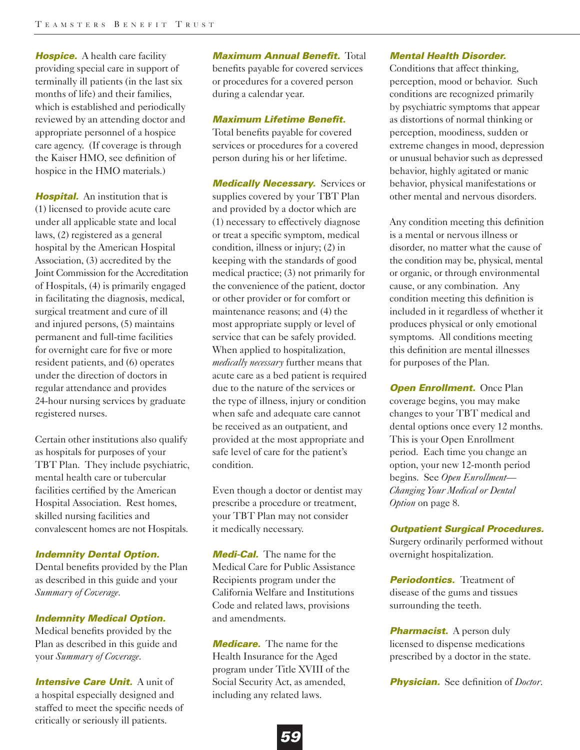***Hospice.*** A health care facility providing special care in support of terminally ill patients (in the last six months of life) and their families, which is established and periodically reviewed by an attending doctor and appropriate personnel of a hospice care agency. (If coverage is through the Kaiser HMO, see definition of hospice in the HMO materials.)

***Hospital.*** An institution that is (1) licensed to provide acute care under all applicable state and local laws, (2) registered as a general hospital by the American Hospital Association, (3) accredited by the Joint Commission for the Accreditation of Hospitals, (4) is primarily engaged in facilitating the diagnosis, medical, surgical treatment and cure of ill and injured persons, (5) maintains permanent and full-time facilities for overnight care for five or more resident patients, and (6) operates under the direction of doctors in regular attendance and provides 24-hour nursing services by graduate registered nurses.

Certain other institutions also qualify as hospitals for purposes of your TBT Plan. They include psychiatric, mental health care or tubercular facilities certified by the American Hospital Association. Rest homes, skilled nursing facilities and convalescent homes are not Hospitals.

***Indemnity Dental Option.*** Dental benefits provided by the Plan as described in this guide and your *Summary of Coverage*.

***Indemnity Medical Option.*** Medical benefits provided by the Plan as described in this guide and your *Summary of Coverage*.

***Intensive Care Unit.*** A unit of a hospital especially designed and staffed to meet the specific needs of critically or seriously ill patients.

***Maximum Annual Benefit.*** Total benefits payable for covered services or procedures for a covered person during a calendar year.

***Maximum Lifetime Benefit.*** Total benefits payable for covered services or procedures for a covered person during his or her lifetime.

***Medically Necessary.*** Services or supplies covered by your TBT Plan and provided by a doctor which are (1) necessary to effectively diagnose or treat a specific symptom, medical condition, illness or injury; (2) in keeping with the standards of good medical practice; (3) not primarily for the convenience of the patient, doctor or other provider or for comfort or maintenance reasons; and (4) the most appropriate supply or level of service that can be safely provided. When applied to hospitalization, *medically necessary* further means that acute care as a bed patient is required due to the nature of the services or the type of illness, injury or condition when safe and adequate care cannot be received as an outpatient, and provided at the most appropriate and safe level of care for the patient's condition.

Even though a doctor or dentist may prescribe a procedure or treatment, your TBT Plan may not consider it medically necessary.

***Medi-Cal.*** The name for the Medical Care for Public Assistance Recipients program under the California Welfare and Institutions Code and related laws, provisions and amendments.

***Medicare.*** The name for the Health Insurance for the Aged program under Title XVIII of the Social Security Act, as amended, including any related laws.

***Mental Health Disorder.*** Conditions that affect thinking, perception, mood or behavior. Such conditions are recognized primarily by psychiatric symptoms that appear as distortions of normal thinking or perception, moodiness, sudden or extreme changes in mood, depression or unusual behavior such as depressed behavior, highly agitated or manic behavior, physical manifestations or other mental and nervous disorders.

Any condition meeting this definition is a mental or nervous illness or disorder, no matter what the cause of the condition may be, physical, mental or organic, or through environmental cause, or any combination. Any condition meeting this definition is included in it regardless of whether it produces physical or only emotional symptoms. All conditions meeting this definition are mental illnesses for purposes of the Plan.

***Open Enrollment.*** Once Plan coverage begins, you may make changes to your TBT medical and dental options once every 12 months. This is your Open Enrollment period. Each time you change an option, your new 12-month period begins. See *Open Enrollment—Changing Your Medical or Dental Option* on page 8.

***Outpatient Surgical Procedures.*** Surgery ordinarily performed without overnight hospitalization.

***Periodontics.*** Treatment of disease of the gums and tissues surrounding the teeth.

***Pharmacist.*** A person duly licensed to dispense medications prescribed by a doctor in the state.

***Physician.*** See definition of *Doctor*.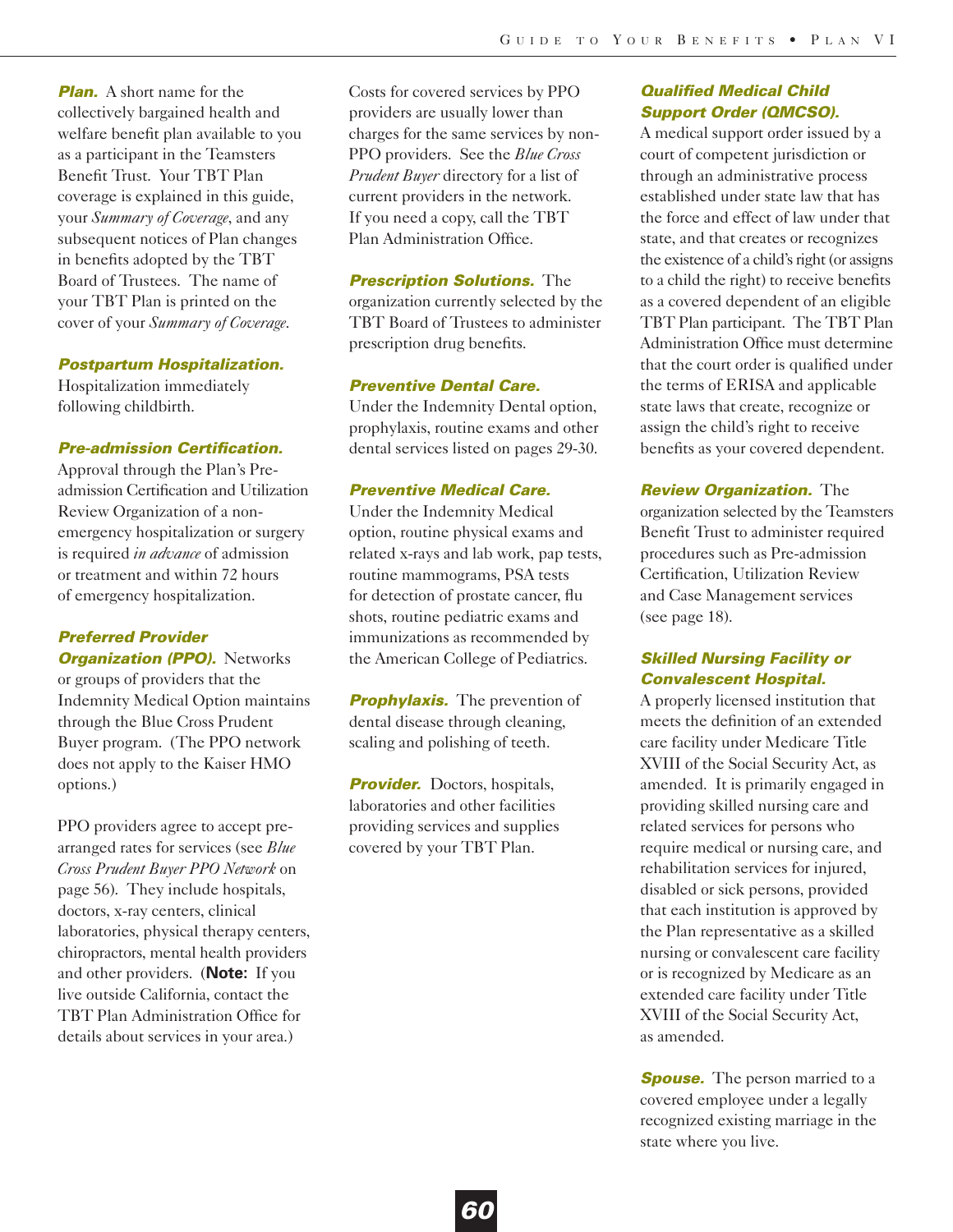***Plan.*** A short name for the collectively bargained health and welfare benefit plan available to you as a participant in the Teamsters Benefit Trust. Your TBT Plan coverage is explained in this guide, your *Summary of Coverage*, and any subsequent notices of Plan changes in benefits adopted by the TBT Board of Trustees. The name of your TBT Plan is printed on the cover of your *Summary of Coverage*.

***Postpartum Hospitalization.*** Hospitalization immediately following childbirth.

***Pre-admission Certification.*** Approval through the Plan's Pre-admission Certification and Utilization Review Organization of a non-emergency hospitalization or surgery is required *in advance* of admission or treatment and within 72 hours of emergency hospitalization.

***Preferred Provider Organization (PPO).*** Networks or groups of providers that the Indemnity Medical Option maintains through the Blue Cross Prudent Buyer program. (The PPO network does not apply to the Kaiser HMO options.)

PPO providers agree to accept pre-arranged rates for services (see *Blue Cross Prudent Buyer PPO Network* on page 56). They include hospitals, doctors, x-ray centers, clinical laboratories, physical therapy centers, chiropractors, mental health providers and other providers. (**Note:** If you live outside California, contact the TBT Plan Administration Office for details about services in your area.)

Costs for covered services by PPO providers are usually lower than charges for the same services by non-PPO providers. See the *Blue Cross Prudent Buyer* directory for a list of current providers in the network. If you need a copy, call the TBT Plan Administration Office.

***Prescription Solutions.*** The organization currently selected by the TBT Board of Trustees to administer prescription drug benefits.

***Preventive Dental Care.*** Under the Indemnity Dental option, prophylaxis, routine exams and other dental services listed on pages 29-30.

***Preventive Medical Care.*** Under the Indemnity Medical option, routine physical exams and related x-rays and lab work, pap tests, routine mammograms, PSA tests for detection of prostate cancer, flu shots, routine pediatric exams and immunizations as recommended by the American College of Pediatrics.

***Prophylaxis.*** The prevention of dental disease through cleaning, scaling and polishing of teeth.

***Provider.*** Doctors, hospitals, laboratories and other facilities providing services and supplies covered by your TBT Plan.

***Qualified Medical Child Support Order (QMCSO).*** A medical support order issued by a court of competent jurisdiction or through an administrative process established under state law that has the force and effect of law under that state, and that creates or recognizes the existence of a child's right (or assigns to a child the right) to receive benefits as a covered dependent of an eligible TBT Plan participant. The TBT Plan Administration Office must determine that the court order is qualified under the terms of ERISA and applicable state laws that create, recognize or assign the child's right to receive benefits as your covered dependent.

***Review Organization.*** The organization selected by the Teamsters Benefit Trust to administer required procedures such as Pre-admission Certification, Utilization Review and Case Management services (see page 18).

***Skilled Nursing Facility or Convalescent Hospital.*** A properly licensed institution that meets the definition of an extended care facility under Medicare Title XVIII of the Social Security Act, as amended. It is primarily engaged in providing skilled nursing care and related services for persons who require medical or nursing care, and rehabilitation services for injured, disabled or sick persons, provided that each institution is approved by the Plan representative as a skilled nursing or convalescent care facility or is recognized by Medicare as an extended care facility under Title XVIII of the Social Security Act, as amended.

***Spouse.*** The person married to a covered employee under a legally recognized existing marriage in the state where you live.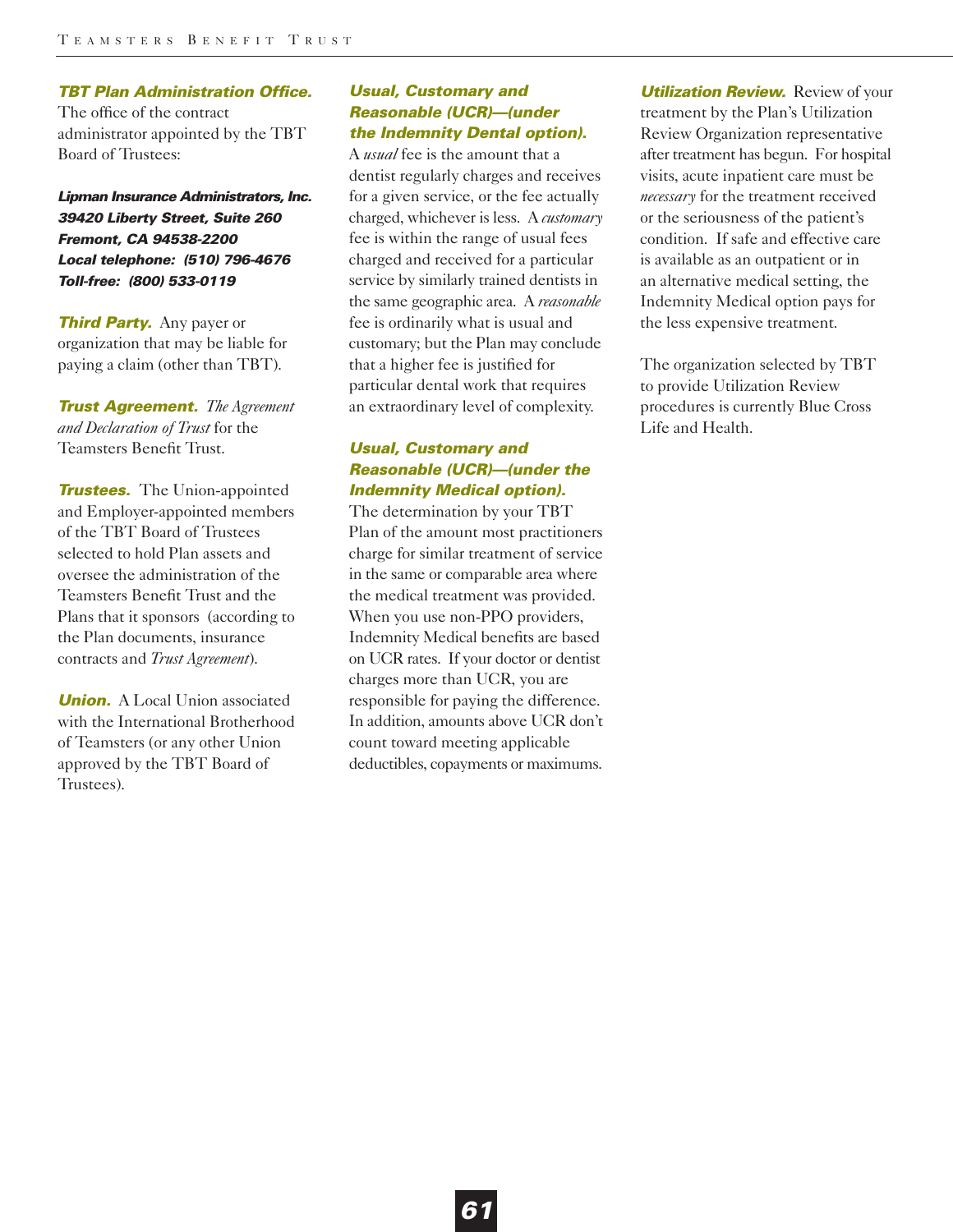***TBT Plan Administration Office.*** The office of the contract administrator appointed by the TBT Board of Trustees:

***Lipman Insurance Administrators, Inc.***
***39420 Liberty Street, Suite 260***
***Fremont, CA 94538-2200***
***Local telephone: (510) 796-4676***
***Toll-free: (800) 533-0119***

***Third Party.*** Any payer or organization that may be liable for paying a claim (other than TBT).

***Trust Agreement.*** *The Agreement and Declaration of Trust* for the Teamsters Benefit Trust.

***Trustees.*** The Union-appointed and Employer-appointed members of the TBT Board of Trustees selected to hold Plan assets and oversee the administration of the Teamsters Benefit Trust and the Plans that it sponsors (according to the Plan documents, insurance contracts and *Trust Agreement*).

***Union.*** A Local Union associated with the International Brotherhood of Teamsters (or any other Union approved by the TBT Board of Trustees).

***Usual, Customary and Reasonable (UCR)—(under the Indemnity Dental option).*** A *usual* fee is the amount that a dentist regularly charges and receives for a given service, or the fee actually charged, whichever is less. A *customary* fee is within the range of usual fees charged and received for a particular service by similarly trained dentists in the same geographic area. A *reasonable* fee is ordinarily what is usual and customary; but the Plan may conclude that a higher fee is justified for particular dental work that requires an extraordinary level of complexity.

***Usual, Customary and Reasonable (UCR)—(under the Indemnity Medical option).*** The determination by your TBT Plan of the amount most practitioners charge for similar treatment of service in the same or comparable area where the medical treatment was provided. When you use non-PPO providers, Indemnity Medical benefits are based on UCR rates. If your doctor or dentist charges more than UCR, you are responsible for paying the difference. In addition, amounts above UCR don't count toward meeting applicable deductibles, copayments or maximums.

***Utilization Review.*** Review of your treatment by the Plan's Utilization Review Organization representative after treatment has begun. For hospital visits, acute inpatient care must be *necessary* for the treatment received or the seriousness of the patient's condition. If safe and effective care is available as an outpatient or in an alternative medical setting, the Indemnity Medical option pays for the less expensive treatment.

The organization selected by TBT to provide Utilization Review procedures is currently Blue Cross Life and Health.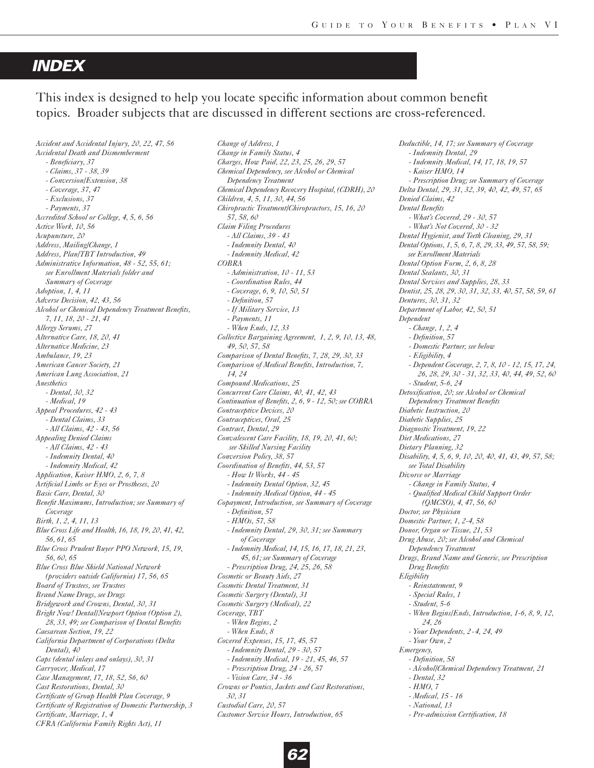# INDEX

This index is designed to help you locate specific information about common benefit topics. Broader subjects that are discussed in different sections are cross-referenced.

*Accident and Accidental Injury, 20, 22, 47, 56*
*Accidental Death and Dismemberment*
- *Beneficiary, 37*
- *Claims, 37 - 38, 39*
- *Conversion/Extension, 38*
- *Coverage, 37, 47*
- *Exclusions, 37*
- *Payments, 37*

*Accredited School or College, 4, 5, 6, 56*
*Active Work, 10, 56*
*Acupuncture, 20*
*Address, Mailing/Change, 1*
*Address, Plan/TBT Introduction, 49*
*Administrative Information, 48 - 52, 55, 61; see Enrollment Materials folder and Summary of Coverage*
*Adoption, 1, 4, 11*
*Adverse Decision, 42, 43, 56*
*Alcohol or Chemical Dependency Treatment Benefits, 7, 11, 18, 20 - 21, 41*
*Allergy Serums, 27*
*Alternative Care, 18, 20, 41*
*Alternative Medicine, 23*
*Ambulance, 19, 23*
*American Cancer Society, 21*
*American Lung Association, 21*
*Anesthetics*
- *Dental, 30, 32*
- *Medical, 19*

*Appeal Procedures, 42 - 43*
- *Dental Claims, 33*
- *All Claims, 42 - 43, 56*

*Appealing Denied Claims*
- *All Claims, 42 - 43*
- *Indemnity Dental, 40*
- *Indemnity Medical, 42*

*Application, Kaiser HMO, 2, 6, 7, 8*
*Artificial Limbs or Eyes or Prostheses, 20*
*Basic Care, Dental, 30*
*Benefit Maximums, Introduction; see Summary of Coverage*
*Birth, 1, 2, 4, 11, 13*
*Blue Cross Life and Health, 16, 18, 19, 20, 41, 42, 56, 61, 65*
*Blue Cross Prudent Buyer PPO Network, 15, 19, 56, 60, 65*
*Blue Cross Blue Shield National Network (providers outside California) 17, 56, 65*
*Board of Trustees, see Trustees*
*Brand Name Drugs, see Drugs*
*Bridgework and Crowns, Dental, 30, 31*
*Bright Now! Dental/Newport Option (Option 2), 28, 33, 49; see Comparison of Dental Benefits*
*Caesarean Section, 19, 22*
*California Department of Corporations (Delta Dental), 40*
*Caps (dental inlays and onlays), 30, 31*
*Carryover, Medical, 17*
*Case Management, 17, 18, 52, 56, 60*
*Cast Restorations, Dental, 30*
*Certificate of Group Health Plan Coverage, 9*
*Certificate of Registration of Domestic Partnership, 3*
*Certificate, Marriage, 1, 4*
*CFRA (California Family Rights Act), 11*
*Change of Address, 1*
*Change in Family Status, 4*
*Charges, How Paid, 22, 23, 25, 26, 29, 57*
*Chemical Dependency, see Alcohol or Chemical Dependency Treatment*
*Chemical Dependency Recovery Hospital, (CDRH), 20*
*Children, 4, 5, 11, 30, 44, 56*
*Chiropractic Treatment/Chiropractors, 15, 16, 20 57, 58, 60*
*Claim Filing Procedures*
- *All Claims, 39 - 43*
- *Indemnity Dental, 40*
- *Indemnity Medical, 42*

*COBRA*
- *Administration, 10 - 11, 53*
- *Coordination Rules, 44*
- *Coverage, 6, 9, 10, 50, 51*
- *Definition, 57*
- *If Military Service, 13*
- *Payments, 11*
- *When Ends, 12, 33*

*Collective Bargaining Agreement, 1, 2, 9, 10, 13, 48, 49, 50, 57, 58*
*Comparison of Dental Benefits, 7, 28, 29, 30, 33*
*Comparison of Medical Benefits, Introduction, 7, 14, 24*
*Compound Medications, 25*
*Concurrent Care Claims, 40, 41, 42, 43*
*Continuation of Benefits, 2, 6, 9 - 12, 50; see COBRA*
*Contraceptive Devices, 20*
*Contraceptives, Oral, 25*
*Contract, Dental, 29*
*Convalescent Care Facility, 18, 19, 20, 41, 60; see Skilled Nursing Facility*
*Conversion Policy, 38, 57*
*Coordination of Benefits, 44, 53, 57*
- *How It Works, 44 - 45*
- *Indemnity Dental Option, 32, 45*
- *Indemnity Medical Option, 44 - 45*

*Copayment, Introduction, see Summary of Coverage*
- *Definition, 57*
- *HMOs, 57, 58*
- *Indemnity Dental, 29, 30, 31; see Summary of Coverage*
- *Indemnity Medical, 14, 15, 16, 17, 18, 21, 23, 45, 61; see Summary of Coverage*
- *Prescription Drug, 24, 25, 26, 58*

*Cosmetic or Beauty Aids, 27*
*Cosmetic Dental Treatment, 31*
*Cosmetic Surgery (Dental), 31*
*Cosmetic Surgery (Medical), 22*
*Coverage, TBT*
- *When Begins, 2*
- *When Ends, 8*

*Covered Expenses, 15, 17, 45, 57*
- *Indemnity Dental, 29 - 30, 57*
- *Indemnity Medical, 19 - 21, 45, 46, 57*
- *Prescription Drug, 24 - 26, 57*
- *Vision Care, 34 - 36*

*Crowns or Pontics, Jackets and Cast Restorations, 30, 31*
*Custodial Care, 20, 57*
*Customer Service Hours, Introduction, 65*
*Deductible, 14, 17; see Summary of Coverage*
- *Indemnity Dental, 29*
- *Indemnity Medical, 14, 17, 18, 19, 57*
- *Kaiser HMO, 14*
- *Prescription Drug; see Summary of Coverage*

*Delta Dental, 29, 31, 32, 39, 40, 42, 49, 57, 65*
*Denied Claims, 42*
*Dental Benefits*
- *What's Covered, 29 - 30, 57*
- *What's Not Covered, 30 - 32*

*Dental Hygienist, and Teeth Cleaning, 29, 31*
*Dental Options, 1, 5, 6, 7, 8, 29, 33, 49, 57, 58, 59; see Enrollment Materials*
*Dental Option Form, 2, 6, 8, 28*
*Dental Sealants, 30, 31*
*Dental Services and Supplies, 28, 33*
*Dentist, 25, 28, 29, 30, 31, 32, 33, 40, 57, 58, 59, 61*
*Dentures, 30, 31, 32*
*Department of Labor, 42, 50, 51*
*Dependent*
- *Change, 1, 2, 4*
- *Definition, 57*
- *Domestic Partner, see below*
- *Eligibility, 4*
- *Dependent Coverage, 2, 7, 8, 10 - 12, 15, 17, 24, 26, 28, 29, 30 - 31, 32, 33, 40, 44, 49, 52, 60*
- *Student, 5-6, 24*

*Detoxification, 20; see Alcohol or Chemical Dependency Treatment Benefits*
*Diabetic Instruction, 20*
*Diabetic Supplies, 25*
*Diagnostic Treatment, 19, 22*
*Diet Medications, 27*
*Dietary Planning, 32*
*Disability, 4, 5, 6, 9, 10, 20, 40, 41, 43, 49, 57, 58; see Total Disability*
*Divorce or Marriage*
- *Change in Family Status, 4*
- *Qualified Medical Child Support Order (QMCSO), 4, 47, 56, 60*

*Doctor, see Physician*
*Domestic Partner, 1, 2-4, 58*
*Donor, Organ or Tissue, 21, 53*
*Drug Abuse, 20; see Alcohol and Chemical Dependency Treatment*
*Drugs, Brand Name and Generic, see Prescription Drug Benefits*
*Eligibility*
- *Reinstatement, 9*
- *Special Rules, 1*
- *Student, 5-6*
- *When Begins/Ends, Introduction, 1-6, 8, 9, 12, 24, 26*
- *Your Dependents, 2-4, 24, 49*
- *Your Own, 2*

*Emergency,*
- *Definition, 58*
- *Alcohol/Chemical Dependency Treatment, 21*
- *Dental, 32*
- *HMO, 7*
- *Medical, 15 - 16*
- *National, 13*
- *Pre-admission Certification, 18*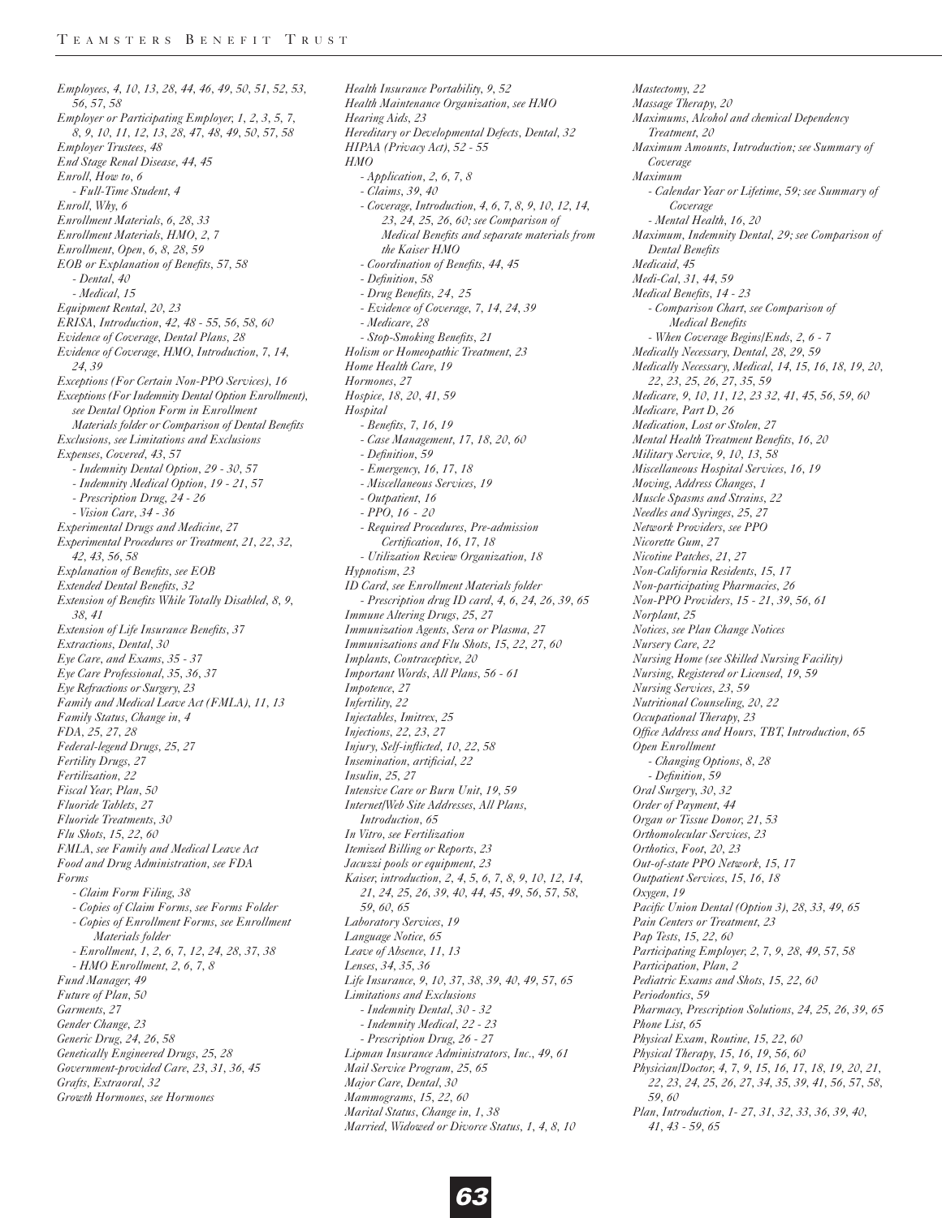*Employees, 4, 10, 13, 28, 44, 46, 49, 50, 51, 52, 53, 56, 57, 58*
*Employer or Participating Employer, 1, 2, 3, 5, 7, 8, 9, 10, 11, 12, 13, 28, 47, 48, 49, 50, 57, 58*
*Employer Trustees, 48*
*End Stage Renal Disease, 44, 45*
*Enroll, How to, 6*
  *- Full-Time Student, 4*
*Enroll, Why, 6*
*Enrollment Materials, 6, 28, 33*
*Enrollment Materials, HMO, 2, 7*
*Enrollment, Open, 6, 8, 28, 59*
*EOB or Explanation of Benefits, 57, 58*
  *- Dental, 40*
  *- Medical, 15*
*Equipment Rental, 20, 23*
*ERISA, Introduction, 42, 48 - 55, 56, 58, 60*
*Evidence of Coverage, Dental Plans, 28*
*Evidence of Coverage, HMO, Introduction, 7, 14, 24, 39*
*Exceptions (For Certain Non-PPO Services), 16*
*Exceptions (For Indemnity Dental Option Enrollment), see Dental Option Form in Enrollment Materials folder or Comparison of Dental Benefits*
*Exclusions, see Limitations and Exclusions*
*Expenses, Covered, 43, 57*
  *- Indemnity Dental Option, 29 - 30, 57*
  *- Indemnity Medical Option, 19 - 21, 57*
  *- Prescription Drug, 24 - 26*
  *- Vision Care, 34 - 36*
*Experimental Drugs and Medicine, 27*
*Experimental Procedures or Treatment, 21, 22, 32, 42, 43, 56, 58*
*Explanation of Benefits, see EOB*
*Extended Dental Benefits, 32*
*Extension of Benefits While Totally Disabled, 8, 9, 38, 41*
*Extension of Life Insurance Benefits, 37*
*Extractions, Dental, 30*
*Eye Care, and Exams, 35 - 37*
*Eye Care Professional, 35, 36, 37*
*Eye Refractions or Surgery, 23*
*Family and Medical Leave Act (FMLA), 11, 13*
*Family Status, Change in, 4*
*FDA, 25, 27, 28*
*Federal-legend Drugs, 25, 27*
*Fertility Drugs, 27*
*Fertilization, 22*
*Fiscal Year, Plan, 50*
*Fluoride Tablets, 27*
*Fluoride Treatments, 30*
*Flu Shots, 15, 22, 60*
*FMLA, see Family and Medical Leave Act*
*Food and Drug Administration, see FDA*
*Forms*
  *- Claim Form Filing, 38*
  *- Copies of Claim Forms, see Forms Folder*
  *- Copies of Enrollment Forms, see Enrollment Materials folder*
  *- Enrollment, 1, 2, 6, 7, 12, 24, 28, 37, 38*
  *- HMO Enrollment, 2, 6, 7, 8*
*Fund Manager, 49*
*Future of Plan, 50*
*Garments, 27*
*Gender Change, 23*
*Generic Drug, 24, 26, 58*
*Genetically Engineered Drugs, 25, 28*
*Government-provided Care, 23, 31, 36, 45*
*Grafts, Extraoral, 32*
*Growth Hormones, see Hormones*
*Health Insurance Portability, 9, 52*
*Health Maintenance Organization, see HMO*
*Hearing Aids, 23*
*Hereditary or Developmental Defects, Dental, 32*
*HIPAA (Privacy Act), 52 - 55*
*HMO*
  *- Application, 2, 6, 7, 8*
  *- Claims, 39, 40*
  *- Coverage, Introduction, 4, 6, 7, 8, 9, 10, 12, 14, 23, 24, 25, 26, 60; see Comparison of Medical Benefits and separate materials from the Kaiser HMO*
  *- Coordination of Benefits, 44, 45*
  *- Definition, 58*
  *- Drug Benefits, 24, 25*
  *- Evidence of Coverage, 7, 14, 24, 39*
  *- Medicare, 28*
  *- Stop-Smoking Benefits, 21*
*Holism or Homeopathic Treatment, 23*
*Home Health Care, 19*
*Hormones, 27*
*Hospice, 18, 20, 41, 59*
*Hospital*
  *- Benefits, 7, 16, 19*
  *- Case Management, 17, 18, 20, 60*
  *- Definition, 59*
  *- Emergency, 16, 17, 18*
  *- Miscellaneous Services, 19*
  *- Outpatient, 16*
  *- PPO, 16 - 20*
  *- Required Procedures, Pre-admission Certification, 16, 17, 18*
  *- Utilization Review Organization, 18*
*Hypnotism, 23*
*ID Card, see Enrollment Materials folder*
  *- Prescription drug ID card, 4, 6, 24, 26, 39, 65*
*Immune Altering Drugs, 25, 27*
*Immunization Agents, Sera or Plasma, 27*
*Immunizations and Flu Shots, 15, 22, 27, 60*
*Implants, Contraceptive, 20*
*Important Words, All Plans, 56 - 61*
*Impotence, 27*
*Infertility, 22*
*Injectables, Imitrex, 25*
*Injections, 22, 23, 27*
*Injury, Self-inflicted, 10, 22, 58*
*Insemination, artificial, 22*
*Insulin, 25, 27*
*Intensive Care or Burn Unit, 19, 59*
*Internet/Web Site Addresses, All Plans, Introduction, 65*
*In Vitro, see Fertilization*
*Itemized Billing or Reports, 23*
*Jacuzzi pools or equipment, 23*
*Kaiser, introduction, 2, 4, 5, 6, 7, 8, 9, 10, 12, 14, 21, 24, 25, 26, 39, 40, 44, 45, 49, 56, 57, 58, 59, 60, 65*
*Laboratory Services, 19*
*Language Notice, 65*
*Leave of Absence, 11, 13*
*Lenses, 34, 35, 36*
*Life Insurance, 9, 10, 37, 38, 39, 40, 49, 57, 65*
*Limitations and Exclusions*
  *- Indemnity Dental, 30 - 32*
  *- Indemnity Medical, 22 - 23*
  *- Prescription Drug, 26 - 27*
*Lipman Insurance Administrators, Inc., 49, 61*
*Mail Service Program, 25, 65*
*Major Care, Dental, 30*
*Mammograms, 15, 22, 60*
*Marital Status, Change in, 1, 38*
*Married, Widowed or Divorce Status, 1, 4, 8, 10*
*Mastectomy, 22*
*Massage Therapy, 20*
*Maximums, Alcohol and chemical Dependency Treatment, 20*
*Maximum Amounts, Introduction; see Summary of Coverage*
*Maximum*
  *- Calendar Year or Lifetime, 59; see Summary of Coverage*
  *- Mental Health, 16, 20*
*Maximum, Indemnity Dental, 29; see Comparison of Dental Benefits*
*Medicaid, 45*
*Medi-Cal, 31, 44, 59*
*Medical Benefits, 14 - 23*
  *- Comparison Chart, see Comparison of Medical Benefits*
  *- When Coverage Begins/Ends, 2, 6 - 7*
*Medically Necessary, Dental, 28, 29, 59*
*Medically Necessary, Medical, 14, 15, 16, 18, 19, 20, 22, 23, 25, 26, 27, 35, 59*
*Medicare, 9, 10, 11, 12, 23 32, 41, 45, 56, 59, 60*
*Medicare, Part D, 26*
*Medication, Lost or Stolen, 27*
*Mental Health Treatment Benefits, 16, 20*
*Military Service, 9, 10, 13, 58*
*Miscellaneous Hospital Services, 16, 19*
*Moving, Address Changes, 1*
*Muscle Spasms and Strains, 22*
*Needles and Syringes, 25, 27*
*Network Providers, see PPO*
*Nicorette Gum, 27*
*Nicotine Patches, 21, 27*
*Non-California Residents, 15, 17*
*Non-participating Pharmacies, 26*
*Non-PPO Providers, 15 - 21, 39, 56, 61*
*Norplant, 25*
*Notices, see Plan Change Notices*
*Nursery Care, 22*
*Nursing Home (see Skilled Nursing Facility)*
*Nursing, Registered or Licensed, 19, 59*
*Nursing Services, 23, 59*
*Nutritional Counseling, 20, 22*
*Occupational Therapy, 23*
*Office Address and Hours, TBT, Introduction, 65*
*Open Enrollment*
  *- Changing Options, 8, 28*
  *- Definition, 59*
*Oral Surgery, 30, 32*
*Order of Payment, 44*
*Organ or Tissue Donor, 21, 53*
*Orthomolecular Services, 23*
*Orthotics, Foot, 20, 23*
*Out-of-state PPO Network, 15, 17*
*Outpatient Services, 15, 16, 18*
*Oxygen, 19*
*Pacific Union Dental (Option 3), 28, 33, 49, 65*
*Pain Centers or Treatment, 23*
*Pap Tests, 15, 22, 60*
*Participating Employer, 2, 7, 9, 28, 49, 57, 58*
*Participation, Plan, 2*
*Pediatric Exams and Shots, 15, 22, 60*
*Periodontics, 59*
*Pharmacy, Prescription Solutions, 24, 25, 26, 39, 65*
*Phone List, 65*
*Physical Exam, Routine, 15, 22, 60*
*Physical Therapy, 15, 16, 19, 56, 60*
*Physician/Doctor, 4, 7, 9, 15, 16, 17, 18, 19, 20, 21, 22, 23, 24, 25, 26, 27, 34, 35, 39, 41, 56, 57, 58, 59, 60*
*Plan, Introduction, 1- 27, 31, 32, 33, 36, 39, 40, 41, 43 - 59, 65*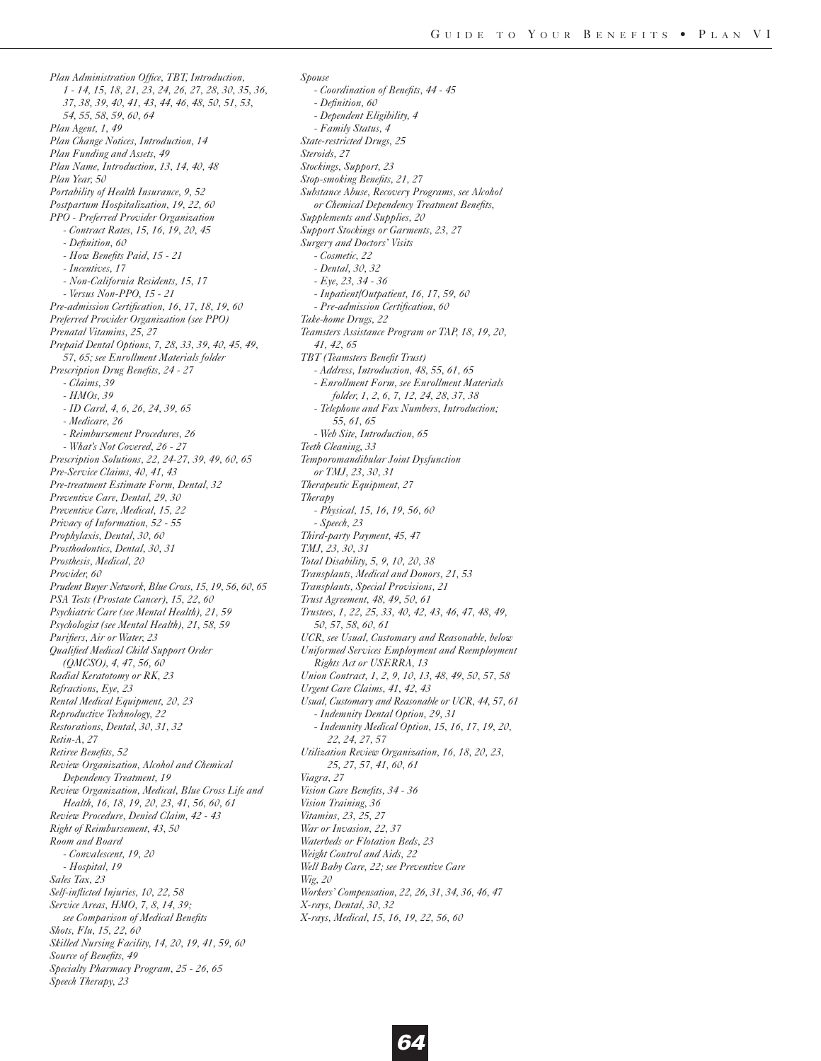*Plan Administration Office, TBT, Introduction, 1 - 14, 15, 18, 21, 23, 24, 26, 27, 28, 30, 35, 36, 37, 38, 39, 40, 41, 43, 44, 46, 48, 50, 51, 53, 54, 55, 58, 59, 60, 64*
*Plan Agent, 1, 49*
*Plan Change Notices, Introduction, 14*
*Plan Funding and Assets, 49*
*Plan Name, Introduction, 13, 14, 40, 48*
*Plan Year, 50*
*Portability of Health Insurance, 9, 52*
*Postpartum Hospitalization, 19, 22, 60*
*PPO - Preferred Provider Organization*
- *Contract Rates, 15, 16, 19, 20, 45*
- *Definition, 60*
- *How Benefits Paid, 15 - 21*
- *Incentives, 17*
- *Non-California Residents, 15, 17*
- *Versus Non-PPO, 15 - 21*

*Pre-admission Certification, 16, 17, 18, 19, 60*
*Preferred Provider Organization (see PPO)*
*Prenatal Vitamins, 25, 27*
*Prepaid Dental Options, 7, 28, 33, 39, 40, 45, 49, 57, 65; see Enrollment Materials folder*
*Prescription Drug Benefits, 24 - 27*
- *Claims, 39*
- *HMOs, 39*
- *ID Card, 4, 6, 26, 24, 39, 65*
- *Medicare, 26*
- *Reimbursement Procedures, 26*
- *What's Not Covered, 26 - 27*

*Prescription Solutions, 22, 24-27, 39, 49, 60, 65*
*Pre-Service Claims, 40, 41, 43*
*Pre-treatment Estimate Form, Dental, 32*
*Preventive Care, Dental, 29, 30*
*Preventive Care, Medical, 15, 22*
*Privacy of Information, 52 - 55*
*Prophylaxis, Dental, 30, 60*
*Prosthodontics, Dental, 30, 31*
*Prosthesis, Medical, 20*
*Provider, 60*
*Prudent Buyer Network, Blue Cross, 15, 19, 56, 60, 65*
*PSA Tests (Prostate Cancer), 15, 22, 60*
*Psychiatric Care (see Mental Health), 21, 59*
*Psychologist (see Mental Health), 21, 58, 59*
*Purifiers, Air or Water, 23*
*Qualified Medical Child Support Order (QMCSO), 4, 47, 56, 60*
*Radial Keratotomy or RK, 23*
*Refractions, Eye, 23*
*Rental Medical Equipment, 20, 23*
*Reproductive Technology, 22*
*Restorations, Dental, 30, 31, 32*
*Retin-A, 27*
*Retiree Benefits, 52*
*Review Organization, Alcohol and Chemical Dependency Treatment, 19*
*Review Organization, Medical, Blue Cross Life and Health, 16, 18, 19, 20, 23, 41, 56, 60, 61*
*Review Procedure, Denied Claim, 42 - 43*
*Right of Reimbursement, 43, 50*
*Room and Board*
- *Convalescent, 19, 20*
- *Hospital, 19*

*Sales Tax, 23*
*Self-inflicted Injuries, 10, 22, 58*
*Service Areas, HMO, 7, 8, 14, 39; see Comparison of Medical Benefits*
*Shots, Flu, 15, 22, 60*
*Skilled Nursing Facility, 14, 20, 19, 41, 59, 60*
*Source of Benefits, 49*
*Specialty Pharmacy Program, 25 - 26, 65*
*Speech Therapy, 23*
*Spouse*
- *Coordination of Benefits, 44 - 45*
- *Definition, 60*
- *Dependent Eligibility, 4*
- *Family Status, 4*

*State-restricted Drugs, 25*
*Steroids, 27*
*Stockings, Support, 23*
*Stop-smoking Benefits, 21, 27*
*Substance Abuse, Recovery Programs, see Alcohol or Chemical Dependency Treatment Benefits,*
*Supplements and Supplies, 20*
*Support Stockings or Garments, 23, 27*
*Surgery and Doctors' Visits*
- *Cosmetic, 22*
- *Dental, 30, 32*
- *Eye, 23, 34 - 36*
- *Inpatient/Outpatient, 16, 17, 59, 60*
- *Pre-admission Certification, 60*

*Take-home Drugs, 22*
*Teamsters Assistance Program or TAP, 18, 19, 20, 41, 42, 65*
*TBT (Teamsters Benefit Trust)*
- *Address, Introduction, 48, 55, 61, 65*
- *Enrollment Form, see Enrollment Materials folder, 1, 2, 6, 7, 12, 24, 28, 37, 38*
- *Telephone and Fax Numbers, Introduction; 55, 61, 65*
- *Web Site, Introduction, 65*

*Teeth Cleaning, 33*
*Temporomandibular Joint Dysfunction or TMJ, 23, 30, 31*
*Therapeutic Equipment, 27*
*Therapy*
- *Physical, 15, 16, 19, 56, 60*
- *Speech, 23*

*Third-party Payment, 45, 47*
*TMJ, 23, 30, 31*
*Total Disability, 5, 9, 10, 20, 38*
*Transplants, Medical and Donors, 21, 53*
*Transplants, Special Provisions, 21*
*Trust Agreement, 48, 49, 50, 61*
*Trustees, 1, 22, 25, 33, 40, 42, 43, 46, 47, 48, 49, 50, 57, 58, 60, 61*
*UCR, see Usual, Customary and Reasonable, below*
*Uniformed Services Employment and Reemployment Rights Act or USERRA, 13*
*Union Contract, 1, 2, 9, 10, 13, 48, 49, 50, 57, 58*
*Urgent Care Claims, 41, 42, 43*
*Usual, Customary and Reasonable or UCR, 44, 57, 61*
- *Indemnity Dental Option, 29, 31*
- *Indemnity Medical Option, 15, 16, 17, 19, 20, 22, 24, 27, 57*

*Utilization Review Organization, 16, 18, 20, 23, 25, 27, 57, 41, 60, 61*
*Viagra, 27*
*Vision Care Benefits, 34 - 36*
*Vision Training, 36*
*Vitamins, 23, 25, 27*
*War or Invasion, 22, 37*
*Waterbeds or Flotation Beds, 23*
*Weight Control and Aids, 22*
*Well Baby Care, 22; see Preventive Care*
*Wig, 20*
*Workers' Compensation, 22, 26, 31, 34, 36, 46, 47*
*X-rays, Dental, 30, 32*
*X-rays, Medical, 15, 16, 19, 22, 56, 60*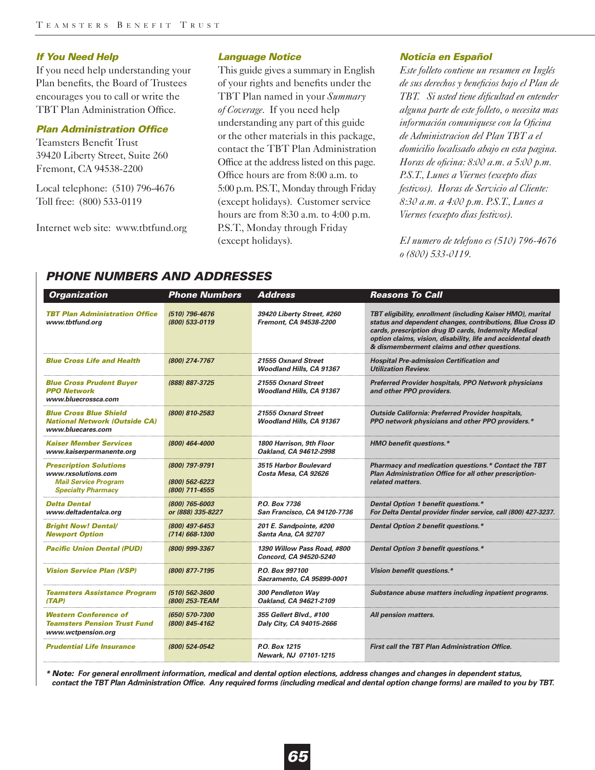### If You Need Help

If you need help understanding your Plan benefits, the Board of Trustees encourages you to call or write the TBT Plan Administration Office.

### Plan Administration Office

Teamsters Benefit Trust
39420 Liberty Street, Suite 260
Fremont, CA 94538-2200

Local telephone: (510) 796-4676
Toll free: (800) 533-0119

Internet web site: www.tbtfund.org

### Language Notice

This guide gives a summary in English of your rights and benefits under the TBT Plan named in your *Summary of Coverage*. If you need help understanding any part of this guide or the other materials in this package, contact the TBT Plan Administration Office at the address listed on this page. Office hours are from 8:00 a.m. to 5:00 p.m. P.S.T., Monday through Friday (except holidays). Customer service hours are from 8:30 a.m. to 4:00 p.m. P.S.T., Monday through Friday (except holidays).

### Noticia en Español

*Este folleto contiene un resumen en Inglés de sus derechos y beneficios bajo el Plan de TBT. Si usted tiene dificultad en entender alguna parte de este folleto, o necesita mas información comuniquese con la Oficina de Administracion del Plan TBT a el domicilio localisado abajo en esta pagina. Horas de oficina: 8:00 a.m. a 5:00 p.m. P.S.T., Lunes a Viernes (excepto dias festivos). Horas de Servicio al Cliente: 8:30 a.m. a 4:00 p.m. P.S.T., Lunes a Viernes (excepto dias festivos).*

*El numero de telefono es (510) 796-4676 o (800) 533-0119.*

## PHONE NUMBERS AND ADDRESSES

| Organization | Phone Numbers | Address | Reasons To Call |
|---|---|---|---|
| **TBT Plan Administration Office**<br>www.tbtfund.org | (510) 796-4676<br>(800) 533-0119 | 39420 Liberty Street, #260<br>Fremont, CA 94538-2200 | TBT eligibility, enrollment (including Kaiser HMO), marital status and dependent changes, contributions, Blue Cross ID cards, prescription drug ID cards, Indemnity Medical option claims, vision, disability, life and accidental death & dismemberment claims and other questions. |
| **Blue Cross Life and Health** | (800) 274-7767 | 21555 Oxnard Street<br>Woodland Hills, CA 91367 | Hospital Pre-admission Certification and Utilization Review. |
| **Blue Cross Prudent Buyer PPO Network**<br>www.bluecrossca.com | (888) 887-3725 | 21555 Oxnard Street<br>Woodland Hills, CA 91367 | Preferred Provider hospitals, PPO Network physicians and other PPO providers. |
| **Blue Cross Blue Shield National Network (Outside CA)**<br>www.bluecares.com | (800) 810-2583 | 21555 Oxnard Street<br>Woodland Hills, CA 91367 | Outside California: Preferred Provider hospitals, PPO network physicians and other PPO providers.* |
| **Kaiser Member Services**<br>www.kaiserpermanente.org | (800) 464-4000 | 1800 Harrison, 9th Floor<br>Oakland, CA 94612-2998 | HMO benefit questions.* |
| **Prescription Solutions**<br>www.rxsolutions.com<br>**Mail Service Program**<br>**Specialty Pharmacy** | (800) 797-9791<br><br>(800) 562-6223<br>(800) 711-4555 | 3515 Harbor Boulevard<br>Costa Mesa, CA 92626 | Pharmacy and medication questions.* Contact the TBT Plan Administration Office for all other prescription-related matters. |
| **Delta Dental**<br>www.deltadentalca.org | (800) 765-6003<br>or (888) 335-8227 | P.O. Box 7736<br>San Francisco, CA 94120-7736 | Dental Option 1 benefit questions.*<br>For Delta Dental provider finder service, call (800) 427-3237. |
| **Bright Now! Dental/ Newport Option** | (800) 497-6453<br>(714) 668-1300 | 201 E. Sandpointe, #200<br>Santa Ana, CA 92707 | Dental Option 2 benefit questions.* |
| **Pacific Union Dental (PUD)** | (800) 999-3367 | 1390 Willow Pass Road, #800<br>Concord, CA 94520-5240 | Dental Option 3 benefit questions.* |
| **Vision Service Plan (VSP)** | (800) 877-7195 | P.O. Box 997100<br>Sacramento, CA 95899-0001 | Vision benefit questions.* |
| **Teamsters Assistance Program (TAP)** | (510) 562-3600<br>(800) 253-TEAM | 300 Pendleton Way<br>Oakland, CA 94621-2109 | Substance abuse matters including inpatient programs. |
| **Western Conference of Teamsters Pension Trust Fund**<br>www.wctpension.org | (650) 570-7300<br>(800) 845-4162 | 355 Gellert Blvd., #100<br>Daly City, CA 94015-2666 | All pension matters. |
| **Prudential Life Insurance** | (800) 524-0542 | P.O. Box 1215<br>Newark, NJ 07101-1215 | First call the TBT Plan Administration Office. |

*** Note:** For general enrollment information, medical and dental option elections, address changes and changes in dependent status, contact the TBT Plan Administration Office. Any required forms (including medical and dental option change forms) are mailed to you by TBT.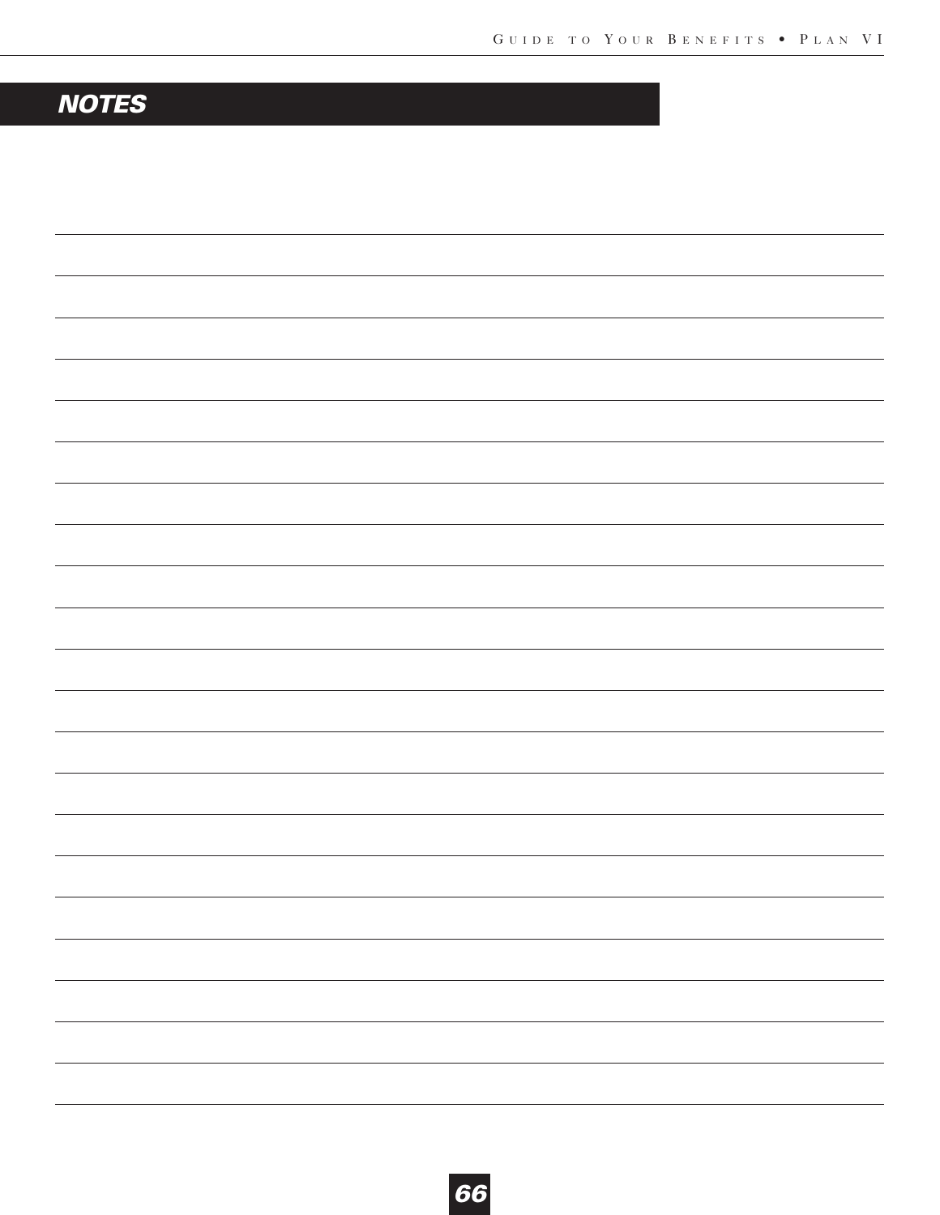## NOTES